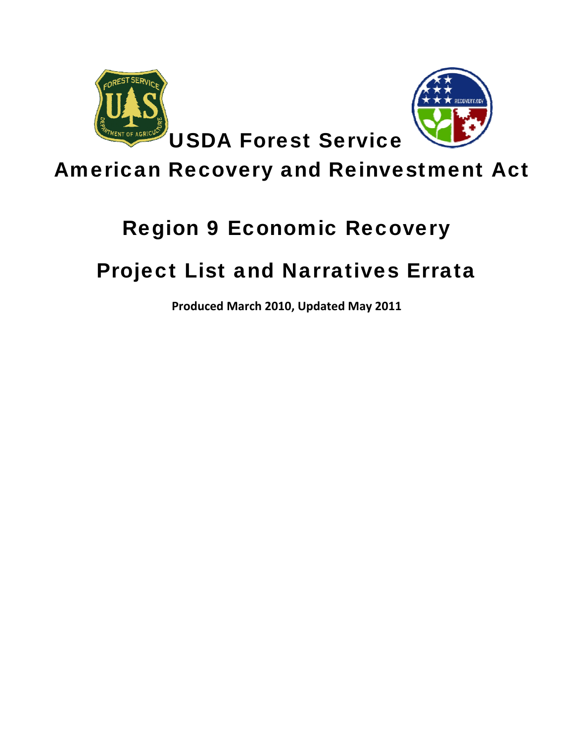# USDA Forest Service

# American Recovery and Reinvestment Act

## Region 9 Economic Recovery

## Project List and Narratives Errata

**Produced March 2010, Updated May 2011**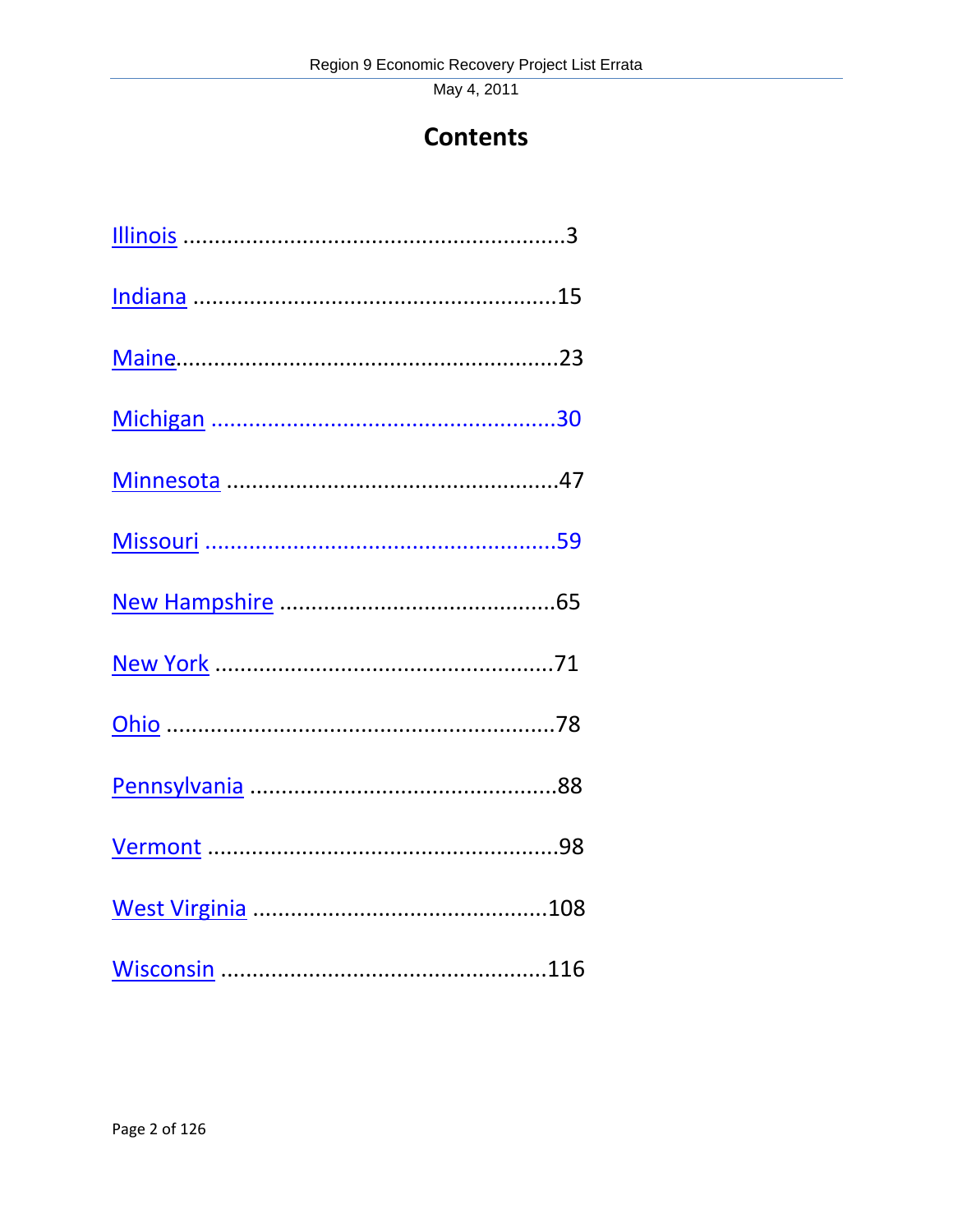# Contents

Illinois ............................................................3

Indiana ........................................................15

Maine............................................................23

Michigan .....................................................30

Minnesota ....................................................47

Missouri ......................................................59

New Hampshire ...........................................65

New York .....................................................71

Ohio ............................................................78

Pennsylvania ................................................88

Vermont ......................................................98

West Virginia ..............................................108

Wisconsin ...................................................116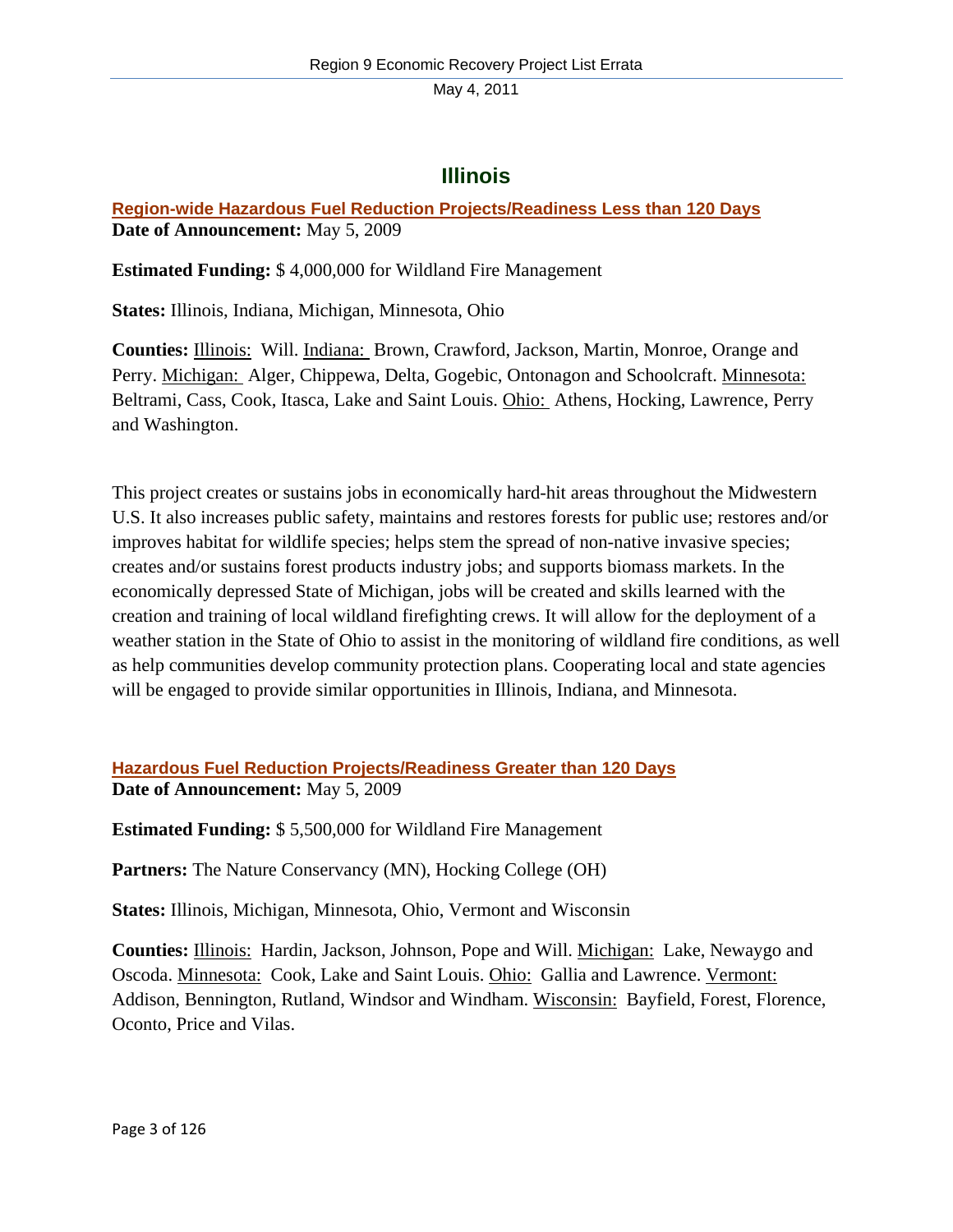# Illinois

## Region-wide Hazardous Fuel Reduction Projects/Readiness Less than 120 Days

**Date of Announcement:** May 5, 2009

**Estimated Funding:** $ 4,000,000 for Wildland Fire Management

**States:** Illinois, Indiana, Michigan, Minnesota, Ohio

**Counties:** Illinois: Will. Indiana: Brown, Crawford, Jackson, Martin, Monroe, Orange and Perry. Michigan: Alger, Chippewa, Delta, Gogebic, Ontonagon and Schoolcraft. Minnesota: Beltrami, Cass, Cook, Itasca, Lake and Saint Louis. Ohio: Athens, Hocking, Lawrence, Perry and Washington.

This project creates or sustains jobs in economically hard-hit areas throughout the Midwestern U.S. It also increases public safety, maintains and restores forests for public use; restores and/or improves habitat for wildlife species; helps stem the spread of non-native invasive species; creates and/or sustains forest products industry jobs; and supports biomass markets. In the economically depressed State of Michigan, jobs will be created and skills learned with the creation and training of local wildland firefighting crews. It will allow for the deployment of a weather station in the State of Ohio to assist in the monitoring of wildland fire conditions, as well as help communities develop community protection plans. Cooperating local and state agencies will be engaged to provide similar opportunities in Illinois, Indiana, and Minnesota.

## Hazardous Fuel Reduction Projects/Readiness Greater than 120 Days

**Date of Announcement:** May 5, 2009

**Estimated Funding:** $ 5,500,000 for Wildland Fire Management

**Partners:** The Nature Conservancy (MN), Hocking College (OH)

**States:** Illinois, Michigan, Minnesota, Ohio, Vermont and Wisconsin

**Counties:** Illinois: Hardin, Jackson, Johnson, Pope and Will. Michigan: Lake, Newaygo and Oscoda. Minnesota: Cook, Lake and Saint Louis. Ohio: Gallia and Lawrence. Vermont: Addison, Bennington, Rutland, Windsor and Windham. Wisconsin: Bayfield, Forest, Florence, Oconto, Price and Vilas.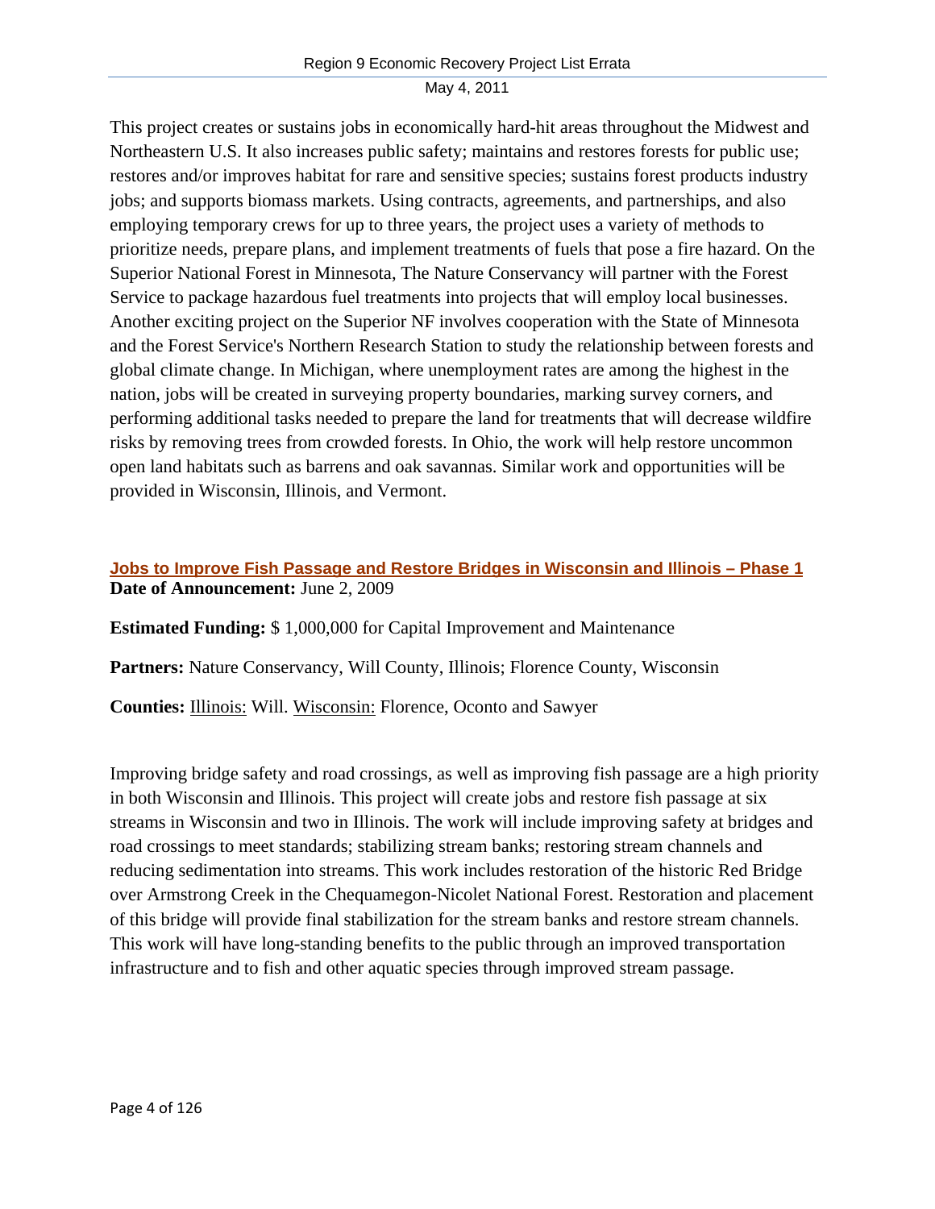This project creates or sustains jobs in economically hard-hit areas throughout the Midwest and Northeastern U.S. It also increases public safety; maintains and restores forests for public use; restores and/or improves habitat for rare and sensitive species; sustains forest products industry jobs; and supports biomass markets. Using contracts, agreements, and partnerships, and also employing temporary crews for up to three years, the project uses a variety of methods to prioritize needs, prepare plans, and implement treatments of fuels that pose a fire hazard. On the Superior National Forest in Minnesota, The Nature Conservancy will partner with the Forest Service to package hazardous fuel treatments into projects that will employ local businesses. Another exciting project on the Superior NF involves cooperation with the State of Minnesota and the Forest Service's Northern Research Station to study the relationship between forests and global climate change. In Michigan, where unemployment rates are among the highest in the nation, jobs will be created in surveying property boundaries, marking survey corners, and performing additional tasks needed to prepare the land for treatments that will decrease wildfire risks by removing trees from crowded forests. In Ohio, the work will help restore uncommon open land habitats such as barrens and oak savannas. Similar work and opportunities will be provided in Wisconsin, Illinois, and Vermont.

### Jobs to Improve Fish Passage and Restore Bridges in Wisconsin and Illinois – Phase 1

**Date of Announcement:** June 2, 2009

**Estimated Funding:** $ 1,000,000 for Capital Improvement and Maintenance

**Partners:** Nature Conservancy, Will County, Illinois; Florence County, Wisconsin

**Counties:** Illinois: Will. Wisconsin: Florence, Oconto and Sawyer

Improving bridge safety and road crossings, as well as improving fish passage are a high priority in both Wisconsin and Illinois. This project will create jobs and restore fish passage at six streams in Wisconsin and two in Illinois. The work will include improving safety at bridges and road crossings to meet standards; stabilizing stream banks; restoring stream channels and reducing sedimentation into streams. This work includes restoration of the historic Red Bridge over Armstrong Creek in the Chequamegon-Nicolet National Forest. Restoration and placement of this bridge will provide final stabilization for the stream banks and restore stream channels. This work will have long-standing benefits to the public through an improved transportation infrastructure and to fish and other aquatic species through improved stream passage.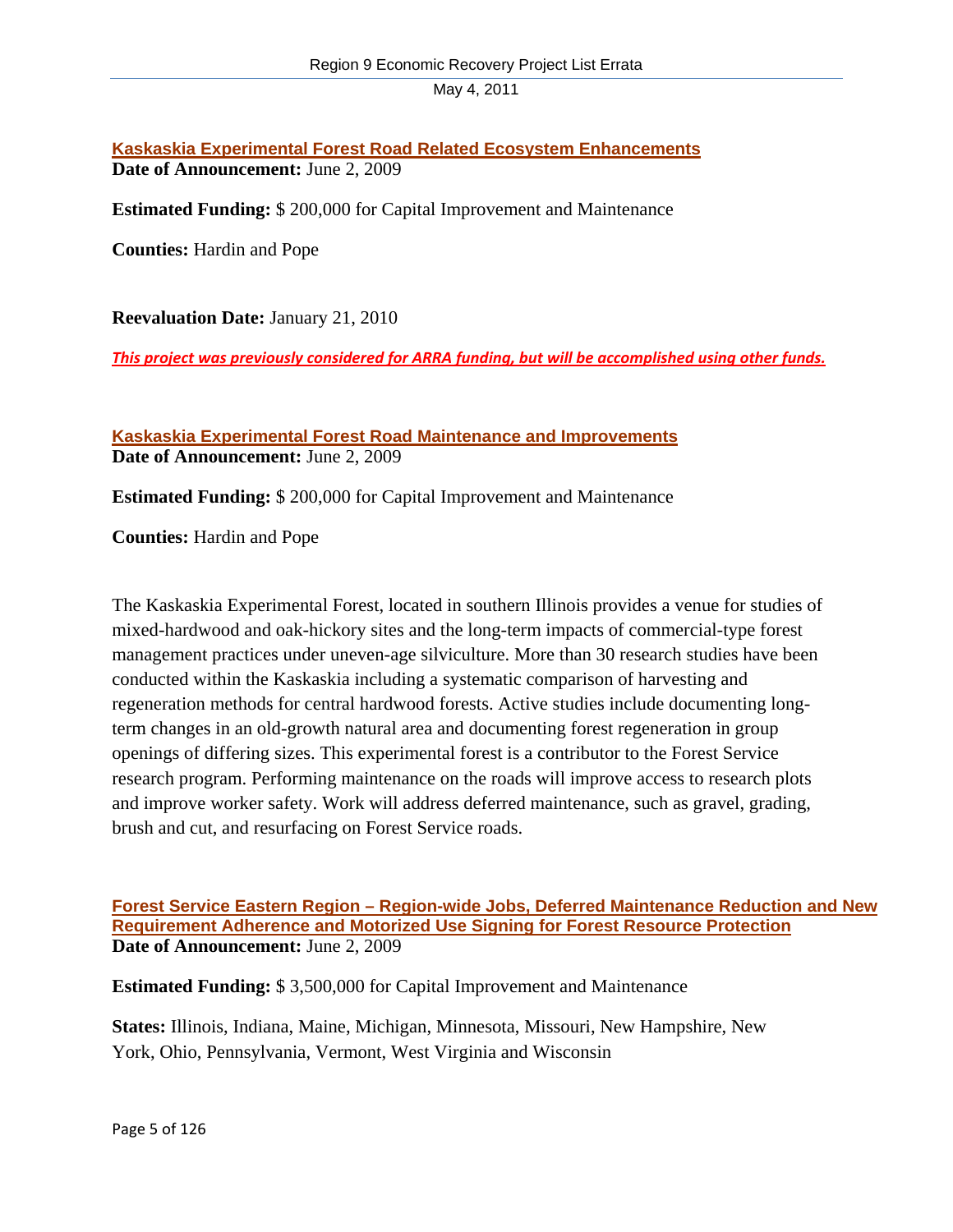## Kaskaskia Experimental Forest Road Related Ecosystem Enhancements

**Date of Announcement:** June 2, 2009

**Estimated Funding:** $ 200,000 for Capital Improvement and Maintenance

**Counties:** Hardin and Pope

**Reevaluation Date:** January 21, 2010

***This project was previously considered for ARRA funding, but will be accomplished using other funds.***

## Kaskaskia Experimental Forest Road Maintenance and Improvements

**Date of Announcement:** June 2, 2009

**Estimated Funding:** $ 200,000 for Capital Improvement and Maintenance

**Counties:** Hardin and Pope

The Kaskaskia Experimental Forest, located in southern Illinois provides a venue for studies of mixed-hardwood and oak-hickory sites and the long-term impacts of commercial-type forest management practices under uneven-age silviculture. More than 30 research studies have been conducted within the Kaskaskia including a systematic comparison of harvesting and regeneration methods for central hardwood forests. Active studies include documenting long-term changes in an old-growth natural area and documenting forest regeneration in group openings of differing sizes. This experimental forest is a contributor to the Forest Service research program. Performing maintenance on the roads will improve access to research plots and improve worker safety. Work will address deferred maintenance, such as gravel, grading, brush and cut, and resurfacing on Forest Service roads.

## Forest Service Eastern Region – Region-wide Jobs, Deferred Maintenance Reduction and New Requirement Adherence and Motorized Use Signing for Forest Resource Protection

**Date of Announcement:** June 2, 2009

**Estimated Funding:** $ 3,500,000 for Capital Improvement and Maintenance

**States:** Illinois, Indiana, Maine, Michigan, Minnesota, Missouri, New Hampshire, New York, Ohio, Pennsylvania, Vermont, West Virginia and Wisconsin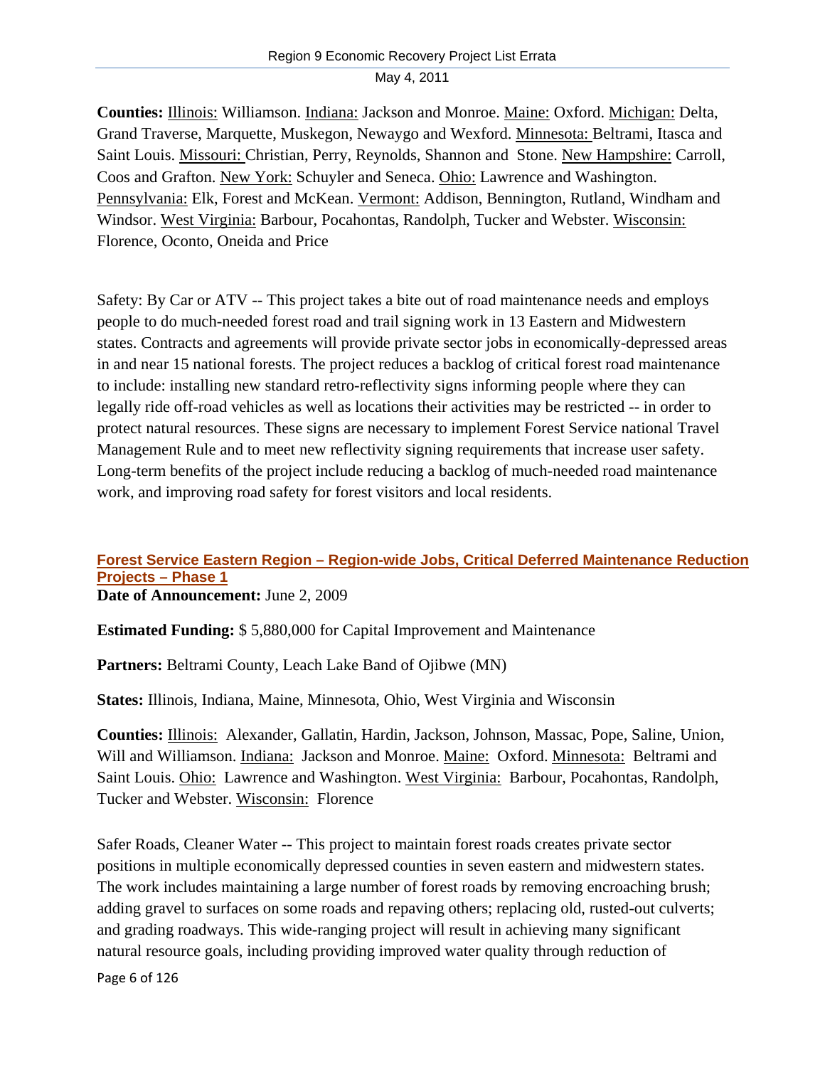**Counties:** Illinois: Williamson. Indiana: Jackson and Monroe. Maine: Oxford. Michigan: Delta, Grand Traverse, Marquette, Muskegon, Newaygo and Wexford. Minnesota: Beltrami, Itasca and Saint Louis. Missouri: Christian, Perry, Reynolds, Shannon and Stone. New Hampshire: Carroll, Coos and Grafton. New York: Schuyler and Seneca. Ohio: Lawrence and Washington. Pennsylvania: Elk, Forest and McKean. Vermont: Addison, Bennington, Rutland, Windham and Windsor. West Virginia: Barbour, Pocahontas, Randolph, Tucker and Webster. Wisconsin: Florence, Oconto, Oneida and Price

Safety: By Car or ATV -- This project takes a bite out of road maintenance needs and employs people to do much-needed forest road and trail signing work in 13 Eastern and Midwestern states. Contracts and agreements will provide private sector jobs in economically-depressed areas in and near 15 national forests. The project reduces a backlog of critical forest road maintenance to include: installing new standard retro-reflectivity signs informing people where they can legally ride off-road vehicles as well as locations their activities may be restricted -- in order to protect natural resources. These signs are necessary to implement Forest Service national Travel Management Rule and to meet new reflectivity signing requirements that increase user safety. Long-term benefits of the project include reducing a backlog of much-needed road maintenance work, and improving road safety for forest visitors and local residents.

## Forest Service Eastern Region – Region-wide Jobs, Critical Deferred Maintenance Reduction Projects – Phase 1

**Date of Announcement:** June 2, 2009

**Estimated Funding:** $ 5,880,000 for Capital Improvement and Maintenance

**Partners:** Beltrami County, Leach Lake Band of Ojibwe (MN)

**States:** Illinois, Indiana, Maine, Minnesota, Ohio, West Virginia and Wisconsin

**Counties:** Illinois: Alexander, Gallatin, Hardin, Jackson, Johnson, Massac, Pope, Saline, Union, Will and Williamson. Indiana: Jackson and Monroe. Maine: Oxford. Minnesota: Beltrami and Saint Louis. Ohio: Lawrence and Washington. West Virginia: Barbour, Pocahontas, Randolph, Tucker and Webster. Wisconsin: Florence

Safer Roads, Cleaner Water -- This project to maintain forest roads creates private sector positions in multiple economically depressed counties in seven eastern and midwestern states. The work includes maintaining a large number of forest roads by removing encroaching brush; adding gravel to surfaces on some roads and repaving others; replacing old, rusted-out culverts; and grading roadways. This wide-ranging project will result in achieving many significant natural resource goals, including providing improved water quality through reduction of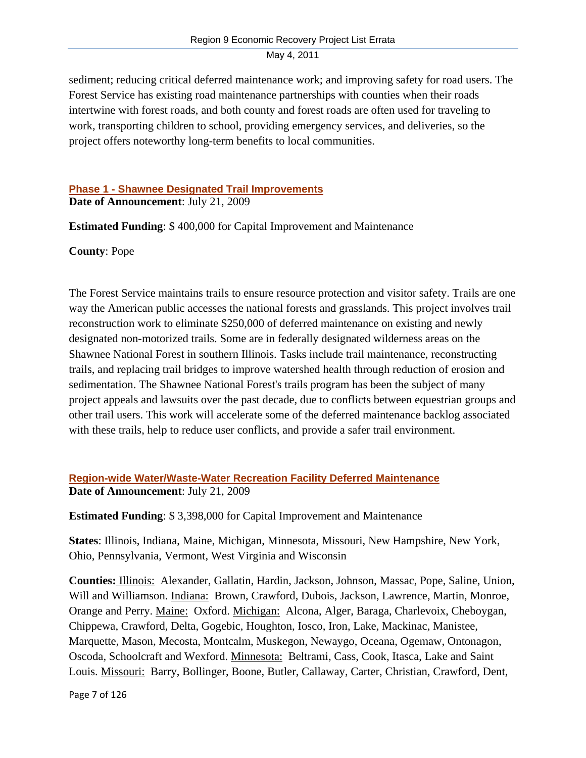sediment; reducing critical deferred maintenance work; and improving safety for road users. The Forest Service has existing road maintenance partnerships with counties when their roads intertwine with forest roads, and both county and forest roads are often used for traveling to work, transporting children to school, providing emergency services, and deliveries, so the project offers noteworthy long-term benefits to local communities.

### Phase 1 - Shawnee Designated Trail Improvements

**Date of Announcement**: July 21, 2009

**Estimated Funding**: $ 400,000 for Capital Improvement and Maintenance

**County**: Pope

The Forest Service maintains trails to ensure resource protection and visitor safety. Trails are one way the American public accesses the national forests and grasslands. This project involves trail reconstruction work to eliminate $250,000 of deferred maintenance on existing and newly designated non-motorized trails. Some are in federally designated wilderness areas on the Shawnee National Forest in southern Illinois. Tasks include trail maintenance, reconstructing trails, and replacing trail bridges to improve watershed health through reduction of erosion and sedimentation. The Shawnee National Forest's trails program has been the subject of many project appeals and lawsuits over the past decade, due to conflicts between equestrian groups and other trail users. This work will accelerate some of the deferred maintenance backlog associated with these trails, help to reduce user conflicts, and provide a safer trail environment.

### Region-wide Water/Waste-Water Recreation Facility Deferred Maintenance

**Date of Announcement**: July 21, 2009

**Estimated Funding**: $ 3,398,000 for Capital Improvement and Maintenance

**States**: Illinois, Indiana, Maine, Michigan, Minnesota, Missouri, New Hampshire, New York, Ohio, Pennsylvania, Vermont, West Virginia and Wisconsin

**Counties:** Illinois: Alexander, Gallatin, Hardin, Jackson, Johnson, Massac, Pope, Saline, Union, Will and Williamson. Indiana: Brown, Crawford, Dubois, Jackson, Lawrence, Martin, Monroe, Orange and Perry. Maine: Oxford. Michigan: Alcona, Alger, Baraga, Charlevoix, Cheboygan, Chippewa, Crawford, Delta, Gogebic, Houghton, Iosco, Iron, Lake, Mackinac, Manistee, Marquette, Mason, Mecosta, Montcalm, Muskegon, Newaygo, Oceana, Ogemaw, Ontonagon, Oscoda, Schoolcraft and Wexford. Minnesota: Beltrami, Cass, Cook, Itasca, Lake and Saint Louis. Missouri: Barry, Bollinger, Boone, Butler, Callaway, Carter, Christian, Crawford, Dent,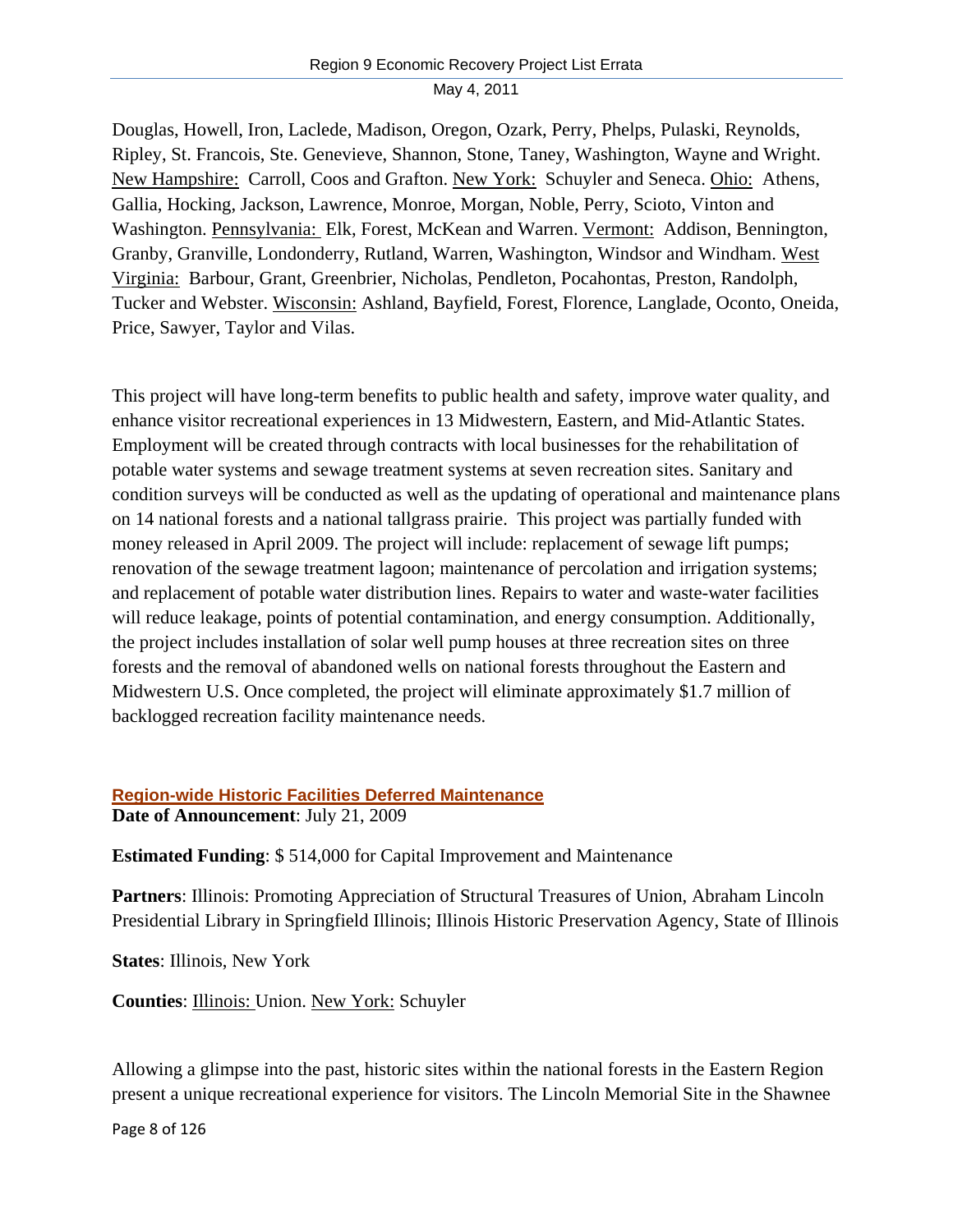Douglas, Howell, Iron, Laclede, Madison, Oregon, Ozark, Perry, Phelps, Pulaski, Reynolds, Ripley, St. Francois, Ste. Genevieve, Shannon, Stone, Taney, Washington, Wayne and Wright. New Hampshire: Carroll, Coos and Grafton. New York: Schuyler and Seneca. Ohio: Athens, Gallia, Hocking, Jackson, Lawrence, Monroe, Morgan, Noble, Perry, Scioto, Vinton and Washington. Pennsylvania: Elk, Forest, McKean and Warren. Vermont: Addison, Bennington, Granby, Granville, Londonderry, Rutland, Warren, Washington, Windsor and Windham. West Virginia: Barbour, Grant, Greenbrier, Nicholas, Pendleton, Pocahontas, Preston, Randolph, Tucker and Webster. Wisconsin: Ashland, Bayfield, Forest, Florence, Langlade, Oconto, Oneida, Price, Sawyer, Taylor and Vilas.

This project will have long-term benefits to public health and safety, improve water quality, and enhance visitor recreational experiences in 13 Midwestern, Eastern, and Mid-Atlantic States. Employment will be created through contracts with local businesses for the rehabilitation of potable water systems and sewage treatment systems at seven recreation sites. Sanitary and condition surveys will be conducted as well as the updating of operational and maintenance plans on 14 national forests and a national tallgrass prairie. This project was partially funded with money released in April 2009. The project will include: replacement of sewage lift pumps; renovation of the sewage treatment lagoon; maintenance of percolation and irrigation systems; and replacement of potable water distribution lines. Repairs to water and waste-water facilities will reduce leakage, points of potential contamination, and energy consumption. Additionally, the project includes installation of solar well pump houses at three recreation sites on three forests and the removal of abandoned wells on national forests throughout the Eastern and Midwestern U.S. Once completed, the project will eliminate approximately $1.7 million of backlogged recreation facility maintenance needs.

## Region-wide Historic Facilities Deferred Maintenance

**Date of Announcement**: July 21, 2009

**Estimated Funding**: $ 514,000 for Capital Improvement and Maintenance

**Partners**: Illinois: Promoting Appreciation of Structural Treasures of Union, Abraham Lincoln Presidential Library in Springfield Illinois; Illinois Historic Preservation Agency, State of Illinois

**States**: Illinois, New York

**Counties**: Illinois: Union. New York: Schuyler

Allowing a glimpse into the past, historic sites within the national forests in the Eastern Region present a unique recreational experience for visitors. The Lincoln Memorial Site in the Shawnee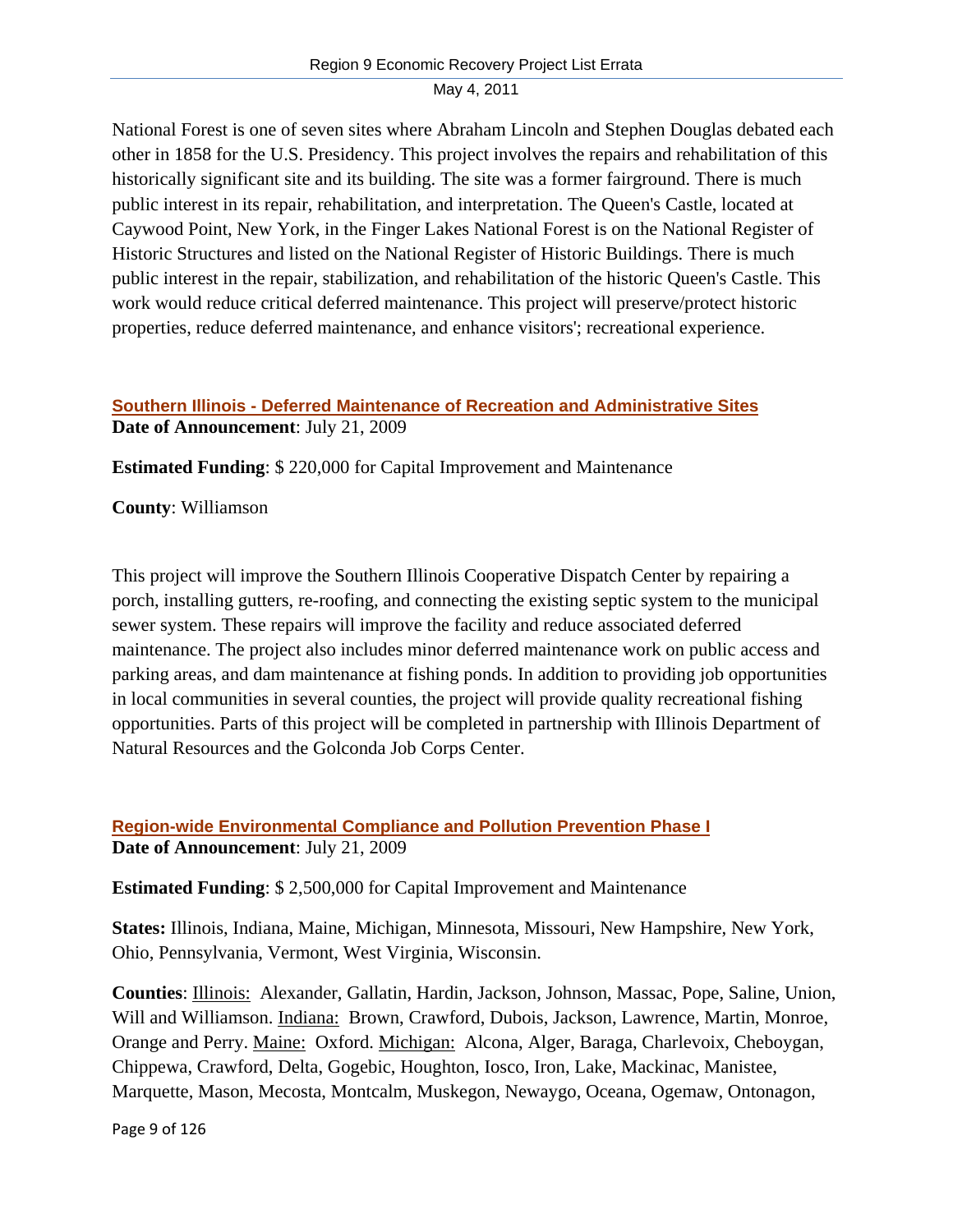National Forest is one of seven sites where Abraham Lincoln and Stephen Douglas debated each other in 1858 for the U.S. Presidency. This project involves the repairs and rehabilitation of this historically significant site and its building. The site was a former fairground. There is much public interest in its repair, rehabilitation, and interpretation. The Queen's Castle, located at Caywood Point, New York, in the Finger Lakes National Forest is on the National Register of Historic Structures and listed on the National Register of Historic Buildings. There is much public interest in the repair, stabilization, and rehabilitation of the historic Queen's Castle. This work would reduce critical deferred maintenance. This project will preserve/protect historic properties, reduce deferred maintenance, and enhance visitors'; recreational experience.

### Southern Illinois - Deferred Maintenance of Recreation and Administrative Sites

**Date of Announcement**: July 21, 2009

**Estimated Funding**: $ 220,000 for Capital Improvement and Maintenance

**County**: Williamson

This project will improve the Southern Illinois Cooperative Dispatch Center by repairing a porch, installing gutters, re-roofing, and connecting the existing septic system to the municipal sewer system. These repairs will improve the facility and reduce associated deferred maintenance. The project also includes minor deferred maintenance work on public access and parking areas, and dam maintenance at fishing ponds. In addition to providing job opportunities in local communities in several counties, the project will provide quality recreational fishing opportunities. Parts of this project will be completed in partnership with Illinois Department of Natural Resources and the Golconda Job Corps Center.

### Region-wide Environmental Compliance and Pollution Prevention Phase I

**Date of Announcement**: July 21, 2009

**Estimated Funding**: $ 2,500,000 for Capital Improvement and Maintenance

**States:** Illinois, Indiana, Maine, Michigan, Minnesota, Missouri, New Hampshire, New York, Ohio, Pennsylvania, Vermont, West Virginia, Wisconsin.

**Counties**: Illinois: Alexander, Gallatin, Hardin, Jackson, Johnson, Massac, Pope, Saline, Union, Will and Williamson. Indiana: Brown, Crawford, Dubois, Jackson, Lawrence, Martin, Monroe, Orange and Perry. Maine: Oxford. Michigan: Alcona, Alger, Baraga, Charlevoix, Cheboygan, Chippewa, Crawford, Delta, Gogebic, Houghton, Iosco, Iron, Lake, Mackinac, Manistee, Marquette, Mason, Mecosta, Montcalm, Muskegon, Newaygo, Oceana, Ogemaw, Ontonagon,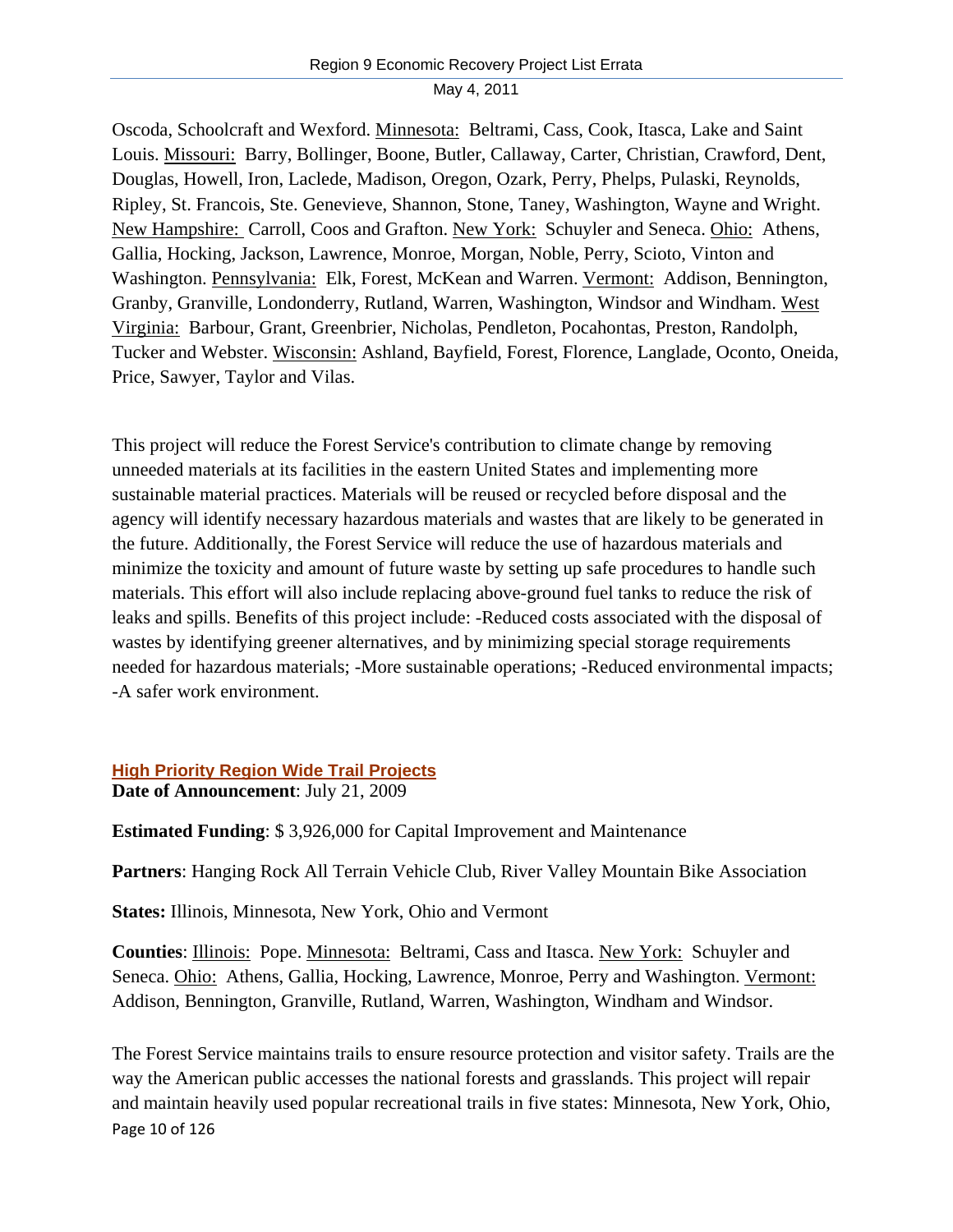Oscoda, Schoolcraft and Wexford. Minnesota: Beltrami, Cass, Cook, Itasca, Lake and Saint Louis. Missouri: Barry, Bollinger, Boone, Butler, Callaway, Carter, Christian, Crawford, Dent, Douglas, Howell, Iron, Laclede, Madison, Oregon, Ozark, Perry, Phelps, Pulaski, Reynolds, Ripley, St. Francois, Ste. Genevieve, Shannon, Stone, Taney, Washington, Wayne and Wright. New Hampshire: Carroll, Coos and Grafton. New York: Schuyler and Seneca. Ohio: Athens, Gallia, Hocking, Jackson, Lawrence, Monroe, Morgan, Noble, Perry, Scioto, Vinton and Washington. Pennsylvania: Elk, Forest, McKean and Warren. Vermont: Addison, Bennington, Granby, Granville, Londonderry, Rutland, Warren, Washington, Windsor and Windham. West Virginia: Barbour, Grant, Greenbrier, Nicholas, Pendleton, Pocahontas, Preston, Randolph, Tucker and Webster. Wisconsin: Ashland, Bayfield, Forest, Florence, Langlade, Oconto, Oneida, Price, Sawyer, Taylor and Vilas.

This project will reduce the Forest Service's contribution to climate change by removing unneeded materials at its facilities in the eastern United States and implementing more sustainable material practices. Materials will be reused or recycled before disposal and the agency will identify necessary hazardous materials and wastes that are likely to be generated in the future. Additionally, the Forest Service will reduce the use of hazardous materials and minimize the toxicity and amount of future waste by setting up safe procedures to handle such materials. This effort will also include replacing above-ground fuel tanks to reduce the risk of leaks and spills. Benefits of this project include: -Reduced costs associated with the disposal of wastes by identifying greener alternatives, and by minimizing special storage requirements needed for hazardous materials; -More sustainable operations; -Reduced environmental impacts; -A safer work environment.

### High Priority Region Wide Trail Projects

**Date of Announcement**: July 21, 2009

**Estimated Funding**: $ 3,926,000 for Capital Improvement and Maintenance

**Partners**: Hanging Rock All Terrain Vehicle Club, River Valley Mountain Bike Association

**States:** Illinois, Minnesota, New York, Ohio and Vermont

**Counties**: Illinois: Pope. Minnesota: Beltrami, Cass and Itasca. New York: Schuyler and Seneca. Ohio: Athens, Gallia, Hocking, Lawrence, Monroe, Perry and Washington. Vermont: Addison, Bennington, Granville, Rutland, Warren, Washington, Windham and Windsor.

The Forest Service maintains trails to ensure resource protection and visitor safety. Trails are the way the American public accesses the national forests and grasslands. This project will repair and maintain heavily used popular recreational trails in five states: Minnesota, New York, Ohio,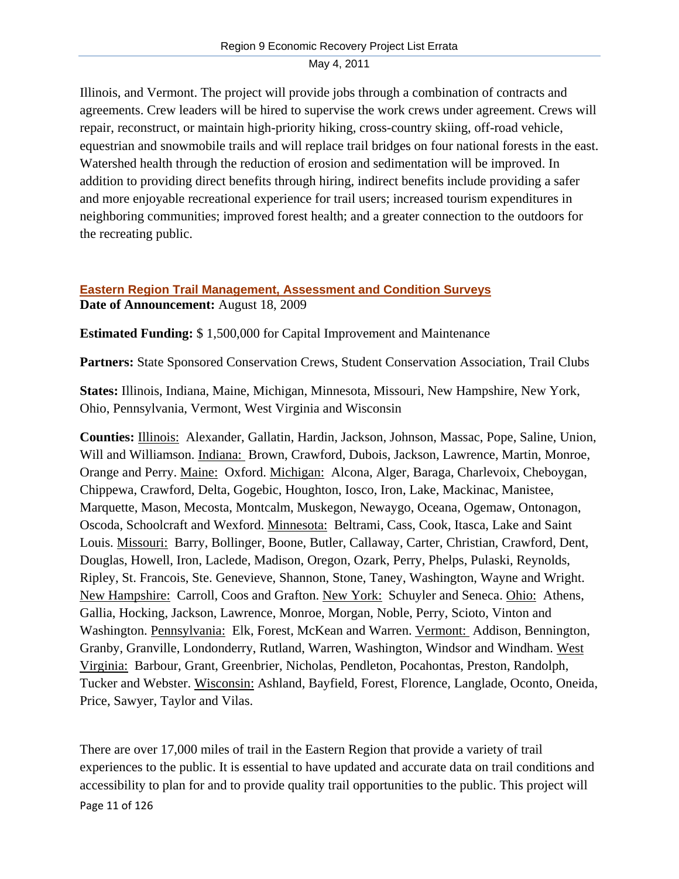Illinois, and Vermont. The project will provide jobs through a combination of contracts and agreements. Crew leaders will be hired to supervise the work crews under agreement. Crews will repair, reconstruct, or maintain high-priority hiking, cross-country skiing, off-road vehicle, equestrian and snowmobile trails and will replace trail bridges on four national forests in the east. Watershed health through the reduction of erosion and sedimentation will be improved. In addition to providing direct benefits through hiring, indirect benefits include providing a safer and more enjoyable recreational experience for trail users; increased tourism expenditures in neighboring communities; improved forest health; and a greater connection to the outdoors for the recreating public.

### Eastern Region Trail Management, Assessment and Condition Surveys

**Date of Announcement:** August 18, 2009

**Estimated Funding:** $ 1,500,000 for Capital Improvement and Maintenance

**Partners:** State Sponsored Conservation Crews, Student Conservation Association, Trail Clubs

**States:** Illinois, Indiana, Maine, Michigan, Minnesota, Missouri, New Hampshire, New York, Ohio, Pennsylvania, Vermont, West Virginia and Wisconsin

**Counties:** Illinois: Alexander, Gallatin, Hardin, Jackson, Johnson, Massac, Pope, Saline, Union, Will and Williamson. Indiana: Brown, Crawford, Dubois, Jackson, Lawrence, Martin, Monroe, Orange and Perry. Maine: Oxford. Michigan: Alcona, Alger, Baraga, Charlevoix, Cheboygan, Chippewa, Crawford, Delta, Gogebic, Houghton, Iosco, Iron, Lake, Mackinac, Manistee, Marquette, Mason, Mecosta, Montcalm, Muskegon, Newaygo, Oceana, Ogemaw, Ontonagon, Oscoda, Schoolcraft and Wexford. Minnesota: Beltrami, Cass, Cook, Itasca, Lake and Saint Louis. Missouri: Barry, Bollinger, Boone, Butler, Callaway, Carter, Christian, Crawford, Dent, Douglas, Howell, Iron, Laclede, Madison, Oregon, Ozark, Perry, Phelps, Pulaski, Reynolds, Ripley, St. Francois, Ste. Genevieve, Shannon, Stone, Taney, Washington, Wayne and Wright. New Hampshire: Carroll, Coos and Grafton. New York: Schuyler and Seneca. Ohio: Athens, Gallia, Hocking, Jackson, Lawrence, Monroe, Morgan, Noble, Perry, Scioto, Vinton and Washington. Pennsylvania: Elk, Forest, McKean and Warren. Vermont: Addison, Bennington, Granby, Granville, Londonderry, Rutland, Warren, Washington, Windsor and Windham. West Virginia: Barbour, Grant, Greenbrier, Nicholas, Pendleton, Pocahontas, Preston, Randolph, Tucker and Webster. Wisconsin: Ashland, Bayfield, Forest, Florence, Langlade, Oconto, Oneida, Price, Sawyer, Taylor and Vilas.

There are over 17,000 miles of trail in the Eastern Region that provide a variety of trail experiences to the public. It is essential to have updated and accurate data on trail conditions and accessibility to plan for and to provide quality trail opportunities to the public. This project will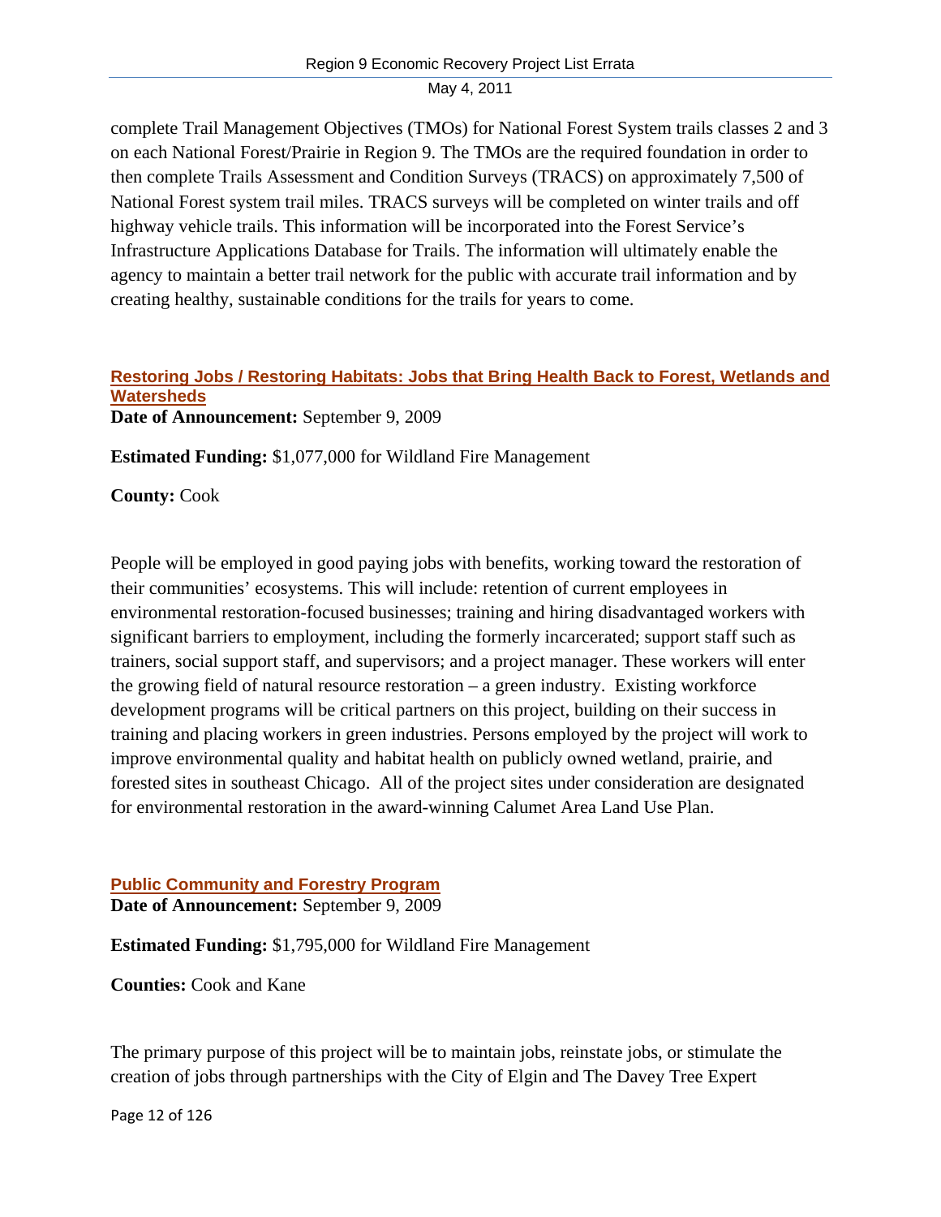complete Trail Management Objectives (TMOs) for National Forest System trails classes 2 and 3 on each National Forest/Prairie in Region 9. The TMOs are the required foundation in order to then complete Trails Assessment and Condition Surveys (TRACS) on approximately 7,500 of National Forest system trail miles. TRACS surveys will be completed on winter trails and off highway vehicle trails. This information will be incorporated into the Forest Service's Infrastructure Applications Database for Trails. The information will ultimately enable the agency to maintain a better trail network for the public with accurate trail information and by creating healthy, sustainable conditions for the trails for years to come.

### Restoring Jobs / Restoring Habitats: Jobs that Bring Health Back to Forest, Wetlands and Watersheds

**Date of Announcement:** September 9, 2009

**Estimated Funding:** $1,077,000 for Wildland Fire Management

**County:** Cook

People will be employed in good paying jobs with benefits, working toward the restoration of their communities' ecosystems. This will include: retention of current employees in environmental restoration-focused businesses; training and hiring disadvantaged workers with significant barriers to employment, including the formerly incarcerated; support staff such as trainers, social support staff, and supervisors; and a project manager. These workers will enter the growing field of natural resource restoration – a green industry. Existing workforce development programs will be critical partners on this project, building on their success in training and placing workers in green industries. Persons employed by the project will work to improve environmental quality and habitat health on publicly owned wetland, prairie, and forested sites in southeast Chicago. All of the project sites under consideration are designated for environmental restoration in the award-winning Calumet Area Land Use Plan.

### Public Community and Forestry Program

**Date of Announcement:** September 9, 2009

**Estimated Funding:** $1,795,000 for Wildland Fire Management

**Counties:** Cook and Kane

The primary purpose of this project will be to maintain jobs, reinstate jobs, or stimulate the creation of jobs through partnerships with the City of Elgin and The Davey Tree Expert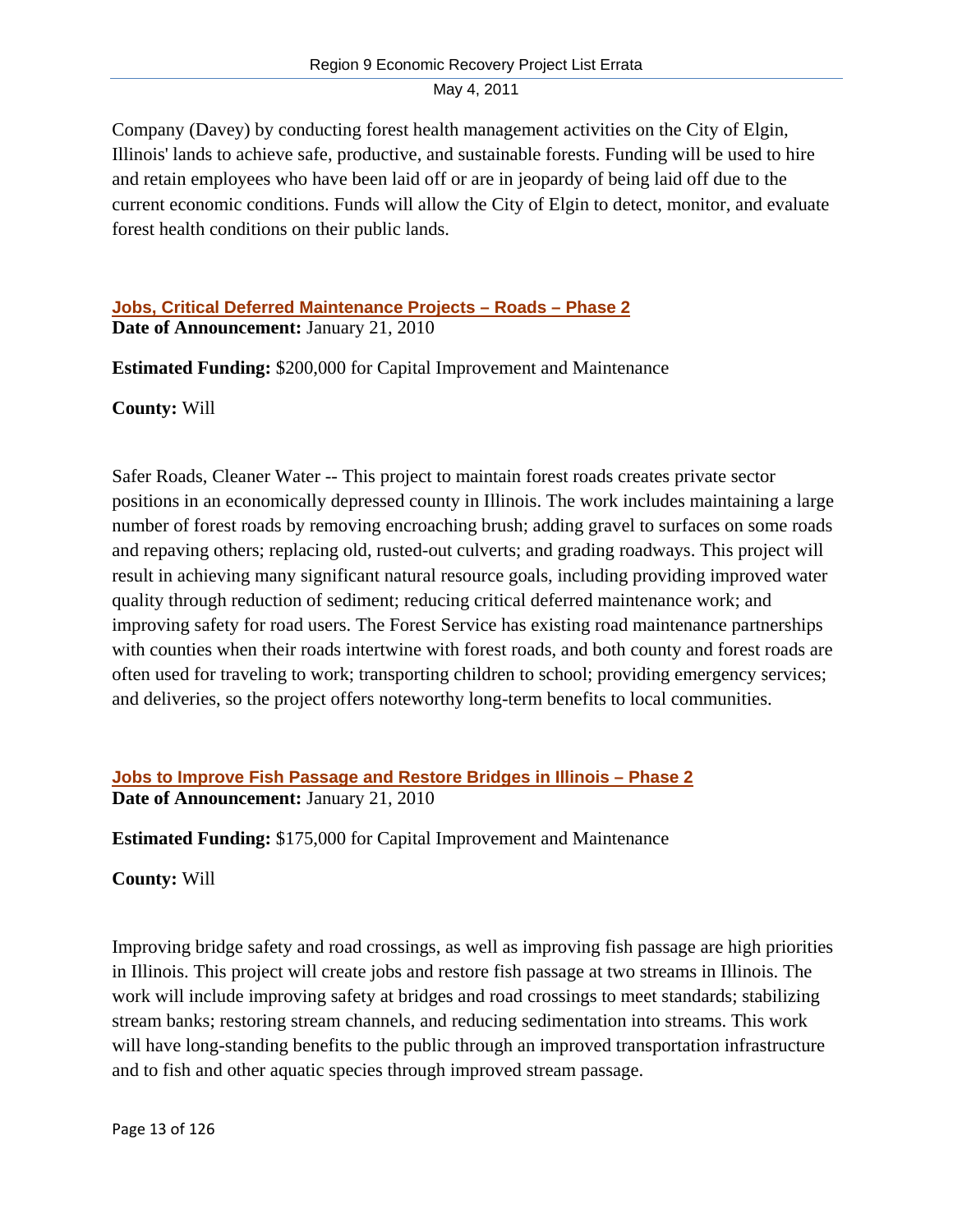Company (Davey) by conducting forest health management activities on the City of Elgin, Illinois' lands to achieve safe, productive, and sustainable forests. Funding will be used to hire and retain employees who have been laid off or are in jeopardy of being laid off due to the current economic conditions. Funds will allow the City of Elgin to detect, monitor, and evaluate forest health conditions on their public lands.

### Jobs, Critical Deferred Maintenance Projects – Roads – Phase 2

**Date of Announcement:** January 21, 2010

**Estimated Funding:** $200,000 for Capital Improvement and Maintenance

**County:** Will

Safer Roads, Cleaner Water -- This project to maintain forest roads creates private sector positions in an economically depressed county in Illinois. The work includes maintaining a large number of forest roads by removing encroaching brush; adding gravel to surfaces on some roads and repaving others; replacing old, rusted-out culverts; and grading roadways. This project will result in achieving many significant natural resource goals, including providing improved water quality through reduction of sediment; reducing critical deferred maintenance work; and improving safety for road users. The Forest Service has existing road maintenance partnerships with counties when their roads intertwine with forest roads, and both county and forest roads are often used for traveling to work; transporting children to school; providing emergency services; and deliveries, so the project offers noteworthy long-term benefits to local communities.

### Jobs to Improve Fish Passage and Restore Bridges in Illinois – Phase 2

**Date of Announcement:** January 21, 2010

**Estimated Funding:** $175,000 for Capital Improvement and Maintenance

**County:** Will

Improving bridge safety and road crossings, as well as improving fish passage are high priorities in Illinois. This project will create jobs and restore fish passage at two streams in Illinois. The work will include improving safety at bridges and road crossings to meet standards; stabilizing stream banks; restoring stream channels, and reducing sedimentation into streams. This work will have long-standing benefits to the public through an improved transportation infrastructure and to fish and other aquatic species through improved stream passage.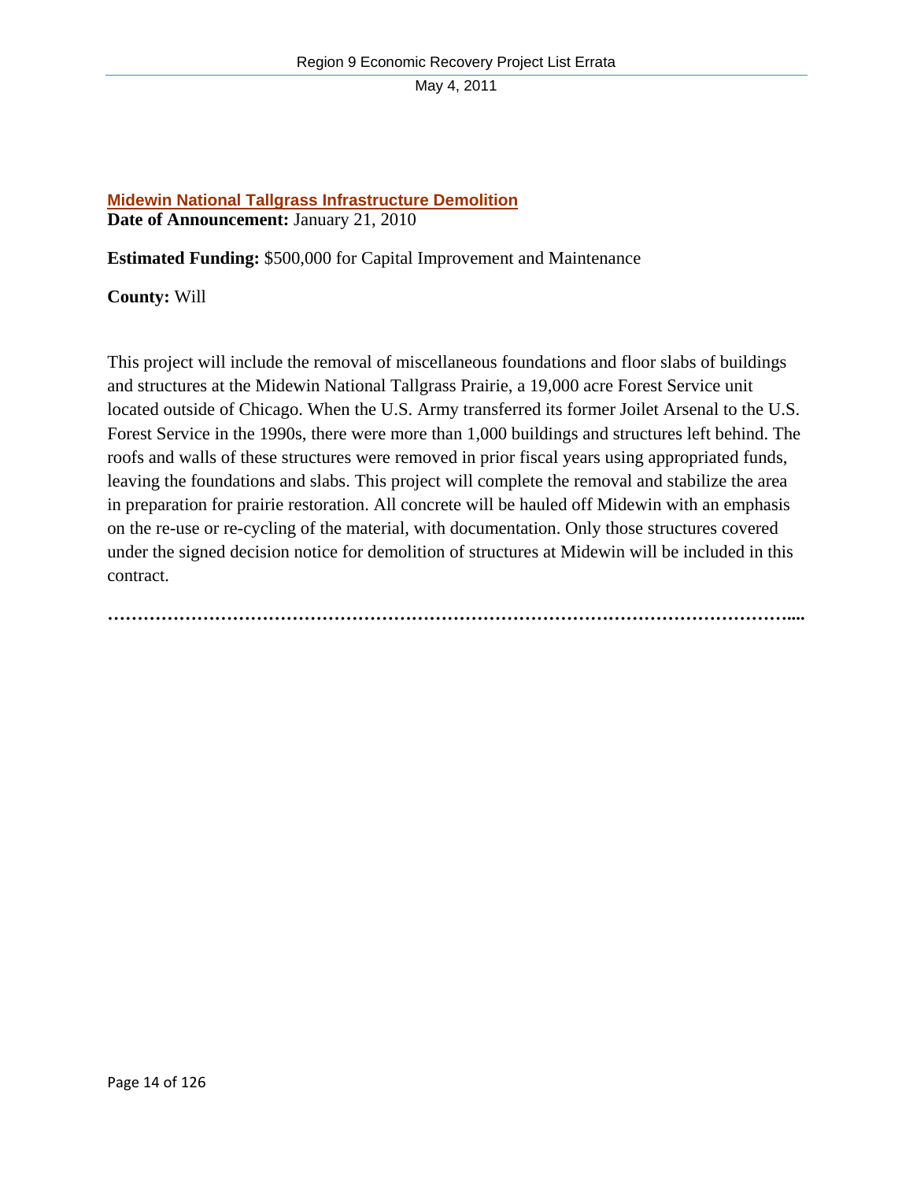### Midewin National Tallgrass Infrastructure Demolition

**Date of Announcement:** January 21, 2010

**Estimated Funding:** $500,000 for Capital Improvement and Maintenance

**County:** Will

This project will include the removal of miscellaneous foundations and floor slabs of buildings and structures at the Midewin National Tallgrass Prairie, a 19,000 acre Forest Service unit located outside of Chicago. When the U.S. Army transferred its former Joilet Arsenal to the U.S. Forest Service in the 1990s, there were more than 1,000 buildings and structures left behind. The roofs and walls of these structures were removed in prior fiscal years using appropriated funds, leaving the foundations and slabs. This project will complete the removal and stabilize the area in preparation for prairie restoration. All concrete will be hauled off Midewin with an emphasis on the re-use or re-cycling of the material, with documentation. Only those structures covered under the signed decision notice for demolition of structures at Midewin will be included in this contract.

**…………………………………………………………………………………………………....**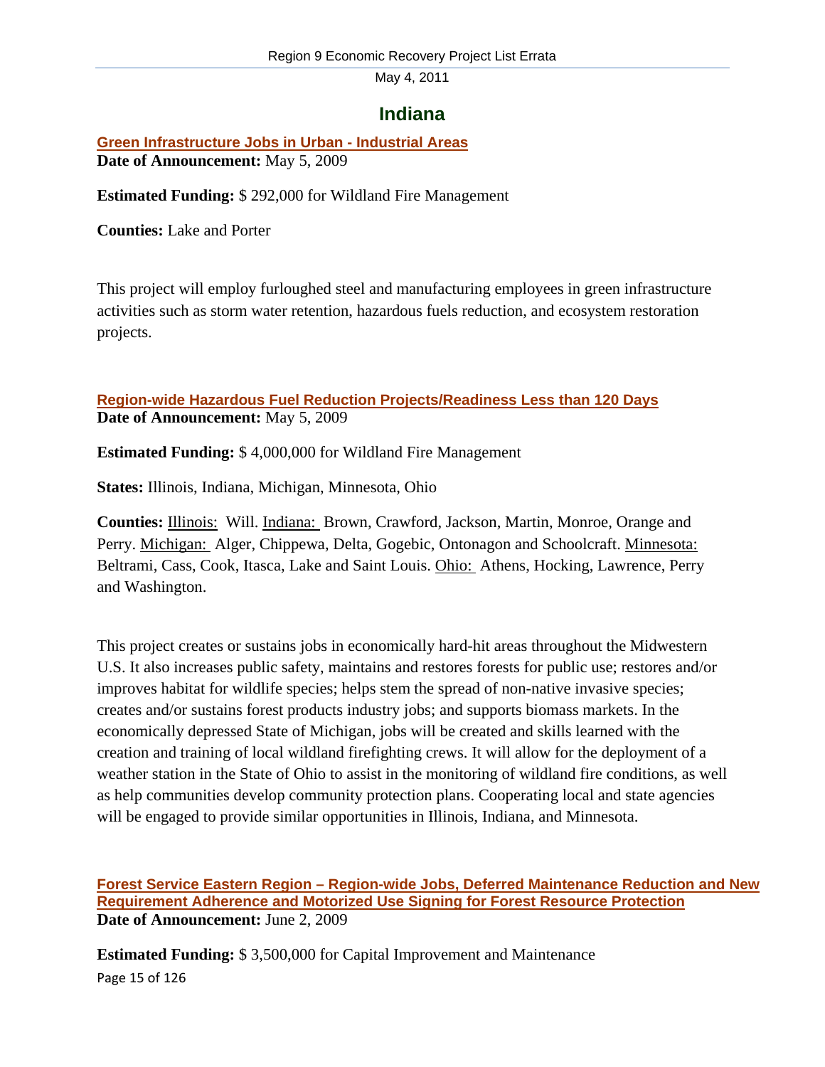# Indiana

**Green Infrastructure Jobs in Urban - Industrial Areas**
**Date of Announcement:** May 5, 2009

**Estimated Funding:** $ 292,000 for Wildland Fire Management

**Counties:** Lake and Porter

This project will employ furloughed steel and manufacturing employees in green infrastructure activities such as storm water retention, hazardous fuels reduction, and ecosystem restoration projects.

**Region-wide Hazardous Fuel Reduction Projects/Readiness Less than 120 Days**
**Date of Announcement:** May 5, 2009

**Estimated Funding:** $ 4,000,000 for Wildland Fire Management

**States:** Illinois, Indiana, Michigan, Minnesota, Ohio

**Counties:** Illinois: Will. Indiana: Brown, Crawford, Jackson, Martin, Monroe, Orange and Perry. Michigan: Alger, Chippewa, Delta, Gogebic, Ontonagon and Schoolcraft. Minnesota: Beltrami, Cass, Cook, Itasca, Lake and Saint Louis. Ohio: Athens, Hocking, Lawrence, Perry and Washington.

This project creates or sustains jobs in economically hard-hit areas throughout the Midwestern U.S. It also increases public safety, maintains and restores forests for public use; restores and/or improves habitat for wildlife species; helps stem the spread of non-native invasive species; creates and/or sustains forest products industry jobs; and supports biomass markets. In the economically depressed State of Michigan, jobs will be created and skills learned with the creation and training of local wildland firefighting crews. It will allow for the deployment of a weather station in the State of Ohio to assist in the monitoring of wildland fire conditions, as well as help communities develop community protection plans. Cooperating local and state agencies will be engaged to provide similar opportunities in Illinois, Indiana, and Minnesota.

**Forest Service Eastern Region – Region-wide Jobs, Deferred Maintenance Reduction and New Requirement Adherence and Motorized Use Signing for Forest Resource Protection**
**Date of Announcement:** June 2, 2009

**Estimated Funding:** $ 3,500,000 for Capital Improvement and Maintenance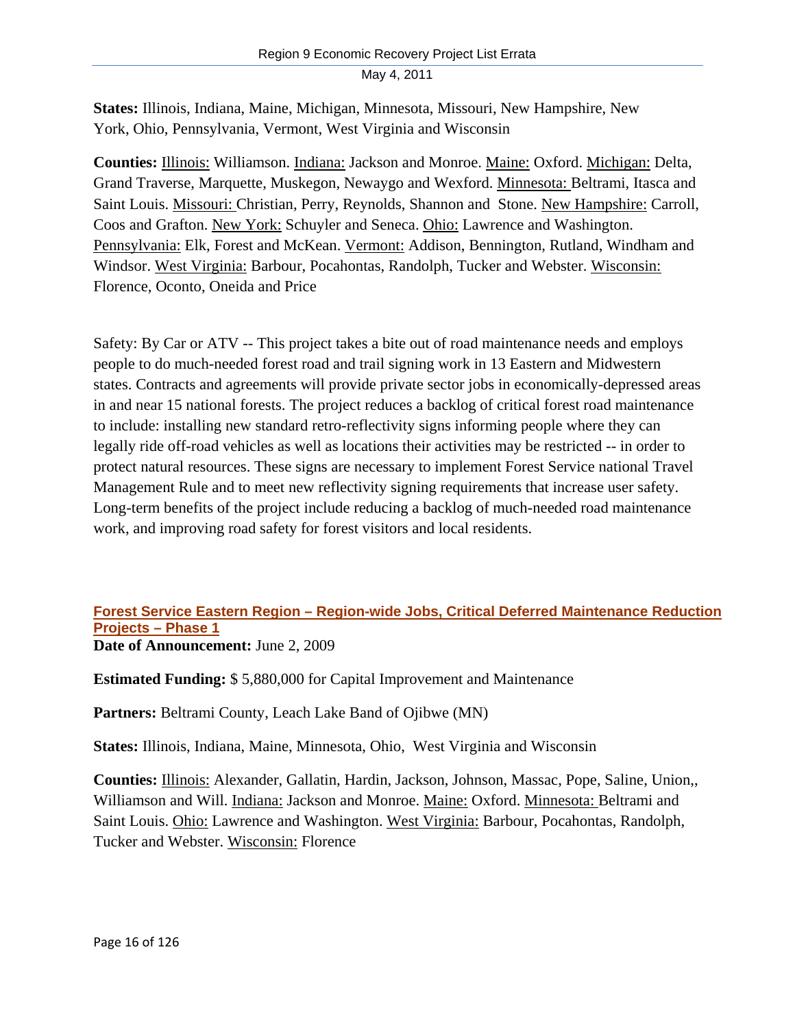**States:** Illinois, Indiana, Maine, Michigan, Minnesota, Missouri, New Hampshire, New York, Ohio, Pennsylvania, Vermont, West Virginia and Wisconsin

**Counties:** Illinois: Williamson. Indiana: Jackson and Monroe. Maine: Oxford. Michigan: Delta, Grand Traverse, Marquette, Muskegon, Newaygo and Wexford. Minnesota: Beltrami, Itasca and Saint Louis. Missouri: Christian, Perry, Reynolds, Shannon and Stone. New Hampshire: Carroll, Coos and Grafton. New York: Schuyler and Seneca. Ohio: Lawrence and Washington. Pennsylvania: Elk, Forest and McKean. Vermont: Addison, Bennington, Rutland, Windham and Windsor. West Virginia: Barbour, Pocahontas, Randolph, Tucker and Webster. Wisconsin: Florence, Oconto, Oneida and Price

Safety: By Car or ATV -- This project takes a bite out of road maintenance needs and employs people to do much-needed forest road and trail signing work in 13 Eastern and Midwestern states. Contracts and agreements will provide private sector jobs in economically-depressed areas in and near 15 national forests. The project reduces a backlog of critical forest road maintenance to include: installing new standard retro-reflectivity signs informing people where they can legally ride off-road vehicles as well as locations their activities may be restricted -- in order to protect natural resources. These signs are necessary to implement Forest Service national Travel Management Rule and to meet new reflectivity signing requirements that increase user safety. Long-term benefits of the project include reducing a backlog of much-needed road maintenance work, and improving road safety for forest visitors and local residents.

## Forest Service Eastern Region – Region-wide Jobs, Critical Deferred Maintenance Reduction Projects – Phase 1

**Date of Announcement:** June 2, 2009

**Estimated Funding:** $ 5,880,000 for Capital Improvement and Maintenance

**Partners:** Beltrami County, Leach Lake Band of Ojibwe (MN)

**States:** Illinois, Indiana, Maine, Minnesota, Ohio, West Virginia and Wisconsin

**Counties:** Illinois: Alexander, Gallatin, Hardin, Jackson, Johnson, Massac, Pope, Saline, Union,, Williamson and Will. Indiana: Jackson and Monroe. Maine: Oxford. Minnesota: Beltrami and Saint Louis. Ohio: Lawrence and Washington. West Virginia: Barbour, Pocahontas, Randolph, Tucker and Webster. Wisconsin: Florence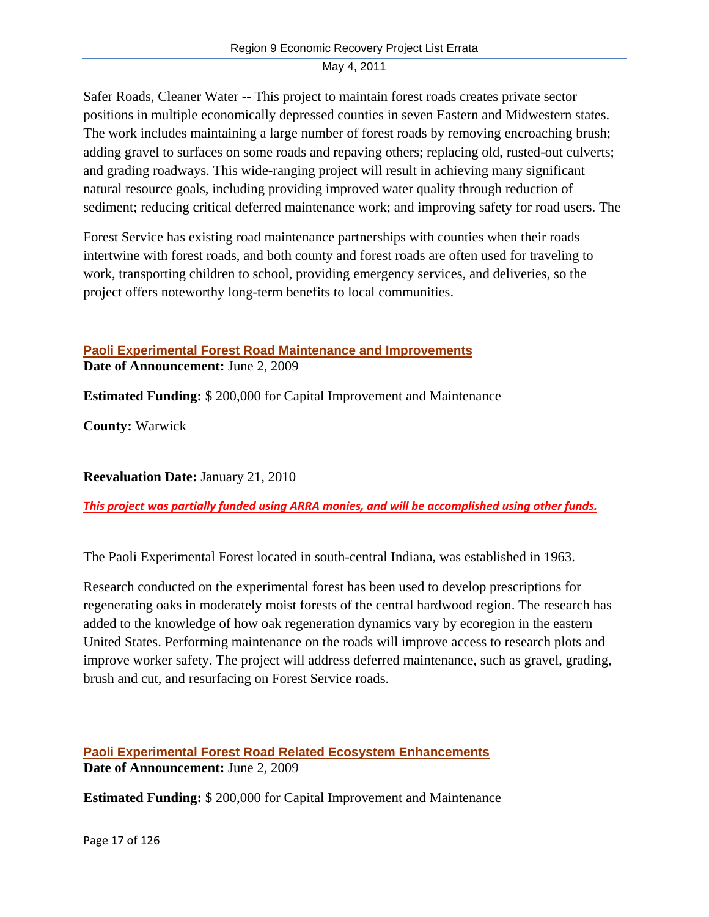Safer Roads, Cleaner Water -- This project to maintain forest roads creates private sector positions in multiple economically depressed counties in seven Eastern and Midwestern states. The work includes maintaining a large number of forest roads by removing encroaching brush; adding gravel to surfaces on some roads and repaving others; replacing old, rusted-out culverts; and grading roadways. This wide-ranging project will result in achieving many significant natural resource goals, including providing improved water quality through reduction of sediment; reducing critical deferred maintenance work; and improving safety for road users. The

Forest Service has existing road maintenance partnerships with counties when their roads intertwine with forest roads, and both county and forest roads are often used for traveling to work, transporting children to school, providing emergency services, and deliveries, so the project offers noteworthy long-term benefits to local communities.

## Paoli Experimental Forest Road Maintenance and Improvements

**Date of Announcement:** June 2, 2009

**Estimated Funding:** $ 200,000 for Capital Improvement and Maintenance

**County:** Warwick

**Reevaluation Date:** January 21, 2010

***This project was partially funded using ARRA monies, and will be accomplished using other funds.***

The Paoli Experimental Forest located in south-central Indiana, was established in 1963.

Research conducted on the experimental forest has been used to develop prescriptions for regenerating oaks in moderately moist forests of the central hardwood region. The research has added to the knowledge of how oak regeneration dynamics vary by ecoregion in the eastern United States. Performing maintenance on the roads will improve access to research plots and improve worker safety. The project will address deferred maintenance, such as gravel, grading, brush and cut, and resurfacing on Forest Service roads.

## Paoli Experimental Forest Road Related Ecosystem Enhancements

**Date of Announcement:** June 2, 2009

**Estimated Funding:** $ 200,000 for Capital Improvement and Maintenance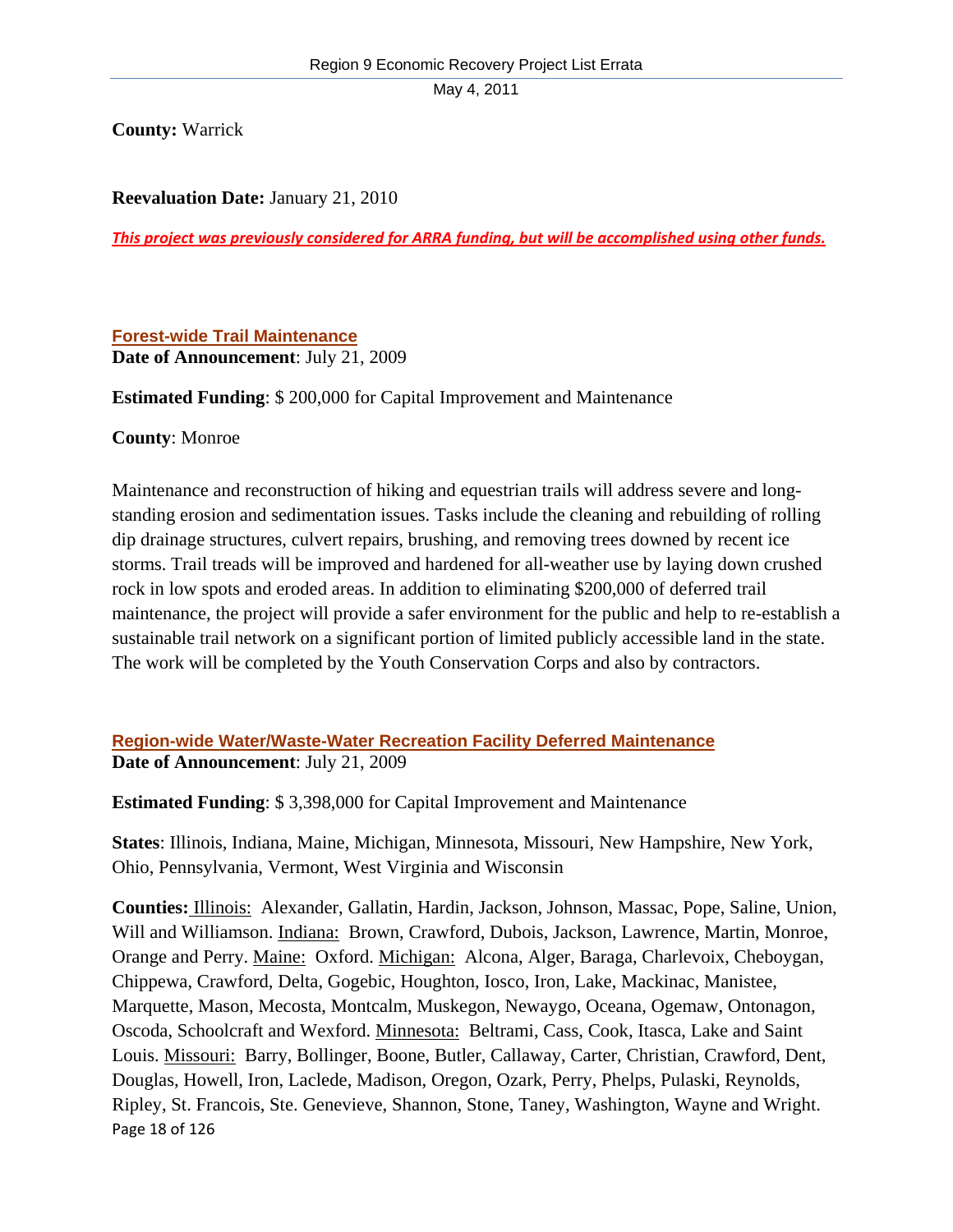**County:** Warrick

**Reevaluation Date:** January 21, 2010

***This project was previously considered for ARRA funding, but will be accomplished using other funds.***

### Forest-wide Trail Maintenance

**Date of Announcement**: July 21, 2009

**Estimated Funding**: $ 200,000 for Capital Improvement and Maintenance

**County**: Monroe

Maintenance and reconstruction of hiking and equestrian trails will address severe and long-standing erosion and sedimentation issues. Tasks include the cleaning and rebuilding of rolling dip drainage structures, culvert repairs, brushing, and removing trees downed by recent ice storms. Trail treads will be improved and hardened for all-weather use by laying down crushed rock in low spots and eroded areas. In addition to eliminating $200,000 of deferred trail maintenance, the project will provide a safer environment for the public and help to re-establish a sustainable trail network on a significant portion of limited publicly accessible land in the state. The work will be completed by the Youth Conservation Corps and also by contractors.

### Region-wide Water/Waste-Water Recreation Facility Deferred Maintenance

**Date of Announcement**: July 21, 2009

**Estimated Funding**: $ 3,398,000 for Capital Improvement and Maintenance

**States**: Illinois, Indiana, Maine, Michigan, Minnesota, Missouri, New Hampshire, New York, Ohio, Pennsylvania, Vermont, West Virginia and Wisconsin

**Counties:** Illinois: Alexander, Gallatin, Hardin, Jackson, Johnson, Massac, Pope, Saline, Union, Will and Williamson. Indiana: Brown, Crawford, Dubois, Jackson, Lawrence, Martin, Monroe, Orange and Perry. Maine: Oxford. Michigan: Alcona, Alger, Baraga, Charlevoix, Cheboygan, Chippewa, Crawford, Delta, Gogebic, Houghton, Iosco, Iron, Lake, Mackinac, Manistee, Marquette, Mason, Mecosta, Montcalm, Muskegon, Newaygo, Oceana, Ogemaw, Ontonagon, Oscoda, Schoolcraft and Wexford. Minnesota: Beltrami, Cass, Cook, Itasca, Lake and Saint Louis. Missouri: Barry, Bollinger, Boone, Butler, Callaway, Carter, Christian, Crawford, Dent, Douglas, Howell, Iron, Laclede, Madison, Oregon, Ozark, Perry, Phelps, Pulaski, Reynolds, Ripley, St. Francois, Ste. Genevieve, Shannon, Stone, Taney, Washington, Wayne and Wright.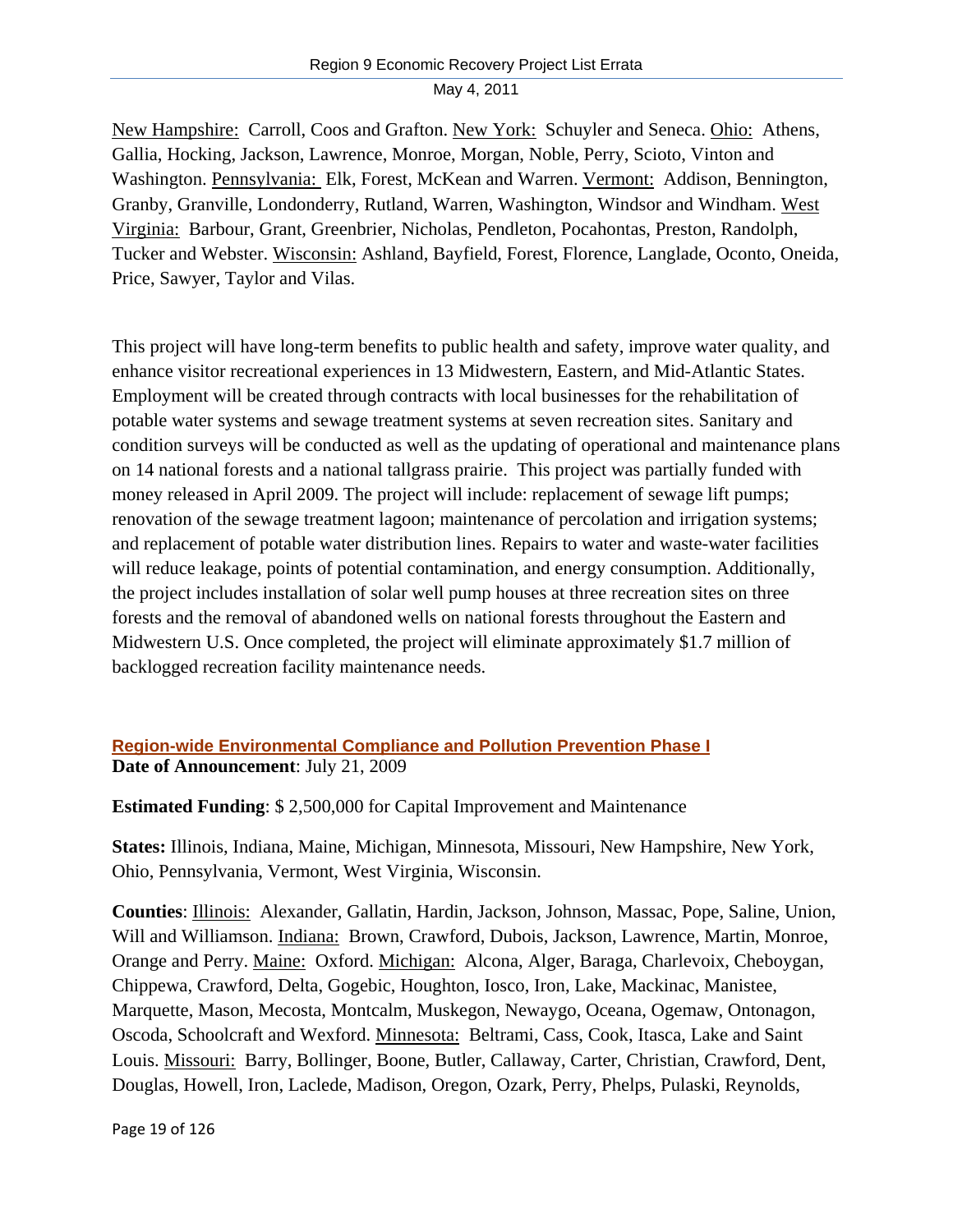New Hampshire: Carroll, Coos and Grafton. New York: Schuyler and Seneca. Ohio: Athens, Gallia, Hocking, Jackson, Lawrence, Monroe, Morgan, Noble, Perry, Scioto, Vinton and Washington. Pennsylvania: Elk, Forest, McKean and Warren. Vermont: Addison, Bennington, Granby, Granville, Londonderry, Rutland, Warren, Washington, Windsor and Windham. West Virginia: Barbour, Grant, Greenbrier, Nicholas, Pendleton, Pocahontas, Preston, Randolph, Tucker and Webster. Wisconsin: Ashland, Bayfield, Forest, Florence, Langlade, Oconto, Oneida, Price, Sawyer, Taylor and Vilas.

This project will have long-term benefits to public health and safety, improve water quality, and enhance visitor recreational experiences in 13 Midwestern, Eastern, and Mid-Atlantic States. Employment will be created through contracts with local businesses for the rehabilitation of potable water systems and sewage treatment systems at seven recreation sites. Sanitary and condition surveys will be conducted as well as the updating of operational and maintenance plans on 14 national forests and a national tallgrass prairie. This project was partially funded with money released in April 2009. The project will include: replacement of sewage lift pumps; renovation of the sewage treatment lagoon; maintenance of percolation and irrigation systems; and replacement of potable water distribution lines. Repairs to water and waste-water facilities will reduce leakage, points of potential contamination, and energy consumption. Additionally, the project includes installation of solar well pump houses at three recreation sites on three forests and the removal of abandoned wells on national forests throughout the Eastern and Midwestern U.S. Once completed, the project will eliminate approximately $1.7 million of backlogged recreation facility maintenance needs.

## Region-wide Environmental Compliance and Pollution Prevention Phase I

**Date of Announcement**: July 21, 2009

**Estimated Funding**: $ 2,500,000 for Capital Improvement and Maintenance

**States:** Illinois, Indiana, Maine, Michigan, Minnesota, Missouri, New Hampshire, New York, Ohio, Pennsylvania, Vermont, West Virginia, Wisconsin.

**Counties**: Illinois: Alexander, Gallatin, Hardin, Jackson, Johnson, Massac, Pope, Saline, Union, Will and Williamson. Indiana: Brown, Crawford, Dubois, Jackson, Lawrence, Martin, Monroe, Orange and Perry. Maine: Oxford. Michigan: Alcona, Alger, Baraga, Charlevoix, Cheboygan, Chippewa, Crawford, Delta, Gogebic, Houghton, Iosco, Iron, Lake, Mackinac, Manistee, Marquette, Mason, Mecosta, Montcalm, Muskegon, Newaygo, Oceana, Ogemaw, Ontonagon, Oscoda, Schoolcraft and Wexford. Minnesota: Beltrami, Cass, Cook, Itasca, Lake and Saint Louis. Missouri: Barry, Bollinger, Boone, Butler, Callaway, Carter, Christian, Crawford, Dent, Douglas, Howell, Iron, Laclede, Madison, Oregon, Ozark, Perry, Phelps, Pulaski, Reynolds,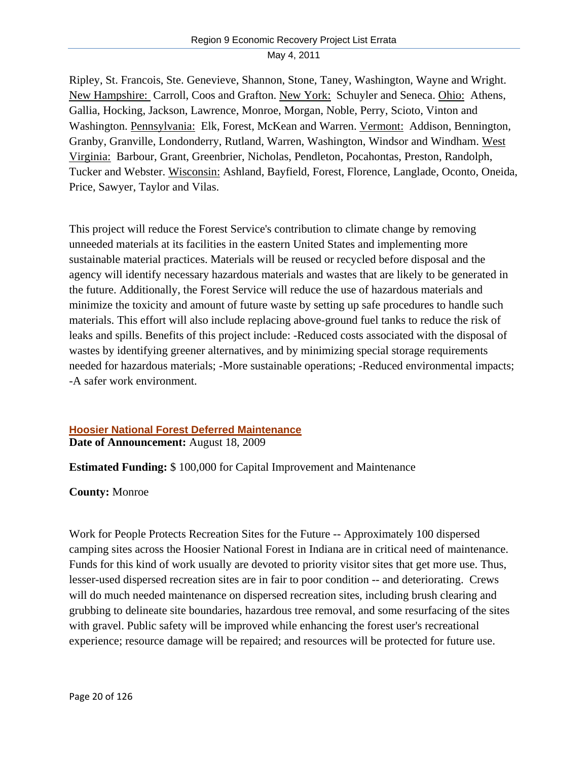Ripley, St. Francois, Ste. Genevieve, Shannon, Stone, Taney, Washington, Wayne and Wright. New Hampshire: Carroll, Coos and Grafton. New York: Schuyler and Seneca. Ohio: Athens, Gallia, Hocking, Jackson, Lawrence, Monroe, Morgan, Noble, Perry, Scioto, Vinton and Washington. Pennsylvania: Elk, Forest, McKean and Warren. Vermont: Addison, Bennington, Granby, Granville, Londonderry, Rutland, Warren, Washington, Windsor and Windham. West Virginia: Barbour, Grant, Greenbrier, Nicholas, Pendleton, Pocahontas, Preston, Randolph, Tucker and Webster. Wisconsin: Ashland, Bayfield, Forest, Florence, Langlade, Oconto, Oneida, Price, Sawyer, Taylor and Vilas.

This project will reduce the Forest Service's contribution to climate change by removing unneeded materials at its facilities in the eastern United States and implementing more sustainable material practices. Materials will be reused or recycled before disposal and the agency will identify necessary hazardous materials and wastes that are likely to be generated in the future. Additionally, the Forest Service will reduce the use of hazardous materials and minimize the toxicity and amount of future waste by setting up safe procedures to handle such materials. This effort will also include replacing above-ground fuel tanks to reduce the risk of leaks and spills. Benefits of this project include: -Reduced costs associated with the disposal of wastes by identifying greener alternatives, and by minimizing special storage requirements needed for hazardous materials; -More sustainable operations; -Reduced environmental impacts; -A safer work environment.

### Hoosier National Forest Deferred Maintenance

**Date of Announcement:** August 18, 2009

**Estimated Funding:** $ 100,000 for Capital Improvement and Maintenance

**County:** Monroe

Work for People Protects Recreation Sites for the Future -- Approximately 100 dispersed camping sites across the Hoosier National Forest in Indiana are in critical need of maintenance. Funds for this kind of work usually are devoted to priority visitor sites that get more use. Thus, lesser-used dispersed recreation sites are in fair to poor condition -- and deteriorating. Crews will do much needed maintenance on dispersed recreation sites, including brush clearing and grubbing to delineate site boundaries, hazardous tree removal, and some resurfacing of the sites with gravel. Public safety will be improved while enhancing the forest user's recreational experience; resource damage will be repaired; and resources will be protected for future use.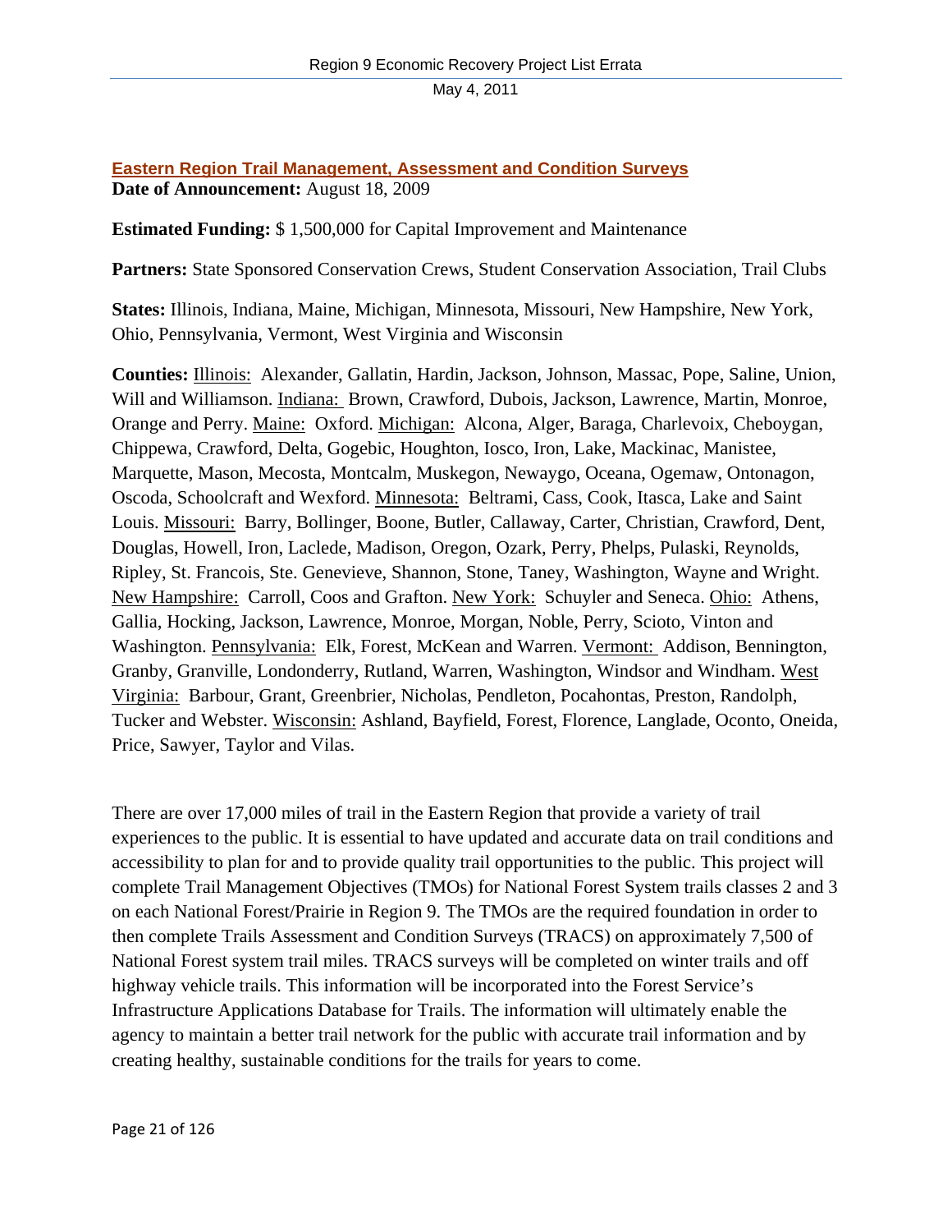## Eastern Region Trail Management, Assessment and Condition Surveys

**Date of Announcement:** August 18, 2009

**Estimated Funding:** $ 1,500,000 for Capital Improvement and Maintenance

**Partners:** State Sponsored Conservation Crews, Student Conservation Association, Trail Clubs

**States:** Illinois, Indiana, Maine, Michigan, Minnesota, Missouri, New Hampshire, New York, Ohio, Pennsylvania, Vermont, West Virginia and Wisconsin

**Counties:** Illinois: Alexander, Gallatin, Hardin, Jackson, Johnson, Massac, Pope, Saline, Union, Will and Williamson. Indiana: Brown, Crawford, Dubois, Jackson, Lawrence, Martin, Monroe, Orange and Perry. Maine: Oxford. Michigan: Alcona, Alger, Baraga, Charlevoix, Cheboygan, Chippewa, Crawford, Delta, Gogebic, Houghton, Iosco, Iron, Lake, Mackinac, Manistee, Marquette, Mason, Mecosta, Montcalm, Muskegon, Newaygo, Oceana, Ogemaw, Ontonagon, Oscoda, Schoolcraft and Wexford. Minnesota: Beltrami, Cass, Cook, Itasca, Lake and Saint Louis. Missouri: Barry, Bollinger, Boone, Butler, Callaway, Carter, Christian, Crawford, Dent, Douglas, Howell, Iron, Laclede, Madison, Oregon, Ozark, Perry, Phelps, Pulaski, Reynolds, Ripley, St. Francois, Ste. Genevieve, Shannon, Stone, Taney, Washington, Wayne and Wright. New Hampshire: Carroll, Coos and Grafton. New York: Schuyler and Seneca. Ohio: Athens, Gallia, Hocking, Jackson, Lawrence, Monroe, Morgan, Noble, Perry, Scioto, Vinton and Washington. Pennsylvania: Elk, Forest, McKean and Warren. Vermont: Addison, Bennington, Granby, Granville, Londonderry, Rutland, Warren, Washington, Windsor and Windham. West Virginia: Barbour, Grant, Greenbrier, Nicholas, Pendleton, Pocahontas, Preston, Randolph, Tucker and Webster. Wisconsin: Ashland, Bayfield, Forest, Florence, Langlade, Oconto, Oneida, Price, Sawyer, Taylor and Vilas.

There are over 17,000 miles of trail in the Eastern Region that provide a variety of trail experiences to the public. It is essential to have updated and accurate data on trail conditions and accessibility to plan for and to provide quality trail opportunities to the public. This project will complete Trail Management Objectives (TMOs) for National Forest System trails classes 2 and 3 on each National Forest/Prairie in Region 9. The TMOs are the required foundation in order to then complete Trails Assessment and Condition Surveys (TRACS) on approximately 7,500 of National Forest system trail miles. TRACS surveys will be completed on winter trails and off highway vehicle trails. This information will be incorporated into the Forest Service's Infrastructure Applications Database for Trails. The information will ultimately enable the agency to maintain a better trail network for the public with accurate trail information and by creating healthy, sustainable conditions for the trails for years to come.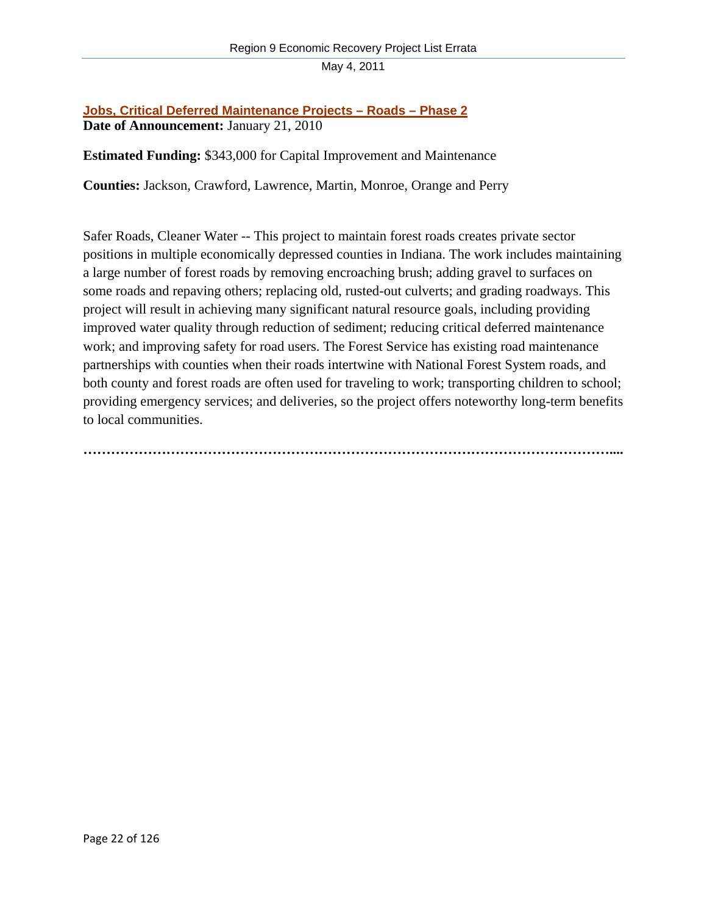## Jobs, Critical Deferred Maintenance Projects – Roads – Phase 2

**Date of Announcement:** January 21, 2010

**Estimated Funding:** $343,000 for Capital Improvement and Maintenance

**Counties:** Jackson, Crawford, Lawrence, Martin, Monroe, Orange and Perry

Safer Roads, Cleaner Water -- This project to maintain forest roads creates private sector positions in multiple economically depressed counties in Indiana. The work includes maintaining a large number of forest roads by removing encroaching brush; adding gravel to surfaces on some roads and repaving others; replacing old, rusted-out culverts; and grading roadways. This project will result in achieving many significant natural resource goals, including providing improved water quality through reduction of sediment; reducing critical deferred maintenance work; and improving safety for road users. The Forest Service has existing road maintenance partnerships with counties when their roads intertwine with National Forest System roads, and both county and forest roads are often used for traveling to work; transporting children to school; providing emergency services; and deliveries, so the project offers noteworthy long-term benefits to local communities.

**…………………………………………………………………………………………………....**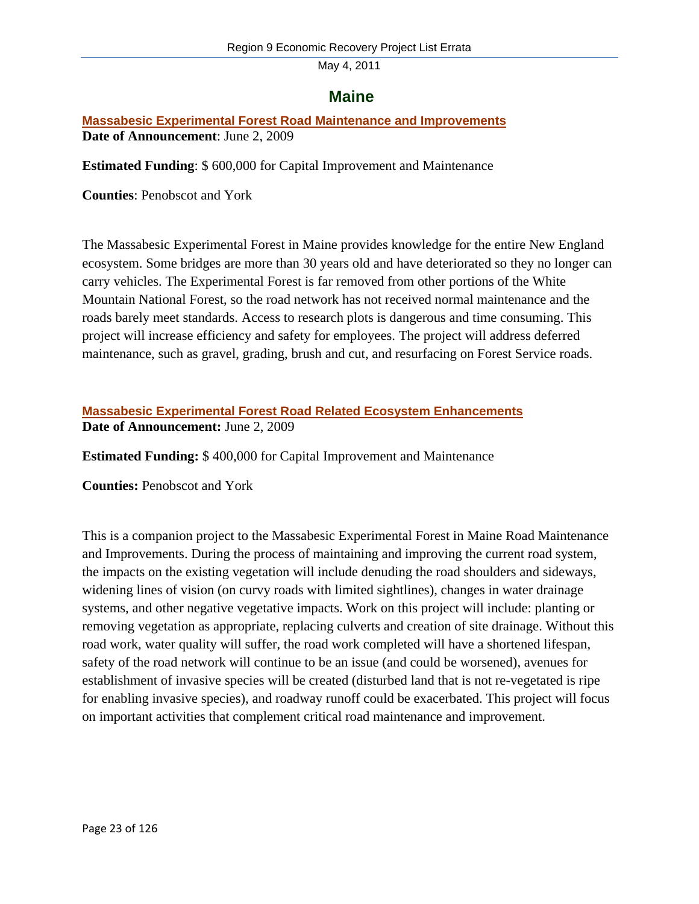# Maine

### Massabesic Experimental Forest Road Maintenance and Improvements

**Date of Announcement**: June 2, 2009

**Estimated Funding**: $ 600,000 for Capital Improvement and Maintenance

**Counties**: Penobscot and York

The Massabesic Experimental Forest in Maine provides knowledge for the entire New England ecosystem. Some bridges are more than 30 years old and have deteriorated so they no longer can carry vehicles. The Experimental Forest is far removed from other portions of the White Mountain National Forest, so the road network has not received normal maintenance and the roads barely meet standards. Access to research plots is dangerous and time consuming. This project will increase efficiency and safety for employees. The project will address deferred maintenance, such as gravel, grading, brush and cut, and resurfacing on Forest Service roads.

### Massabesic Experimental Forest Road Related Ecosystem Enhancements

**Date of Announcement:** June 2, 2009

**Estimated Funding:** $ 400,000 for Capital Improvement and Maintenance

**Counties:** Penobscot and York

This is a companion project to the Massabesic Experimental Forest in Maine Road Maintenance and Improvements. During the process of maintaining and improving the current road system, the impacts on the existing vegetation will include denuding the road shoulders and sideways, widening lines of vision (on curvy roads with limited sightlines), changes in water drainage systems, and other negative vegetative impacts. Work on this project will include: planting or removing vegetation as appropriate, replacing culverts and creation of site drainage. Without this road work, water quality will suffer, the road work completed will have a shortened lifespan, safety of the road network will continue to be an issue (and could be worsened), avenues for establishment of invasive species will be created (disturbed land that is not re-vegetated is ripe for enabling invasive species), and roadway runoff could be exacerbated. This project will focus on important activities that complement critical road maintenance and improvement.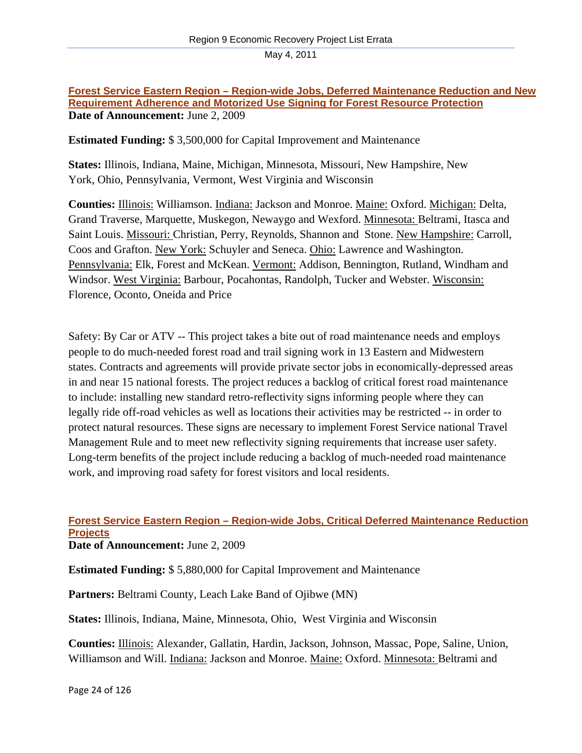## Forest Service Eastern Region – Region-wide Jobs, Deferred Maintenance Reduction and New Requirement Adherence and Motorized Use Signing for Forest Resource Protection

**Date of Announcement:** June 2, 2009

**Estimated Funding:** $ 3,500,000 for Capital Improvement and Maintenance

**States:** Illinois, Indiana, Maine, Michigan, Minnesota, Missouri, New Hampshire, New York, Ohio, Pennsylvania, Vermont, West Virginia and Wisconsin

**Counties:** Illinois: Williamson. Indiana: Jackson and Monroe. Maine: Oxford. Michigan: Delta, Grand Traverse, Marquette, Muskegon, Newaygo and Wexford. Minnesota: Beltrami, Itasca and Saint Louis. Missouri: Christian, Perry, Reynolds, Shannon and Stone. New Hampshire: Carroll, Coos and Grafton. New York: Schuyler and Seneca. Ohio: Lawrence and Washington. Pennsylvania: Elk, Forest and McKean. Vermont: Addison, Bennington, Rutland, Windham and Windsor. West Virginia: Barbour, Pocahontas, Randolph, Tucker and Webster. Wisconsin: Florence, Oconto, Oneida and Price

Safety: By Car or ATV -- This project takes a bite out of road maintenance needs and employs people to do much-needed forest road and trail signing work in 13 Eastern and Midwestern states. Contracts and agreements will provide private sector jobs in economically-depressed areas in and near 15 national forests. The project reduces a backlog of critical forest road maintenance to include: installing new standard retro-reflectivity signs informing people where they can legally ride off-road vehicles as well as locations their activities may be restricted -- in order to protect natural resources. These signs are necessary to implement Forest Service national Travel Management Rule and to meet new reflectivity signing requirements that increase user safety. Long-term benefits of the project include reducing a backlog of much-needed road maintenance work, and improving road safety for forest visitors and local residents.

## Forest Service Eastern Region – Region-wide Jobs, Critical Deferred Maintenance Reduction Projects

**Date of Announcement:** June 2, 2009

**Estimated Funding:** $ 5,880,000 for Capital Improvement and Maintenance

**Partners:** Beltrami County, Leach Lake Band of Ojibwe (MN)

**States:** Illinois, Indiana, Maine, Minnesota, Ohio, West Virginia and Wisconsin

**Counties:** Illinois: Alexander, Gallatin, Hardin, Jackson, Johnson, Massac, Pope, Saline, Union, Williamson and Will. Indiana: Jackson and Monroe. Maine: Oxford. Minnesota: Beltrami and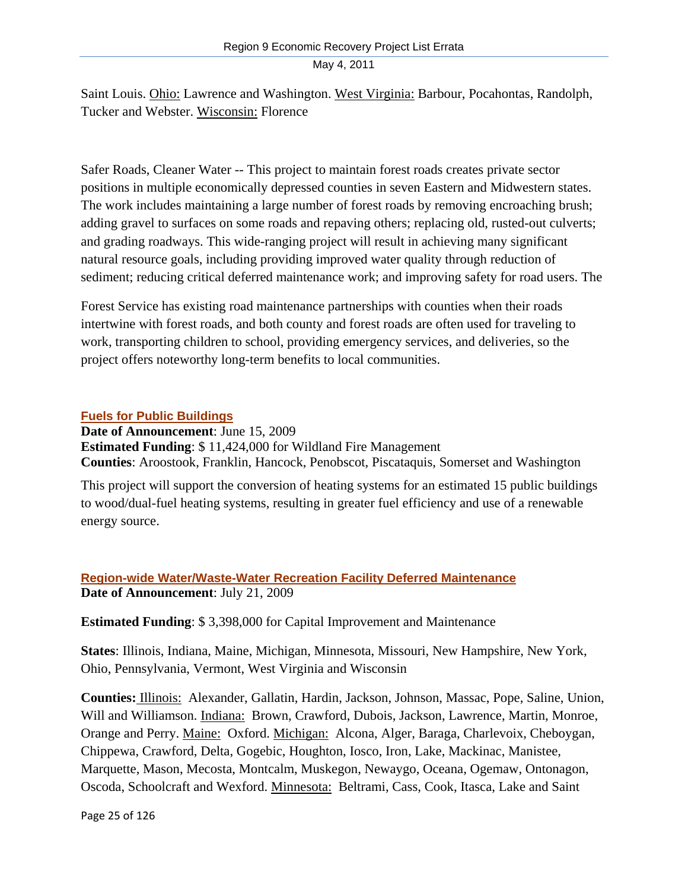Saint Louis. Ohio: Lawrence and Washington. West Virginia: Barbour, Pocahontas, Randolph, Tucker and Webster. Wisconsin: Florence

Safer Roads, Cleaner Water -- This project to maintain forest roads creates private sector positions in multiple economically depressed counties in seven Eastern and Midwestern states. The work includes maintaining a large number of forest roads by removing encroaching brush; adding gravel to surfaces on some roads and repaving others; replacing old, rusted-out culverts; and grading roadways. This wide-ranging project will result in achieving many significant natural resource goals, including providing improved water quality through reduction of sediment; reducing critical deferred maintenance work; and improving safety for road users. The Forest Service has existing road maintenance partnerships with counties when their roads intertwine with forest roads, and both county and forest roads are often used for traveling to work, transporting children to school, providing emergency services, and deliveries, so the project offers noteworthy long-term benefits to local communities.

### Fuels for Public Buildings

**Date of Announcement**: June 15, 2009
**Estimated Funding**: $ 11,424,000 for Wildland Fire Management
**Counties**: Aroostook, Franklin, Hancock, Penobscot, Piscataquis, Somerset and Washington

This project will support the conversion of heating systems for an estimated 15 public buildings to wood/dual-fuel heating systems, resulting in greater fuel efficiency and use of a renewable energy source.

### Region-wide Water/Waste-Water Recreation Facility Deferred Maintenance

**Date of Announcement**: July 21, 2009

**Estimated Funding**: $ 3,398,000 for Capital Improvement and Maintenance

**States**: Illinois, Indiana, Maine, Michigan, Minnesota, Missouri, New Hampshire, New York, Ohio, Pennsylvania, Vermont, West Virginia and Wisconsin

**Counties:** Illinois: Alexander, Gallatin, Hardin, Jackson, Johnson, Massac, Pope, Saline, Union, Will and Williamson. Indiana: Brown, Crawford, Dubois, Jackson, Lawrence, Martin, Monroe, Orange and Perry. Maine: Oxford. Michigan: Alcona, Alger, Baraga, Charlevoix, Cheboygan, Chippewa, Crawford, Delta, Gogebic, Houghton, Iosco, Iron, Lake, Mackinac, Manistee, Marquette, Mason, Mecosta, Montcalm, Muskegon, Newaygo, Oceana, Ogemaw, Ontonagon, Oscoda, Schoolcraft and Wexford. Minnesota: Beltrami, Cass, Cook, Itasca, Lake and Saint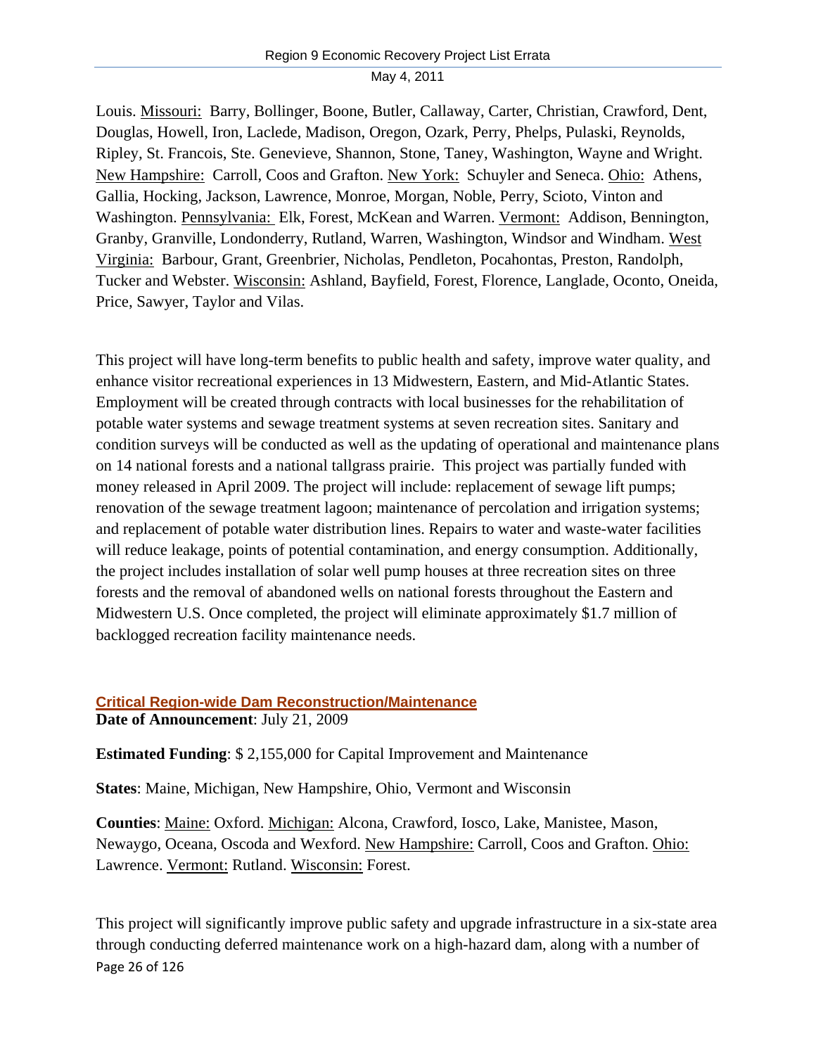Louis. Missouri: Barry, Bollinger, Boone, Butler, Callaway, Carter, Christian, Crawford, Dent, Douglas, Howell, Iron, Laclede, Madison, Oregon, Ozark, Perry, Phelps, Pulaski, Reynolds, Ripley, St. Francois, Ste. Genevieve, Shannon, Stone, Taney, Washington, Wayne and Wright. New Hampshire: Carroll, Coos and Grafton. New York: Schuyler and Seneca. Ohio: Athens, Gallia, Hocking, Jackson, Lawrence, Monroe, Morgan, Noble, Perry, Scioto, Vinton and Washington. Pennsylvania: Elk, Forest, McKean and Warren. Vermont: Addison, Bennington, Granby, Granville, Londonderry, Rutland, Warren, Washington, Windsor and Windham. West Virginia: Barbour, Grant, Greenbrier, Nicholas, Pendleton, Pocahontas, Preston, Randolph, Tucker and Webster. Wisconsin: Ashland, Bayfield, Forest, Florence, Langlade, Oconto, Oneida, Price, Sawyer, Taylor and Vilas.

This project will have long-term benefits to public health and safety, improve water quality, and enhance visitor recreational experiences in 13 Midwestern, Eastern, and Mid-Atlantic States. Employment will be created through contracts with local businesses for the rehabilitation of potable water systems and sewage treatment systems at seven recreation sites. Sanitary and condition surveys will be conducted as well as the updating of operational and maintenance plans on 14 national forests and a national tallgrass prairie. This project was partially funded with money released in April 2009. The project will include: replacement of sewage lift pumps; renovation of the sewage treatment lagoon; maintenance of percolation and irrigation systems; and replacement of potable water distribution lines. Repairs to water and waste-water facilities will reduce leakage, points of potential contamination, and energy consumption. Additionally, the project includes installation of solar well pump houses at three recreation sites on three forests and the removal of abandoned wells on national forests throughout the Eastern and Midwestern U.S. Once completed, the project will eliminate approximately $1.7 million of backlogged recreation facility maintenance needs.

### Critical Region-wide Dam Reconstruction/Maintenance

**Date of Announcement**: July 21, 2009

**Estimated Funding**: $ 2,155,000 for Capital Improvement and Maintenance

**States**: Maine, Michigan, New Hampshire, Ohio, Vermont and Wisconsin

**Counties**: Maine: Oxford. Michigan: Alcona, Crawford, Iosco, Lake, Manistee, Mason, Newaygo, Oceana, Oscoda and Wexford. New Hampshire: Carroll, Coos and Grafton. Ohio: Lawrence. Vermont: Rutland. Wisconsin: Forest.

This project will significantly improve public safety and upgrade infrastructure in a six-state area through conducting deferred maintenance work on a high-hazard dam, along with a number of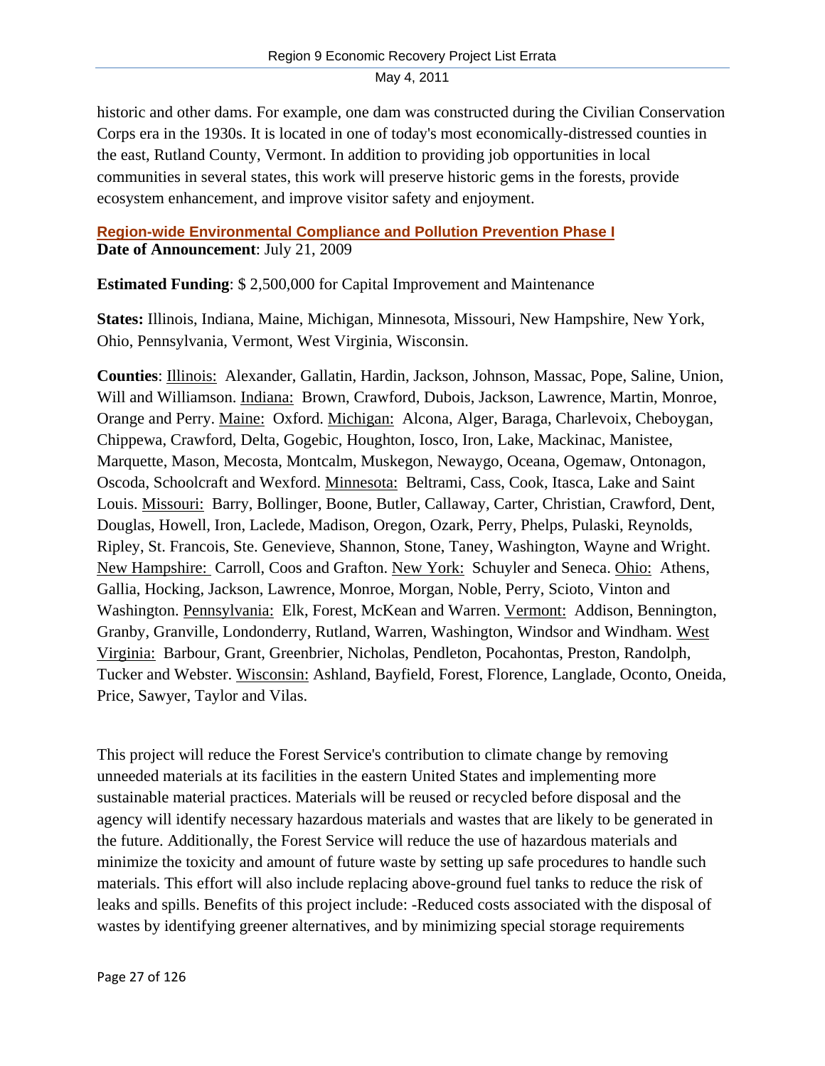historic and other dams. For example, one dam was constructed during the Civilian Conservation Corps era in the 1930s. It is located in one of today's most economically-distressed counties in the east, Rutland County, Vermont. In addition to providing job opportunities in local communities in several states, this work will preserve historic gems in the forests, provide ecosystem enhancement, and improve visitor safety and enjoyment.

### Region-wide Environmental Compliance and Pollution Prevention Phase I

**Date of Announcement**: July 21, 2009

**Estimated Funding**: $ 2,500,000 for Capital Improvement and Maintenance

**States:** Illinois, Indiana, Maine, Michigan, Minnesota, Missouri, New Hampshire, New York, Ohio, Pennsylvania, Vermont, West Virginia, Wisconsin.

**Counties**: Illinois: Alexander, Gallatin, Hardin, Jackson, Johnson, Massac, Pope, Saline, Union, Will and Williamson. Indiana: Brown, Crawford, Dubois, Jackson, Lawrence, Martin, Monroe, Orange and Perry. Maine: Oxford. Michigan: Alcona, Alger, Baraga, Charlevoix, Cheboygan, Chippewa, Crawford, Delta, Gogebic, Houghton, Iosco, Iron, Lake, Mackinac, Manistee, Marquette, Mason, Mecosta, Montcalm, Muskegon, Newaygo, Oceana, Ogemaw, Ontonagon, Oscoda, Schoolcraft and Wexford. Minnesota: Beltrami, Cass, Cook, Itasca, Lake and Saint Louis. Missouri: Barry, Bollinger, Boone, Butler, Callaway, Carter, Christian, Crawford, Dent, Douglas, Howell, Iron, Laclede, Madison, Oregon, Ozark, Perry, Phelps, Pulaski, Reynolds, Ripley, St. Francois, Ste. Genevieve, Shannon, Stone, Taney, Washington, Wayne and Wright. New Hampshire: Carroll, Coos and Grafton. New York: Schuyler and Seneca. Ohio: Athens, Gallia, Hocking, Jackson, Lawrence, Monroe, Morgan, Noble, Perry, Scioto, Vinton and Washington. Pennsylvania: Elk, Forest, McKean and Warren. Vermont: Addison, Bennington, Granby, Granville, Londonderry, Rutland, Warren, Washington, Windsor and Windham. West Virginia: Barbour, Grant, Greenbrier, Nicholas, Pendleton, Pocahontas, Preston, Randolph, Tucker and Webster. Wisconsin: Ashland, Bayfield, Forest, Florence, Langlade, Oconto, Oneida, Price, Sawyer, Taylor and Vilas.

This project will reduce the Forest Service's contribution to climate change by removing unneeded materials at its facilities in the eastern United States and implementing more sustainable material practices. Materials will be reused or recycled before disposal and the agency will identify necessary hazardous materials and wastes that are likely to be generated in the future. Additionally, the Forest Service will reduce the use of hazardous materials and minimize the toxicity and amount of future waste by setting up safe procedures to handle such materials. This effort will also include replacing above-ground fuel tanks to reduce the risk of leaks and spills. Benefits of this project include: -Reduced costs associated with the disposal of wastes by identifying greener alternatives, and by minimizing special storage requirements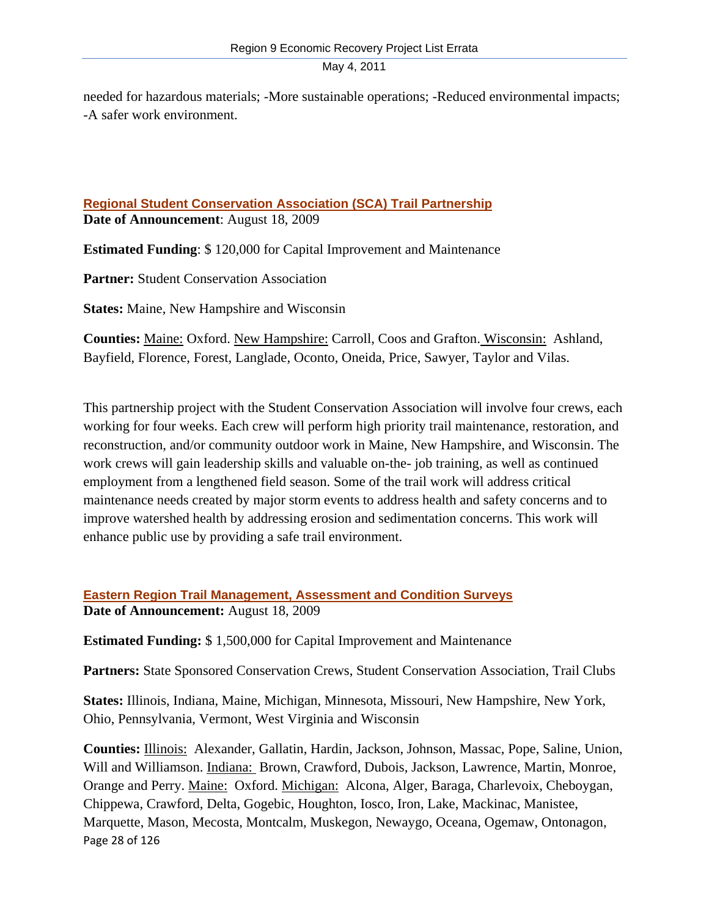needed for hazardous materials; -More sustainable operations; -Reduced environmental impacts; -A safer work environment.

## Regional Student Conservation Association (SCA) Trail Partnership

**Date of Announcement**: August 18, 2009

**Estimated Funding**: $ 120,000 for Capital Improvement and Maintenance

**Partner:** Student Conservation Association

**States:** Maine, New Hampshire and Wisconsin

**Counties:** Maine: Oxford. New Hampshire: Carroll, Coos and Grafton. Wisconsin: Ashland, Bayfield, Florence, Forest, Langlade, Oconto, Oneida, Price, Sawyer, Taylor and Vilas.

This partnership project with the Student Conservation Association will involve four crews, each working for four weeks. Each crew will perform high priority trail maintenance, restoration, and reconstruction, and/or community outdoor work in Maine, New Hampshire, and Wisconsin. The work crews will gain leadership skills and valuable on-the- job training, as well as continued employment from a lengthened field season. Some of the trail work will address critical maintenance needs created by major storm events to address health and safety concerns and to improve watershed health by addressing erosion and sedimentation concerns. This work will enhance public use by providing a safe trail environment.

## Eastern Region Trail Management, Assessment and Condition Surveys

**Date of Announcement:** August 18, 2009

**Estimated Funding:** $ 1,500,000 for Capital Improvement and Maintenance

**Partners:** State Sponsored Conservation Crews, Student Conservation Association, Trail Clubs

**States:** Illinois, Indiana, Maine, Michigan, Minnesota, Missouri, New Hampshire, New York, Ohio, Pennsylvania, Vermont, West Virginia and Wisconsin

**Counties:** Illinois: Alexander, Gallatin, Hardin, Jackson, Johnson, Massac, Pope, Saline, Union, Will and Williamson. Indiana: Brown, Crawford, Dubois, Jackson, Lawrence, Martin, Monroe, Orange and Perry. Maine: Oxford. Michigan: Alcona, Alger, Baraga, Charlevoix, Cheboygan, Chippewa, Crawford, Delta, Gogebic, Houghton, Iosco, Iron, Lake, Mackinac, Manistee, Marquette, Mason, Mecosta, Montcalm, Muskegon, Newaygo, Oceana, Ogemaw, Ontonagon,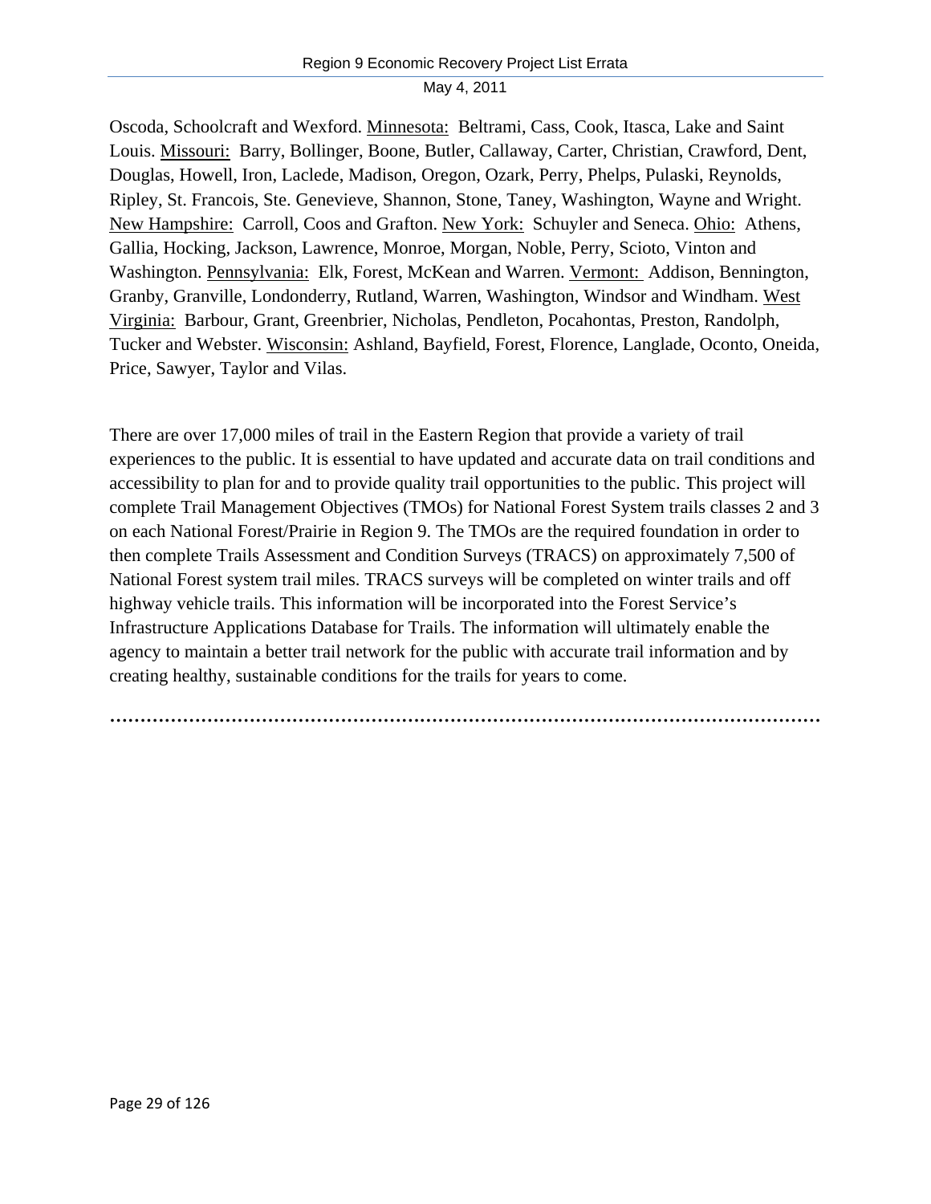Oscoda, Schoolcraft and Wexford. Minnesota:  Beltrami, Cass, Cook, Itasca, Lake and Saint Louis. Missouri:  Barry, Bollinger, Boone, Butler, Callaway, Carter, Christian, Crawford, Dent, Douglas, Howell, Iron, Laclede, Madison, Oregon, Ozark, Perry, Phelps, Pulaski, Reynolds, Ripley, St. Francois, Ste. Genevieve, Shannon, Stone, Taney, Washington, Wayne and Wright. New Hampshire:  Carroll, Coos and Grafton. New York:  Schuyler and Seneca. Ohio:  Athens, Gallia, Hocking, Jackson, Lawrence, Monroe, Morgan, Noble, Perry, Scioto, Vinton and Washington. Pennsylvania:  Elk, Forest, McKean and Warren. Vermont:  Addison, Bennington, Granby, Granville, Londonderry, Rutland, Warren, Washington, Windsor and Windham. West Virginia:  Barbour, Grant, Greenbrier, Nicholas, Pendleton, Pocahontas, Preston, Randolph, Tucker and Webster. Wisconsin: Ashland, Bayfield, Forest, Florence, Langlade, Oconto, Oneida, Price, Sawyer, Taylor and Vilas.

There are over 17,000 miles of trail in the Eastern Region that provide a variety of trail experiences to the public. It is essential to have updated and accurate data on trail conditions and accessibility to plan for and to provide quality trail opportunities to the public. This project will complete Trail Management Objectives (TMOs) for National Forest System trails classes 2 and 3 on each National Forest/Prairie in Region 9. The TMOs are the required foundation in order to then complete Trails Assessment and Condition Surveys (TRACS) on approximately 7,500 of National Forest system trail miles. TRACS surveys will be completed on winter trails and off highway vehicle trails. This information will be incorporated into the Forest Service's Infrastructure Applications Database for Trails. The information will ultimately enable the agency to maintain a better trail network for the public with accurate trail information and by creating healthy, sustainable conditions for the trails for years to come.

……………………………………………………………………………………………………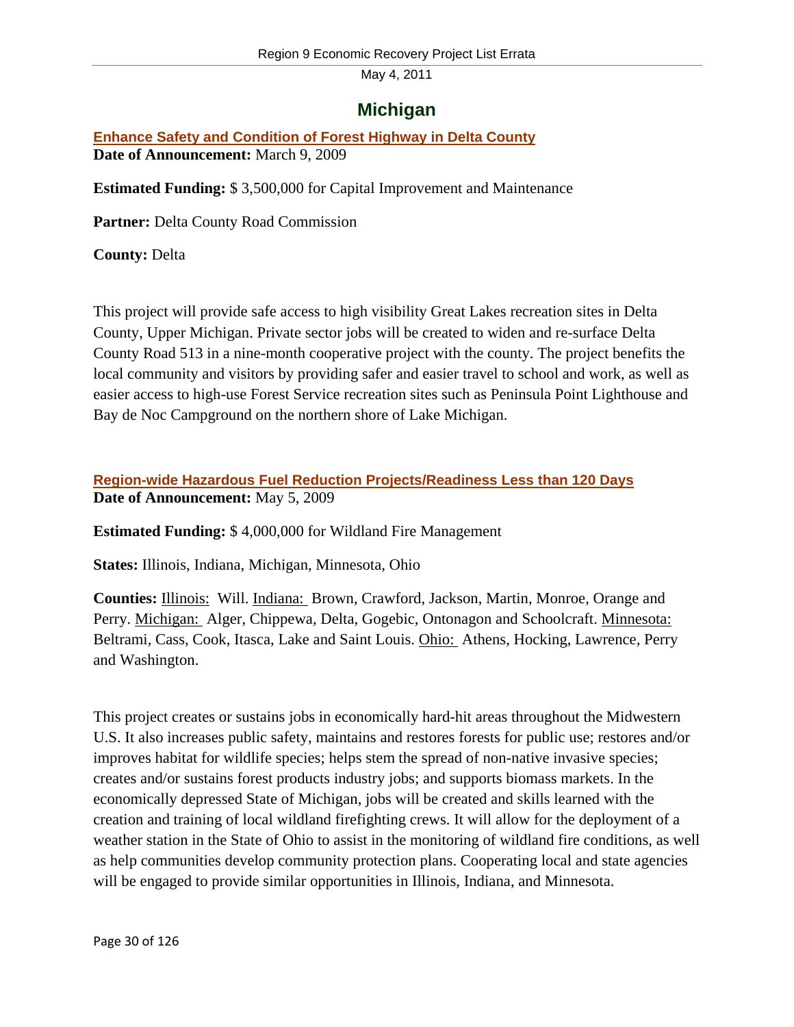# Michigan

## Enhance Safety and Condition of Forest Highway in Delta County

**Date of Announcement:** March 9, 2009

**Estimated Funding:** $ 3,500,000 for Capital Improvement and Maintenance

**Partner:** Delta County Road Commission

**County:** Delta

This project will provide safe access to high visibility Great Lakes recreation sites in Delta County, Upper Michigan. Private sector jobs will be created to widen and re-surface Delta County Road 513 in a nine-month cooperative project with the county. The project benefits the local community and visitors by providing safer and easier travel to school and work, as well as easier access to high-use Forest Service recreation sites such as Peninsula Point Lighthouse and Bay de Noc Campground on the northern shore of Lake Michigan.

## Region-wide Hazardous Fuel Reduction Projects/Readiness Less than 120 Days

**Date of Announcement:** May 5, 2009

**Estimated Funding:** $ 4,000,000 for Wildland Fire Management

**States:** Illinois, Indiana, Michigan, Minnesota, Ohio

**Counties:** Illinois: Will. Indiana: Brown, Crawford, Jackson, Martin, Monroe, Orange and Perry. Michigan: Alger, Chippewa, Delta, Gogebic, Ontonagon and Schoolcraft. Minnesota: Beltrami, Cass, Cook, Itasca, Lake and Saint Louis. Ohio: Athens, Hocking, Lawrence, Perry and Washington.

This project creates or sustains jobs in economically hard-hit areas throughout the Midwestern U.S. It also increases public safety, maintains and restores forests for public use; restores and/or improves habitat for wildlife species; helps stem the spread of non-native invasive species; creates and/or sustains forest products industry jobs; and supports biomass markets. In the economically depressed State of Michigan, jobs will be created and skills learned with the creation and training of local wildland firefighting crews. It will allow for the deployment of a weather station in the State of Ohio to assist in the monitoring of wildland fire conditions, as well as help communities develop community protection plans. Cooperating local and state agencies will be engaged to provide similar opportunities in Illinois, Indiana, and Minnesota.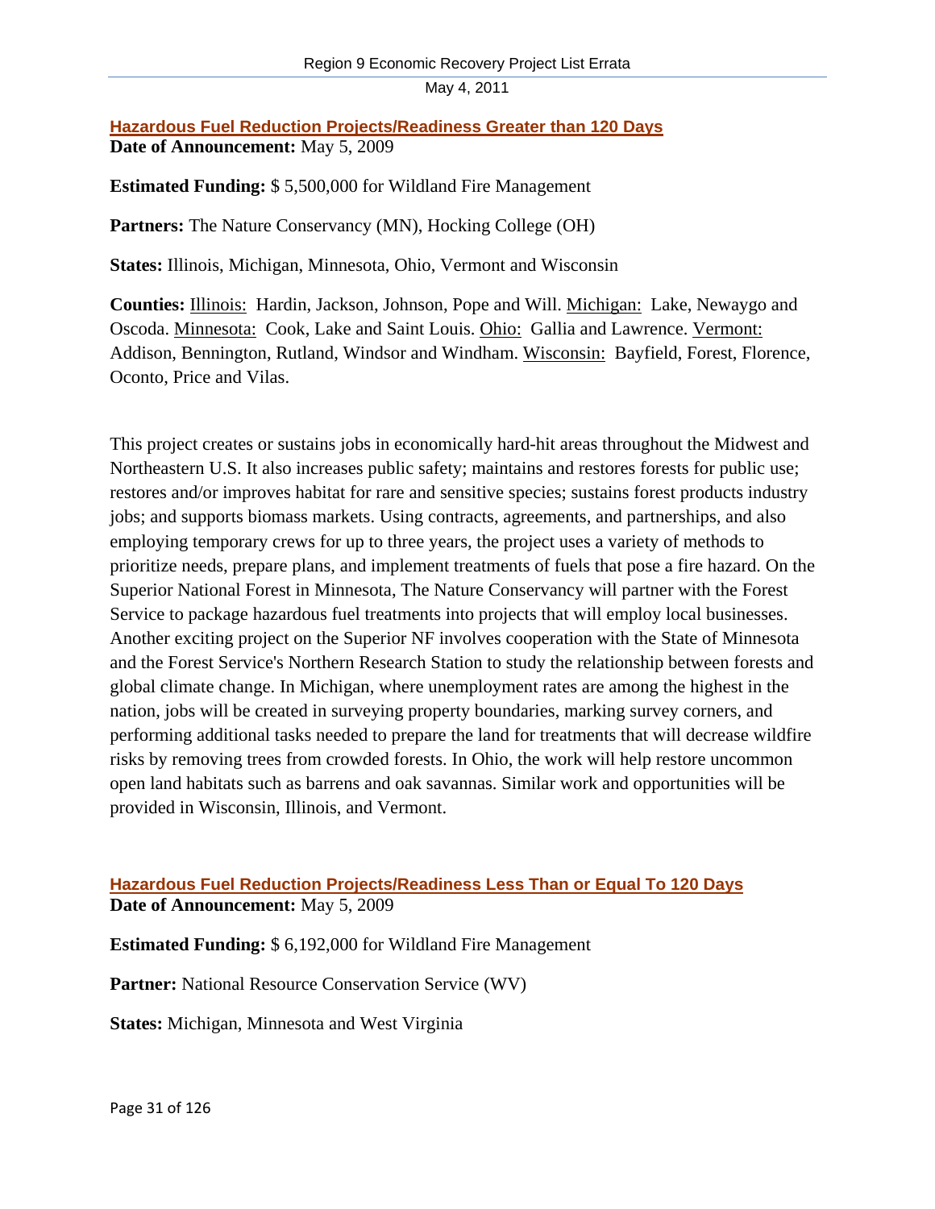## Hazardous Fuel Reduction Projects/Readiness Greater than 120 Days

**Date of Announcement:** May 5, 2009

**Estimated Funding:** $ 5,500,000 for Wildland Fire Management

**Partners:** The Nature Conservancy (MN), Hocking College (OH)

**States:** Illinois, Michigan, Minnesota, Ohio, Vermont and Wisconsin

**Counties:** Illinois: Hardin, Jackson, Johnson, Pope and Will. Michigan: Lake, Newaygo and Oscoda. Minnesota: Cook, Lake and Saint Louis. Ohio: Gallia and Lawrence. Vermont: Addison, Bennington, Rutland, Windsor and Windham. Wisconsin: Bayfield, Forest, Florence, Oconto, Price and Vilas.

This project creates or sustains jobs in economically hard-hit areas throughout the Midwest and Northeastern U.S. It also increases public safety; maintains and restores forests for public use; restores and/or improves habitat for rare and sensitive species; sustains forest products industry jobs; and supports biomass markets. Using contracts, agreements, and partnerships, and also employing temporary crews for up to three years, the project uses a variety of methods to prioritize needs, prepare plans, and implement treatments of fuels that pose a fire hazard. On the Superior National Forest in Minnesota, The Nature Conservancy will partner with the Forest Service to package hazardous fuel treatments into projects that will employ local businesses. Another exciting project on the Superior NF involves cooperation with the State of Minnesota and the Forest Service's Northern Research Station to study the relationship between forests and global climate change. In Michigan, where unemployment rates are among the highest in the nation, jobs will be created in surveying property boundaries, marking survey corners, and performing additional tasks needed to prepare the land for treatments that will decrease wildfire risks by removing trees from crowded forests. In Ohio, the work will help restore uncommon open land habitats such as barrens and oak savannas. Similar work and opportunities will be provided in Wisconsin, Illinois, and Vermont.

## Hazardous Fuel Reduction Projects/Readiness Less Than or Equal To 120 Days

**Date of Announcement:** May 5, 2009

**Estimated Funding:** $ 6,192,000 for Wildland Fire Management

**Partner:** National Resource Conservation Service (WV)

**States:** Michigan, Minnesota and West Virginia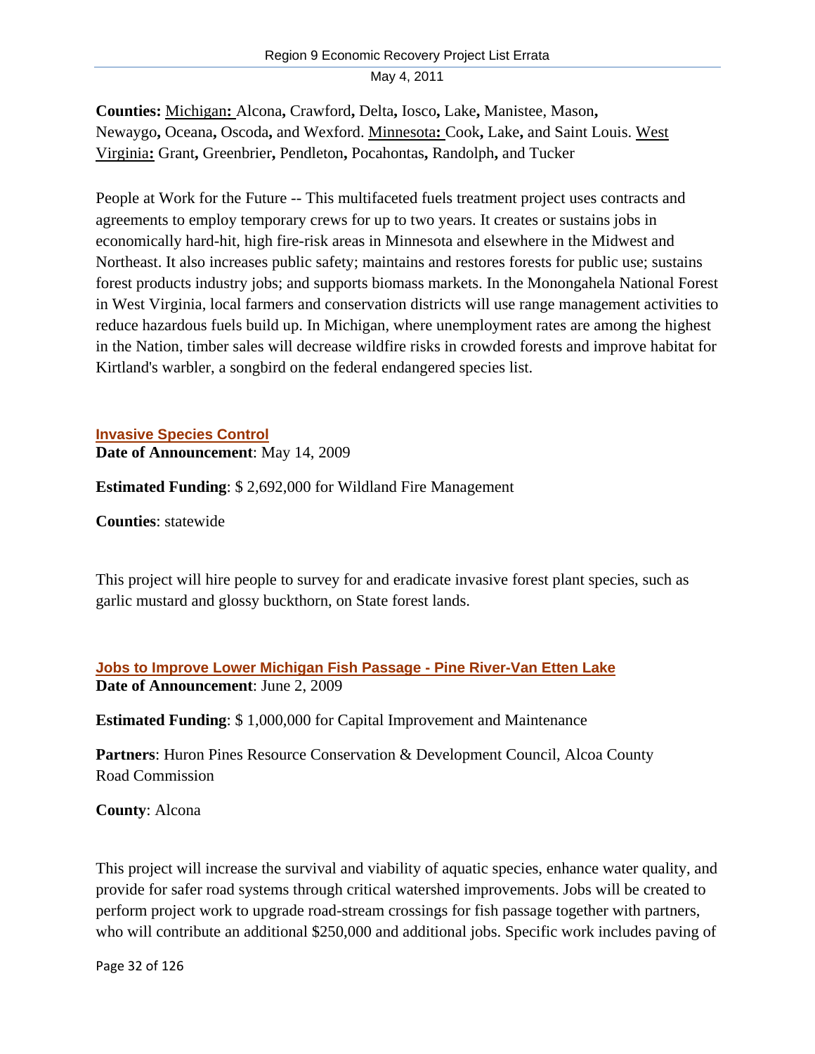**Counties:** Michigan: Alcona, Crawford, Delta, Iosco, Lake, Manistee, Mason, Newaygo, Oceana, Oscoda, and Wexford. Minnesota: Cook, Lake, and Saint Louis. West Virginia: Grant, Greenbrier, Pendleton, Pocahontas, Randolph, and Tucker

People at Work for the Future -- This multifaceted fuels treatment project uses contracts and agreements to employ temporary crews for up to two years. It creates or sustains jobs in economically hard-hit, high fire-risk areas in Minnesota and elsewhere in the Midwest and Northeast. It also increases public safety; maintains and restores forests for public use; sustains forest products industry jobs; and supports biomass markets. In the Monongahela National Forest in West Virginia, local farmers and conservation districts will use range management activities to reduce hazardous fuels build up. In Michigan, where unemployment rates are among the highest in the Nation, timber sales will decrease wildfire risks in crowded forests and improve habitat for Kirtland's warbler, a songbird on the federal endangered species list.

### Invasive Species Control

**Date of Announcement**: May 14, 2009

**Estimated Funding**: $ 2,692,000 for Wildland Fire Management

**Counties**: statewide

This project will hire people to survey for and eradicate invasive forest plant species, such as garlic mustard and glossy buckthorn, on State forest lands.

### Jobs to Improve Lower Michigan Fish Passage - Pine River-Van Etten Lake

**Date of Announcement**: June 2, 2009

**Estimated Funding**: $ 1,000,000 for Capital Improvement and Maintenance

**Partners**: Huron Pines Resource Conservation & Development Council, Alcoa County Road Commission

**County**: Alcona

This project will increase the survival and viability of aquatic species, enhance water quality, and provide for safer road systems through critical watershed improvements. Jobs will be created to perform project work to upgrade road-stream crossings for fish passage together with partners, who will contribute an additional $250,000 and additional jobs. Specific work includes paving of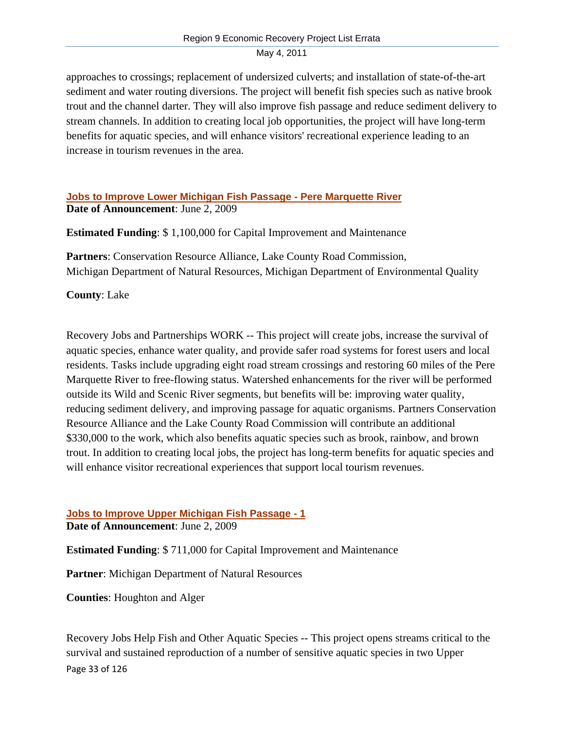approaches to crossings; replacement of undersized culverts; and installation of state-of-the-art sediment and water routing diversions. The project will benefit fish species such as native brook trout and the channel darter. They will also improve fish passage and reduce sediment delivery to stream channels. In addition to creating local job opportunities, the project will have long-term benefits for aquatic species, and will enhance visitors' recreational experience leading to an increase in tourism revenues in the area.

### Jobs to Improve Lower Michigan Fish Passage - Pere Marquette River

**Date of Announcement**: June 2, 2009

**Estimated Funding**: $ 1,100,000 for Capital Improvement and Maintenance

**Partners**: Conservation Resource Alliance, Lake County Road Commission, Michigan Department of Natural Resources, Michigan Department of Environmental Quality

**County**: Lake

Recovery Jobs and Partnerships WORK -- This project will create jobs, increase the survival of aquatic species, enhance water quality, and provide safer road systems for forest users and local residents. Tasks include upgrading eight road stream crossings and restoring 60 miles of the Pere Marquette River to free-flowing status. Watershed enhancements for the river will be performed outside its Wild and Scenic River segments, but benefits will be: improving water quality, reducing sediment delivery, and improving passage for aquatic organisms. Partners Conservation Resource Alliance and the Lake County Road Commission will contribute an additional $330,000 to the work, which also benefits aquatic species such as brook, rainbow, and brown trout. In addition to creating local jobs, the project has long-term benefits for aquatic species and will enhance visitor recreational experiences that support local tourism revenues.

### Jobs to Improve Upper Michigan Fish Passage - 1

**Date of Announcement**: June 2, 2009

**Estimated Funding**: $ 711,000 for Capital Improvement and Maintenance

**Partner**: Michigan Department of Natural Resources

**Counties**: Houghton and Alger

Recovery Jobs Help Fish and Other Aquatic Species -- This project opens streams critical to the survival and sustained reproduction of a number of sensitive aquatic species in two Upper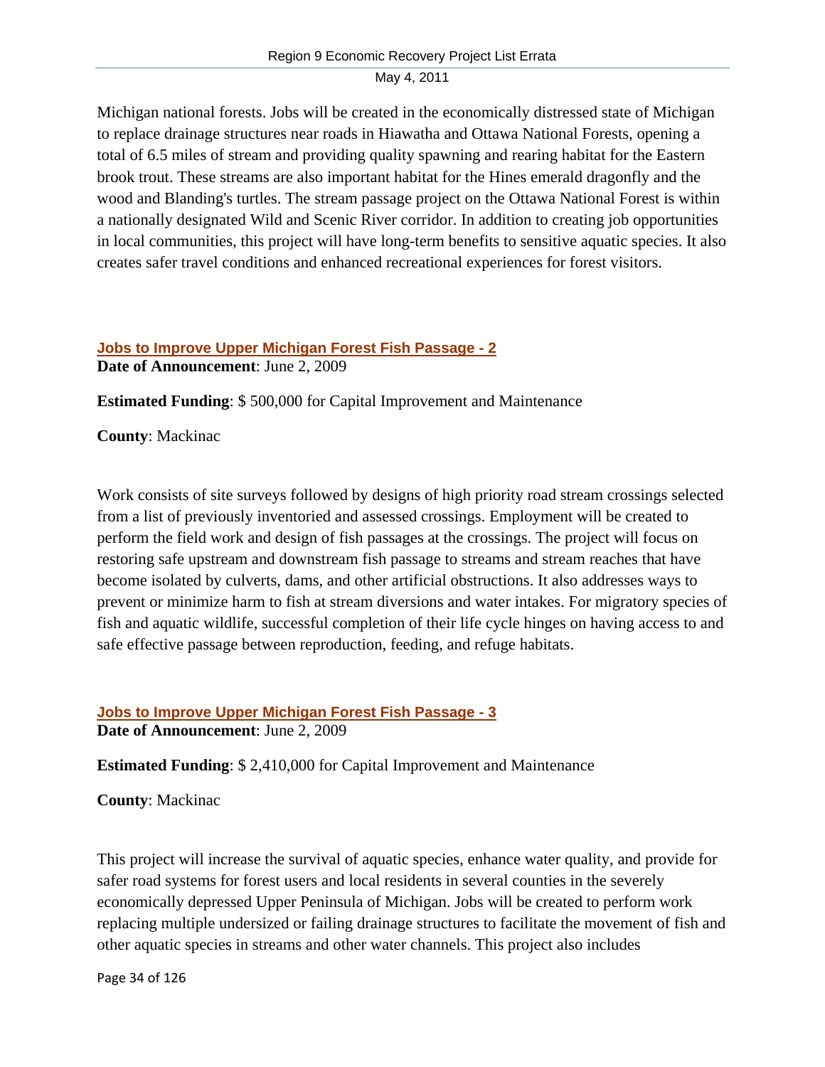Michigan national forests. Jobs will be created in the economically distressed state of Michigan to replace drainage structures near roads in Hiawatha and Ottawa National Forests, opening a total of 6.5 miles of stream and providing quality spawning and rearing habitat for the Eastern brook trout. These streams are also important habitat for the Hines emerald dragonfly and the wood and Blanding's turtles. The stream passage project on the Ottawa National Forest is within a nationally designated Wild and Scenic River corridor. In addition to creating job opportunities in local communities, this project will have long-term benefits to sensitive aquatic species. It also creates safer travel conditions and enhanced recreational experiences for forest visitors.

### Jobs to Improve Upper Michigan Forest Fish Passage - 2

**Date of Announcement**: June 2, 2009

**Estimated Funding**: $ 500,000 for Capital Improvement and Maintenance

**County**: Mackinac

Work consists of site surveys followed by designs of high priority road stream crossings selected from a list of previously inventoried and assessed crossings. Employment will be created to perform the field work and design of fish passages at the crossings. The project will focus on restoring safe upstream and downstream fish passage to streams and stream reaches that have become isolated by culverts, dams, and other artificial obstructions. It also addresses ways to prevent or minimize harm to fish at stream diversions and water intakes. For migratory species of fish and aquatic wildlife, successful completion of their life cycle hinges on having access to and safe effective passage between reproduction, feeding, and refuge habitats.

### Jobs to Improve Upper Michigan Forest Fish Passage - 3

**Date of Announcement**: June 2, 2009

**Estimated Funding**: $ 2,410,000 for Capital Improvement and Maintenance

**County**: Mackinac

This project will increase the survival of aquatic species, enhance water quality, and provide for safer road systems for forest users and local residents in several counties in the severely economically depressed Upper Peninsula of Michigan. Jobs will be created to perform work replacing multiple undersized or failing drainage structures to facilitate the movement of fish and other aquatic species in streams and other water channels. This project also includes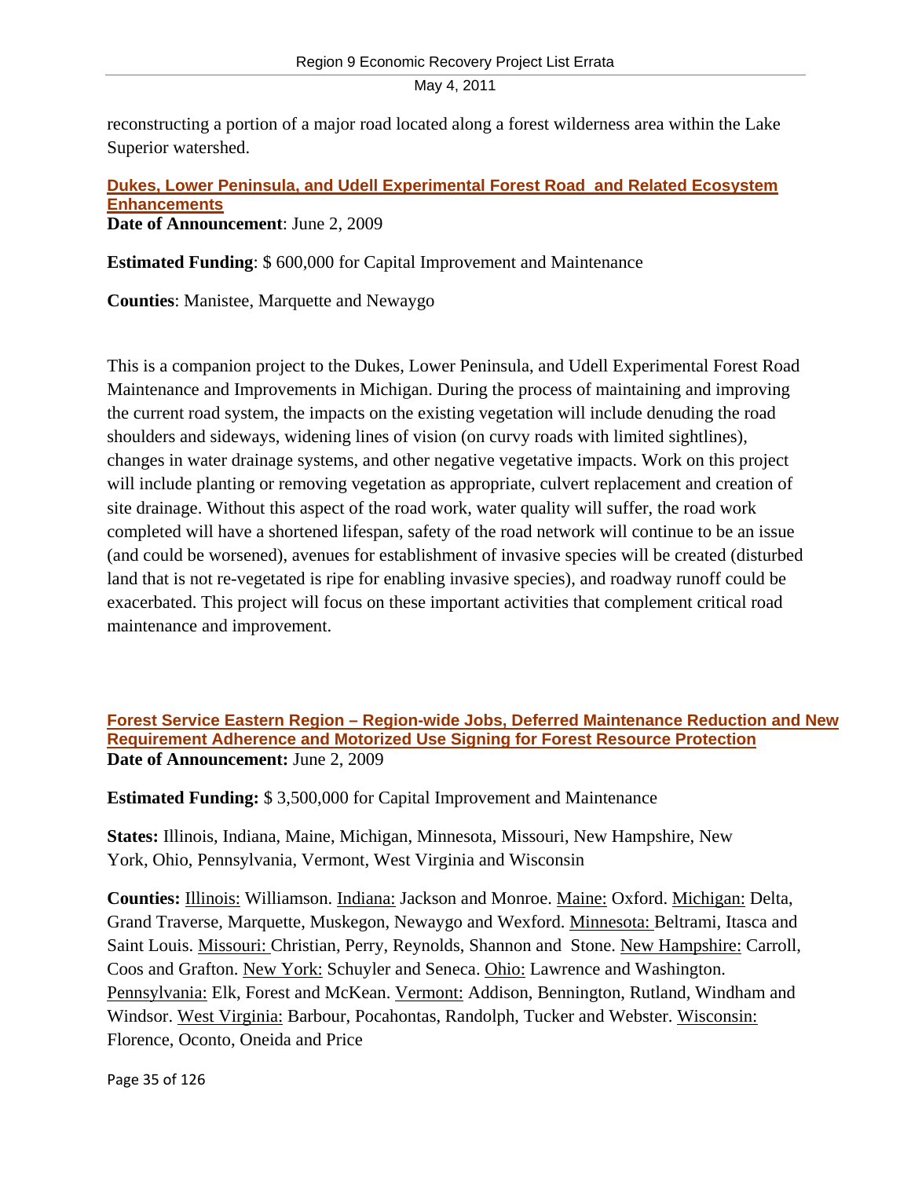reconstructing a portion of a major road located along a forest wilderness area within the Lake Superior watershed.

### Dukes, Lower Peninsula, and Udell Experimental Forest Road and Related Ecosystem Enhancements

**Date of Announcement**: June 2, 2009

**Estimated Funding**: $ 600,000 for Capital Improvement and Maintenance

**Counties**: Manistee, Marquette and Newaygo

This is a companion project to the Dukes, Lower Peninsula, and Udell Experimental Forest Road Maintenance and Improvements in Michigan. During the process of maintaining and improving the current road system, the impacts on the existing vegetation will include denuding the road shoulders and sideways, widening lines of vision (on curvy roads with limited sightlines), changes in water drainage systems, and other negative vegetative impacts. Work on this project will include planting or removing vegetation as appropriate, culvert replacement and creation of site drainage. Without this aspect of the road work, water quality will suffer, the road work completed will have a shortened lifespan, safety of the road network will continue to be an issue (and could be worsened), avenues for establishment of invasive species will be created (disturbed land that is not re-vegetated is ripe for enabling invasive species), and roadway runoff could be exacerbated. This project will focus on these important activities that complement critical road maintenance and improvement.

### Forest Service Eastern Region – Region-wide Jobs, Deferred Maintenance Reduction and New Requirement Adherence and Motorized Use Signing for Forest Resource Protection

**Date of Announcement:** June 2, 2009

**Estimated Funding:** $ 3,500,000 for Capital Improvement and Maintenance

**States:** Illinois, Indiana, Maine, Michigan, Minnesota, Missouri, New Hampshire, New York, Ohio, Pennsylvania, Vermont, West Virginia and Wisconsin

**Counties:** Illinois: Williamson. Indiana: Jackson and Monroe. Maine: Oxford. Michigan: Delta, Grand Traverse, Marquette, Muskegon, Newaygo and Wexford. Minnesota: Beltrami, Itasca and Saint Louis. Missouri: Christian, Perry, Reynolds, Shannon and Stone. New Hampshire: Carroll, Coos and Grafton. New York: Schuyler and Seneca. Ohio: Lawrence and Washington. Pennsylvania: Elk, Forest and McKean. Vermont: Addison, Bennington, Rutland, Windham and Windsor. West Virginia: Barbour, Pocahontas, Randolph, Tucker and Webster. Wisconsin: Florence, Oconto, Oneida and Price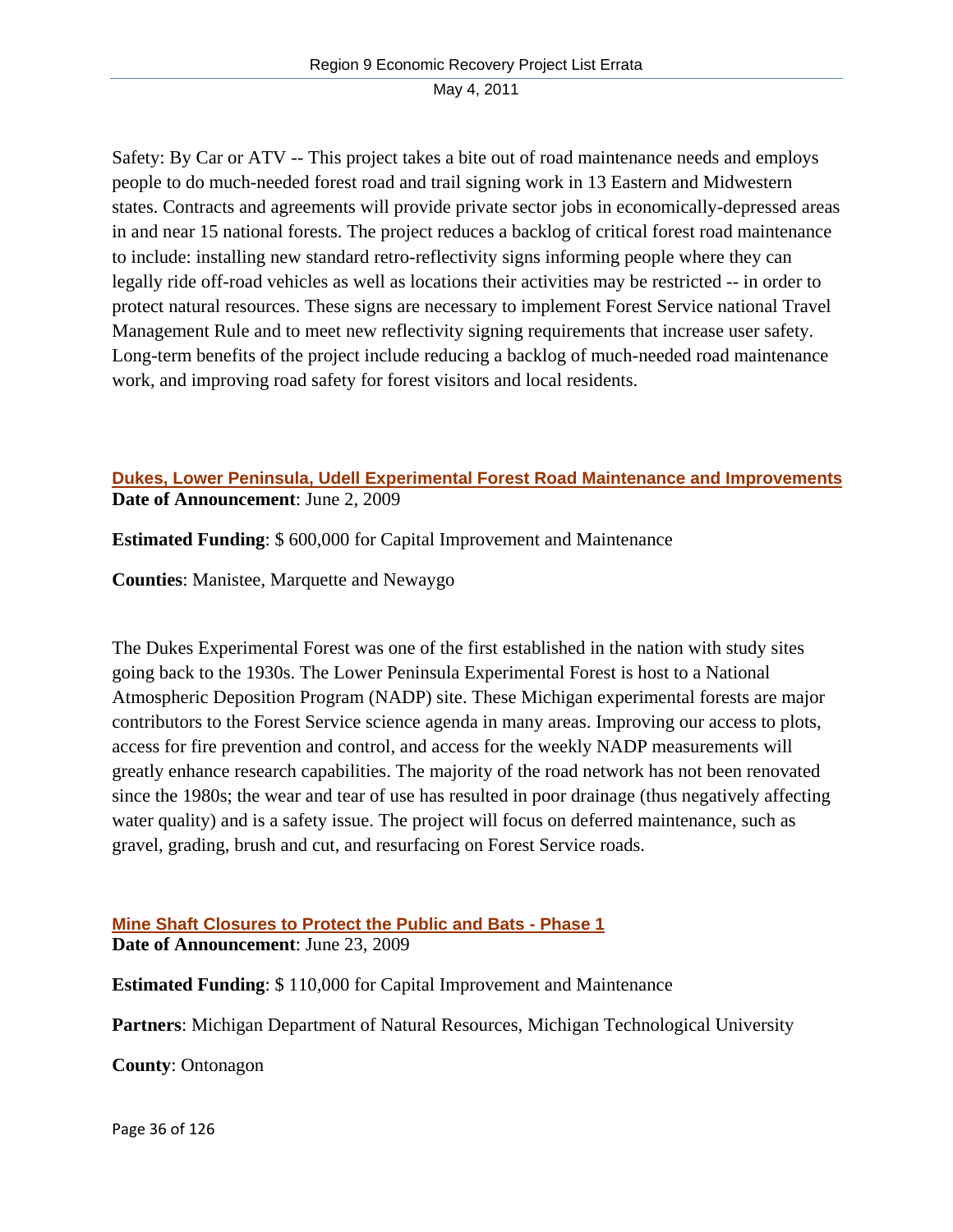Safety: By Car or ATV -- This project takes a bite out of road maintenance needs and employs people to do much-needed forest road and trail signing work in 13 Eastern and Midwestern states. Contracts and agreements will provide private sector jobs in economically-depressed areas in and near 15 national forests. The project reduces a backlog of critical forest road maintenance to include: installing new standard retro-reflectivity signs informing people where they can legally ride off-road vehicles as well as locations their activities may be restricted -- in order to protect natural resources. These signs are necessary to implement Forest Service national Travel Management Rule and to meet new reflectivity signing requirements that increase user safety. Long-term benefits of the project include reducing a backlog of much-needed road maintenance work, and improving road safety for forest visitors and local residents.

### Dukes, Lower Peninsula, Udell Experimental Forest Road Maintenance and Improvements

**Date of Announcement**: June 2, 2009

**Estimated Funding**: $ 600,000 for Capital Improvement and Maintenance

**Counties**: Manistee, Marquette and Newaygo

The Dukes Experimental Forest was one of the first established in the nation with study sites going back to the 1930s. The Lower Peninsula Experimental Forest is host to a National Atmospheric Deposition Program (NADP) site. These Michigan experimental forests are major contributors to the Forest Service science agenda in many areas. Improving our access to plots, access for fire prevention and control, and access for the weekly NADP measurements will greatly enhance research capabilities. The majority of the road network has not been renovated since the 1980s; the wear and tear of use has resulted in poor drainage (thus negatively affecting water quality) and is a safety issue. The project will focus on deferred maintenance, such as gravel, grading, brush and cut, and resurfacing on Forest Service roads.

### Mine Shaft Closures to Protect the Public and Bats - Phase 1

**Date of Announcement**: June 23, 2009

**Estimated Funding**: $ 110,000 for Capital Improvement and Maintenance

**Partners**: Michigan Department of Natural Resources, Michigan Technological University

**County**: Ontonagon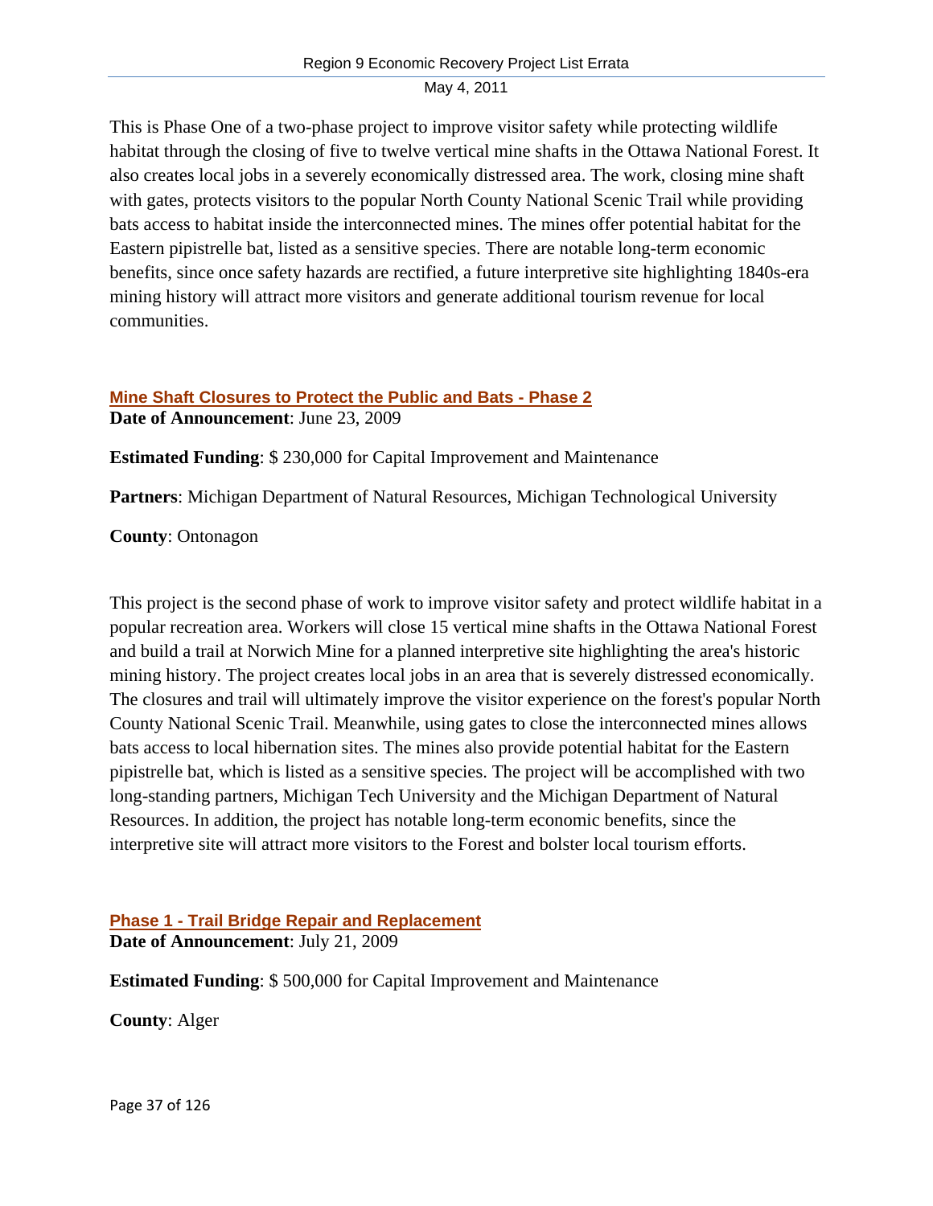This is Phase One of a two-phase project to improve visitor safety while protecting wildlife habitat through the closing of five to twelve vertical mine shafts in the Ottawa National Forest. It also creates local jobs in a severely economically distressed area. The work, closing mine shaft with gates, protects visitors to the popular North County National Scenic Trail while providing bats access to habitat inside the interconnected mines. The mines offer potential habitat for the Eastern pipistrelle bat, listed as a sensitive species. There are notable long-term economic benefits, since once safety hazards are rectified, a future interpretive site highlighting 1840s-era mining history will attract more visitors and generate additional tourism revenue for local communities.

### Mine Shaft Closures to Protect the Public and Bats - Phase 2

**Date of Announcement**: June 23, 2009

**Estimated Funding**: $ 230,000 for Capital Improvement and Maintenance

**Partners**: Michigan Department of Natural Resources, Michigan Technological University

**County**: Ontonagon

This project is the second phase of work to improve visitor safety and protect wildlife habitat in a popular recreation area. Workers will close 15 vertical mine shafts in the Ottawa National Forest and build a trail at Norwich Mine for a planned interpretive site highlighting the area's historic mining history. The project creates local jobs in an area that is severely distressed economically. The closures and trail will ultimately improve the visitor experience on the forest's popular North County National Scenic Trail. Meanwhile, using gates to close the interconnected mines allows bats access to local hibernation sites. The mines also provide potential habitat for the Eastern pipistrelle bat, which is listed as a sensitive species. The project will be accomplished with two long-standing partners, Michigan Tech University and the Michigan Department of Natural Resources. In addition, the project has notable long-term economic benefits, since the interpretive site will attract more visitors to the Forest and bolster local tourism efforts.

### Phase 1 - Trail Bridge Repair and Replacement

**Date of Announcement**: July 21, 2009

**Estimated Funding**: $ 500,000 for Capital Improvement and Maintenance

**County**: Alger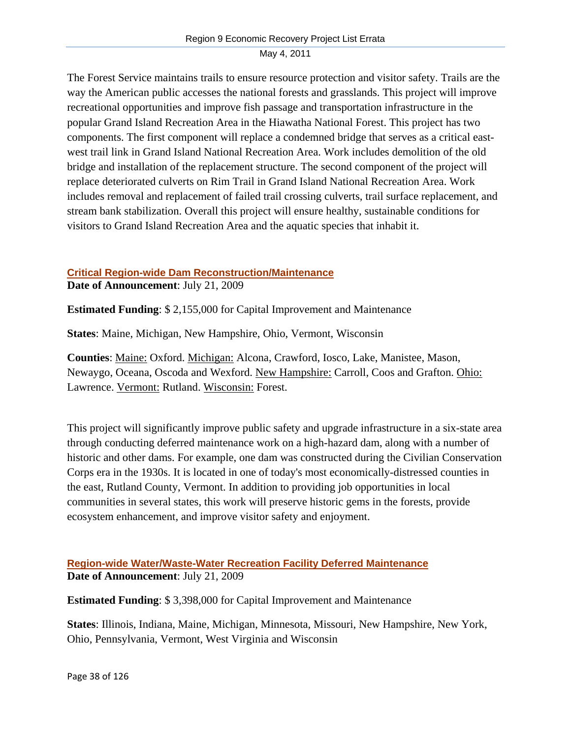The Forest Service maintains trails to ensure resource protection and visitor safety. Trails are the way the American public accesses the national forests and grasslands. This project will improve recreational opportunities and improve fish passage and transportation infrastructure in the popular Grand Island Recreation Area in the Hiawatha National Forest. This project has two components. The first component will replace a condemned bridge that serves as a critical east-west trail link in Grand Island National Recreation Area. Work includes demolition of the old bridge and installation of the replacement structure. The second component of the project will replace deteriorated culverts on Rim Trail in Grand Island National Recreation Area. Work includes removal and replacement of failed trail crossing culverts, trail surface replacement, and stream bank stabilization. Overall this project will ensure healthy, sustainable conditions for visitors to Grand Island Recreation Area and the aquatic species that inhabit it.

### Critical Region-wide Dam Reconstruction/Maintenance

**Date of Announcement**: July 21, 2009

**Estimated Funding**: $ 2,155,000 for Capital Improvement and Maintenance

**States**: Maine, Michigan, New Hampshire, Ohio, Vermont, Wisconsin

**Counties**: Maine: Oxford. Michigan: Alcona, Crawford, Iosco, Lake, Manistee, Mason, Newaygo, Oceana, Oscoda and Wexford. New Hampshire: Carroll, Coos and Grafton. Ohio: Lawrence. Vermont: Rutland. Wisconsin: Forest.

This project will significantly improve public safety and upgrade infrastructure in a six-state area through conducting deferred maintenance work on a high-hazard dam, along with a number of historic and other dams. For example, one dam was constructed during the Civilian Conservation Corps era in the 1930s. It is located in one of today's most economically-distressed counties in the east, Rutland County, Vermont. In addition to providing job opportunities in local communities in several states, this work will preserve historic gems in the forests, provide ecosystem enhancement, and improve visitor safety and enjoyment.

### Region-wide Water/Waste-Water Recreation Facility Deferred Maintenance

**Date of Announcement**: July 21, 2009

**Estimated Funding**: $ 3,398,000 for Capital Improvement and Maintenance

**States**: Illinois, Indiana, Maine, Michigan, Minnesota, Missouri, New Hampshire, New York, Ohio, Pennsylvania, Vermont, West Virginia and Wisconsin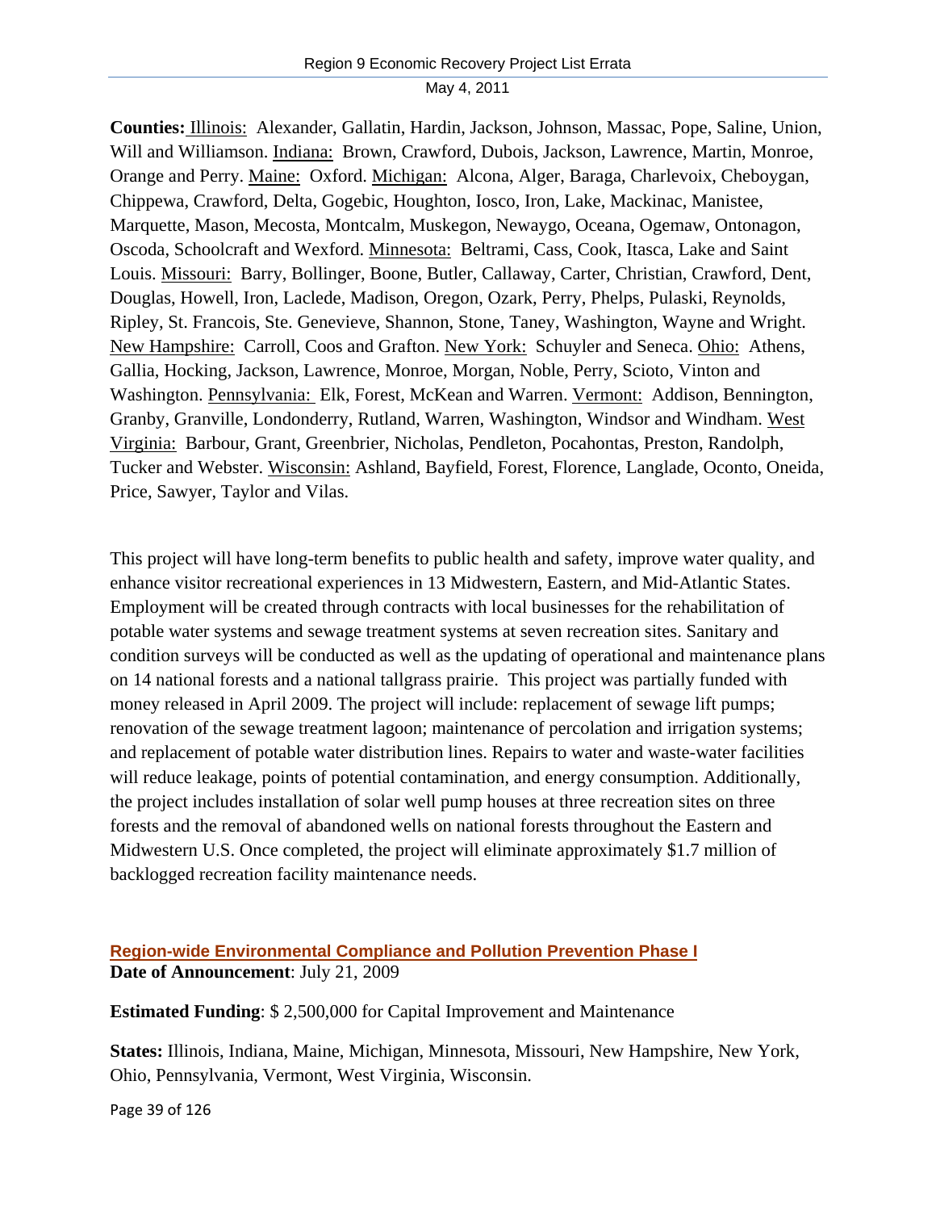**Counties:** Illinois: Alexander, Gallatin, Hardin, Jackson, Johnson, Massac, Pope, Saline, Union, Will and Williamson. Indiana: Brown, Crawford, Dubois, Jackson, Lawrence, Martin, Monroe, Orange and Perry. Maine: Oxford. Michigan: Alcona, Alger, Baraga, Charlevoix, Cheboygan, Chippewa, Crawford, Delta, Gogebic, Houghton, Iosco, Iron, Lake, Mackinac, Manistee, Marquette, Mason, Mecosta, Montcalm, Muskegon, Newaygo, Oceana, Ogemaw, Ontonagon, Oscoda, Schoolcraft and Wexford. Minnesota: Beltrami, Cass, Cook, Itasca, Lake and Saint Louis. Missouri: Barry, Bollinger, Boone, Butler, Callaway, Carter, Christian, Crawford, Dent, Douglas, Howell, Iron, Laclede, Madison, Oregon, Ozark, Perry, Phelps, Pulaski, Reynolds, Ripley, St. Francois, Ste. Genevieve, Shannon, Stone, Taney, Washington, Wayne and Wright. New Hampshire: Carroll, Coos and Grafton. New York: Schuyler and Seneca. Ohio: Athens, Gallia, Hocking, Jackson, Lawrence, Monroe, Morgan, Noble, Perry, Scioto, Vinton and Washington. Pennsylvania: Elk, Forest, McKean and Warren. Vermont: Addison, Bennington, Granby, Granville, Londonderry, Rutland, Warren, Washington, Windsor and Windham. West Virginia: Barbour, Grant, Greenbrier, Nicholas, Pendleton, Pocahontas, Preston, Randolph, Tucker and Webster. Wisconsin: Ashland, Bayfield, Forest, Florence, Langlade, Oconto, Oneida, Price, Sawyer, Taylor and Vilas.

This project will have long-term benefits to public health and safety, improve water quality, and enhance visitor recreational experiences in 13 Midwestern, Eastern, and Mid-Atlantic States. Employment will be created through contracts with local businesses for the rehabilitation of potable water systems and sewage treatment systems at seven recreation sites. Sanitary and condition surveys will be conducted as well as the updating of operational and maintenance plans on 14 national forests and a national tallgrass prairie. This project was partially funded with money released in April 2009. The project will include: replacement of sewage lift pumps; renovation of the sewage treatment lagoon; maintenance of percolation and irrigation systems; and replacement of potable water distribution lines. Repairs to water and waste-water facilities will reduce leakage, points of potential contamination, and energy consumption. Additionally, the project includes installation of solar well pump houses at three recreation sites on three forests and the removal of abandoned wells on national forests throughout the Eastern and Midwestern U.S. Once completed, the project will eliminate approximately $1.7 million of backlogged recreation facility maintenance needs.

### Region-wide Environmental Compliance and Pollution Prevention Phase I

**Date of Announcement**: July 21, 2009

**Estimated Funding**: $ 2,500,000 for Capital Improvement and Maintenance

**States:** Illinois, Indiana, Maine, Michigan, Minnesota, Missouri, New Hampshire, New York, Ohio, Pennsylvania, Vermont, West Virginia, Wisconsin.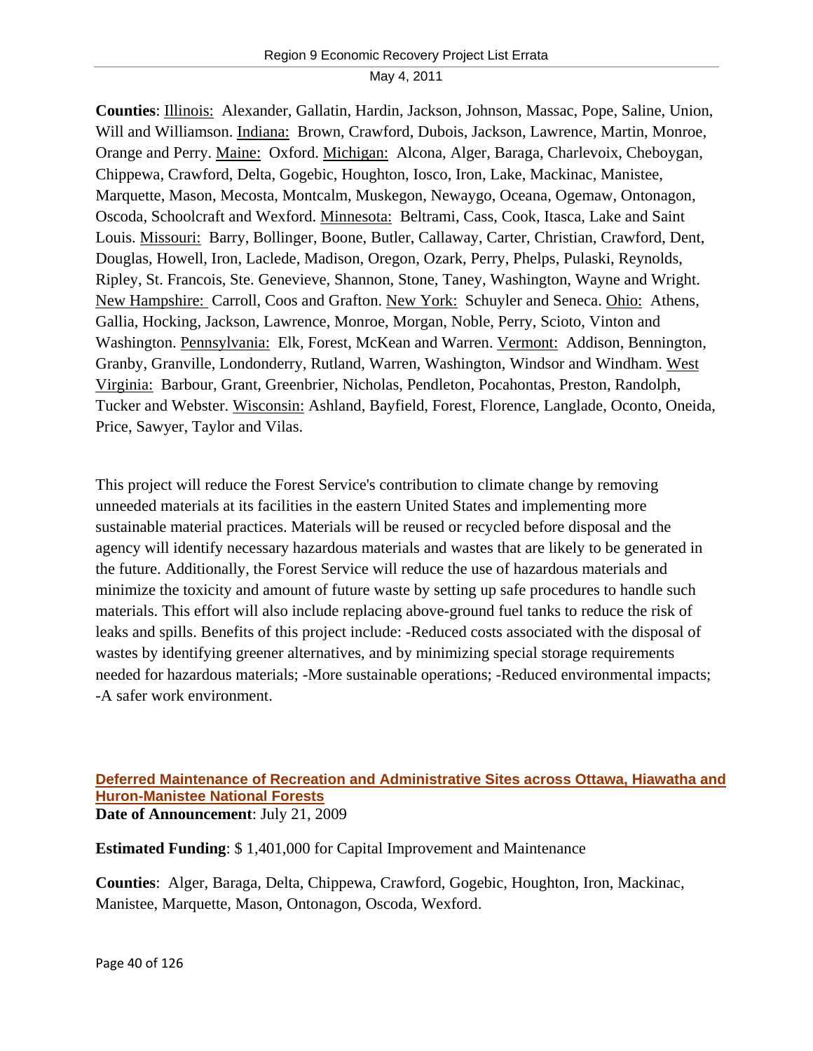**Counties**: Illinois: Alexander, Gallatin, Hardin, Jackson, Johnson, Massac, Pope, Saline, Union, Will and Williamson. Indiana: Brown, Crawford, Dubois, Jackson, Lawrence, Martin, Monroe, Orange and Perry. Maine: Oxford. Michigan: Alcona, Alger, Baraga, Charlevoix, Cheboygan, Chippewa, Crawford, Delta, Gogebic, Houghton, Iosco, Iron, Lake, Mackinac, Manistee, Marquette, Mason, Mecosta, Montcalm, Muskegon, Newaygo, Oceana, Ogemaw, Ontonagon, Oscoda, Schoolcraft and Wexford. Minnesota: Beltrami, Cass, Cook, Itasca, Lake and Saint Louis. Missouri: Barry, Bollinger, Boone, Butler, Callaway, Carter, Christian, Crawford, Dent, Douglas, Howell, Iron, Laclede, Madison, Oregon, Ozark, Perry, Phelps, Pulaski, Reynolds, Ripley, St. Francois, Ste. Genevieve, Shannon, Stone, Taney, Washington, Wayne and Wright. New Hampshire: Carroll, Coos and Grafton. New York: Schuyler and Seneca. Ohio: Athens, Gallia, Hocking, Jackson, Lawrence, Monroe, Morgan, Noble, Perry, Scioto, Vinton and Washington. Pennsylvania: Elk, Forest, McKean and Warren. Vermont: Addison, Bennington, Granby, Granville, Londonderry, Rutland, Warren, Washington, Windsor and Windham. West Virginia: Barbour, Grant, Greenbrier, Nicholas, Pendleton, Pocahontas, Preston, Randolph, Tucker and Webster. Wisconsin: Ashland, Bayfield, Forest, Florence, Langlade, Oconto, Oneida, Price, Sawyer, Taylor and Vilas.

This project will reduce the Forest Service's contribution to climate change by removing unneeded materials at its facilities in the eastern United States and implementing more sustainable material practices. Materials will be reused or recycled before disposal and the agency will identify necessary hazardous materials and wastes that are likely to be generated in the future. Additionally, the Forest Service will reduce the use of hazardous materials and minimize the toxicity and amount of future waste by setting up safe procedures to handle such materials. This effort will also include replacing above-ground fuel tanks to reduce the risk of leaks and spills. Benefits of this project include: -Reduced costs associated with the disposal of wastes by identifying greener alternatives, and by minimizing special storage requirements needed for hazardous materials; -More sustainable operations; -Reduced environmental impacts; -A safer work environment.

### Deferred Maintenance of Recreation and Administrative Sites across Ottawa, Hiawatha and Huron-Manistee National Forests

**Date of Announcement**: July 21, 2009

**Estimated Funding**: $ 1,401,000 for Capital Improvement and Maintenance

**Counties**: Alger, Baraga, Delta, Chippewa, Crawford, Gogebic, Houghton, Iron, Mackinac, Manistee, Marquette, Mason, Ontonagon, Oscoda, Wexford.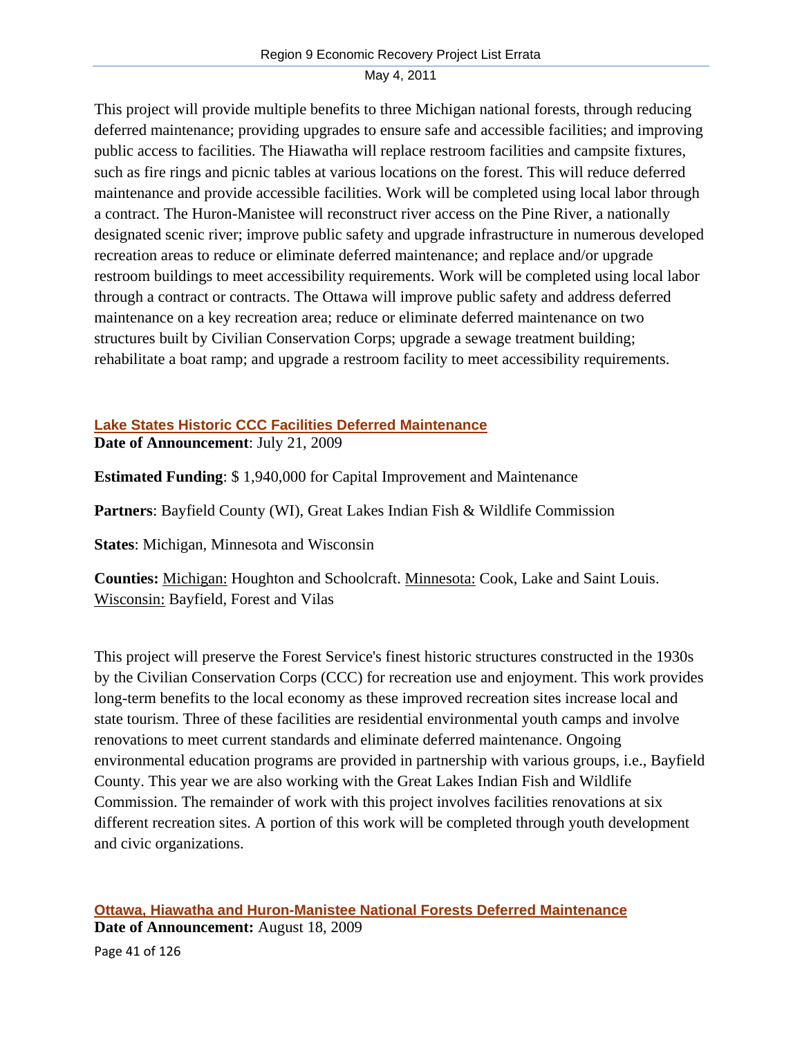This project will provide multiple benefits to three Michigan national forests, through reducing deferred maintenance; providing upgrades to ensure safe and accessible facilities; and improving public access to facilities. The Hiawatha will replace restroom facilities and campsite fixtures, such as fire rings and picnic tables at various locations on the forest. This will reduce deferred maintenance and provide accessible facilities. Work will be completed using local labor through a contract. The Huron-Manistee will reconstruct river access on the Pine River, a nationally designated scenic river; improve public safety and upgrade infrastructure in numerous developed recreation areas to reduce or eliminate deferred maintenance; and replace and/or upgrade restroom buildings to meet accessibility requirements. Work will be completed using local labor through a contract or contracts. The Ottawa will improve public safety and address deferred maintenance on a key recreation area; reduce or eliminate deferred maintenance on two structures built by Civilian Conservation Corps; upgrade a sewage treatment building; rehabilitate a boat ramp; and upgrade a restroom facility to meet accessibility requirements.

### Lake States Historic CCC Facilities Deferred Maintenance

**Date of Announcement**: July 21, 2009

**Estimated Funding**: $ 1,940,000 for Capital Improvement and Maintenance

**Partners**: Bayfield County (WI), Great Lakes Indian Fish & Wildlife Commission

**States**: Michigan, Minnesota and Wisconsin

**Counties:** Michigan: Houghton and Schoolcraft. Minnesota: Cook, Lake and Saint Louis. Wisconsin: Bayfield, Forest and Vilas

This project will preserve the Forest Service's finest historic structures constructed in the 1930s by the Civilian Conservation Corps (CCC) for recreation use and enjoyment. This work provides long-term benefits to the local economy as these improved recreation sites increase local and state tourism. Three of these facilities are residential environmental youth camps and involve renovations to meet current standards and eliminate deferred maintenance. Ongoing environmental education programs are provided in partnership with various groups, i.e., Bayfield County. This year we are also working with the Great Lakes Indian Fish and Wildlife Commission. The remainder of work with this project involves facilities renovations at six different recreation sites. A portion of this work will be completed through youth development and civic organizations.

### Ottawa, Hiawatha and Huron-Manistee National Forests Deferred Maintenance

**Date of Announcement:** August 18, 2009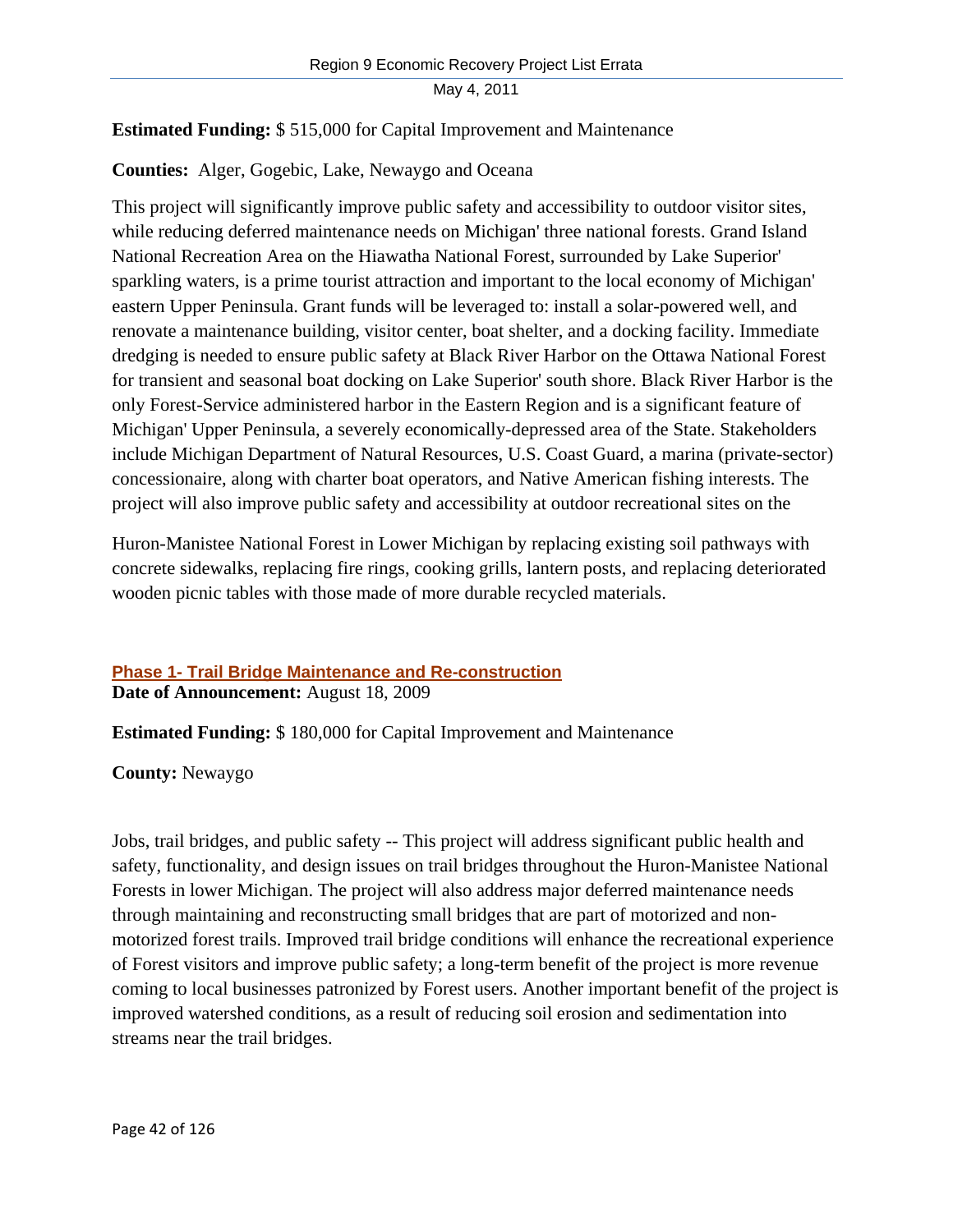**Estimated Funding:** $ 515,000 for Capital Improvement and Maintenance

**Counties:** Alger, Gogebic, Lake, Newaygo and Oceana

This project will significantly improve public safety and accessibility to outdoor visitor sites, while reducing deferred maintenance needs on Michigan' three national forests. Grand Island National Recreation Area on the Hiawatha National Forest, surrounded by Lake Superior' sparkling waters, is a prime tourist attraction and important to the local economy of Michigan' eastern Upper Peninsula. Grant funds will be leveraged to: install a solar-powered well, and renovate a maintenance building, visitor center, boat shelter, and a docking facility. Immediate dredging is needed to ensure public safety at Black River Harbor on the Ottawa National Forest for transient and seasonal boat docking on Lake Superior' south shore. Black River Harbor is the only Forest-Service administered harbor in the Eastern Region and is a significant feature of Michigan' Upper Peninsula, a severely economically-depressed area of the State. Stakeholders include Michigan Department of Natural Resources, U.S. Coast Guard, a marina (private-sector) concessionaire, along with charter boat operators, and Native American fishing interests. The project will also improve public safety and accessibility at outdoor recreational sites on the

Huron-Manistee National Forest in Lower Michigan by replacing existing soil pathways with concrete sidewalks, replacing fire rings, cooking grills, lantern posts, and replacing deteriorated wooden picnic tables with those made of more durable recycled materials.

### Phase 1- Trail Bridge Maintenance and Re-construction

**Date of Announcement:** August 18, 2009

**Estimated Funding:** $ 180,000 for Capital Improvement and Maintenance

**County:** Newaygo

Jobs, trail bridges, and public safety -- This project will address significant public health and safety, functionality, and design issues on trail bridges throughout the Huron-Manistee National Forests in lower Michigan. The project will also address major deferred maintenance needs through maintaining and reconstructing small bridges that are part of motorized and non-motorized forest trails. Improved trail bridge conditions will enhance the recreational experience of Forest visitors and improve public safety; a long-term benefit of the project is more revenue coming to local businesses patronized by Forest users. Another important benefit of the project is improved watershed conditions, as a result of reducing soil erosion and sedimentation into streams near the trail bridges.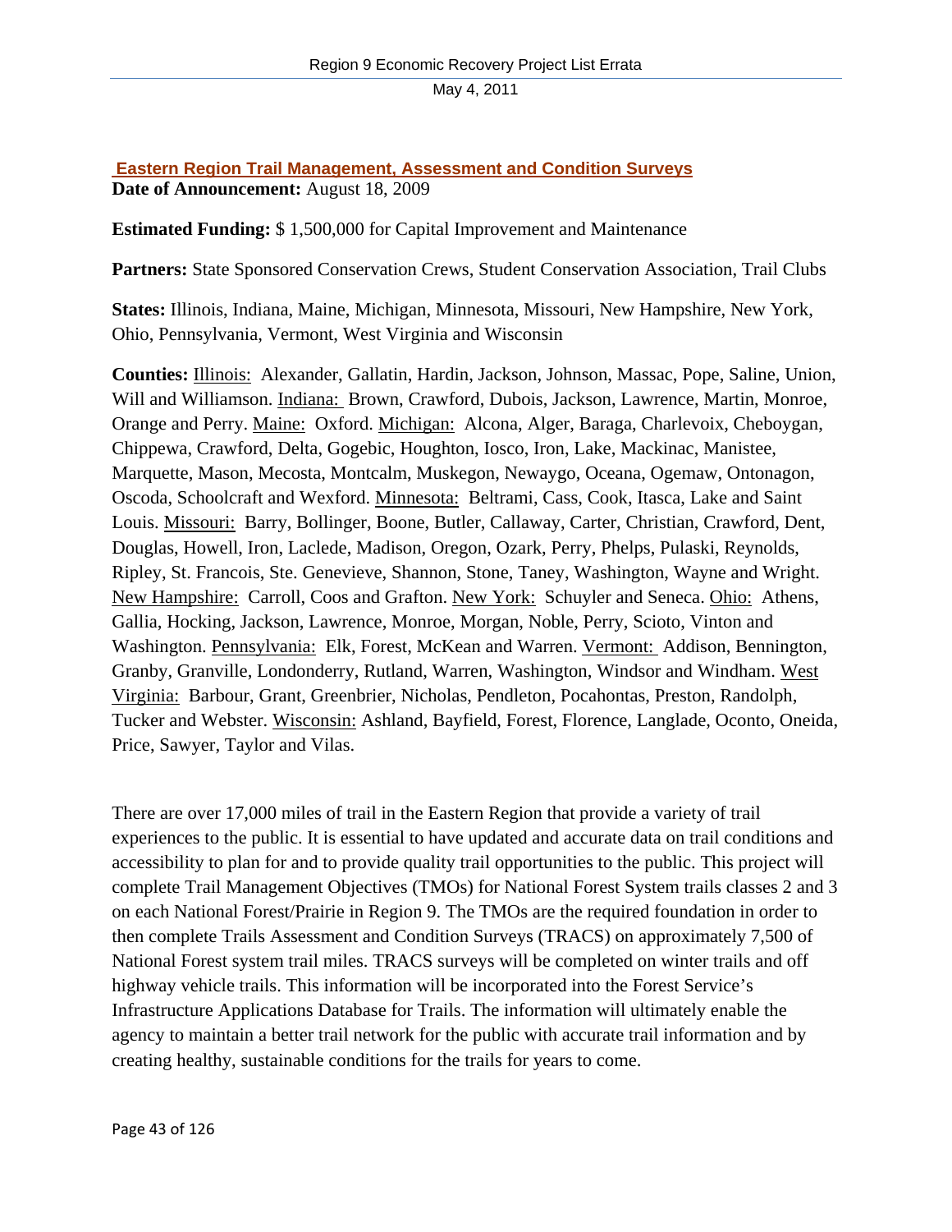## Eastern Region Trail Management, Assessment and Condition Surveys

**Date of Announcement:** August 18, 2009

**Estimated Funding:** $ 1,500,000 for Capital Improvement and Maintenance

**Partners:** State Sponsored Conservation Crews, Student Conservation Association, Trail Clubs

**States:** Illinois, Indiana, Maine, Michigan, Minnesota, Missouri, New Hampshire, New York, Ohio, Pennsylvania, Vermont, West Virginia and Wisconsin

**Counties:** Illinois: Alexander, Gallatin, Hardin, Jackson, Johnson, Massac, Pope, Saline, Union, Will and Williamson. Indiana: Brown, Crawford, Dubois, Jackson, Lawrence, Martin, Monroe, Orange and Perry. Maine: Oxford. Michigan: Alcona, Alger, Baraga, Charlevoix, Cheboygan, Chippewa, Crawford, Delta, Gogebic, Houghton, Iosco, Iron, Lake, Mackinac, Manistee, Marquette, Mason, Mecosta, Montcalm, Muskegon, Newaygo, Oceana, Ogemaw, Ontonagon, Oscoda, Schoolcraft and Wexford. Minnesota: Beltrami, Cass, Cook, Itasca, Lake and Saint Louis. Missouri: Barry, Bollinger, Boone, Butler, Callaway, Carter, Christian, Crawford, Dent, Douglas, Howell, Iron, Laclede, Madison, Oregon, Ozark, Perry, Phelps, Pulaski, Reynolds, Ripley, St. Francois, Ste. Genevieve, Shannon, Stone, Taney, Washington, Wayne and Wright. New Hampshire: Carroll, Coos and Grafton. New York: Schuyler and Seneca. Ohio: Athens, Gallia, Hocking, Jackson, Lawrence, Monroe, Morgan, Noble, Perry, Scioto, Vinton and Washington. Pennsylvania: Elk, Forest, McKean and Warren. Vermont: Addison, Bennington, Granby, Granville, Londonderry, Rutland, Warren, Washington, Windsor and Windham. West Virginia: Barbour, Grant, Greenbrier, Nicholas, Pendleton, Pocahontas, Preston, Randolph, Tucker and Webster. Wisconsin: Ashland, Bayfield, Forest, Florence, Langlade, Oconto, Oneida, Price, Sawyer, Taylor and Vilas.

There are over 17,000 miles of trail in the Eastern Region that provide a variety of trail experiences to the public. It is essential to have updated and accurate data on trail conditions and accessibility to plan for and to provide quality trail opportunities to the public. This project will complete Trail Management Objectives (TMOs) for National Forest System trails classes 2 and 3 on each National Forest/Prairie in Region 9. The TMOs are the required foundation in order to then complete Trails Assessment and Condition Surveys (TRACS) on approximately 7,500 of National Forest system trail miles. TRACS surveys will be completed on winter trails and off highway vehicle trails. This information will be incorporated into the Forest Service's Infrastructure Applications Database for Trails. The information will ultimately enable the agency to maintain a better trail network for the public with accurate trail information and by creating healthy, sustainable conditions for the trails for years to come.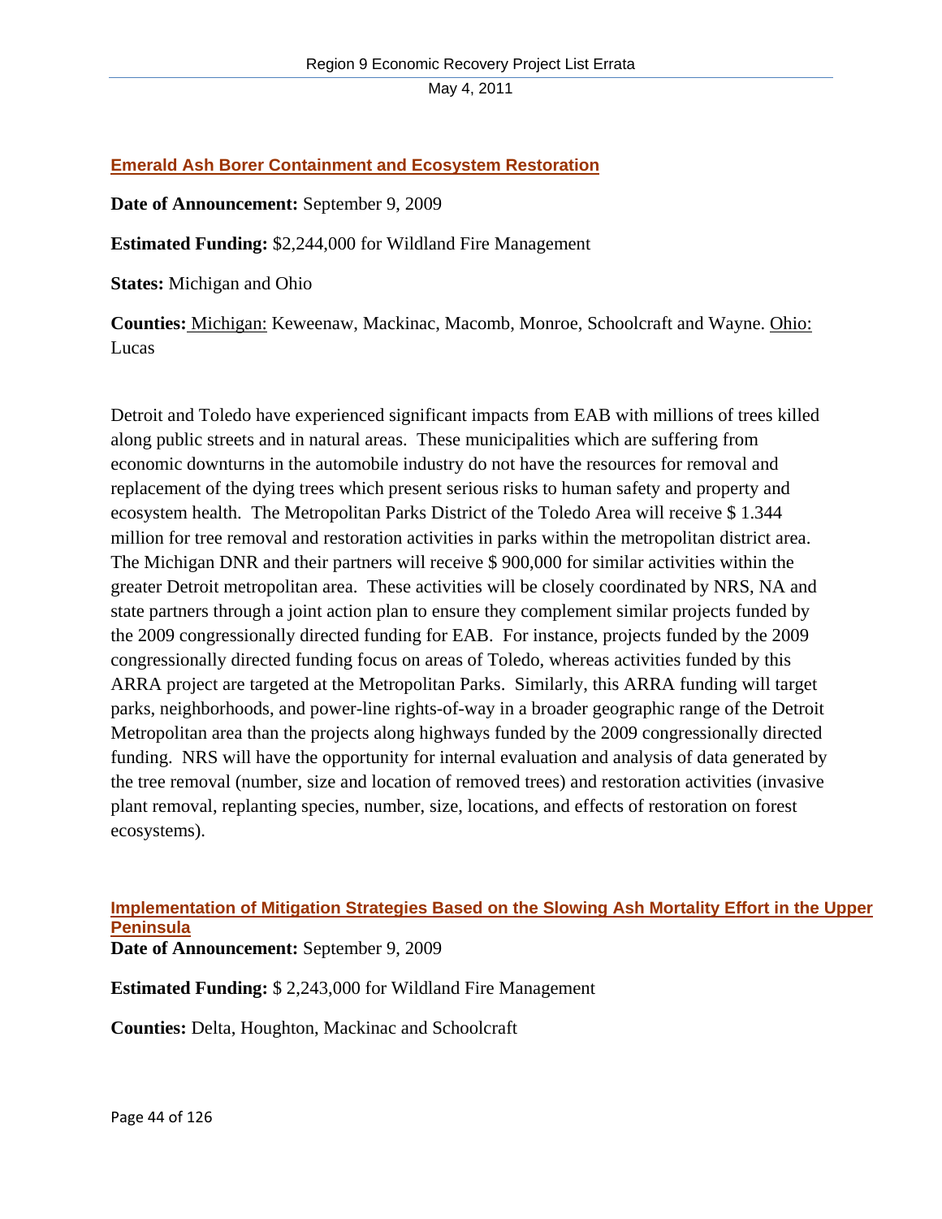## Emerald Ash Borer Containment and Ecosystem Restoration

**Date of Announcement:** September 9, 2009

**Estimated Funding:** $2,244,000 for Wildland Fire Management

**States:** Michigan and Ohio

**Counties:** Michigan: Keweenaw, Mackinac, Macomb, Monroe, Schoolcraft and Wayne. Ohio: Lucas

Detroit and Toledo have experienced significant impacts from EAB with millions of trees killed along public streets and in natural areas. These municipalities which are suffering from economic downturns in the automobile industry do not have the resources for removal and replacement of the dying trees which present serious risks to human safety and property and ecosystem health. The Metropolitan Parks District of the Toledo Area will receive $ 1.344 million for tree removal and restoration activities in parks within the metropolitan district area. The Michigan DNR and their partners will receive $ 900,000 for similar activities within the greater Detroit metropolitan area. These activities will be closely coordinated by NRS, NA and state partners through a joint action plan to ensure they complement similar projects funded by the 2009 congressionally directed funding for EAB. For instance, projects funded by the 2009 congressionally directed funding focus on areas of Toledo, whereas activities funded by this ARRA project are targeted at the Metropolitan Parks. Similarly, this ARRA funding will target parks, neighborhoods, and power-line rights-of-way in a broader geographic range of the Detroit Metropolitan area than the projects along highways funded by the 2009 congressionally directed funding. NRS will have the opportunity for internal evaluation and analysis of data generated by the tree removal (number, size and location of removed trees) and restoration activities (invasive plant removal, replanting species, number, size, locations, and effects of restoration on forest ecosystems).

## Implementation of Mitigation Strategies Based on the Slowing Ash Mortality Effort in the Upper Peninsula

**Date of Announcement:** September 9, 2009

**Estimated Funding:** $ 2,243,000 for Wildland Fire Management

**Counties:** Delta, Houghton, Mackinac and Schoolcraft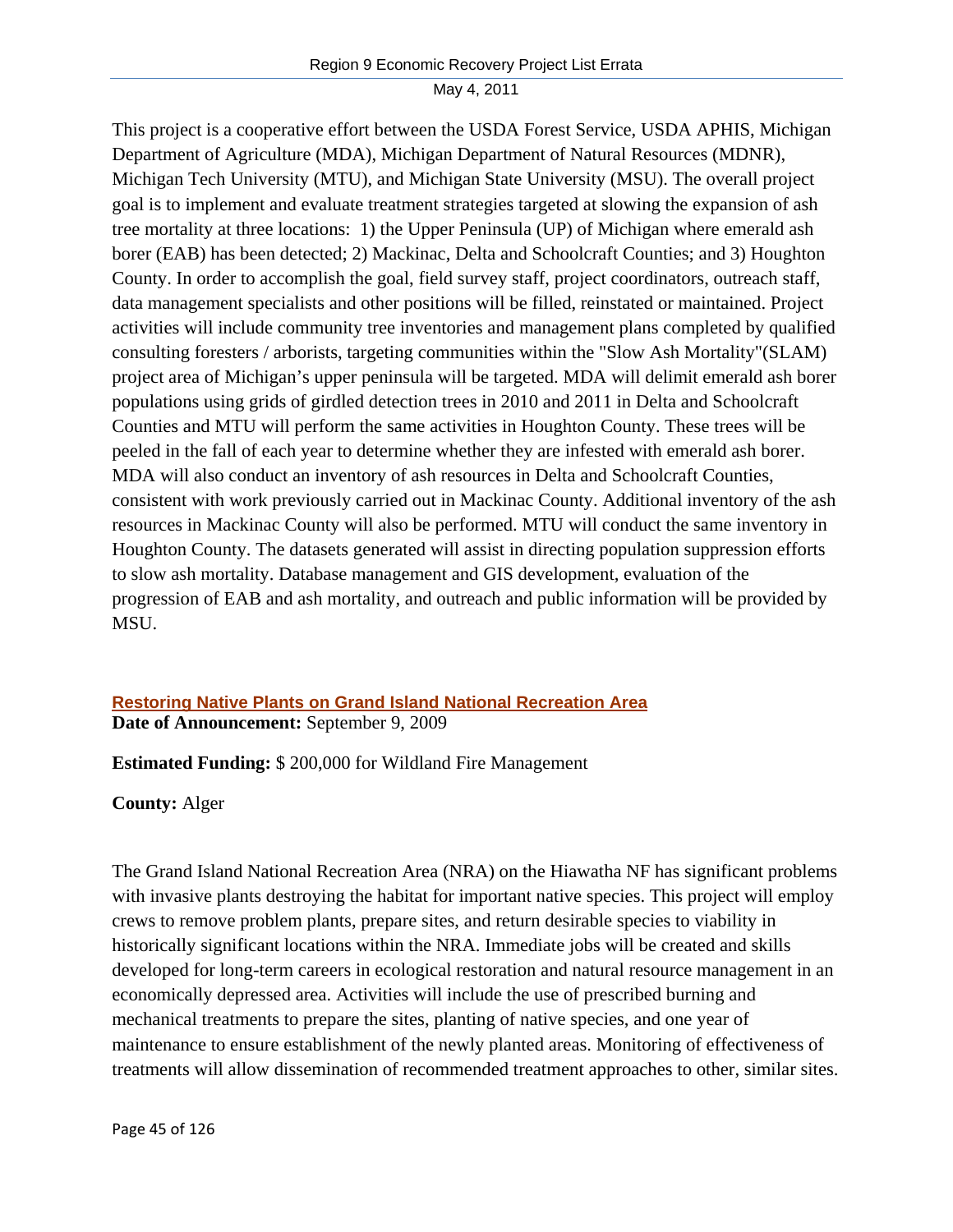This project is a cooperative effort between the USDA Forest Service, USDA APHIS, Michigan Department of Agriculture (MDA), Michigan Department of Natural Resources (MDNR), Michigan Tech University (MTU), and Michigan State University (MSU). The overall project goal is to implement and evaluate treatment strategies targeted at slowing the expansion of ash tree mortality at three locations: 1) the Upper Peninsula (UP) of Michigan where emerald ash borer (EAB) has been detected; 2) Mackinac, Delta and Schoolcraft Counties; and 3) Houghton County. In order to accomplish the goal, field survey staff, project coordinators, outreach staff, data management specialists and other positions will be filled, reinstated or maintained. Project activities will include community tree inventories and management plans completed by qualified consulting foresters / arborists, targeting communities within the "Slow Ash Mortality"(SLAM) project area of Michigan's upper peninsula will be targeted. MDA will delimit emerald ash borer populations using grids of girdled detection trees in 2010 and 2011 in Delta and Schoolcraft Counties and MTU will perform the same activities in Houghton County. These trees will be peeled in the fall of each year to determine whether they are infested with emerald ash borer. MDA will also conduct an inventory of ash resources in Delta and Schoolcraft Counties, consistent with work previously carried out in Mackinac County. Additional inventory of the ash resources in Mackinac County will also be performed. MTU will conduct the same inventory in Houghton County. The datasets generated will assist in directing population suppression efforts to slow ash mortality. Database management and GIS development, evaluation of the progression of EAB and ash mortality, and outreach and public information will be provided by MSU.

### Restoring Native Plants on Grand Island National Recreation Area

**Date of Announcement:** September 9, 2009

**Estimated Funding:** $ 200,000 for Wildland Fire Management

**County:** Alger

The Grand Island National Recreation Area (NRA) on the Hiawatha NF has significant problems with invasive plants destroying the habitat for important native species. This project will employ crews to remove problem plants, prepare sites, and return desirable species to viability in historically significant locations within the NRA. Immediate jobs will be created and skills developed for long-term careers in ecological restoration and natural resource management in an economically depressed area. Activities will include the use of prescribed burning and mechanical treatments to prepare the sites, planting of native species, and one year of maintenance to ensure establishment of the newly planted areas. Monitoring of effectiveness of treatments will allow dissemination of recommended treatment approaches to other, similar sites.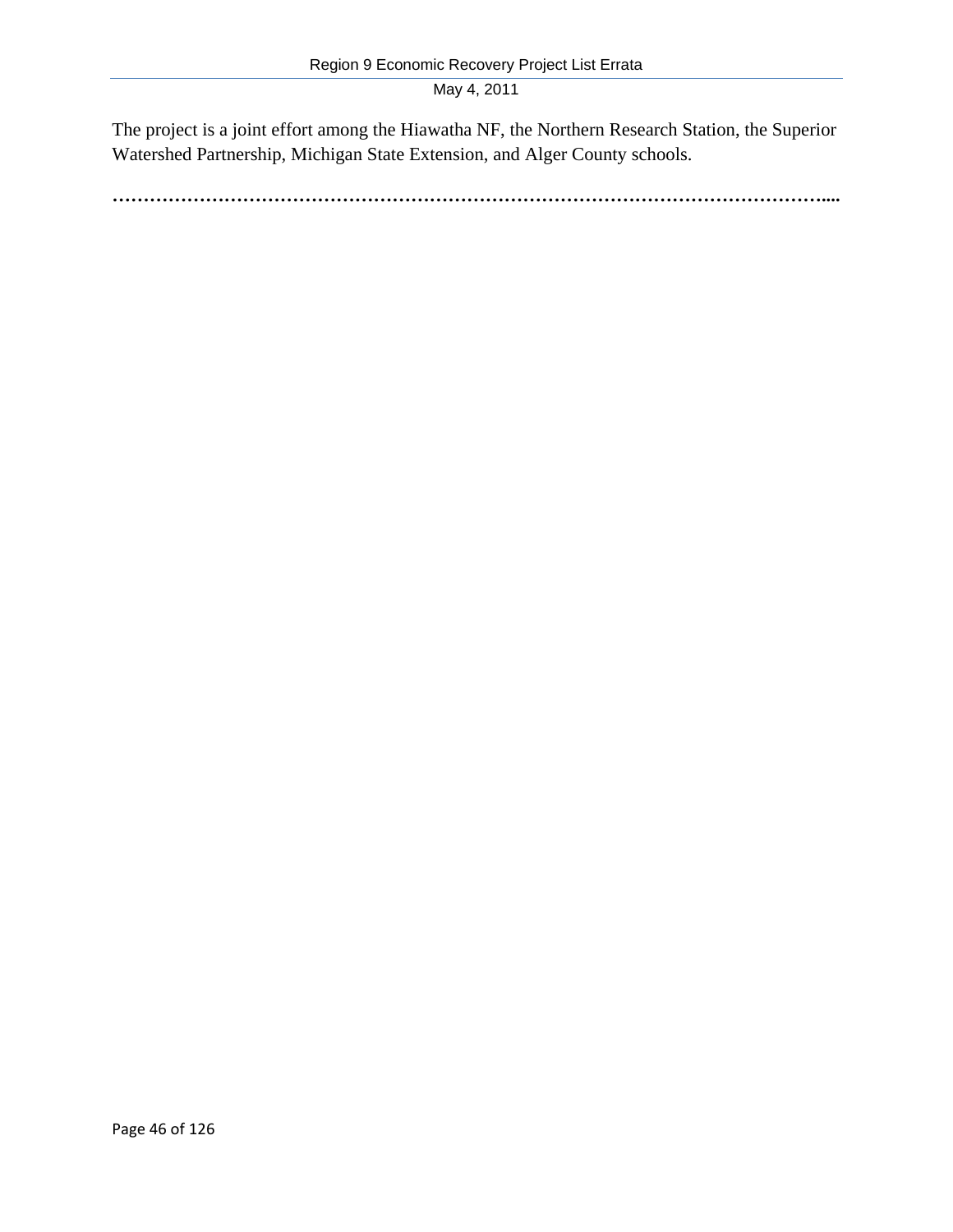The project is a joint effort among the Hiawatha NF, the Northern Research Station, the Superior Watershed Partnership, Michigan State Extension, and Alger County schools.

**……………………………………………………………………………………………………....**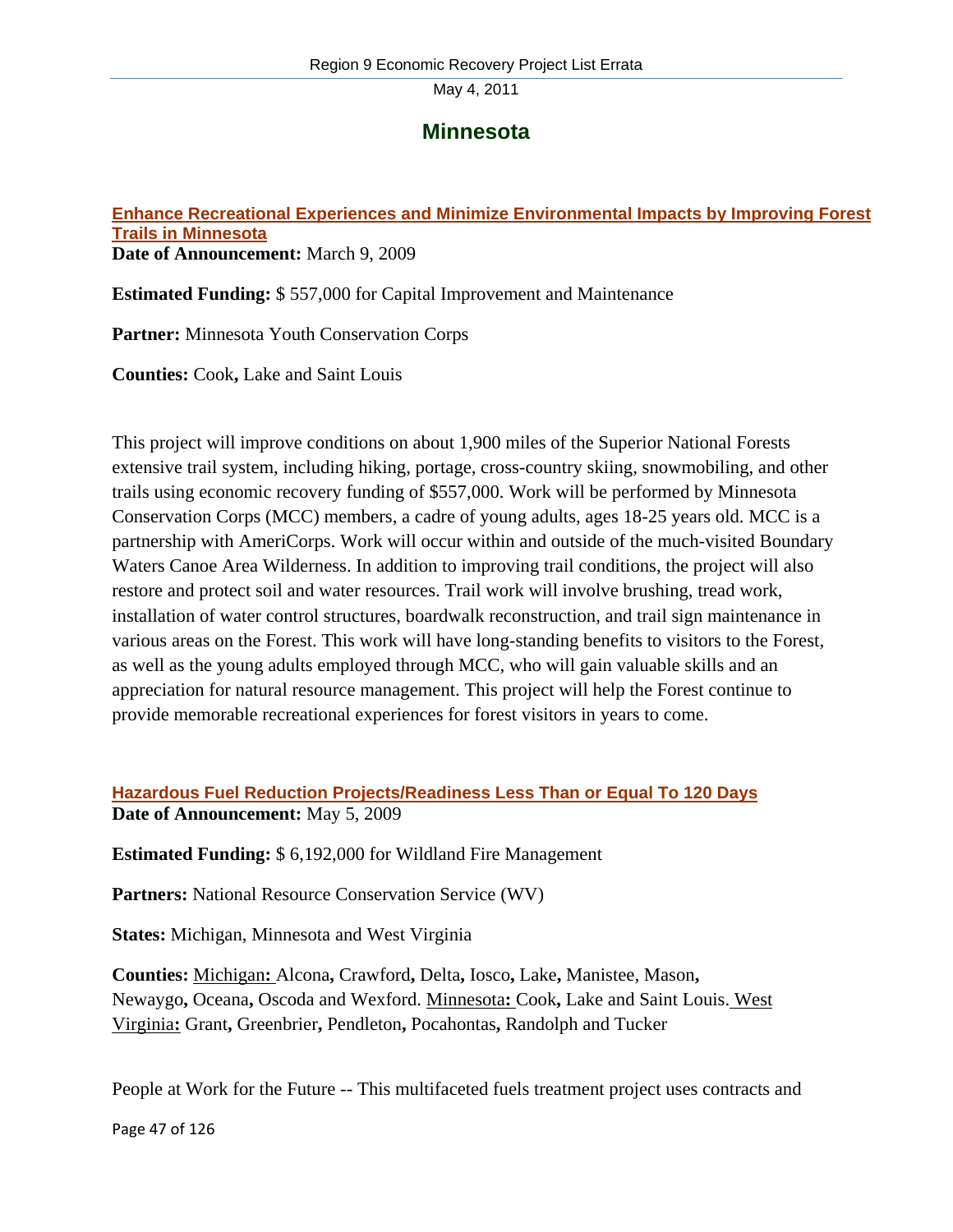# Minnesota

## Enhance Recreational Experiences and Minimize Environmental Impacts by Improving Forest Trails in Minnesota

**Date of Announcement:** March 9, 2009

**Estimated Funding:** $ 557,000 for Capital Improvement and Maintenance

**Partner:** Minnesota Youth Conservation Corps

**Counties:** Cook**,** Lake and Saint Louis

This project will improve conditions on about 1,900 miles of the Superior National Forests extensive trail system, including hiking, portage, cross-country skiing, snowmobiling, and other trails using economic recovery funding of $557,000. Work will be performed by Minnesota Conservation Corps (MCC) members, a cadre of young adults, ages 18-25 years old. MCC is a partnership with AmeriCorps. Work will occur within and outside of the much-visited Boundary Waters Canoe Area Wilderness. In addition to improving trail conditions, the project will also restore and protect soil and water resources. Trail work will involve brushing, tread work, installation of water control structures, boardwalk reconstruction, and trail sign maintenance in various areas on the Forest. This work will have long-standing benefits to visitors to the Forest, as well as the young adults employed through MCC, who will gain valuable skills and an appreciation for natural resource management. This project will help the Forest continue to provide memorable recreational experiences for forest visitors in years to come.

## Hazardous Fuel Reduction Projects/Readiness Less Than or Equal To 120 Days

**Date of Announcement:** May 5, 2009

**Estimated Funding:** $ 6,192,000 for Wildland Fire Management

**Partners:** National Resource Conservation Service (WV)

**States:** Michigan, Minnesota and West Virginia

**Counties:** Michigan**:** Alcona**,** Crawford**,** Delta**,** Iosco**,** Lake**,** Manistee, Mason**,** Newaygo**,** Oceana**,** Oscoda and Wexford. Minnesota**:** Cook**,** Lake and Saint Louis. West Virginia**:** Grant**,** Greenbrier**,** Pendleton**,** Pocahontas**,** Randolph and Tucker

People at Work for the Future -- This multifaceted fuels treatment project uses contracts and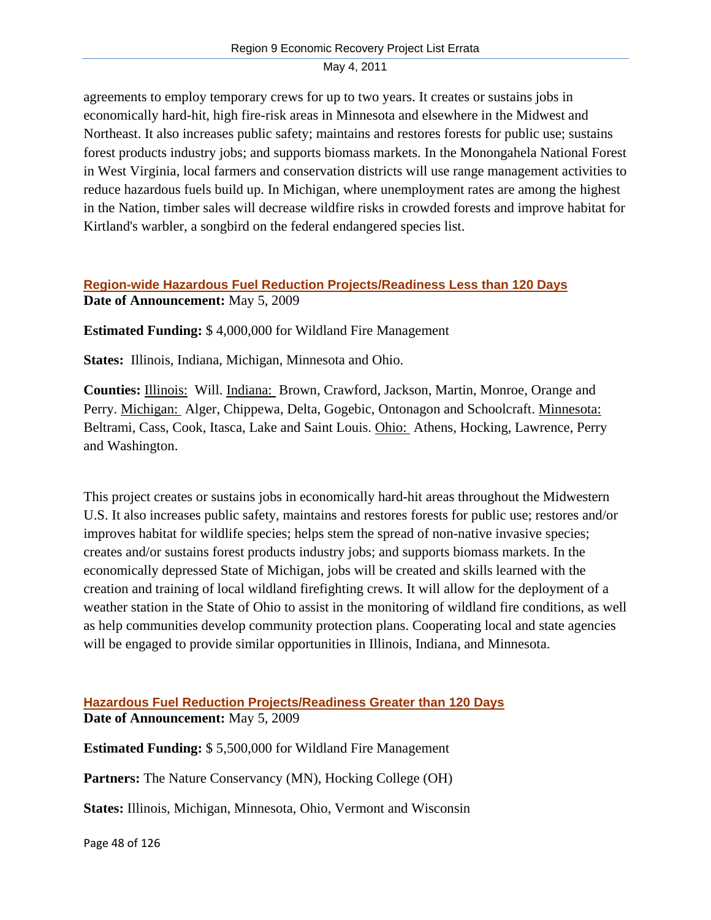agreements to employ temporary crews for up to two years. It creates or sustains jobs in economically hard-hit, high fire-risk areas in Minnesota and elsewhere in the Midwest and Northeast. It also increases public safety; maintains and restores forests for public use; sustains forest products industry jobs; and supports biomass markets. In the Monongahela National Forest in West Virginia, local farmers and conservation districts will use range management activities to reduce hazardous fuels build up. In Michigan, where unemployment rates are among the highest in the Nation, timber sales will decrease wildfire risks in crowded forests and improve habitat for Kirtland's warbler, a songbird on the federal endangered species list.

## Region-wide Hazardous Fuel Reduction Projects/Readiness Less than 120 Days

**Date of Announcement:** May 5, 2009

**Estimated Funding:** $ 4,000,000 for Wildland Fire Management

**States:** Illinois, Indiana, Michigan, Minnesota and Ohio.

**Counties:** Illinois: Will. Indiana: Brown, Crawford, Jackson, Martin, Monroe, Orange and Perry. Michigan: Alger, Chippewa, Delta, Gogebic, Ontonagon and Schoolcraft. Minnesota: Beltrami, Cass, Cook, Itasca, Lake and Saint Louis. Ohio: Athens, Hocking, Lawrence, Perry and Washington.

This project creates or sustains jobs in economically hard-hit areas throughout the Midwestern U.S. It also increases public safety, maintains and restores forests for public use; restores and/or improves habitat for wildlife species; helps stem the spread of non-native invasive species; creates and/or sustains forest products industry jobs; and supports biomass markets. In the economically depressed State of Michigan, jobs will be created and skills learned with the creation and training of local wildland firefighting crews. It will allow for the deployment of a weather station in the State of Ohio to assist in the monitoring of wildland fire conditions, as well as help communities develop community protection plans. Cooperating local and state agencies will be engaged to provide similar opportunities in Illinois, Indiana, and Minnesota.

## Hazardous Fuel Reduction Projects/Readiness Greater than 120 Days

**Date of Announcement:** May 5, 2009

**Estimated Funding:** $ 5,500,000 for Wildland Fire Management

**Partners:** The Nature Conservancy (MN), Hocking College (OH)

**States:** Illinois, Michigan, Minnesota, Ohio, Vermont and Wisconsin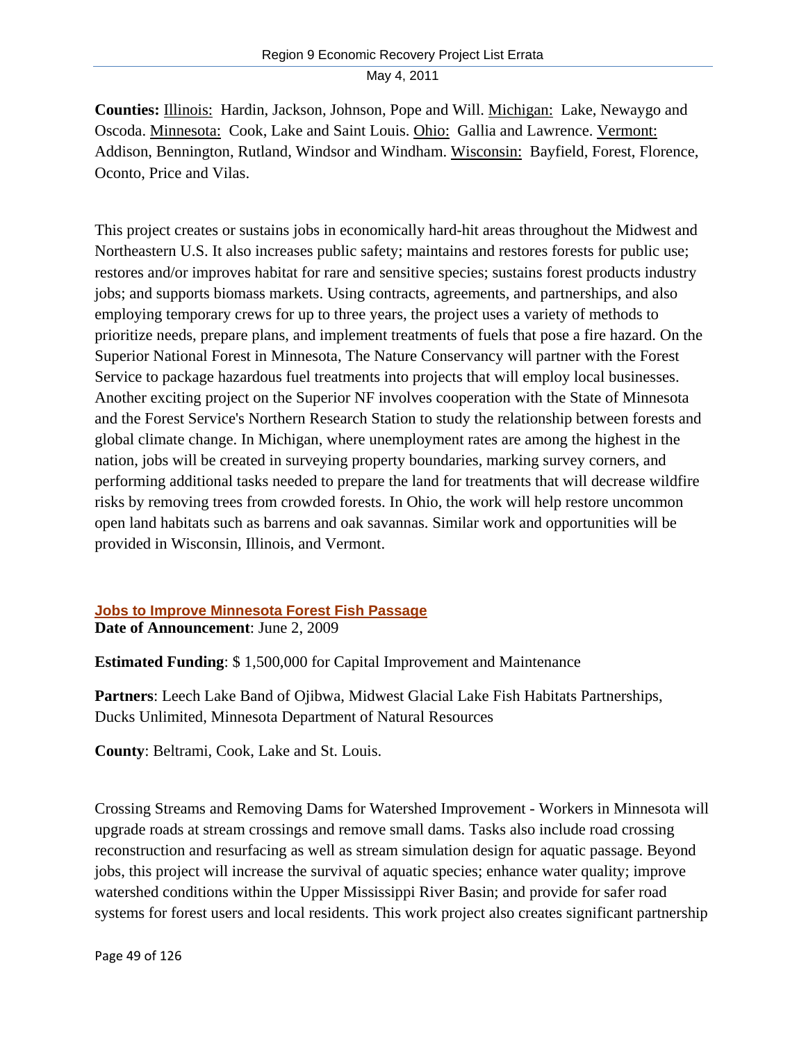**Counties:** Illinois: Hardin, Jackson, Johnson, Pope and Will. Michigan: Lake, Newaygo and Oscoda. Minnesota: Cook, Lake and Saint Louis. Ohio: Gallia and Lawrence. Vermont: Addison, Bennington, Rutland, Windsor and Windham. Wisconsin: Bayfield, Forest, Florence, Oconto, Price and Vilas.

This project creates or sustains jobs in economically hard-hit areas throughout the Midwest and Northeastern U.S. It also increases public safety; maintains and restores forests for public use; restores and/or improves habitat for rare and sensitive species; sustains forest products industry jobs; and supports biomass markets. Using contracts, agreements, and partnerships, and also employing temporary crews for up to three years, the project uses a variety of methods to prioritize needs, prepare plans, and implement treatments of fuels that pose a fire hazard. On the Superior National Forest in Minnesota, The Nature Conservancy will partner with the Forest Service to package hazardous fuel treatments into projects that will employ local businesses. Another exciting project on the Superior NF involves cooperation with the State of Minnesota and the Forest Service's Northern Research Station to study the relationship between forests and global climate change. In Michigan, where unemployment rates are among the highest in the nation, jobs will be created in surveying property boundaries, marking survey corners, and performing additional tasks needed to prepare the land for treatments that will decrease wildfire risks by removing trees from crowded forests. In Ohio, the work will help restore uncommon open land habitats such as barrens and oak savannas. Similar work and opportunities will be provided in Wisconsin, Illinois, and Vermont.

### Jobs to Improve Minnesota Forest Fish Passage

**Date of Announcement**: June 2, 2009

**Estimated Funding**: $ 1,500,000 for Capital Improvement and Maintenance

**Partners**: Leech Lake Band of Ojibwa, Midwest Glacial Lake Fish Habitats Partnerships, Ducks Unlimited, Minnesota Department of Natural Resources

**County**: Beltrami, Cook, Lake and St. Louis.

Crossing Streams and Removing Dams for Watershed Improvement - Workers in Minnesota will upgrade roads at stream crossings and remove small dams. Tasks also include road crossing reconstruction and resurfacing as well as stream simulation design for aquatic passage. Beyond jobs, this project will increase the survival of aquatic species; enhance water quality; improve watershed conditions within the Upper Mississippi River Basin; and provide for safer road systems for forest users and local residents. This work project also creates significant partnership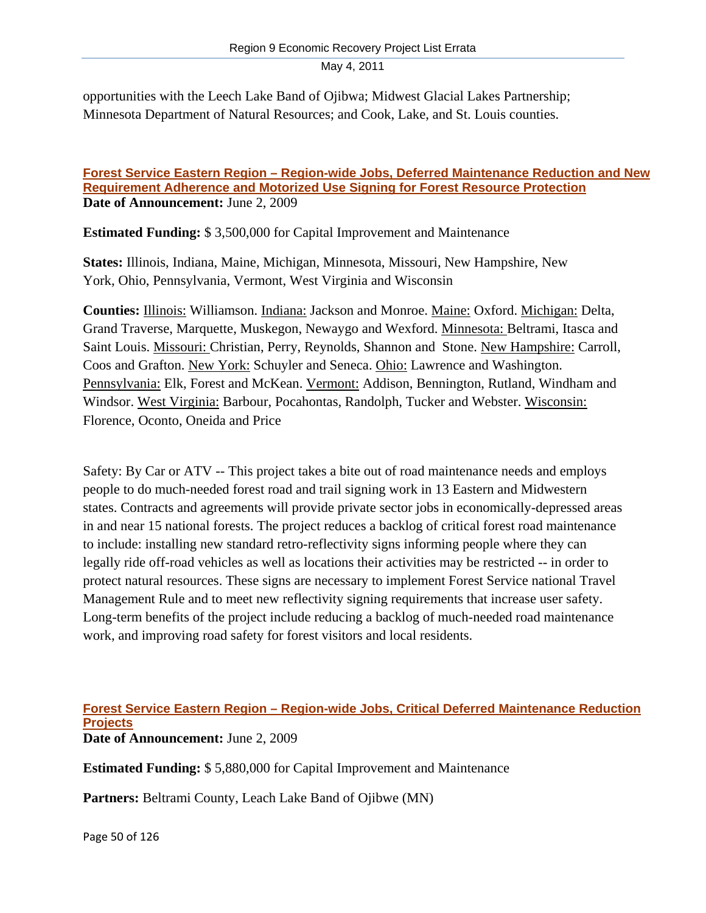opportunities with the Leech Lake Band of Ojibwa; Midwest Glacial Lakes Partnership; Minnesota Department of Natural Resources; and Cook, Lake, and St. Louis counties.

### Forest Service Eastern Region – Region-wide Jobs, Deferred Maintenance Reduction and New Requirement Adherence and Motorized Use Signing for Forest Resource Protection

**Date of Announcement:** June 2, 2009

**Estimated Funding:** $ 3,500,000 for Capital Improvement and Maintenance

**States:** Illinois, Indiana, Maine, Michigan, Minnesota, Missouri, New Hampshire, New York, Ohio, Pennsylvania, Vermont, West Virginia and Wisconsin

**Counties:** Illinois: Williamson. Indiana: Jackson and Monroe. Maine: Oxford. Michigan: Delta, Grand Traverse, Marquette, Muskegon, Newaygo and Wexford. Minnesota: Beltrami, Itasca and Saint Louis. Missouri: Christian, Perry, Reynolds, Shannon and Stone. New Hampshire: Carroll, Coos and Grafton. New York: Schuyler and Seneca. Ohio: Lawrence and Washington. Pennsylvania: Elk, Forest and McKean. Vermont: Addison, Bennington, Rutland, Windham and Windsor. West Virginia: Barbour, Pocahontas, Randolph, Tucker and Webster. Wisconsin: Florence, Oconto, Oneida and Price

Safety: By Car or ATV -- This project takes a bite out of road maintenance needs and employs people to do much-needed forest road and trail signing work in 13 Eastern and Midwestern states. Contracts and agreements will provide private sector jobs in economically-depressed areas in and near 15 national forests. The project reduces a backlog of critical forest road maintenance to include: installing new standard retro-reflectivity signs informing people where they can legally ride off-road vehicles as well as locations their activities may be restricted -- in order to protect natural resources. These signs are necessary to implement Forest Service national Travel Management Rule and to meet new reflectivity signing requirements that increase user safety. Long-term benefits of the project include reducing a backlog of much-needed road maintenance work, and improving road safety for forest visitors and local residents.

### Forest Service Eastern Region – Region-wide Jobs, Critical Deferred Maintenance Reduction Projects

**Date of Announcement:** June 2, 2009

**Estimated Funding:** $ 5,880,000 for Capital Improvement and Maintenance

**Partners:** Beltrami County, Leach Lake Band of Ojibwe (MN)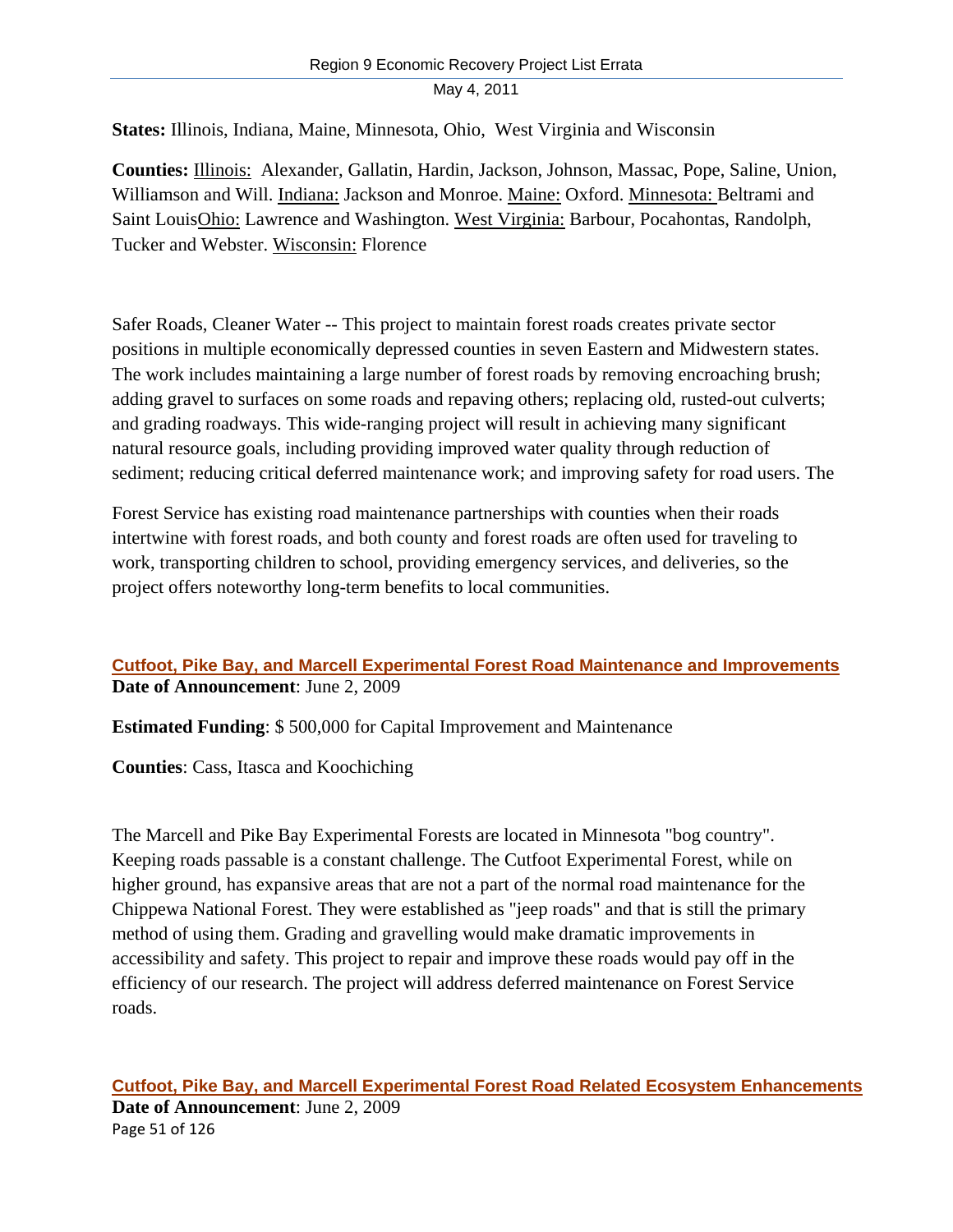**States:** Illinois, Indiana, Maine, Minnesota, Ohio, West Virginia and Wisconsin

**Counties:** Illinois: Alexander, Gallatin, Hardin, Jackson, Johnson, Massac, Pope, Saline, Union, Williamson and Will. Indiana: Jackson and Monroe. Maine: Oxford. Minnesota: Beltrami and Saint LouisOhio: Lawrence and Washington. West Virginia: Barbour, Pocahontas, Randolph, Tucker and Webster. Wisconsin: Florence

Safer Roads, Cleaner Water -- This project to maintain forest roads creates private sector positions in multiple economically depressed counties in seven Eastern and Midwestern states. The work includes maintaining a large number of forest roads by removing encroaching brush; adding gravel to surfaces on some roads and repaving others; replacing old, rusted-out culverts; and grading roadways. This wide-ranging project will result in achieving many significant natural resource goals, including providing improved water quality through reduction of sediment; reducing critical deferred maintenance work; and improving safety for road users. The

Forest Service has existing road maintenance partnerships with counties when their roads intertwine with forest roads, and both county and forest roads are often used for traveling to work, transporting children to school, providing emergency services, and deliveries, so the project offers noteworthy long-term benefits to local communities.

## Cutfoot, Pike Bay, and Marcell Experimental Forest Road Maintenance and Improvements

**Date of Announcement**: June 2, 2009

**Estimated Funding**: $ 500,000 for Capital Improvement and Maintenance

**Counties**: Cass, Itasca and Koochiching

The Marcell and Pike Bay Experimental Forests are located in Minnesota "bog country". Keeping roads passable is a constant challenge. The Cutfoot Experimental Forest, while on higher ground, has expansive areas that are not a part of the normal road maintenance for the Chippewa National Forest. They were established as "jeep roads" and that is still the primary method of using them. Grading and gravelling would make dramatic improvements in accessibility and safety. This project to repair and improve these roads would pay off in the efficiency of our research. The project will address deferred maintenance on Forest Service roads.

## Cutfoot, Pike Bay, and Marcell Experimental Forest Road Related Ecosystem Enhancements

**Date of Announcement**: June 2, 2009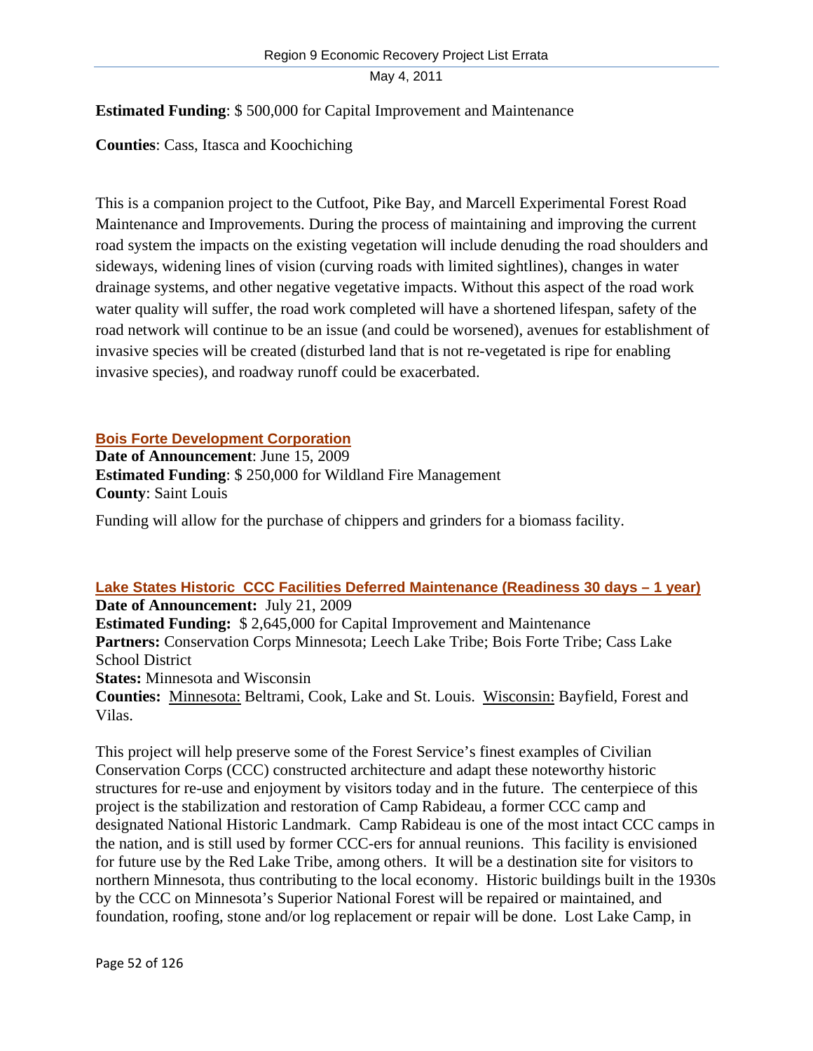**Estimated Funding**: $ 500,000 for Capital Improvement and Maintenance

**Counties**: Cass, Itasca and Koochiching

This is a companion project to the Cutfoot, Pike Bay, and Marcell Experimental Forest Road Maintenance and Improvements. During the process of maintaining and improving the current road system the impacts on the existing vegetation will include denuding the road shoulders and sideways, widening lines of vision (curving roads with limited sightlines), changes in water drainage systems, and other negative vegetative impacts. Without this aspect of the road work water quality will suffer, the road work completed will have a shortened lifespan, safety of the road network will continue to be an issue (and could be worsened), avenues for establishment of invasive species will be created (disturbed land that is not re-vegetated is ripe for enabling invasive species), and roadway runoff could be exacerbated.

### Bois Forte Development Corporation

**Date of Announcement**: June 15, 2009
**Estimated Funding**: $ 250,000 for Wildland Fire Management
**County**: Saint Louis

Funding will allow for the purchase of chippers and grinders for a biomass facility.

### Lake States Historic CCC Facilities Deferred Maintenance (Readiness 30 days – 1 year)

**Date of Announcement:** July 21, 2009
**Estimated Funding:** $ 2,645,000 for Capital Improvement and Maintenance
**Partners:** Conservation Corps Minnesota; Leech Lake Tribe; Bois Forte Tribe; Cass Lake School District
**States:** Minnesota and Wisconsin
**Counties:** Minnesota: Beltrami, Cook, Lake and St. Louis. Wisconsin: Bayfield, Forest and Vilas.

This project will help preserve some of the Forest Service's finest examples of Civilian Conservation Corps (CCC) constructed architecture and adapt these noteworthy historic structures for re-use and enjoyment by visitors today and in the future. The centerpiece of this project is the stabilization and restoration of Camp Rabideau, a former CCC camp and designated National Historic Landmark. Camp Rabideau is one of the most intact CCC camps in the nation, and is still used by former CCC-ers for annual reunions. This facility is envisioned for future use by the Red Lake Tribe, among others. It will be a destination site for visitors to northern Minnesota, thus contributing to the local economy. Historic buildings built in the 1930s by the CCC on Minnesota's Superior National Forest will be repaired or maintained, and foundation, roofing, stone and/or log replacement or repair will be done. Lost Lake Camp, in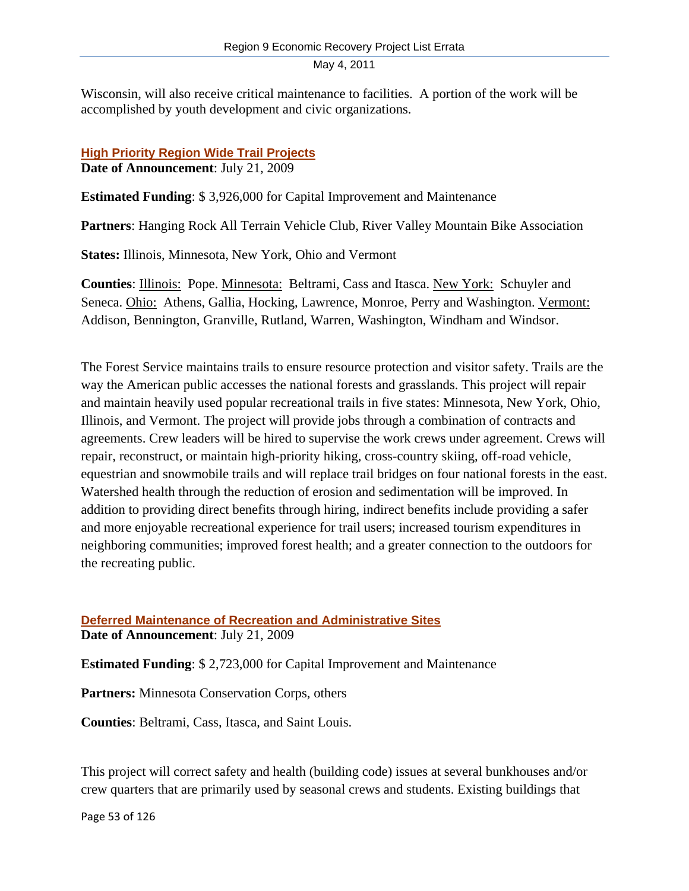Wisconsin, will also receive critical maintenance to facilities. A portion of the work will be accomplished by youth development and civic organizations.

### High Priority Region Wide Trail Projects

**Date of Announcement**: July 21, 2009

**Estimated Funding**: $ 3,926,000 for Capital Improvement and Maintenance

**Partners**: Hanging Rock All Terrain Vehicle Club, River Valley Mountain Bike Association

**States:** Illinois, Minnesota, New York, Ohio and Vermont

**Counties**: Illinois: Pope. Minnesota: Beltrami, Cass and Itasca. New York: Schuyler and Seneca. Ohio: Athens, Gallia, Hocking, Lawrence, Monroe, Perry and Washington. Vermont: Addison, Bennington, Granville, Rutland, Warren, Washington, Windham and Windsor.

The Forest Service maintains trails to ensure resource protection and visitor safety. Trails are the way the American public accesses the national forests and grasslands. This project will repair and maintain heavily used popular recreational trails in five states: Minnesota, New York, Ohio, Illinois, and Vermont. The project will provide jobs through a combination of contracts and agreements. Crew leaders will be hired to supervise the work crews under agreement. Crews will repair, reconstruct, or maintain high-priority hiking, cross-country skiing, off-road vehicle, equestrian and snowmobile trails and will replace trail bridges on four national forests in the east. Watershed health through the reduction of erosion and sedimentation will be improved. In addition to providing direct benefits through hiring, indirect benefits include providing a safer and more enjoyable recreational experience for trail users; increased tourism expenditures in neighboring communities; improved forest health; and a greater connection to the outdoors for the recreating public.

### Deferred Maintenance of Recreation and Administrative Sites

**Date of Announcement**: July 21, 2009

**Estimated Funding**: $ 2,723,000 for Capital Improvement and Maintenance

**Partners:** Minnesota Conservation Corps, others

**Counties**: Beltrami, Cass, Itasca, and Saint Louis.

This project will correct safety and health (building code) issues at several bunkhouses and/or crew quarters that are primarily used by seasonal crews and students. Existing buildings that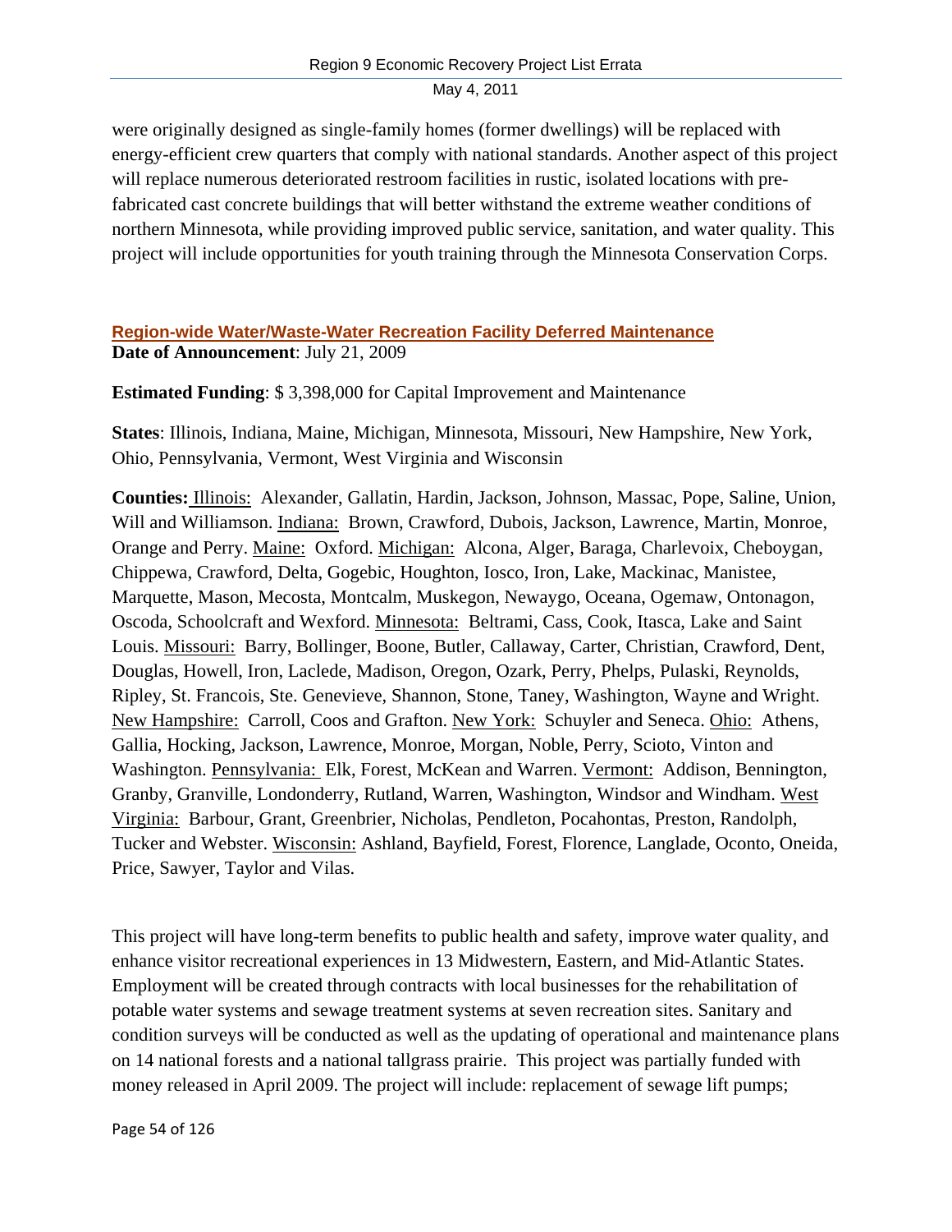were originally designed as single-family homes (former dwellings) will be replaced with energy-efficient crew quarters that comply with national standards. Another aspect of this project will replace numerous deteriorated restroom facilities in rustic, isolated locations with pre-fabricated cast concrete buildings that will better withstand the extreme weather conditions of northern Minnesota, while providing improved public service, sanitation, and water quality. This project will include opportunities for youth training through the Minnesota Conservation Corps.

## Region-wide Water/Waste-Water Recreation Facility Deferred Maintenance

**Date of Announcement**: July 21, 2009

**Estimated Funding**: $ 3,398,000 for Capital Improvement and Maintenance

**States**: Illinois, Indiana, Maine, Michigan, Minnesota, Missouri, New Hampshire, New York, Ohio, Pennsylvania, Vermont, West Virginia and Wisconsin

**Counties:** Illinois: Alexander, Gallatin, Hardin, Jackson, Johnson, Massac, Pope, Saline, Union, Will and Williamson. Indiana: Brown, Crawford, Dubois, Jackson, Lawrence, Martin, Monroe, Orange and Perry. Maine: Oxford. Michigan: Alcona, Alger, Baraga, Charlevoix, Cheboygan, Chippewa, Crawford, Delta, Gogebic, Houghton, Iosco, Iron, Lake, Mackinac, Manistee, Marquette, Mason, Mecosta, Montcalm, Muskegon, Newaygo, Oceana, Ogemaw, Ontonagon, Oscoda, Schoolcraft and Wexford. Minnesota: Beltrami, Cass, Cook, Itasca, Lake and Saint Louis. Missouri: Barry, Bollinger, Boone, Butler, Callaway, Carter, Christian, Crawford, Dent, Douglas, Howell, Iron, Laclede, Madison, Oregon, Ozark, Perry, Phelps, Pulaski, Reynolds, Ripley, St. Francois, Ste. Genevieve, Shannon, Stone, Taney, Washington, Wayne and Wright. New Hampshire: Carroll, Coos and Grafton. New York: Schuyler and Seneca. Ohio: Athens, Gallia, Hocking, Jackson, Lawrence, Monroe, Morgan, Noble, Perry, Scioto, Vinton and Washington. Pennsylvania: Elk, Forest, McKean and Warren. Vermont: Addison, Bennington, Granby, Granville, Londonderry, Rutland, Warren, Washington, Windsor and Windham. West Virginia: Barbour, Grant, Greenbrier, Nicholas, Pendleton, Pocahontas, Preston, Randolph, Tucker and Webster. Wisconsin: Ashland, Bayfield, Forest, Florence, Langlade, Oconto, Oneida, Price, Sawyer, Taylor and Vilas.

This project will have long-term benefits to public health and safety, improve water quality, and enhance visitor recreational experiences in 13 Midwestern, Eastern, and Mid-Atlantic States. Employment will be created through contracts with local businesses for the rehabilitation of potable water systems and sewage treatment systems at seven recreation sites. Sanitary and condition surveys will be conducted as well as the updating of operational and maintenance plans on 14 national forests and a national tallgrass prairie. This project was partially funded with money released in April 2009. The project will include: replacement of sewage lift pumps;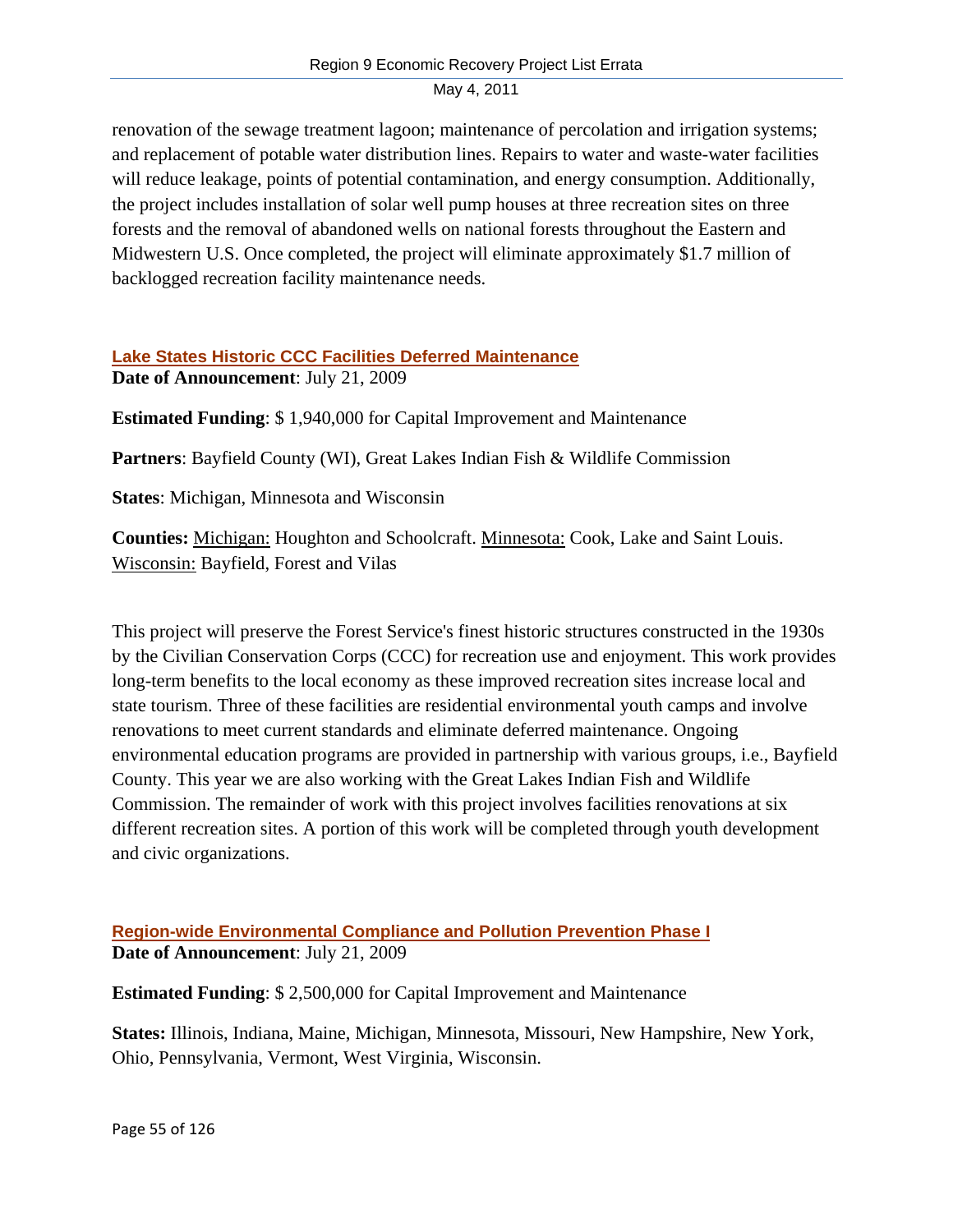renovation of the sewage treatment lagoon; maintenance of percolation and irrigation systems; and replacement of potable water distribution lines. Repairs to water and waste-water facilities will reduce leakage, points of potential contamination, and energy consumption. Additionally, the project includes installation of solar well pump houses at three recreation sites on three forests and the removal of abandoned wells on national forests throughout the Eastern and Midwestern U.S. Once completed, the project will eliminate approximately $1.7 million of backlogged recreation facility maintenance needs.

### Lake States Historic CCC Facilities Deferred Maintenance

**Date of Announcement**: July 21, 2009

**Estimated Funding**: $ 1,940,000 for Capital Improvement and Maintenance

**Partners**: Bayfield County (WI), Great Lakes Indian Fish & Wildlife Commission

**States**: Michigan, Minnesota and Wisconsin

**Counties:** Michigan: Houghton and Schoolcraft. Minnesota: Cook, Lake and Saint Louis. Wisconsin: Bayfield, Forest and Vilas

This project will preserve the Forest Service's finest historic structures constructed in the 1930s by the Civilian Conservation Corps (CCC) for recreation use and enjoyment. This work provides long-term benefits to the local economy as these improved recreation sites increase local and state tourism. Three of these facilities are residential environmental youth camps and involve renovations to meet current standards and eliminate deferred maintenance. Ongoing environmental education programs are provided in partnership with various groups, i.e., Bayfield County. This year we are also working with the Great Lakes Indian Fish and Wildlife Commission. The remainder of work with this project involves facilities renovations at six different recreation sites. A portion of this work will be completed through youth development and civic organizations.

### Region-wide Environmental Compliance and Pollution Prevention Phase I

**Date of Announcement**: July 21, 2009

**Estimated Funding**: $ 2,500,000 for Capital Improvement and Maintenance

**States:** Illinois, Indiana, Maine, Michigan, Minnesota, Missouri, New Hampshire, New York, Ohio, Pennsylvania, Vermont, West Virginia, Wisconsin.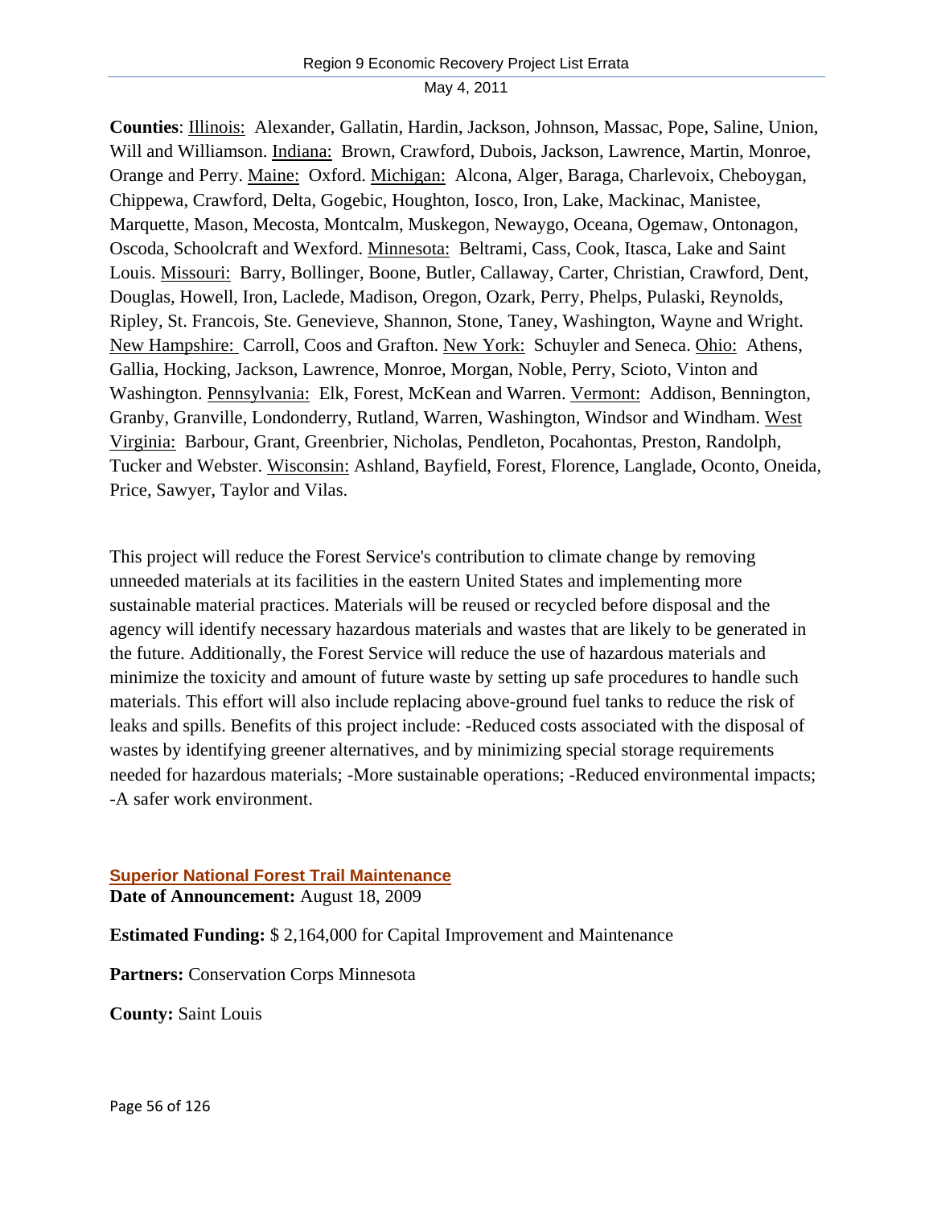**Counties**: Illinois: Alexander, Gallatin, Hardin, Jackson, Johnson, Massac, Pope, Saline, Union, Will and Williamson. Indiana: Brown, Crawford, Dubois, Jackson, Lawrence, Martin, Monroe, Orange and Perry. Maine: Oxford. Michigan: Alcona, Alger, Baraga, Charlevoix, Cheboygan, Chippewa, Crawford, Delta, Gogebic, Houghton, Iosco, Iron, Lake, Mackinac, Manistee, Marquette, Mason, Mecosta, Montcalm, Muskegon, Newaygo, Oceana, Ogemaw, Ontonagon, Oscoda, Schoolcraft and Wexford. Minnesota: Beltrami, Cass, Cook, Itasca, Lake and Saint Louis. Missouri: Barry, Bollinger, Boone, Butler, Callaway, Carter, Christian, Crawford, Dent, Douglas, Howell, Iron, Laclede, Madison, Oregon, Ozark, Perry, Phelps, Pulaski, Reynolds, Ripley, St. Francois, Ste. Genevieve, Shannon, Stone, Taney, Washington, Wayne and Wright. New Hampshire: Carroll, Coos and Grafton. New York: Schuyler and Seneca. Ohio: Athens, Gallia, Hocking, Jackson, Lawrence, Monroe, Morgan, Noble, Perry, Scioto, Vinton and Washington. Pennsylvania: Elk, Forest, McKean and Warren. Vermont: Addison, Bennington, Granby, Granville, Londonderry, Rutland, Warren, Washington, Windsor and Windham. West Virginia: Barbour, Grant, Greenbrier, Nicholas, Pendleton, Pocahontas, Preston, Randolph, Tucker and Webster. Wisconsin: Ashland, Bayfield, Forest, Florence, Langlade, Oconto, Oneida, Price, Sawyer, Taylor and Vilas.

This project will reduce the Forest Service's contribution to climate change by removing unneeded materials at its facilities in the eastern United States and implementing more sustainable material practices. Materials will be reused or recycled before disposal and the agency will identify necessary hazardous materials and wastes that are likely to be generated in the future. Additionally, the Forest Service will reduce the use of hazardous materials and minimize the toxicity and amount of future waste by setting up safe procedures to handle such materials. This effort will also include replacing above-ground fuel tanks to reduce the risk of leaks and spills. Benefits of this project include: -Reduced costs associated with the disposal of wastes by identifying greener alternatives, and by minimizing special storage requirements needed for hazardous materials; -More sustainable operations; -Reduced environmental impacts; -A safer work environment.

### Superior National Forest Trail Maintenance

**Date of Announcement:** August 18, 2009

**Estimated Funding:** $ 2,164,000 for Capital Improvement and Maintenance

**Partners:** Conservation Corps Minnesota

**County:** Saint Louis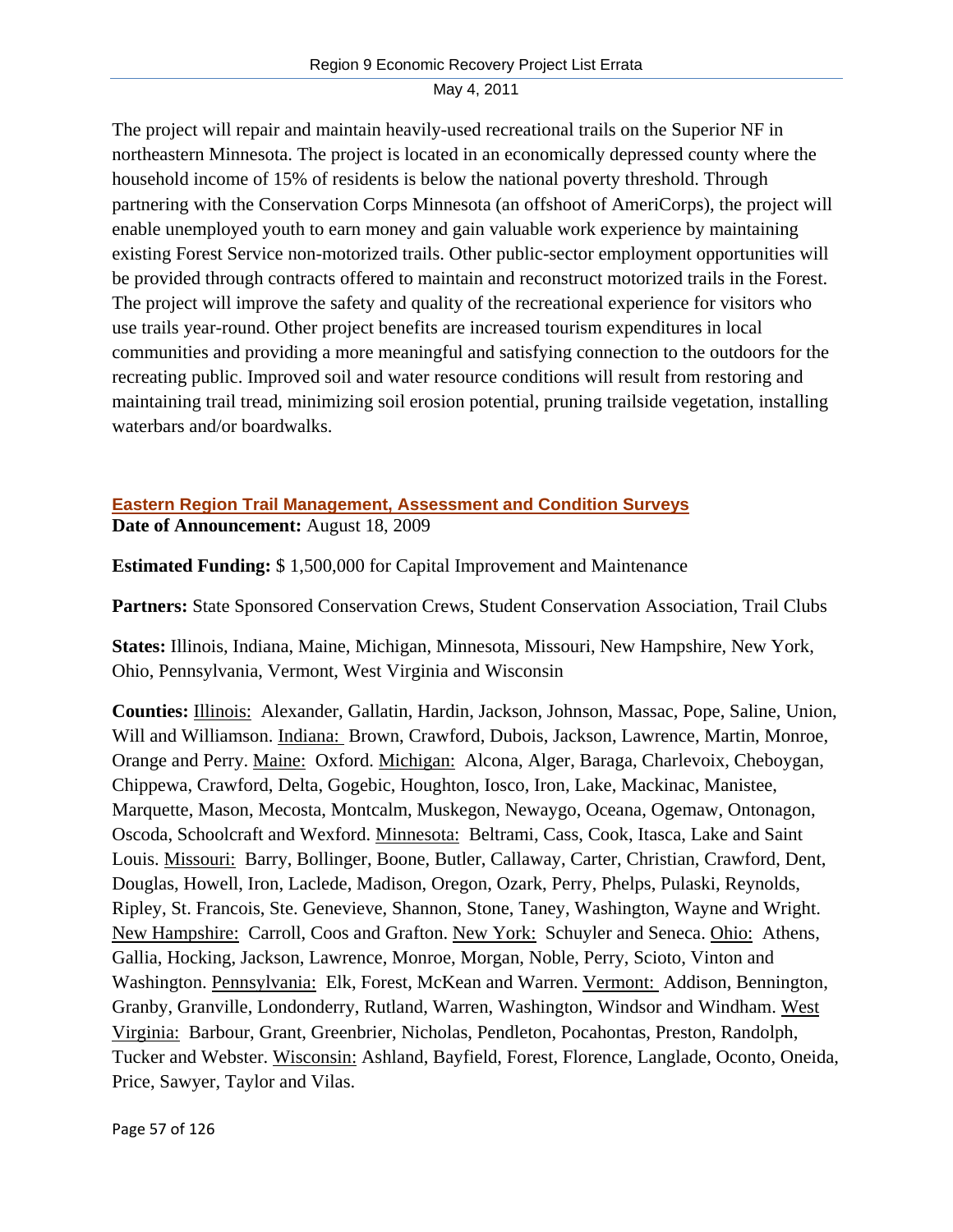The project will repair and maintain heavily-used recreational trails on the Superior NF in northeastern Minnesota. The project is located in an economically depressed county where the household income of 15% of residents is below the national poverty threshold. Through partnering with the Conservation Corps Minnesota (an offshoot of AmeriCorps), the project will enable unemployed youth to earn money and gain valuable work experience by maintaining existing Forest Service non-motorized trails. Other public-sector employment opportunities will be provided through contracts offered to maintain and reconstruct motorized trails in the Forest. The project will improve the safety and quality of the recreational experience for visitors who use trails year-round. Other project benefits are increased tourism expenditures in local communities and providing a more meaningful and satisfying connection to the outdoors for the recreating public. Improved soil and water resource conditions will result from restoring and maintaining trail tread, minimizing soil erosion potential, pruning trailside vegetation, installing waterbars and/or boardwalks.

## Eastern Region Trail Management, Assessment and Condition Surveys

**Date of Announcement:** August 18, 2009

**Estimated Funding:** $ 1,500,000 for Capital Improvement and Maintenance

**Partners:** State Sponsored Conservation Crews, Student Conservation Association, Trail Clubs

**States:** Illinois, Indiana, Maine, Michigan, Minnesota, Missouri, New Hampshire, New York, Ohio, Pennsylvania, Vermont, West Virginia and Wisconsin

**Counties:** Illinois: Alexander, Gallatin, Hardin, Jackson, Johnson, Massac, Pope, Saline, Union, Will and Williamson. Indiana: Brown, Crawford, Dubois, Jackson, Lawrence, Martin, Monroe, Orange and Perry. Maine: Oxford. Michigan: Alcona, Alger, Baraga, Charlevoix, Cheboygan, Chippewa, Crawford, Delta, Gogebic, Houghton, Iosco, Iron, Lake, Mackinac, Manistee, Marquette, Mason, Mecosta, Montcalm, Muskegon, Newaygo, Oceana, Ogemaw, Ontonagon, Oscoda, Schoolcraft and Wexford. Minnesota: Beltrami, Cass, Cook, Itasca, Lake and Saint Louis. Missouri: Barry, Bollinger, Boone, Butler, Callaway, Carter, Christian, Crawford, Dent, Douglas, Howell, Iron, Laclede, Madison, Oregon, Ozark, Perry, Phelps, Pulaski, Reynolds, Ripley, St. Francois, Ste. Genevieve, Shannon, Stone, Taney, Washington, Wayne and Wright. New Hampshire: Carroll, Coos and Grafton. New York: Schuyler and Seneca. Ohio: Athens, Gallia, Hocking, Jackson, Lawrence, Monroe, Morgan, Noble, Perry, Scioto, Vinton and Washington. Pennsylvania: Elk, Forest, McKean and Warren. Vermont: Addison, Bennington, Granby, Granville, Londonderry, Rutland, Warren, Washington, Windsor and Windham. West Virginia: Barbour, Grant, Greenbrier, Nicholas, Pendleton, Pocahontas, Preston, Randolph, Tucker and Webster. Wisconsin: Ashland, Bayfield, Forest, Florence, Langlade, Oconto, Oneida, Price, Sawyer, Taylor and Vilas.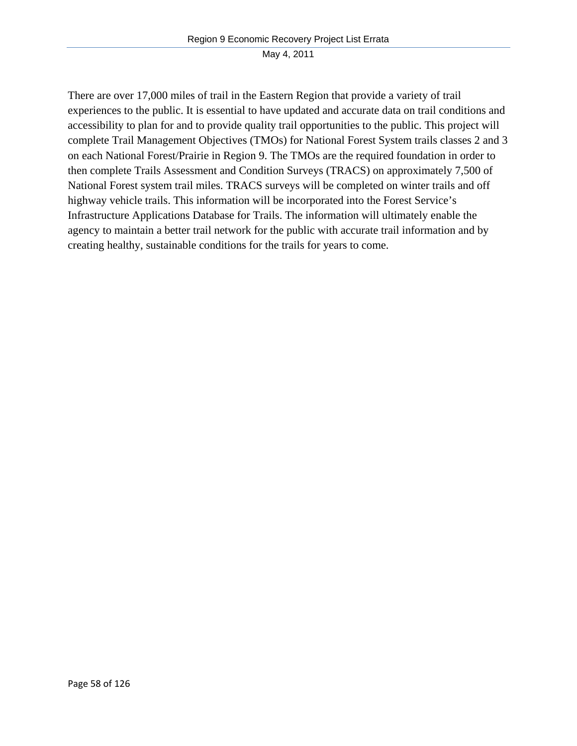There are over 17,000 miles of trail in the Eastern Region that provide a variety of trail experiences to the public. It is essential to have updated and accurate data on trail conditions and accessibility to plan for and to provide quality trail opportunities to the public. This project will complete Trail Management Objectives (TMOs) for National Forest System trails classes 2 and 3 on each National Forest/Prairie in Region 9. The TMOs are the required foundation in order to then complete Trails Assessment and Condition Surveys (TRACS) on approximately 7,500 of National Forest system trail miles. TRACS surveys will be completed on winter trails and off highway vehicle trails. This information will be incorporated into the Forest Service's Infrastructure Applications Database for Trails. The information will ultimately enable the agency to maintain a better trail network for the public with accurate trail information and by creating healthy, sustainable conditions for the trails for years to come.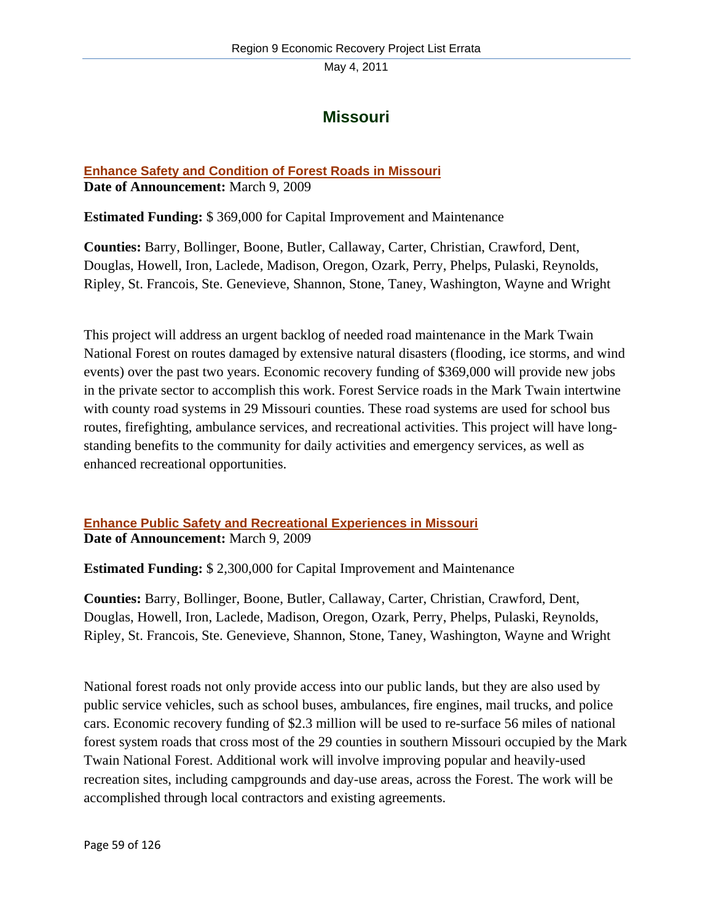# Missouri

## Enhance Safety and Condition of Forest Roads in Missouri

**Date of Announcement:** March 9, 2009

**Estimated Funding:** $ 369,000 for Capital Improvement and Maintenance

**Counties:** Barry, Bollinger, Boone, Butler, Callaway, Carter, Christian, Crawford, Dent, Douglas, Howell, Iron, Laclede, Madison, Oregon, Ozark, Perry, Phelps, Pulaski, Reynolds, Ripley, St. Francois, Ste. Genevieve, Shannon, Stone, Taney, Washington, Wayne and Wright

This project will address an urgent backlog of needed road maintenance in the Mark Twain National Forest on routes damaged by extensive natural disasters (flooding, ice storms, and wind events) over the past two years. Economic recovery funding of $369,000 will provide new jobs in the private sector to accomplish this work. Forest Service roads in the Mark Twain intertwine with county road systems in 29 Missouri counties. These road systems are used for school bus routes, firefighting, ambulance services, and recreational activities. This project will have long-standing benefits to the community for daily activities and emergency services, as well as enhanced recreational opportunities.

## Enhance Public Safety and Recreational Experiences in Missouri

**Date of Announcement:** March 9, 2009

**Estimated Funding:** $ 2,300,000 for Capital Improvement and Maintenance

**Counties:** Barry, Bollinger, Boone, Butler, Callaway, Carter, Christian, Crawford, Dent, Douglas, Howell, Iron, Laclede, Madison, Oregon, Ozark, Perry, Phelps, Pulaski, Reynolds, Ripley, St. Francois, Ste. Genevieve, Shannon, Stone, Taney, Washington, Wayne and Wright

National forest roads not only provide access into our public lands, but they are also used by public service vehicles, such as school buses, ambulances, fire engines, mail trucks, and police cars. Economic recovery funding of $2.3 million will be used to re-surface 56 miles of national forest system roads that cross most of the 29 counties in southern Missouri occupied by the Mark Twain National Forest. Additional work will involve improving popular and heavily-used recreation sites, including campgrounds and day-use areas, across the Forest. The work will be accomplished through local contractors and existing agreements.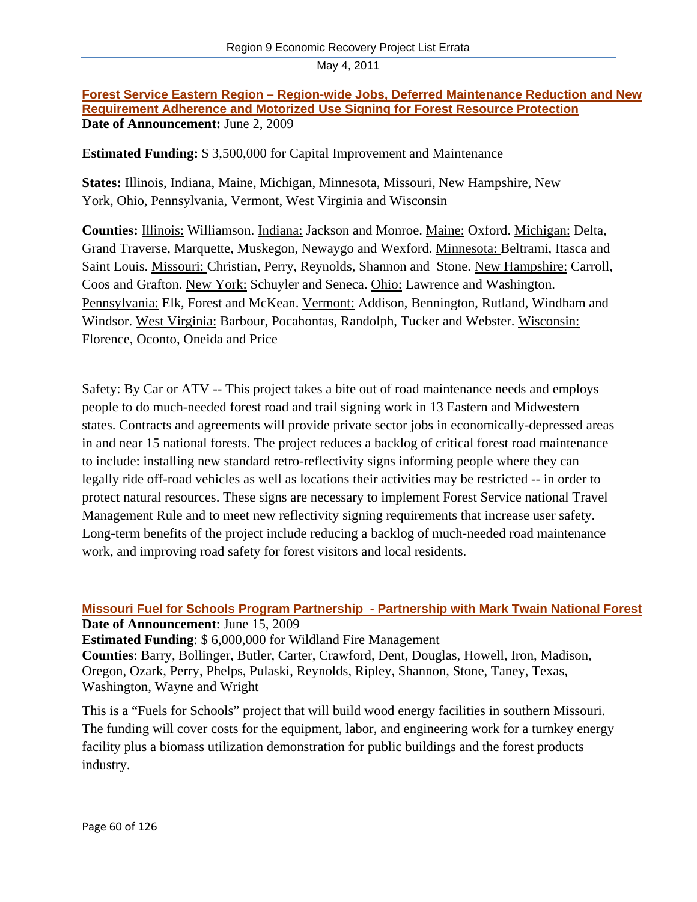## Forest Service Eastern Region – Region-wide Jobs, Deferred Maintenance Reduction and New Requirement Adherence and Motorized Use Signing for Forest Resource Protection

**Date of Announcement:** June 2, 2009

**Estimated Funding:** $ 3,500,000 for Capital Improvement and Maintenance

**States:** Illinois, Indiana, Maine, Michigan, Minnesota, Missouri, New Hampshire, New York, Ohio, Pennsylvania, Vermont, West Virginia and Wisconsin

**Counties:** Illinois: Williamson. Indiana: Jackson and Monroe. Maine: Oxford. Michigan: Delta, Grand Traverse, Marquette, Muskegon, Newaygo and Wexford. Minnesota: Beltrami, Itasca and Saint Louis. Missouri: Christian, Perry, Reynolds, Shannon and Stone. New Hampshire: Carroll, Coos and Grafton. New York: Schuyler and Seneca. Ohio: Lawrence and Washington. Pennsylvania: Elk, Forest and McKean. Vermont: Addison, Bennington, Rutland, Windham and Windsor. West Virginia: Barbour, Pocahontas, Randolph, Tucker and Webster. Wisconsin: Florence, Oconto, Oneida and Price

Safety: By Car or ATV -- This project takes a bite out of road maintenance needs and employs people to do much-needed forest road and trail signing work in 13 Eastern and Midwestern states. Contracts and agreements will provide private sector jobs in economically-depressed areas in and near 15 national forests. The project reduces a backlog of critical forest road maintenance to include: installing new standard retro-reflectivity signs informing people where they can legally ride off-road vehicles as well as locations their activities may be restricted -- in order to protect natural resources. These signs are necessary to implement Forest Service national Travel Management Rule and to meet new reflectivity signing requirements that increase user safety. Long-term benefits of the project include reducing a backlog of much-needed road maintenance work, and improving road safety for forest visitors and local residents.

## Missouri Fuel for Schools Program Partnership - Partnership with Mark Twain National Forest

**Date of Announcement**: June 15, 2009

**Estimated Funding**: $ 6,000,000 for Wildland Fire Management

**Counties**: Barry, Bollinger, Butler, Carter, Crawford, Dent, Douglas, Howell, Iron, Madison, Oregon, Ozark, Perry, Phelps, Pulaski, Reynolds, Ripley, Shannon, Stone, Taney, Texas, Washington, Wayne and Wright

This is a "Fuels for Schools" project that will build wood energy facilities in southern Missouri. The funding will cover costs for the equipment, labor, and engineering work for a turnkey energy facility plus a biomass utilization demonstration for public buildings and the forest products industry.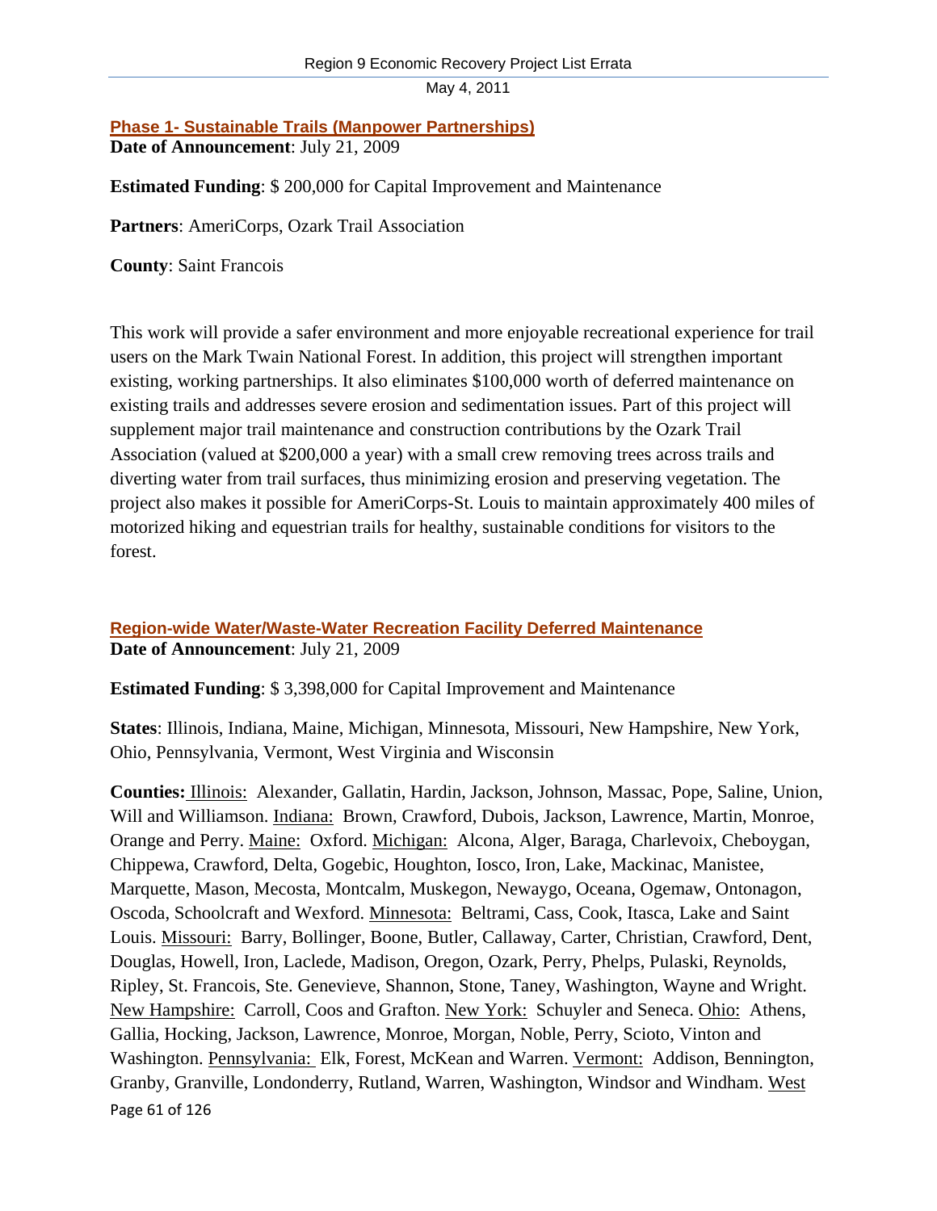### Phase 1- Sustainable Trails (Manpower Partnerships)

**Date of Announcement**: July 21, 2009

**Estimated Funding**: $ 200,000 for Capital Improvement and Maintenance

**Partners**: AmeriCorps, Ozark Trail Association

**County**: Saint Francois

This work will provide a safer environment and more enjoyable recreational experience for trail users on the Mark Twain National Forest. In addition, this project will strengthen important existing, working partnerships. It also eliminates $100,000 worth of deferred maintenance on existing trails and addresses severe erosion and sedimentation issues. Part of this project will supplement major trail maintenance and construction contributions by the Ozark Trail Association (valued at $200,000 a year) with a small crew removing trees across trails and diverting water from trail surfaces, thus minimizing erosion and preserving vegetation. The project also makes it possible for AmeriCorps-St. Louis to maintain approximately 400 miles of motorized hiking and equestrian trails for healthy, sustainable conditions for visitors to the forest.

### Region-wide Water/Waste-Water Recreation Facility Deferred Maintenance

**Date of Announcement**: July 21, 2009

**Estimated Funding**: $ 3,398,000 for Capital Improvement and Maintenance

**States**: Illinois, Indiana, Maine, Michigan, Minnesota, Missouri, New Hampshire, New York, Ohio, Pennsylvania, Vermont, West Virginia and Wisconsin

**Counties:** Illinois: Alexander, Gallatin, Hardin, Jackson, Johnson, Massac, Pope, Saline, Union, Will and Williamson. Indiana: Brown, Crawford, Dubois, Jackson, Lawrence, Martin, Monroe, Orange and Perry. Maine: Oxford. Michigan: Alcona, Alger, Baraga, Charlevoix, Cheboygan, Chippewa, Crawford, Delta, Gogebic, Houghton, Iosco, Iron, Lake, Mackinac, Manistee, Marquette, Mason, Mecosta, Montcalm, Muskegon, Newaygo, Oceana, Ogemaw, Ontonagon, Oscoda, Schoolcraft and Wexford. Minnesota: Beltrami, Cass, Cook, Itasca, Lake and Saint Louis. Missouri: Barry, Bollinger, Boone, Butler, Callaway, Carter, Christian, Crawford, Dent, Douglas, Howell, Iron, Laclede, Madison, Oregon, Ozark, Perry, Phelps, Pulaski, Reynolds, Ripley, St. Francois, Ste. Genevieve, Shannon, Stone, Taney, Washington, Wayne and Wright. New Hampshire: Carroll, Coos and Grafton. New York: Schuyler and Seneca. Ohio: Athens, Gallia, Hocking, Jackson, Lawrence, Monroe, Morgan, Noble, Perry, Scioto, Vinton and Washington. Pennsylvania: Elk, Forest, McKean and Warren. Vermont: Addison, Bennington, Granby, Granville, Londonderry, Rutland, Warren, Washington, Windsor and Windham. West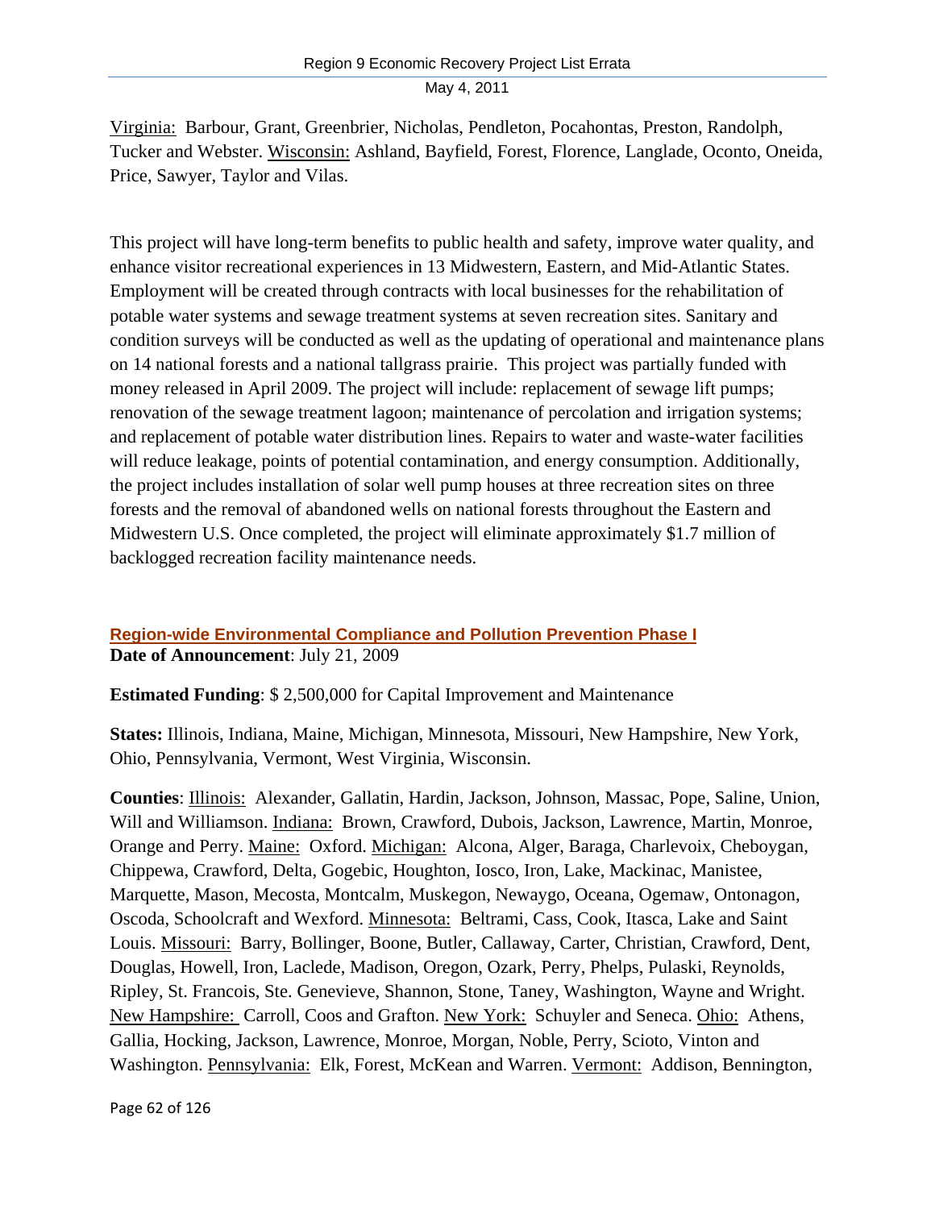Virginia: Barbour, Grant, Greenbrier, Nicholas, Pendleton, Pocahontas, Preston, Randolph, Tucker and Webster. Wisconsin: Ashland, Bayfield, Forest, Florence, Langlade, Oconto, Oneida, Price, Sawyer, Taylor and Vilas.

This project will have long-term benefits to public health and safety, improve water quality, and enhance visitor recreational experiences in 13 Midwestern, Eastern, and Mid-Atlantic States. Employment will be created through contracts with local businesses for the rehabilitation of potable water systems and sewage treatment systems at seven recreation sites. Sanitary and condition surveys will be conducted as well as the updating of operational and maintenance plans on 14 national forests and a national tallgrass prairie. This project was partially funded with money released in April 2009. The project will include: replacement of sewage lift pumps; renovation of the sewage treatment lagoon; maintenance of percolation and irrigation systems; and replacement of potable water distribution lines. Repairs to water and waste-water facilities will reduce leakage, points of potential contamination, and energy consumption. Additionally, the project includes installation of solar well pump houses at three recreation sites on three forests and the removal of abandoned wells on national forests throughout the Eastern and Midwestern U.S. Once completed, the project will eliminate approximately $1.7 million of backlogged recreation facility maintenance needs.

### Region-wide Environmental Compliance and Pollution Prevention Phase I

**Date of Announcement**: July 21, 2009

**Estimated Funding**: $ 2,500,000 for Capital Improvement and Maintenance

**States:** Illinois, Indiana, Maine, Michigan, Minnesota, Missouri, New Hampshire, New York, Ohio, Pennsylvania, Vermont, West Virginia, Wisconsin.

**Counties**: Illinois: Alexander, Gallatin, Hardin, Jackson, Johnson, Massac, Pope, Saline, Union, Will and Williamson. Indiana: Brown, Crawford, Dubois, Jackson, Lawrence, Martin, Monroe, Orange and Perry. Maine: Oxford. Michigan: Alcona, Alger, Baraga, Charlevoix, Cheboygan, Chippewa, Crawford, Delta, Gogebic, Houghton, Iosco, Iron, Lake, Mackinac, Manistee, Marquette, Mason, Mecosta, Montcalm, Muskegon, Newaygo, Oceana, Ogemaw, Ontonagon, Oscoda, Schoolcraft and Wexford. Minnesota: Beltrami, Cass, Cook, Itasca, Lake and Saint Louis. Missouri: Barry, Bollinger, Boone, Butler, Callaway, Carter, Christian, Crawford, Dent, Douglas, Howell, Iron, Laclede, Madison, Oregon, Ozark, Perry, Phelps, Pulaski, Reynolds, Ripley, St. Francois, Ste. Genevieve, Shannon, Stone, Taney, Washington, Wayne and Wright. New Hampshire: Carroll, Coos and Grafton. New York: Schuyler and Seneca. Ohio: Athens, Gallia, Hocking, Jackson, Lawrence, Monroe, Morgan, Noble, Perry, Scioto, Vinton and Washington. Pennsylvania: Elk, Forest, McKean and Warren. Vermont: Addison, Bennington,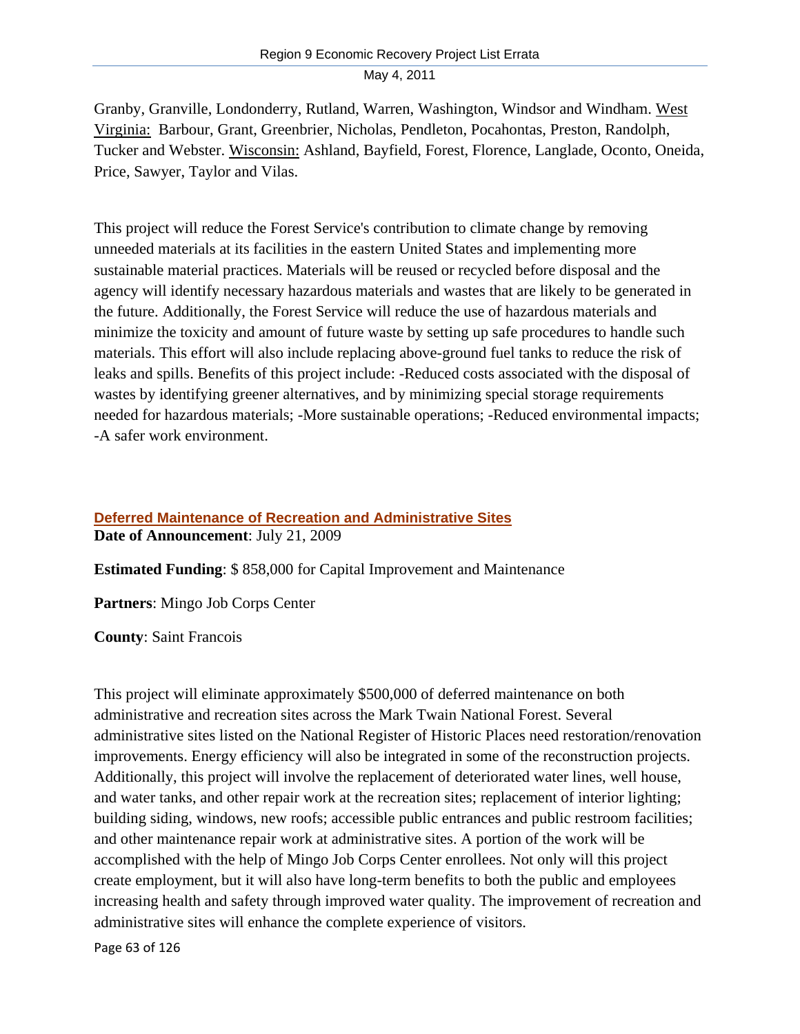Granby, Granville, Londonderry, Rutland, Warren, Washington, Windsor and Windham. West Virginia: Barbour, Grant, Greenbrier, Nicholas, Pendleton, Pocahontas, Preston, Randolph, Tucker and Webster. Wisconsin: Ashland, Bayfield, Forest, Florence, Langlade, Oconto, Oneida, Price, Sawyer, Taylor and Vilas.

This project will reduce the Forest Service's contribution to climate change by removing unneeded materials at its facilities in the eastern United States and implementing more sustainable material practices. Materials will be reused or recycled before disposal and the agency will identify necessary hazardous materials and wastes that are likely to be generated in the future. Additionally, the Forest Service will reduce the use of hazardous materials and minimize the toxicity and amount of future waste by setting up safe procedures to handle such materials. This effort will also include replacing above-ground fuel tanks to reduce the risk of leaks and spills. Benefits of this project include: -Reduced costs associated with the disposal of wastes by identifying greener alternatives, and by minimizing special storage requirements needed for hazardous materials; -More sustainable operations; -Reduced environmental impacts; -A safer work environment.

### Deferred Maintenance of Recreation and Administrative Sites

**Date of Announcement**: July 21, 2009

**Estimated Funding**: $ 858,000 for Capital Improvement and Maintenance

**Partners**: Mingo Job Corps Center

**County**: Saint Francois

This project will eliminate approximately $500,000 of deferred maintenance on both administrative and recreation sites across the Mark Twain National Forest. Several administrative sites listed on the National Register of Historic Places need restoration/renovation improvements. Energy efficiency will also be integrated in some of the reconstruction projects. Additionally, this project will involve the replacement of deteriorated water lines, well house, and water tanks, and other repair work at the recreation sites; replacement of interior lighting; building siding, windows, new roofs; accessible public entrances and public restroom facilities; and other maintenance repair work at administrative sites. A portion of the work will be accomplished with the help of Mingo Job Corps Center enrollees. Not only will this project create employment, but it will also have long-term benefits to both the public and employees increasing health and safety through improved water quality. The improvement of recreation and administrative sites will enhance the complete experience of visitors.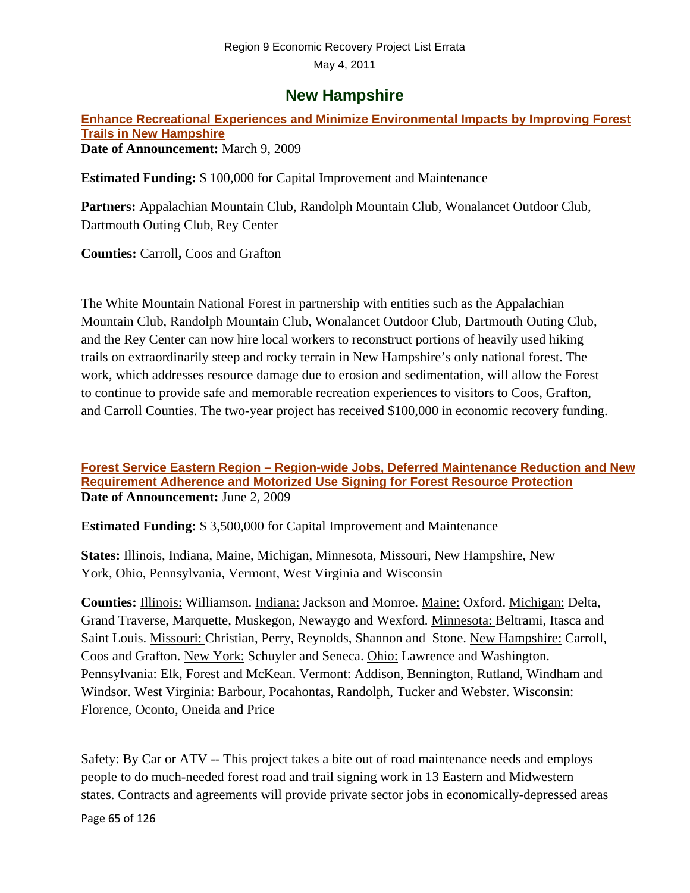# New Hampshire

**Enhance Recreational Experiences and Minimize Environmental Impacts by Improving Forest Trails in New Hampshire**

**Date of Announcement:** March 9, 2009

**Estimated Funding:** $ 100,000 for Capital Improvement and Maintenance

**Partners:** Appalachian Mountain Club, Randolph Mountain Club, Wonalancet Outdoor Club, Dartmouth Outing Club, Rey Center

**Counties:** Carroll**,** Coos and Grafton

The White Mountain National Forest in partnership with entities such as the Appalachian Mountain Club, Randolph Mountain Club, Wonalancet Outdoor Club, Dartmouth Outing Club, and the Rey Center can now hire local workers to reconstruct portions of heavily used hiking trails on extraordinarily steep and rocky terrain in New Hampshire's only national forest. The work, which addresses resource damage due to erosion and sedimentation, will allow the Forest to continue to provide safe and memorable recreation experiences to visitors to Coos, Grafton, and Carroll Counties. The two-year project has received $100,000 in economic recovery funding.

**Forest Service Eastern Region – Region-wide Jobs, Deferred Maintenance Reduction and New Requirement Adherence and Motorized Use Signing for Forest Resource Protection**

**Date of Announcement:** June 2, 2009

**Estimated Funding:** $ 3,500,000 for Capital Improvement and Maintenance

**States:** Illinois, Indiana, Maine, Michigan, Minnesota, Missouri, New Hampshire, New York, Ohio, Pennsylvania, Vermont, West Virginia and Wisconsin

**Counties:** Illinois: Williamson. Indiana: Jackson and Monroe. Maine: Oxford. Michigan: Delta, Grand Traverse, Marquette, Muskegon, Newaygo and Wexford. Minnesota: Beltrami, Itasca and Saint Louis. Missouri: Christian, Perry, Reynolds, Shannon and Stone. New Hampshire: Carroll, Coos and Grafton. New York: Schuyler and Seneca. Ohio: Lawrence and Washington. Pennsylvania: Elk, Forest and McKean. Vermont: Addison, Bennington, Rutland, Windham and Windsor. West Virginia: Barbour, Pocahontas, Randolph, Tucker and Webster. Wisconsin: Florence, Oconto, Oneida and Price

Safety: By Car or ATV -- This project takes a bite out of road maintenance needs and employs people to do much-needed forest road and trail signing work in 13 Eastern and Midwestern states. Contracts and agreements will provide private sector jobs in economically-depressed areas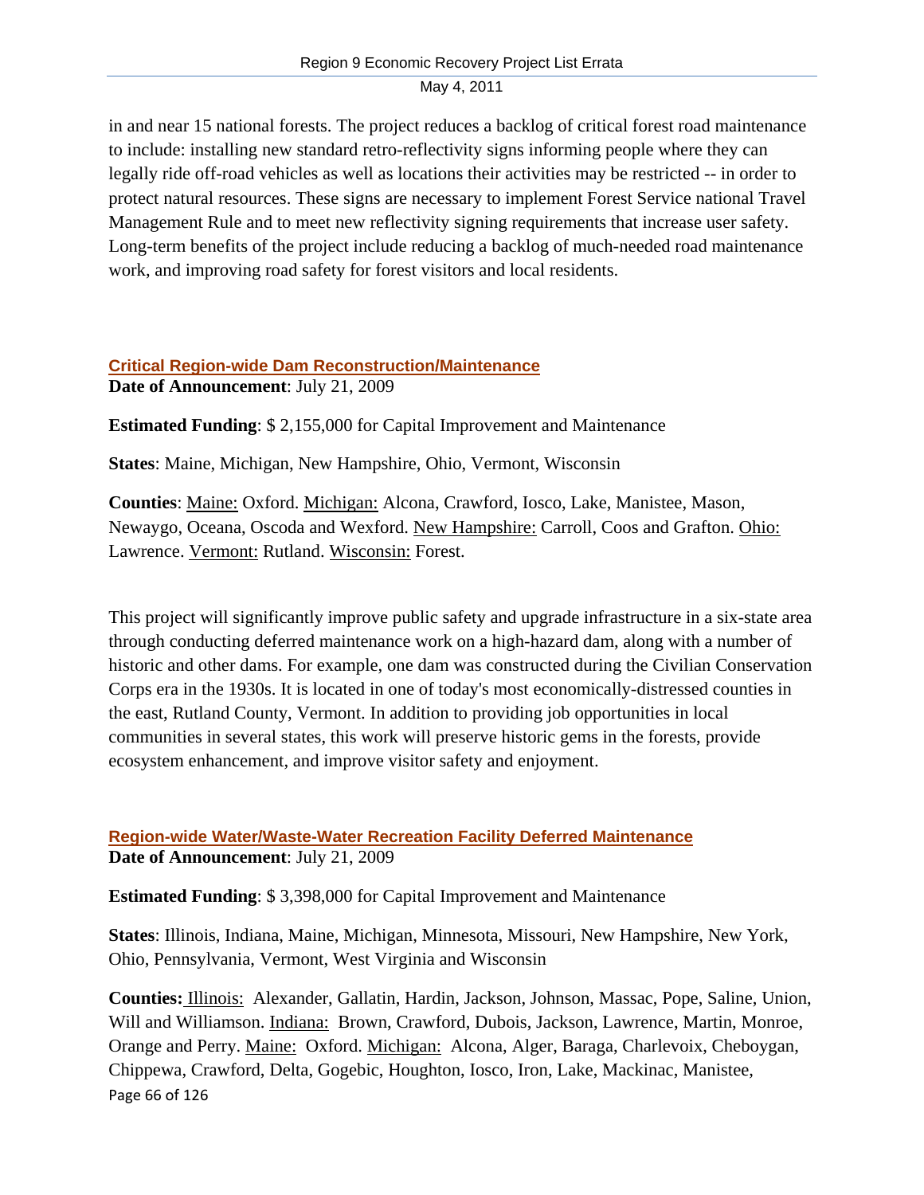in and near 15 national forests. The project reduces a backlog of critical forest road maintenance to include: installing new standard retro-reflectivity signs informing people where they can legally ride off-road vehicles as well as locations their activities may be restricted -- in order to protect natural resources. These signs are necessary to implement Forest Service national Travel Management Rule and to meet new reflectivity signing requirements that increase user safety. Long-term benefits of the project include reducing a backlog of much-needed road maintenance work, and improving road safety for forest visitors and local residents.

### Critical Region-wide Dam Reconstruction/Maintenance

**Date of Announcement**: July 21, 2009

**Estimated Funding**: $ 2,155,000 for Capital Improvement and Maintenance

**States**: Maine, Michigan, New Hampshire, Ohio, Vermont, Wisconsin

**Counties**: Maine: Oxford. Michigan: Alcona, Crawford, Iosco, Lake, Manistee, Mason, Newaygo, Oceana, Oscoda and Wexford. New Hampshire: Carroll, Coos and Grafton. Ohio: Lawrence. Vermont: Rutland. Wisconsin: Forest.

This project will significantly improve public safety and upgrade infrastructure in a six-state area through conducting deferred maintenance work on a high-hazard dam, along with a number of historic and other dams. For example, one dam was constructed during the Civilian Conservation Corps era in the 1930s. It is located in one of today's most economically-distressed counties in the east, Rutland County, Vermont. In addition to providing job opportunities in local communities in several states, this work will preserve historic gems in the forests, provide ecosystem enhancement, and improve visitor safety and enjoyment.

### Region-wide Water/Waste-Water Recreation Facility Deferred Maintenance

**Date of Announcement**: July 21, 2009

**Estimated Funding**: $ 3,398,000 for Capital Improvement and Maintenance

**States**: Illinois, Indiana, Maine, Michigan, Minnesota, Missouri, New Hampshire, New York, Ohio, Pennsylvania, Vermont, West Virginia and Wisconsin

**Counties:** Illinois: Alexander, Gallatin, Hardin, Jackson, Johnson, Massac, Pope, Saline, Union, Will and Williamson. Indiana: Brown, Crawford, Dubois, Jackson, Lawrence, Martin, Monroe, Orange and Perry. Maine: Oxford. Michigan: Alcona, Alger, Baraga, Charlevoix, Cheboygan, Chippewa, Crawford, Delta, Gogebic, Houghton, Iosco, Iron, Lake, Mackinac, Manistee,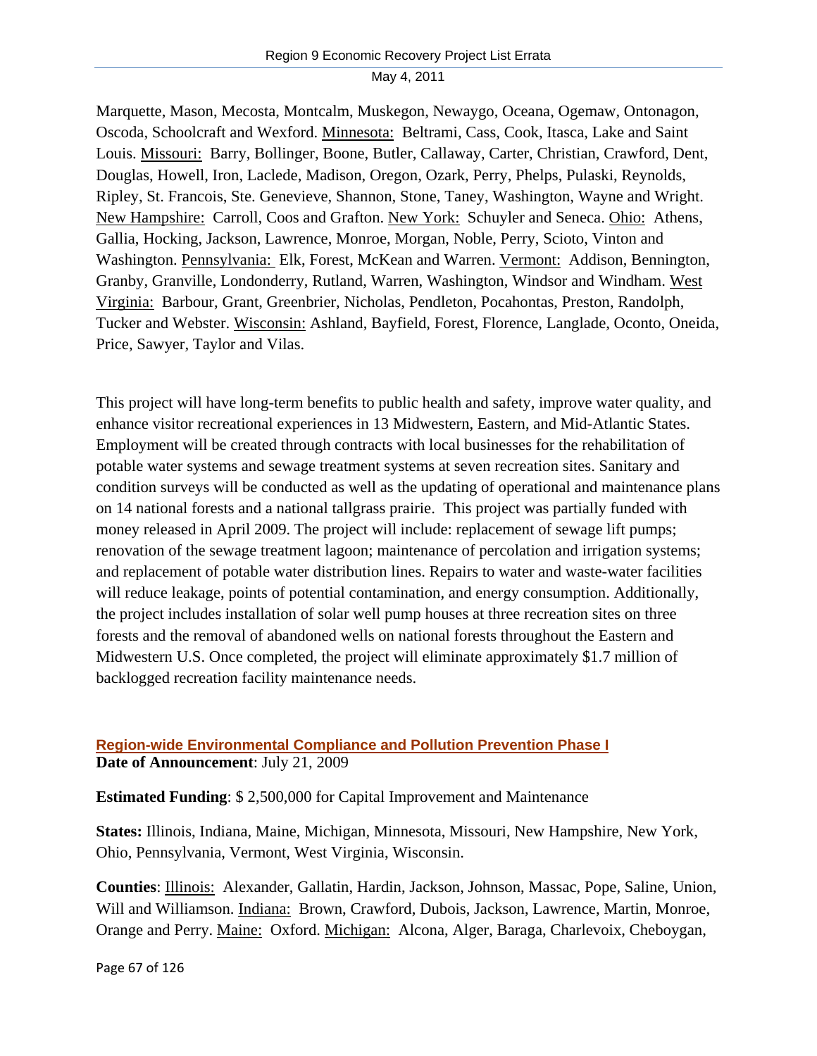Marquette, Mason, Mecosta, Montcalm, Muskegon, Newaygo, Oceana, Ogemaw, Ontonagon, Oscoda, Schoolcraft and Wexford. Minnesota: Beltrami, Cass, Cook, Itasca, Lake and Saint Louis. Missouri: Barry, Bollinger, Boone, Butler, Callaway, Carter, Christian, Crawford, Dent, Douglas, Howell, Iron, Laclede, Madison, Oregon, Ozark, Perry, Phelps, Pulaski, Reynolds, Ripley, St. Francois, Ste. Genevieve, Shannon, Stone, Taney, Washington, Wayne and Wright. New Hampshire: Carroll, Coos and Grafton. New York: Schuyler and Seneca. Ohio: Athens, Gallia, Hocking, Jackson, Lawrence, Monroe, Morgan, Noble, Perry, Scioto, Vinton and Washington. Pennsylvania: Elk, Forest, McKean and Warren. Vermont: Addison, Bennington, Granby, Granville, Londonderry, Rutland, Warren, Washington, Windsor and Windham. West Virginia: Barbour, Grant, Greenbrier, Nicholas, Pendleton, Pocahontas, Preston, Randolph, Tucker and Webster. Wisconsin: Ashland, Bayfield, Forest, Florence, Langlade, Oconto, Oneida, Price, Sawyer, Taylor and Vilas.

This project will have long-term benefits to public health and safety, improve water quality, and enhance visitor recreational experiences in 13 Midwestern, Eastern, and Mid-Atlantic States. Employment will be created through contracts with local businesses for the rehabilitation of potable water systems and sewage treatment systems at seven recreation sites. Sanitary and condition surveys will be conducted as well as the updating of operational and maintenance plans on 14 national forests and a national tallgrass prairie. This project was partially funded with money released in April 2009. The project will include: replacement of sewage lift pumps; renovation of the sewage treatment lagoon; maintenance of percolation and irrigation systems; and replacement of potable water distribution lines. Repairs to water and waste-water facilities will reduce leakage, points of potential contamination, and energy consumption. Additionally, the project includes installation of solar well pump houses at three recreation sites on three forests and the removal of abandoned wells on national forests throughout the Eastern and Midwestern U.S. Once completed, the project will eliminate approximately $1.7 million of backlogged recreation facility maintenance needs.

### Region-wide Environmental Compliance and Pollution Prevention Phase I

**Date of Announcement**: July 21, 2009

**Estimated Funding**: $ 2,500,000 for Capital Improvement and Maintenance

**States:** Illinois, Indiana, Maine, Michigan, Minnesota, Missouri, New Hampshire, New York, Ohio, Pennsylvania, Vermont, West Virginia, Wisconsin.

**Counties**: Illinois: Alexander, Gallatin, Hardin, Jackson, Johnson, Massac, Pope, Saline, Union, Will and Williamson. Indiana: Brown, Crawford, Dubois, Jackson, Lawrence, Martin, Monroe, Orange and Perry. Maine: Oxford. Michigan: Alcona, Alger, Baraga, Charlevoix, Cheboygan,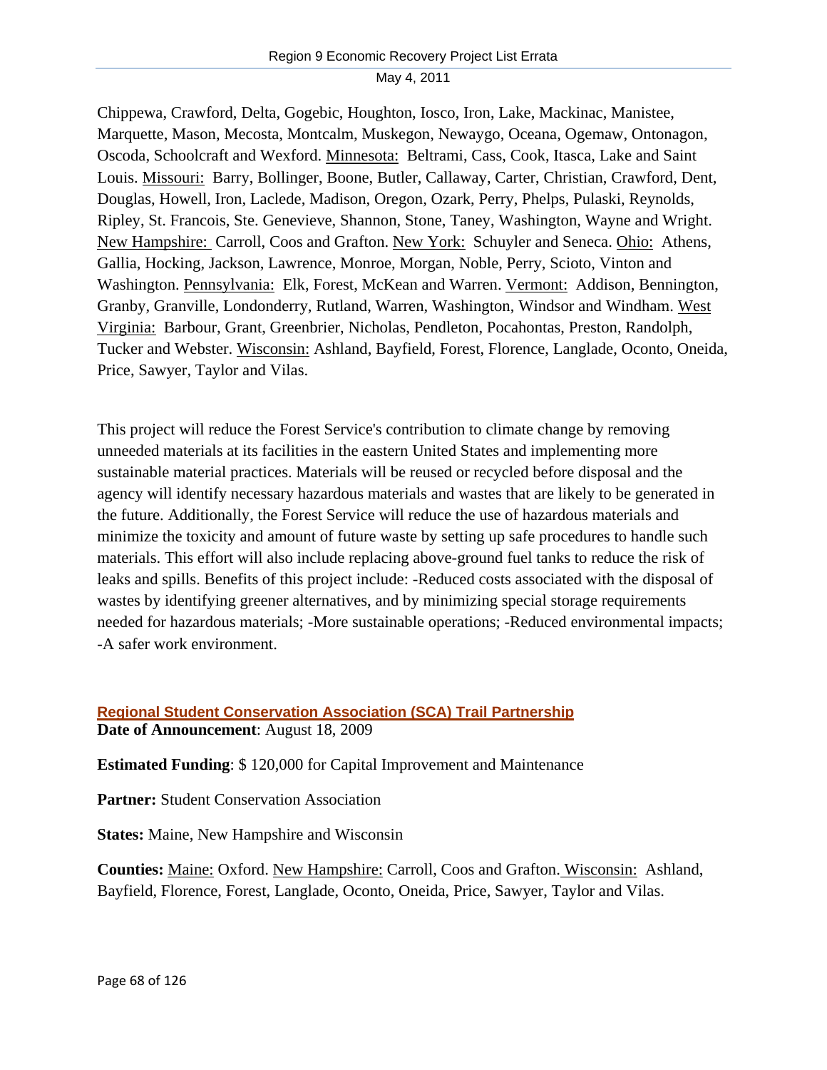Chippewa, Crawford, Delta, Gogebic, Houghton, Iosco, Iron, Lake, Mackinac, Manistee, Marquette, Mason, Mecosta, Montcalm, Muskegon, Newaygo, Oceana, Ogemaw, Ontonagon, Oscoda, Schoolcraft and Wexford. Minnesota: Beltrami, Cass, Cook, Itasca, Lake and Saint Louis. Missouri: Barry, Bollinger, Boone, Butler, Callaway, Carter, Christian, Crawford, Dent, Douglas, Howell, Iron, Laclede, Madison, Oregon, Ozark, Perry, Phelps, Pulaski, Reynolds, Ripley, St. Francois, Ste. Genevieve, Shannon, Stone, Taney, Washington, Wayne and Wright. New Hampshire: Carroll, Coos and Grafton. New York: Schuyler and Seneca. Ohio: Athens, Gallia, Hocking, Jackson, Lawrence, Monroe, Morgan, Noble, Perry, Scioto, Vinton and Washington. Pennsylvania: Elk, Forest, McKean and Warren. Vermont: Addison, Bennington, Granby, Granville, Londonderry, Rutland, Warren, Washington, Windsor and Windham. West Virginia: Barbour, Grant, Greenbrier, Nicholas, Pendleton, Pocahontas, Preston, Randolph, Tucker and Webster. Wisconsin: Ashland, Bayfield, Forest, Florence, Langlade, Oconto, Oneida, Price, Sawyer, Taylor and Vilas.

This project will reduce the Forest Service's contribution to climate change by removing unneeded materials at its facilities in the eastern United States and implementing more sustainable material practices. Materials will be reused or recycled before disposal and the agency will identify necessary hazardous materials and wastes that are likely to be generated in the future. Additionally, the Forest Service will reduce the use of hazardous materials and minimize the toxicity and amount of future waste by setting up safe procedures to handle such materials. This effort will also include replacing above-ground fuel tanks to reduce the risk of leaks and spills. Benefits of this project include: -Reduced costs associated with the disposal of wastes by identifying greener alternatives, and by minimizing special storage requirements needed for hazardous materials; -More sustainable operations; -Reduced environmental impacts; -A safer work environment.

### Regional Student Conservation Association (SCA) Trail Partnership

**Date of Announcement**: August 18, 2009

**Estimated Funding**: $ 120,000 for Capital Improvement and Maintenance

**Partner:** Student Conservation Association

**States:** Maine, New Hampshire and Wisconsin

**Counties:** Maine: Oxford. New Hampshire: Carroll, Coos and Grafton. Wisconsin: Ashland, Bayfield, Florence, Forest, Langlade, Oconto, Oneida, Price, Sawyer, Taylor and Vilas.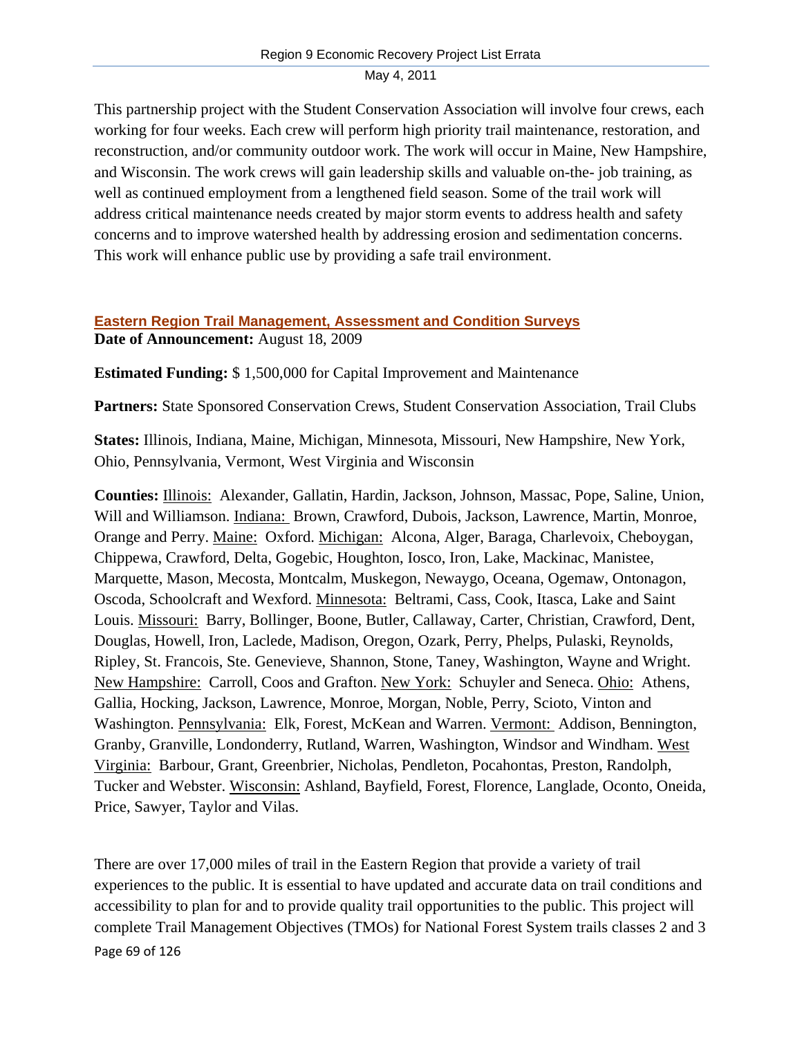This partnership project with the Student Conservation Association will involve four crews, each working for four weeks. Each crew will perform high priority trail maintenance, restoration, and reconstruction, and/or community outdoor work. The work will occur in Maine, New Hampshire, and Wisconsin. The work crews will gain leadership skills and valuable on-the- job training, as well as continued employment from a lengthened field season. Some of the trail work will address critical maintenance needs created by major storm events to address health and safety concerns and to improve watershed health by addressing erosion and sedimentation concerns. This work will enhance public use by providing a safe trail environment.

## Eastern Region Trail Management, Assessment and Condition Surveys

**Date of Announcement:** August 18, 2009

**Estimated Funding:** $ 1,500,000 for Capital Improvement and Maintenance

**Partners:** State Sponsored Conservation Crews, Student Conservation Association, Trail Clubs

**States:** Illinois, Indiana, Maine, Michigan, Minnesota, Missouri, New Hampshire, New York, Ohio, Pennsylvania, Vermont, West Virginia and Wisconsin

**Counties:** Illinois: Alexander, Gallatin, Hardin, Jackson, Johnson, Massac, Pope, Saline, Union, Will and Williamson. Indiana: Brown, Crawford, Dubois, Jackson, Lawrence, Martin, Monroe, Orange and Perry. Maine: Oxford. Michigan: Alcona, Alger, Baraga, Charlevoix, Cheboygan, Chippewa, Crawford, Delta, Gogebic, Houghton, Iosco, Iron, Lake, Mackinac, Manistee, Marquette, Mason, Mecosta, Montcalm, Muskegon, Newaygo, Oceana, Ogemaw, Ontonagon, Oscoda, Schoolcraft and Wexford. Minnesota: Beltrami, Cass, Cook, Itasca, Lake and Saint Louis. Missouri: Barry, Bollinger, Boone, Butler, Callaway, Carter, Christian, Crawford, Dent, Douglas, Howell, Iron, Laclede, Madison, Oregon, Ozark, Perry, Phelps, Pulaski, Reynolds, Ripley, St. Francois, Ste. Genevieve, Shannon, Stone, Taney, Washington, Wayne and Wright. New Hampshire: Carroll, Coos and Grafton. New York: Schuyler and Seneca. Ohio: Athens, Gallia, Hocking, Jackson, Lawrence, Monroe, Morgan, Noble, Perry, Scioto, Vinton and Washington. Pennsylvania: Elk, Forest, McKean and Warren. Vermont: Addison, Bennington, Granby, Granville, Londonderry, Rutland, Warren, Washington, Windsor and Windham. West Virginia: Barbour, Grant, Greenbrier, Nicholas, Pendleton, Pocahontas, Preston, Randolph, Tucker and Webster. Wisconsin: Ashland, Bayfield, Forest, Florence, Langlade, Oconto, Oneida, Price, Sawyer, Taylor and Vilas.

There are over 17,000 miles of trail in the Eastern Region that provide a variety of trail experiences to the public. It is essential to have updated and accurate data on trail conditions and accessibility to plan for and to provide quality trail opportunities to the public. This project will complete Trail Management Objectives (TMOs) for National Forest System trails classes 2 and 3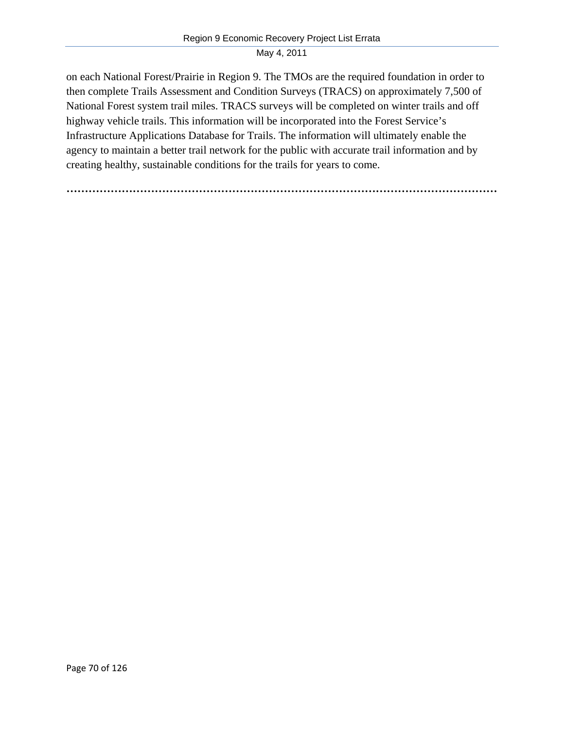on each National Forest/Prairie in Region 9. The TMOs are the required foundation in order to then complete Trails Assessment and Condition Surveys (TRACS) on approximately 7,500 of National Forest system trail miles. TRACS surveys will be completed on winter trails and off highway vehicle trails. This information will be incorporated into the Forest Service's Infrastructure Applications Database for Trails. The information will ultimately enable the agency to maintain a better trail network for the public with accurate trail information and by creating healthy, sustainable conditions for the trails for years to come.

………………………………………………………………………………………………………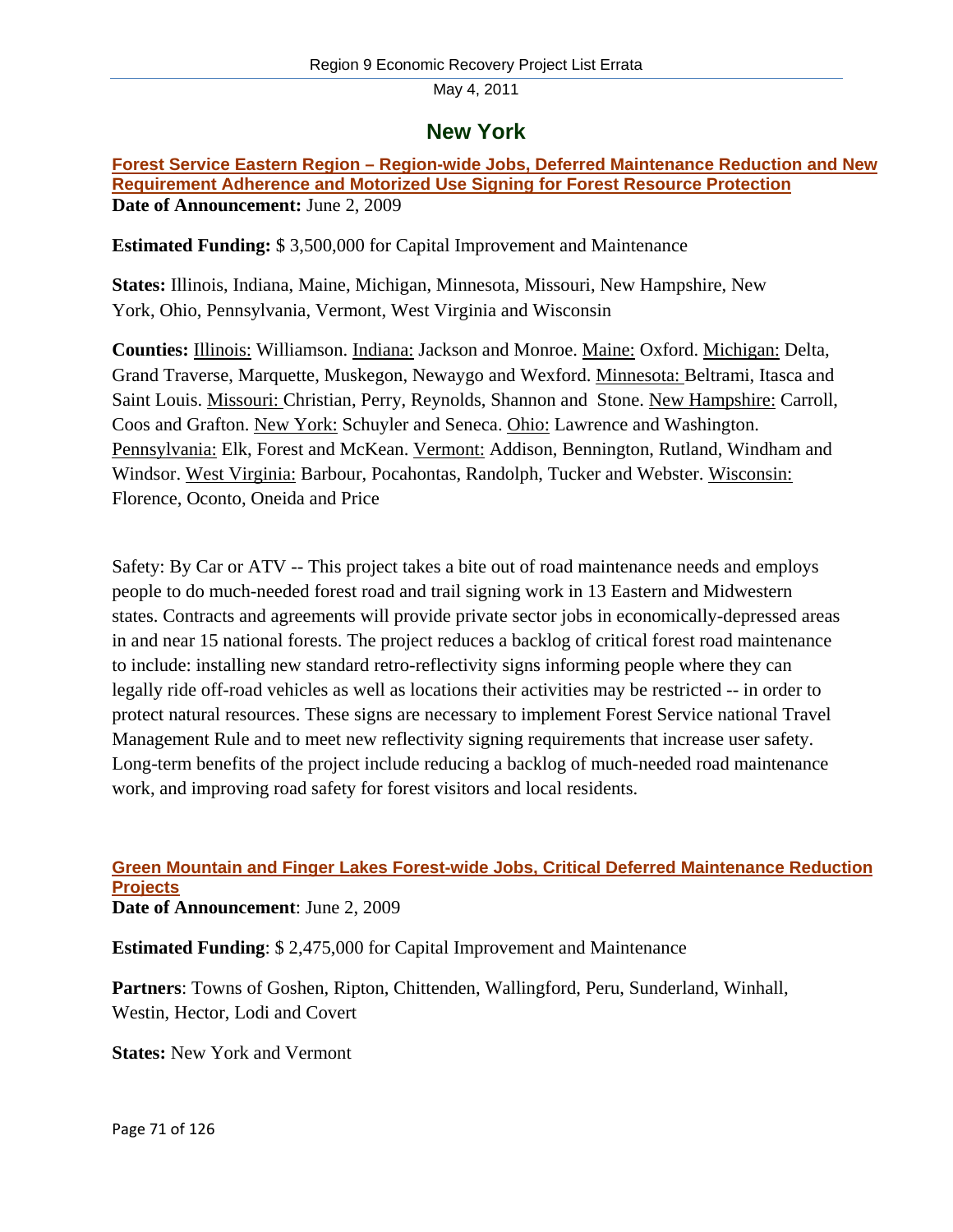# New York

**Forest Service Eastern Region – Region-wide Jobs, Deferred Maintenance Reduction and New Requirement Adherence and Motorized Use Signing for Forest Resource Protection**

**Date of Announcement:** June 2, 2009

**Estimated Funding:** $ 3,500,000 for Capital Improvement and Maintenance

**States:** Illinois, Indiana, Maine, Michigan, Minnesota, Missouri, New Hampshire, New York, Ohio, Pennsylvania, Vermont, West Virginia and Wisconsin

**Counties:** Illinois: Williamson. Indiana: Jackson and Monroe. Maine: Oxford. Michigan: Delta, Grand Traverse, Marquette, Muskegon, Newaygo and Wexford. Minnesota: Beltrami, Itasca and Saint Louis. Missouri: Christian, Perry, Reynolds, Shannon and Stone. New Hampshire: Carroll, Coos and Grafton. New York: Schuyler and Seneca. Ohio: Lawrence and Washington. Pennsylvania: Elk, Forest and McKean. Vermont: Addison, Bennington, Rutland, Windham and Windsor. West Virginia: Barbour, Pocahontas, Randolph, Tucker and Webster. Wisconsin: Florence, Oconto, Oneida and Price

Safety: By Car or ATV -- This project takes a bite out of road maintenance needs and employs people to do much-needed forest road and trail signing work in 13 Eastern and Midwestern states. Contracts and agreements will provide private sector jobs in economically-depressed areas in and near 15 national forests. The project reduces a backlog of critical forest road maintenance to include: installing new standard retro-reflectivity signs informing people where they can legally ride off-road vehicles as well as locations their activities may be restricted -- in order to protect natural resources. These signs are necessary to implement Forest Service national Travel Management Rule and to meet new reflectivity signing requirements that increase user safety. Long-term benefits of the project include reducing a backlog of much-needed road maintenance work, and improving road safety for forest visitors and local residents.

**Green Mountain and Finger Lakes Forest-wide Jobs, Critical Deferred Maintenance Reduction Projects**

**Date of Announcement**: June 2, 2009

**Estimated Funding**: $ 2,475,000 for Capital Improvement and Maintenance

**Partners**: Towns of Goshen, Ripton, Chittenden, Wallingford, Peru, Sunderland, Winhall, Westin, Hector, Lodi and Covert

**States:** New York and Vermont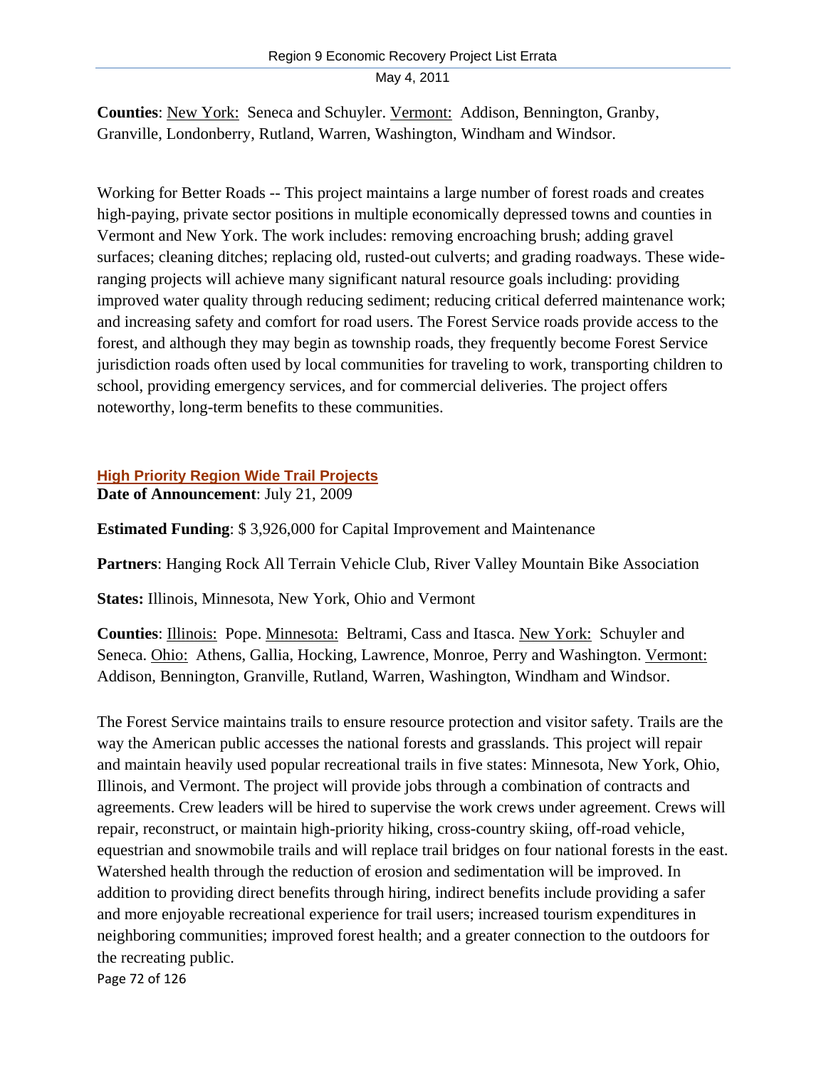**Counties**: New York: Seneca and Schuyler. Vermont: Addison, Bennington, Granby, Granville, Londonberry, Rutland, Warren, Washington, Windham and Windsor.

Working for Better Roads -- This project maintains a large number of forest roads and creates high-paying, private sector positions in multiple economically depressed towns and counties in Vermont and New York. The work includes: removing encroaching brush; adding gravel surfaces; cleaning ditches; replacing old, rusted-out culverts; and grading roadways. These wide-ranging projects will achieve many significant natural resource goals including: providing improved water quality through reducing sediment; reducing critical deferred maintenance work; and increasing safety and comfort for road users. The Forest Service roads provide access to the forest, and although they may begin as township roads, they frequently become Forest Service jurisdiction roads often used by local communities for traveling to work, transporting children to school, providing emergency services, and for commercial deliveries. The project offers noteworthy, long-term benefits to these communities.

### High Priority Region Wide Trail Projects

**Date of Announcement**: July 21, 2009

**Estimated Funding**: $ 3,926,000 for Capital Improvement and Maintenance

**Partners**: Hanging Rock All Terrain Vehicle Club, River Valley Mountain Bike Association

**States:** Illinois, Minnesota, New York, Ohio and Vermont

**Counties**: Illinois: Pope. Minnesota: Beltrami, Cass and Itasca. New York: Schuyler and Seneca. Ohio: Athens, Gallia, Hocking, Lawrence, Monroe, Perry and Washington. Vermont: Addison, Bennington, Granville, Rutland, Warren, Washington, Windham and Windsor.

The Forest Service maintains trails to ensure resource protection and visitor safety. Trails are the way the American public accesses the national forests and grasslands. This project will repair and maintain heavily used popular recreational trails in five states: Minnesota, New York, Ohio, Illinois, and Vermont. The project will provide jobs through a combination of contracts and agreements. Crew leaders will be hired to supervise the work crews under agreement. Crews will repair, reconstruct, or maintain high-priority hiking, cross-country skiing, off-road vehicle, equestrian and snowmobile trails and will replace trail bridges on four national forests in the east. Watershed health through the reduction of erosion and sedimentation will be improved. In addition to providing direct benefits through hiring, indirect benefits include providing a safer and more enjoyable recreational experience for trail users; increased tourism expenditures in neighboring communities; improved forest health; and a greater connection to the outdoors for the recreating public.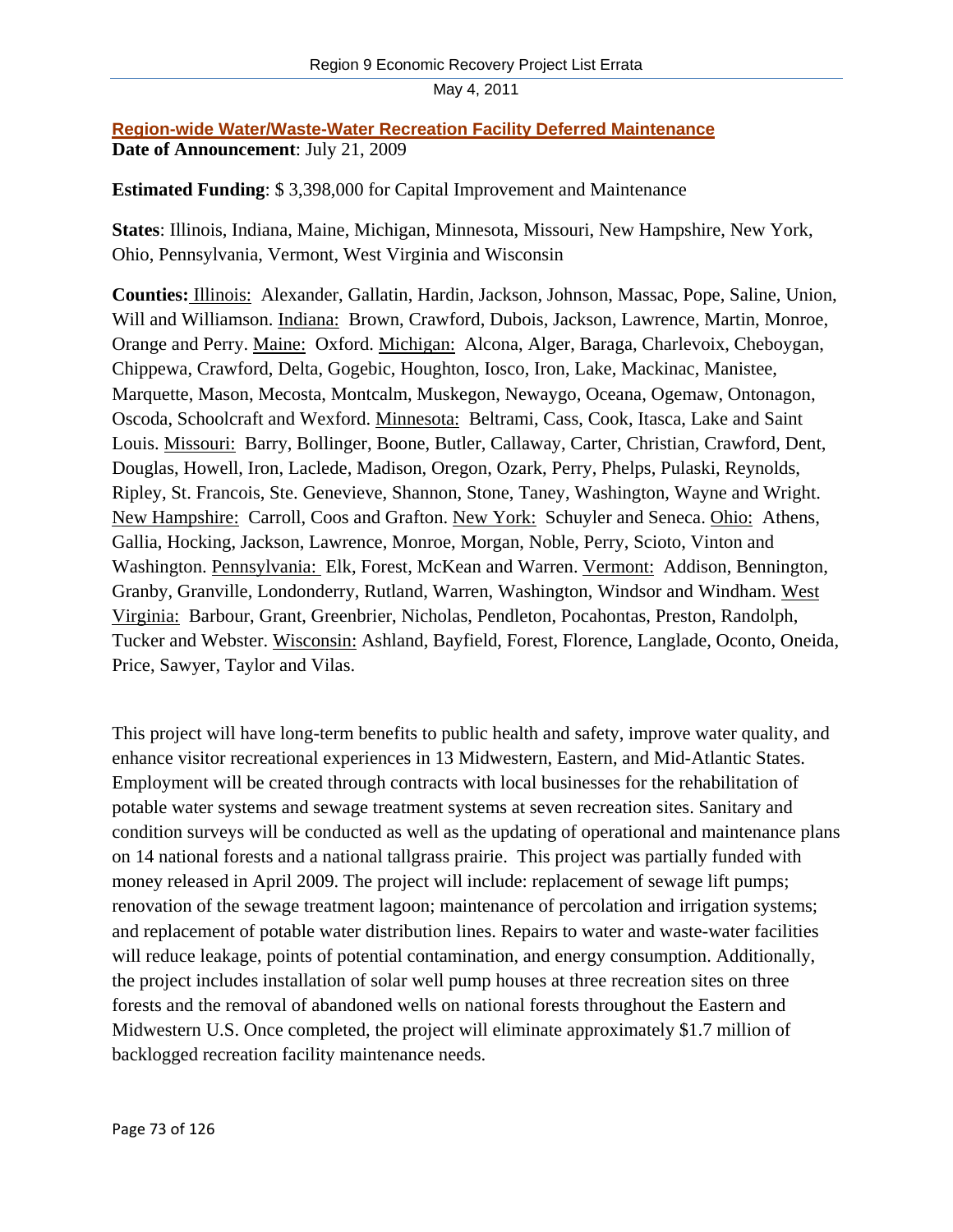## Region-wide Water/Waste-Water Recreation Facility Deferred Maintenance

**Date of Announcement**: July 21, 2009

**Estimated Funding**: $ 3,398,000 for Capital Improvement and Maintenance

**States**: Illinois, Indiana, Maine, Michigan, Minnesota, Missouri, New Hampshire, New York, Ohio, Pennsylvania, Vermont, West Virginia and Wisconsin

**Counties:** Illinois: Alexander, Gallatin, Hardin, Jackson, Johnson, Massac, Pope, Saline, Union, Will and Williamson. Indiana: Brown, Crawford, Dubois, Jackson, Lawrence, Martin, Monroe, Orange and Perry. Maine: Oxford. Michigan: Alcona, Alger, Baraga, Charlevoix, Cheboygan, Chippewa, Crawford, Delta, Gogebic, Houghton, Iosco, Iron, Lake, Mackinac, Manistee, Marquette, Mason, Mecosta, Montcalm, Muskegon, Newaygo, Oceana, Ogemaw, Ontonagon, Oscoda, Schoolcraft and Wexford. Minnesota: Beltrami, Cass, Cook, Itasca, Lake and Saint Louis. Missouri: Barry, Bollinger, Boone, Butler, Callaway, Carter, Christian, Crawford, Dent, Douglas, Howell, Iron, Laclede, Madison, Oregon, Ozark, Perry, Phelps, Pulaski, Reynolds, Ripley, St. Francois, Ste. Genevieve, Shannon, Stone, Taney, Washington, Wayne and Wright. New Hampshire: Carroll, Coos and Grafton. New York: Schuyler and Seneca. Ohio: Athens, Gallia, Hocking, Jackson, Lawrence, Monroe, Morgan, Noble, Perry, Scioto, Vinton and Washington. Pennsylvania: Elk, Forest, McKean and Warren. Vermont: Addison, Bennington, Granby, Granville, Londonderry, Rutland, Warren, Washington, Windsor and Windham. West Virginia: Barbour, Grant, Greenbrier, Nicholas, Pendleton, Pocahontas, Preston, Randolph, Tucker and Webster. Wisconsin: Ashland, Bayfield, Forest, Florence, Langlade, Oconto, Oneida, Price, Sawyer, Taylor and Vilas.

This project will have long-term benefits to public health and safety, improve water quality, and enhance visitor recreational experiences in 13 Midwestern, Eastern, and Mid-Atlantic States. Employment will be created through contracts with local businesses for the rehabilitation of potable water systems and sewage treatment systems at seven recreation sites. Sanitary and condition surveys will be conducted as well as the updating of operational and maintenance plans on 14 national forests and a national tallgrass prairie. This project was partially funded with money released in April 2009. The project will include: replacement of sewage lift pumps; renovation of the sewage treatment lagoon; maintenance of percolation and irrigation systems; and replacement of potable water distribution lines. Repairs to water and waste-water facilities will reduce leakage, points of potential contamination, and energy consumption. Additionally, the project includes installation of solar well pump houses at three recreation sites on three forests and the removal of abandoned wells on national forests throughout the Eastern and Midwestern U.S. Once completed, the project will eliminate approximately $1.7 million of backlogged recreation facility maintenance needs.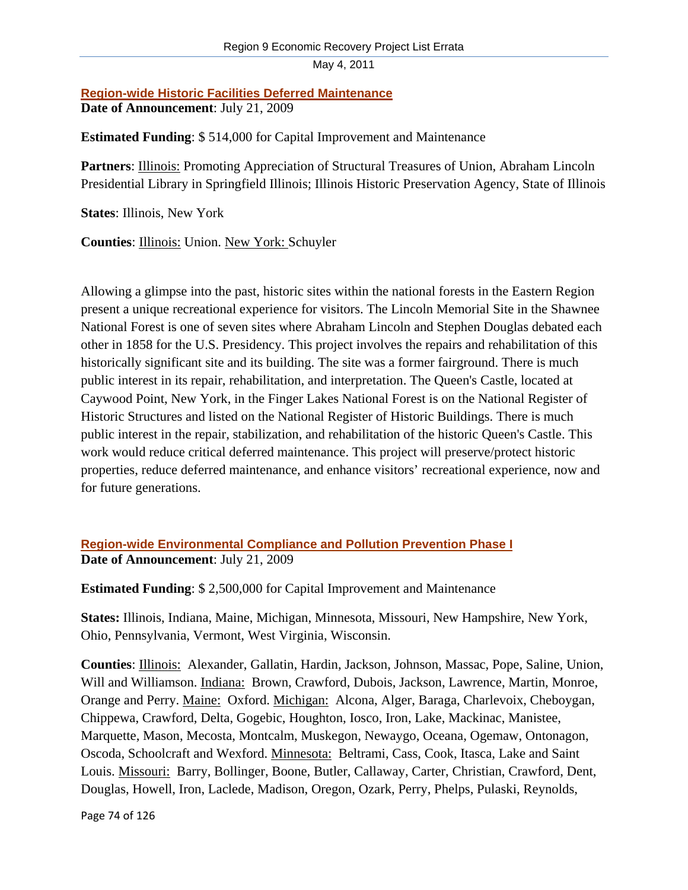## Region-wide Historic Facilities Deferred Maintenance

**Date of Announcement**: July 21, 2009

**Estimated Funding**: $ 514,000 for Capital Improvement and Maintenance

**Partners**: Illinois: Promoting Appreciation of Structural Treasures of Union, Abraham Lincoln Presidential Library in Springfield Illinois; Illinois Historic Preservation Agency, State of Illinois

**States**: Illinois, New York

**Counties**: Illinois: Union. New York: Schuyler

Allowing a glimpse into the past, historic sites within the national forests in the Eastern Region present a unique recreational experience for visitors. The Lincoln Memorial Site in the Shawnee National Forest is one of seven sites where Abraham Lincoln and Stephen Douglas debated each other in 1858 for the U.S. Presidency. This project involves the repairs and rehabilitation of this historically significant site and its building. The site was a former fairground. There is much public interest in its repair, rehabilitation, and interpretation. The Queen's Castle, located at Caywood Point, New York, in the Finger Lakes National Forest is on the National Register of Historic Structures and listed on the National Register of Historic Buildings. There is much public interest in the repair, stabilization, and rehabilitation of the historic Queen's Castle. This work would reduce critical deferred maintenance. This project will preserve/protect historic properties, reduce deferred maintenance, and enhance visitors' recreational experience, now and for future generations.

## Region-wide Environmental Compliance and Pollution Prevention Phase I

**Date of Announcement**: July 21, 2009

**Estimated Funding**: $ 2,500,000 for Capital Improvement and Maintenance

**States:** Illinois, Indiana, Maine, Michigan, Minnesota, Missouri, New Hampshire, New York, Ohio, Pennsylvania, Vermont, West Virginia, Wisconsin.

**Counties**: Illinois: Alexander, Gallatin, Hardin, Jackson, Johnson, Massac, Pope, Saline, Union, Will and Williamson. Indiana: Brown, Crawford, Dubois, Jackson, Lawrence, Martin, Monroe, Orange and Perry. Maine: Oxford. Michigan: Alcona, Alger, Baraga, Charlevoix, Cheboygan, Chippewa, Crawford, Delta, Gogebic, Houghton, Iosco, Iron, Lake, Mackinac, Manistee, Marquette, Mason, Mecosta, Montcalm, Muskegon, Newaygo, Oceana, Ogemaw, Ontonagon, Oscoda, Schoolcraft and Wexford. Minnesota: Beltrami, Cass, Cook, Itasca, Lake and Saint Louis. Missouri: Barry, Bollinger, Boone, Butler, Callaway, Carter, Christian, Crawford, Dent, Douglas, Howell, Iron, Laclede, Madison, Oregon, Ozark, Perry, Phelps, Pulaski, Reynolds,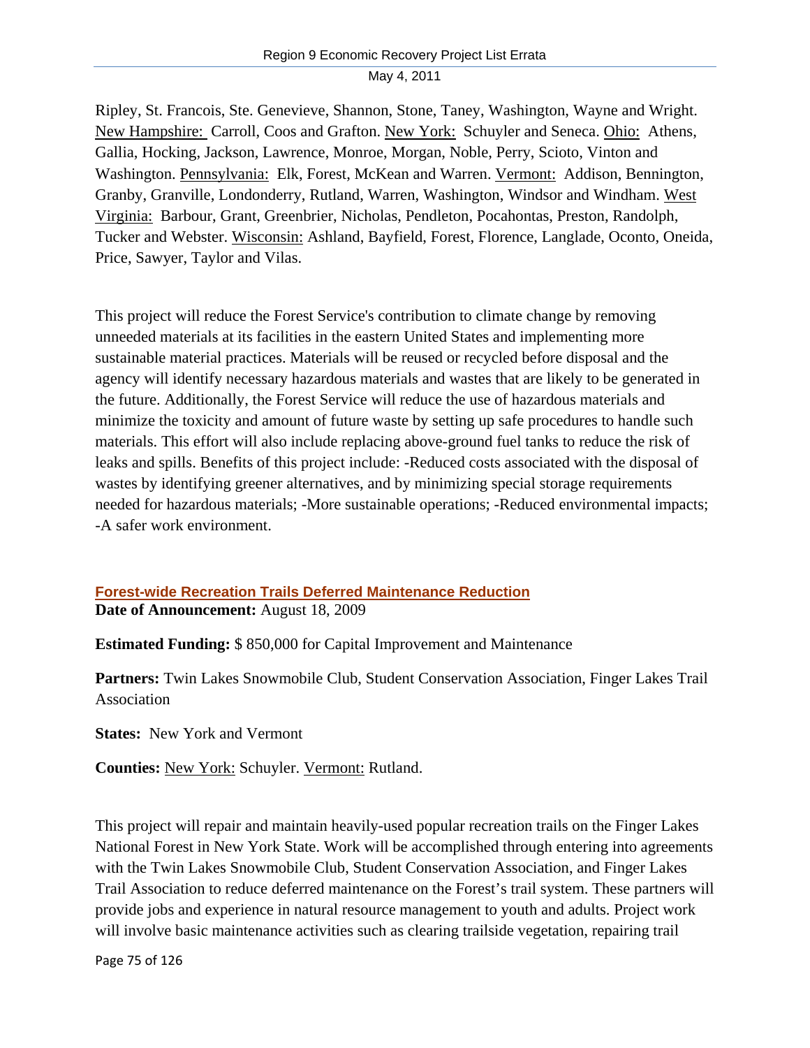Ripley, St. Francois, Ste. Genevieve, Shannon, Stone, Taney, Washington, Wayne and Wright. New Hampshire: Carroll, Coos and Grafton. New York: Schuyler and Seneca. Ohio: Athens, Gallia, Hocking, Jackson, Lawrence, Monroe, Morgan, Noble, Perry, Scioto, Vinton and Washington. Pennsylvania: Elk, Forest, McKean and Warren. Vermont: Addison, Bennington, Granby, Granville, Londonderry, Rutland, Warren, Washington, Windsor and Windham. West Virginia: Barbour, Grant, Greenbrier, Nicholas, Pendleton, Pocahontas, Preston, Randolph, Tucker and Webster. Wisconsin: Ashland, Bayfield, Forest, Florence, Langlade, Oconto, Oneida, Price, Sawyer, Taylor and Vilas.

This project will reduce the Forest Service's contribution to climate change by removing unneeded materials at its facilities in the eastern United States and implementing more sustainable material practices. Materials will be reused or recycled before disposal and the agency will identify necessary hazardous materials and wastes that are likely to be generated in the future. Additionally, the Forest Service will reduce the use of hazardous materials and minimize the toxicity and amount of future waste by setting up safe procedures to handle such materials. This effort will also include replacing above-ground fuel tanks to reduce the risk of leaks and spills. Benefits of this project include: -Reduced costs associated with the disposal of wastes by identifying greener alternatives, and by minimizing special storage requirements needed for hazardous materials; -More sustainable operations; -Reduced environmental impacts; -A safer work environment.

### Forest-wide Recreation Trails Deferred Maintenance Reduction

**Date of Announcement:** August 18, 2009

**Estimated Funding:** $ 850,000 for Capital Improvement and Maintenance

**Partners:** Twin Lakes Snowmobile Club, Student Conservation Association, Finger Lakes Trail Association

**States:** New York and Vermont

**Counties:** New York: Schuyler. Vermont: Rutland.

This project will repair and maintain heavily-used popular recreation trails on the Finger Lakes National Forest in New York State. Work will be accomplished through entering into agreements with the Twin Lakes Snowmobile Club, Student Conservation Association, and Finger Lakes Trail Association to reduce deferred maintenance on the Forest's trail system. These partners will provide jobs and experience in natural resource management to youth and adults. Project work will involve basic maintenance activities such as clearing trailside vegetation, repairing trail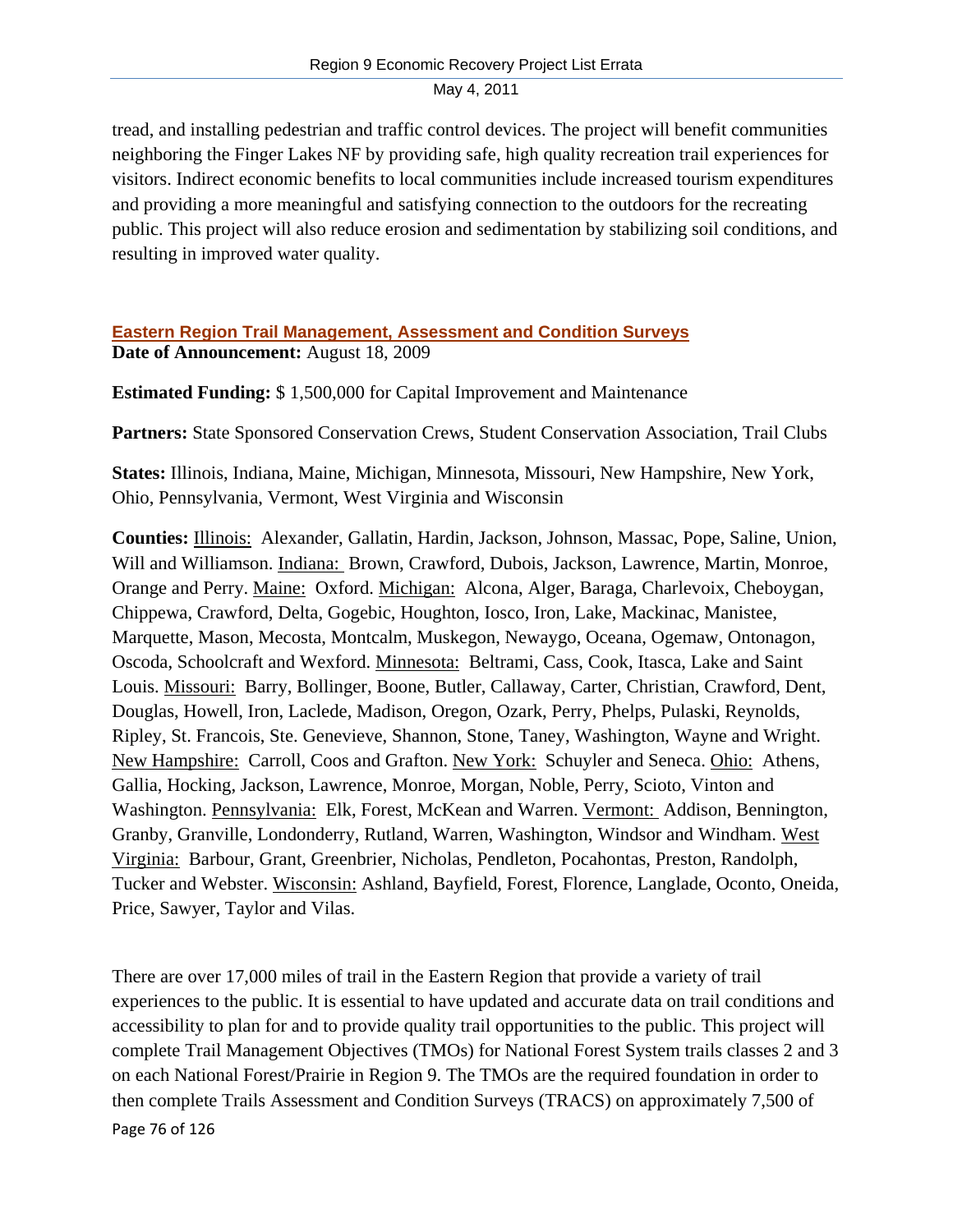tread, and installing pedestrian and traffic control devices. The project will benefit communities neighboring the Finger Lakes NF by providing safe, high quality recreation trail experiences for visitors. Indirect economic benefits to local communities include increased tourism expenditures and providing a more meaningful and satisfying connection to the outdoors for the recreating public. This project will also reduce erosion and sedimentation by stabilizing soil conditions, and resulting in improved water quality.

### Eastern Region Trail Management, Assessment and Condition Surveys

**Date of Announcement:** August 18, 2009

**Estimated Funding:** $ 1,500,000 for Capital Improvement and Maintenance

**Partners:** State Sponsored Conservation Crews, Student Conservation Association, Trail Clubs

**States:** Illinois, Indiana, Maine, Michigan, Minnesota, Missouri, New Hampshire, New York, Ohio, Pennsylvania, Vermont, West Virginia and Wisconsin

**Counties:** Illinois: Alexander, Gallatin, Hardin, Jackson, Johnson, Massac, Pope, Saline, Union, Will and Williamson. Indiana: Brown, Crawford, Dubois, Jackson, Lawrence, Martin, Monroe, Orange and Perry. Maine: Oxford. Michigan: Alcona, Alger, Baraga, Charlevoix, Cheboygan, Chippewa, Crawford, Delta, Gogebic, Houghton, Iosco, Iron, Lake, Mackinac, Manistee, Marquette, Mason, Mecosta, Montcalm, Muskegon, Newaygo, Oceana, Ogemaw, Ontonagon, Oscoda, Schoolcraft and Wexford. Minnesota: Beltrami, Cass, Cook, Itasca, Lake and Saint Louis. Missouri: Barry, Bollinger, Boone, Butler, Callaway, Carter, Christian, Crawford, Dent, Douglas, Howell, Iron, Laclede, Madison, Oregon, Ozark, Perry, Phelps, Pulaski, Reynolds, Ripley, St. Francois, Ste. Genevieve, Shannon, Stone, Taney, Washington, Wayne and Wright. New Hampshire: Carroll, Coos and Grafton. New York: Schuyler and Seneca. Ohio: Athens, Gallia, Hocking, Jackson, Lawrence, Monroe, Morgan, Noble, Perry, Scioto, Vinton and Washington. Pennsylvania: Elk, Forest, McKean and Warren. Vermont: Addison, Bennington, Granby, Granville, Londonderry, Rutland, Warren, Washington, Windsor and Windham. West Virginia: Barbour, Grant, Greenbrier, Nicholas, Pendleton, Pocahontas, Preston, Randolph, Tucker and Webster. Wisconsin: Ashland, Bayfield, Forest, Florence, Langlade, Oconto, Oneida, Price, Sawyer, Taylor and Vilas.

There are over 17,000 miles of trail in the Eastern Region that provide a variety of trail experiences to the public. It is essential to have updated and accurate data on trail conditions and accessibility to plan for and to provide quality trail opportunities to the public. This project will complete Trail Management Objectives (TMOs) for National Forest System trails classes 2 and 3 on each National Forest/Prairie in Region 9. The TMOs are the required foundation in order to then complete Trails Assessment and Condition Surveys (TRACS) on approximately 7,500 of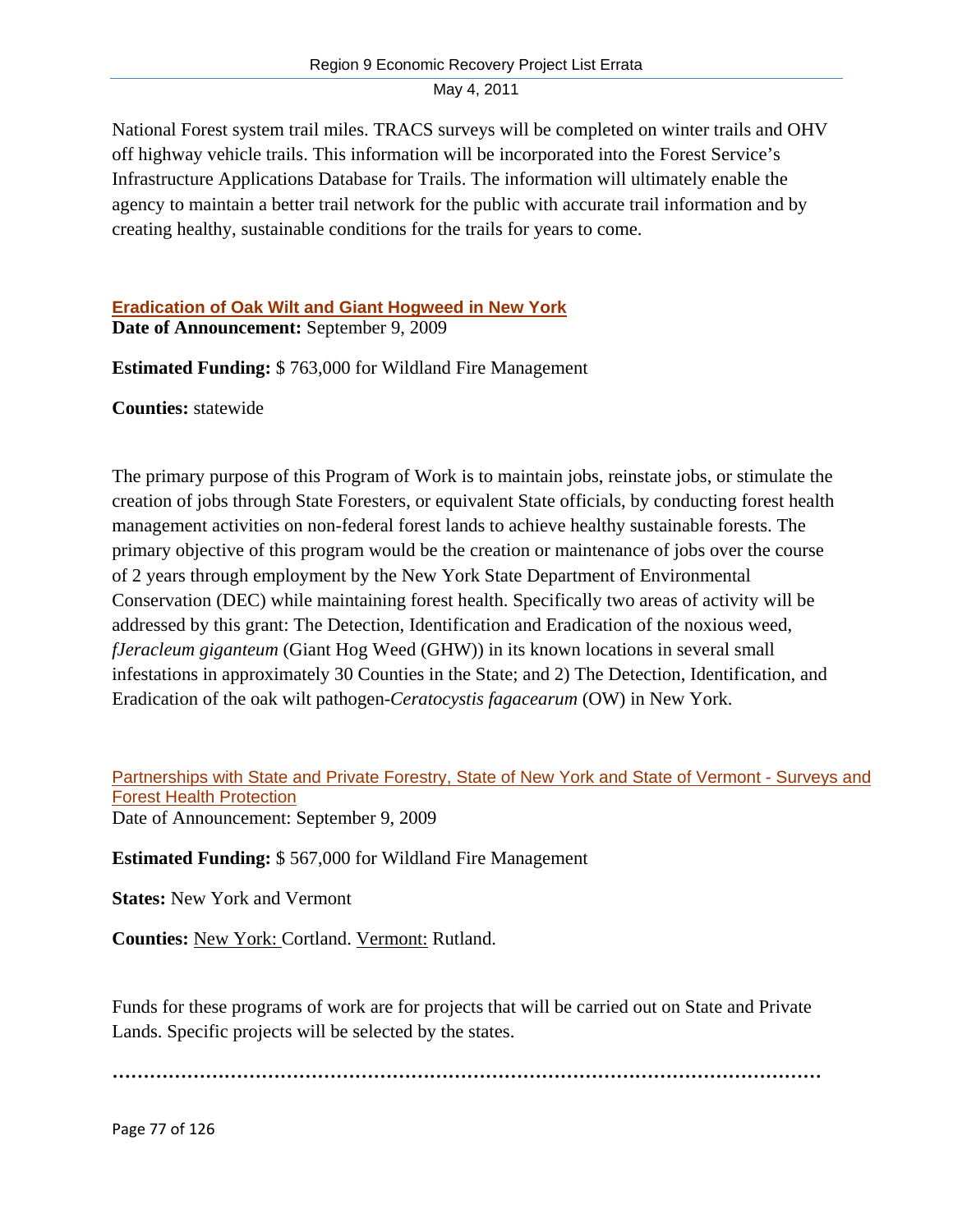National Forest system trail miles. TRACS surveys will be completed on winter trails and OHV off highway vehicle trails. This information will be incorporated into the Forest Service's Infrastructure Applications Database for Trails. The information will ultimately enable the agency to maintain a better trail network for the public with accurate trail information and by creating healthy, sustainable conditions for the trails for years to come.

**Eradication of Oak Wilt and Giant Hogweed in New York**

**Date of Announcement:** September 9, 2009

**Estimated Funding:** $ 763,000 for Wildland Fire Management

**Counties:** statewide

The primary purpose of this Program of Work is to maintain jobs, reinstate jobs, or stimulate the creation of jobs through State Foresters, or equivalent State officials, by conducting forest health management activities on non-federal forest lands to achieve healthy sustainable forests. The primary objective of this program would be the creation or maintenance of jobs over the course of 2 years through employment by the New York State Department of Environmental Conservation (DEC) while maintaining forest health. Specifically two areas of activity will be addressed by this grant: The Detection, Identification and Eradication of the noxious weed, *fJeracleum giganteum* (Giant Hog Weed (GHW)) in its known locations in several small infestations in approximately 30 Counties in the State; and 2) The Detection, Identification, and Eradication of the oak wilt pathogen-*Ceratocystis fagacearum* (OW) in New York.

Partnerships with State and Private Forestry, State of New York and State of Vermont - Surveys and Forest Health Protection

Date of Announcement: September 9, 2009

**Estimated Funding:** $ 567,000 for Wildland Fire Management

**States:** New York and Vermont

**Counties:** New York: Cortland. Vermont: Rutland.

Funds for these programs of work are for projects that will be carried out on State and Private Lands. Specific projects will be selected by the states.

……………………………………………………………………………………………………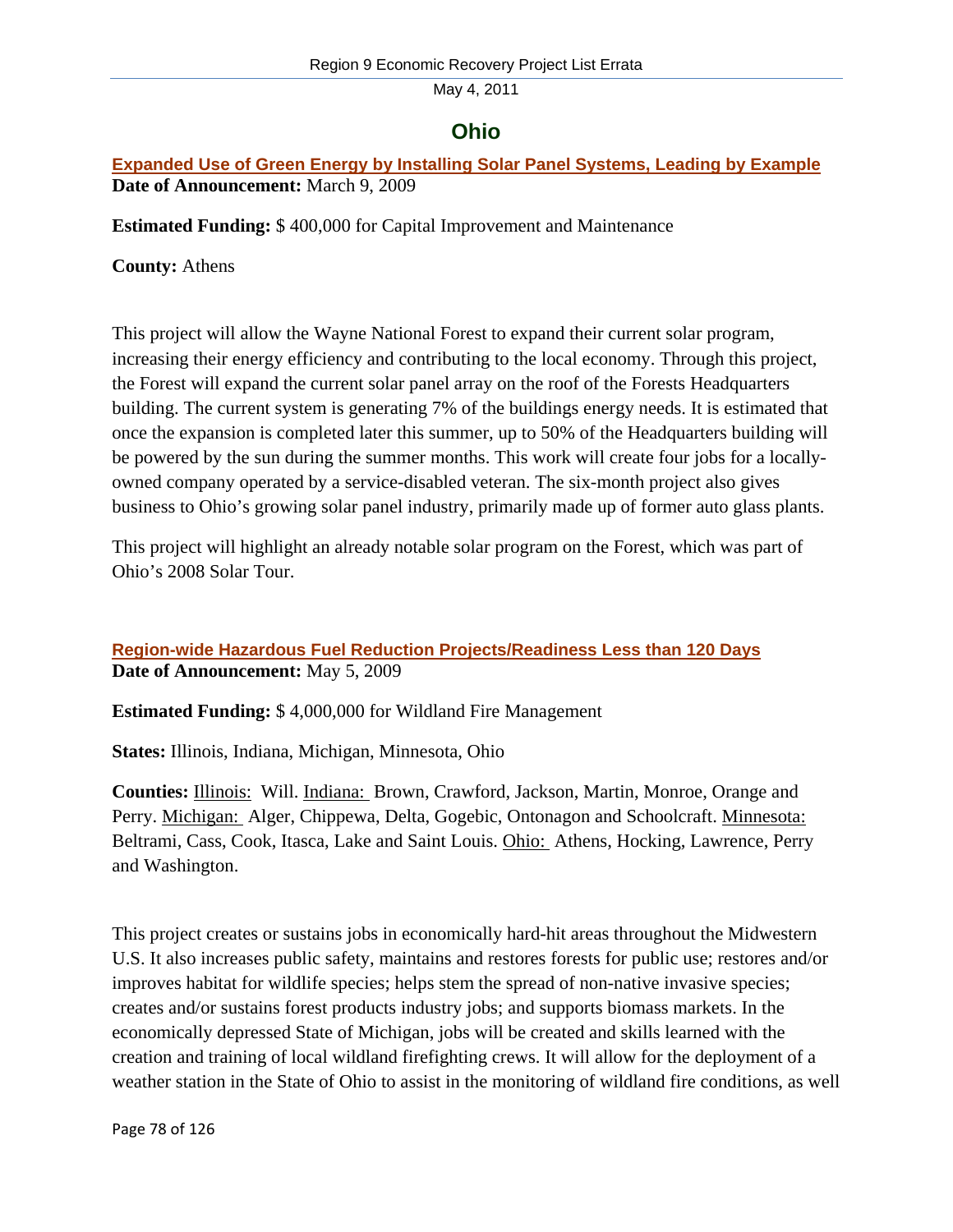# Ohio

## Expanded Use of Green Energy by Installing Solar Panel Systems, Leading by Example

**Date of Announcement:** March 9, 2009

**Estimated Funding:** $ 400,000 for Capital Improvement and Maintenance

**County:** Athens

This project will allow the Wayne National Forest to expand their current solar program, increasing their energy efficiency and contributing to the local economy. Through this project, the Forest will expand the current solar panel array on the roof of the Forests Headquarters building. The current system is generating 7% of the buildings energy needs. It is estimated that once the expansion is completed later this summer, up to 50% of the Headquarters building will be powered by the sun during the summer months. This work will create four jobs for a locally-owned company operated by a service-disabled veteran. The six-month project also gives business to Ohio's growing solar panel industry, primarily made up of former auto glass plants.

This project will highlight an already notable solar program on the Forest, which was part of Ohio's 2008 Solar Tour.

## Region-wide Hazardous Fuel Reduction Projects/Readiness Less than 120 Days

**Date of Announcement:** May 5, 2009

**Estimated Funding:** $ 4,000,000 for Wildland Fire Management

**States:** Illinois, Indiana, Michigan, Minnesota, Ohio

**Counties:** Illinois: Will. Indiana: Brown, Crawford, Jackson, Martin, Monroe, Orange and Perry. Michigan: Alger, Chippewa, Delta, Gogebic, Ontonagon and Schoolcraft. Minnesota: Beltrami, Cass, Cook, Itasca, Lake and Saint Louis. Ohio: Athens, Hocking, Lawrence, Perry and Washington.

This project creates or sustains jobs in economically hard-hit areas throughout the Midwestern U.S. It also increases public safety, maintains and restores forests for public use; restores and/or improves habitat for wildlife species; helps stem the spread of non-native invasive species; creates and/or sustains forest products industry jobs; and supports biomass markets. In the economically depressed State of Michigan, jobs will be created and skills learned with the creation and training of local wildland firefighting crews. It will allow for the deployment of a weather station in the State of Ohio to assist in the monitoring of wildland fire conditions, as well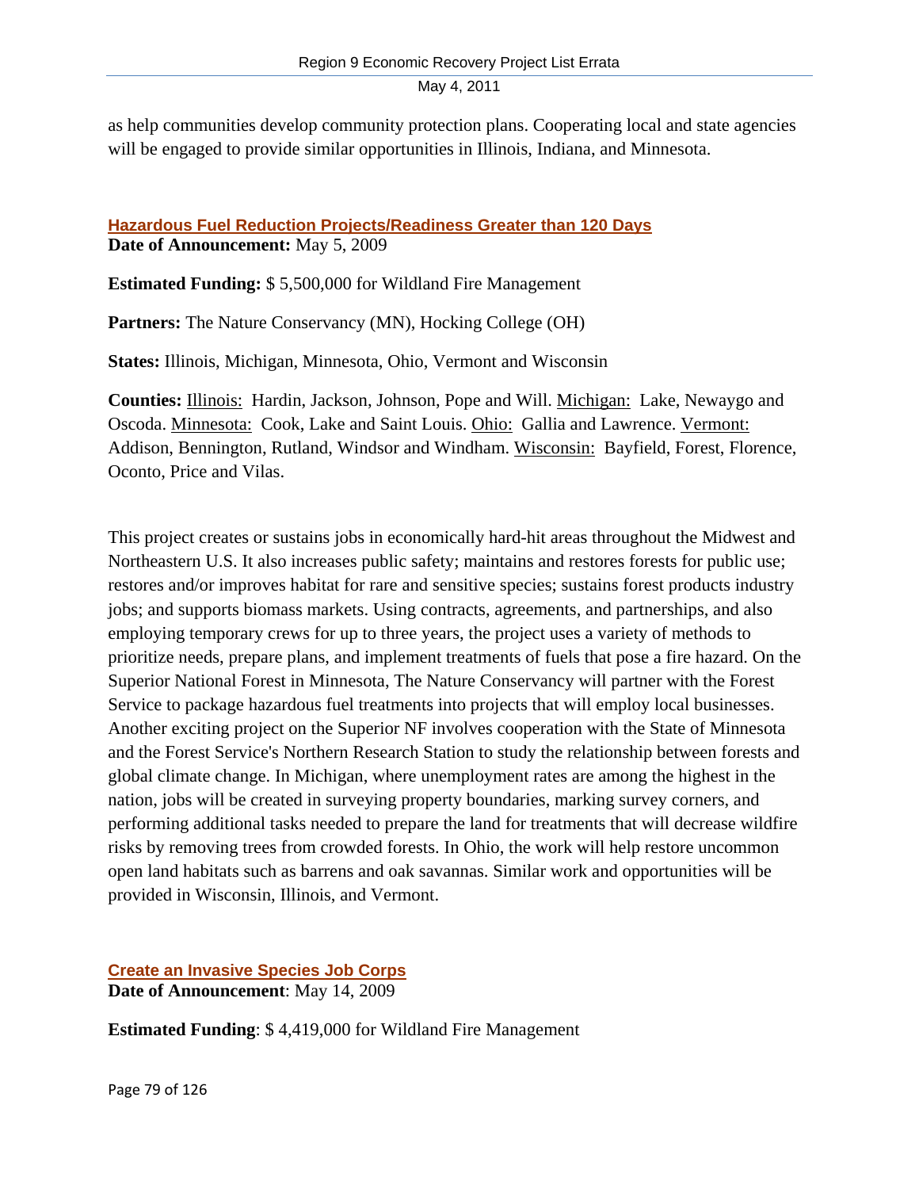as help communities develop community protection plans. Cooperating local and state agencies will be engaged to provide similar opportunities in Illinois, Indiana, and Minnesota.

## Hazardous Fuel Reduction Projects/Readiness Greater than 120 Days

**Date of Announcement:** May 5, 2009

**Estimated Funding:** $ 5,500,000 for Wildland Fire Management

**Partners:** The Nature Conservancy (MN), Hocking College (OH)

**States:** Illinois, Michigan, Minnesota, Ohio, Vermont and Wisconsin

**Counties:** Illinois: Hardin, Jackson, Johnson, Pope and Will. Michigan: Lake, Newaygo and Oscoda. Minnesota: Cook, Lake and Saint Louis. Ohio: Gallia and Lawrence. Vermont: Addison, Bennington, Rutland, Windsor and Windham. Wisconsin: Bayfield, Forest, Florence, Oconto, Price and Vilas.

This project creates or sustains jobs in economically hard-hit areas throughout the Midwest and Northeastern U.S. It also increases public safety; maintains and restores forests for public use; restores and/or improves habitat for rare and sensitive species; sustains forest products industry jobs; and supports biomass markets. Using contracts, agreements, and partnerships, and also employing temporary crews for up to three years, the project uses a variety of methods to prioritize needs, prepare plans, and implement treatments of fuels that pose a fire hazard. On the Superior National Forest in Minnesota, The Nature Conservancy will partner with the Forest Service to package hazardous fuel treatments into projects that will employ local businesses. Another exciting project on the Superior NF involves cooperation with the State of Minnesota and the Forest Service's Northern Research Station to study the relationship between forests and global climate change. In Michigan, where unemployment rates are among the highest in the nation, jobs will be created in surveying property boundaries, marking survey corners, and performing additional tasks needed to prepare the land for treatments that will decrease wildfire risks by removing trees from crowded forests. In Ohio, the work will help restore uncommon open land habitats such as barrens and oak savannas. Similar work and opportunities will be provided in Wisconsin, Illinois, and Vermont.

## Create an Invasive Species Job Corps

**Date of Announcement**: May 14, 2009

**Estimated Funding**: $ 4,419,000 for Wildland Fire Management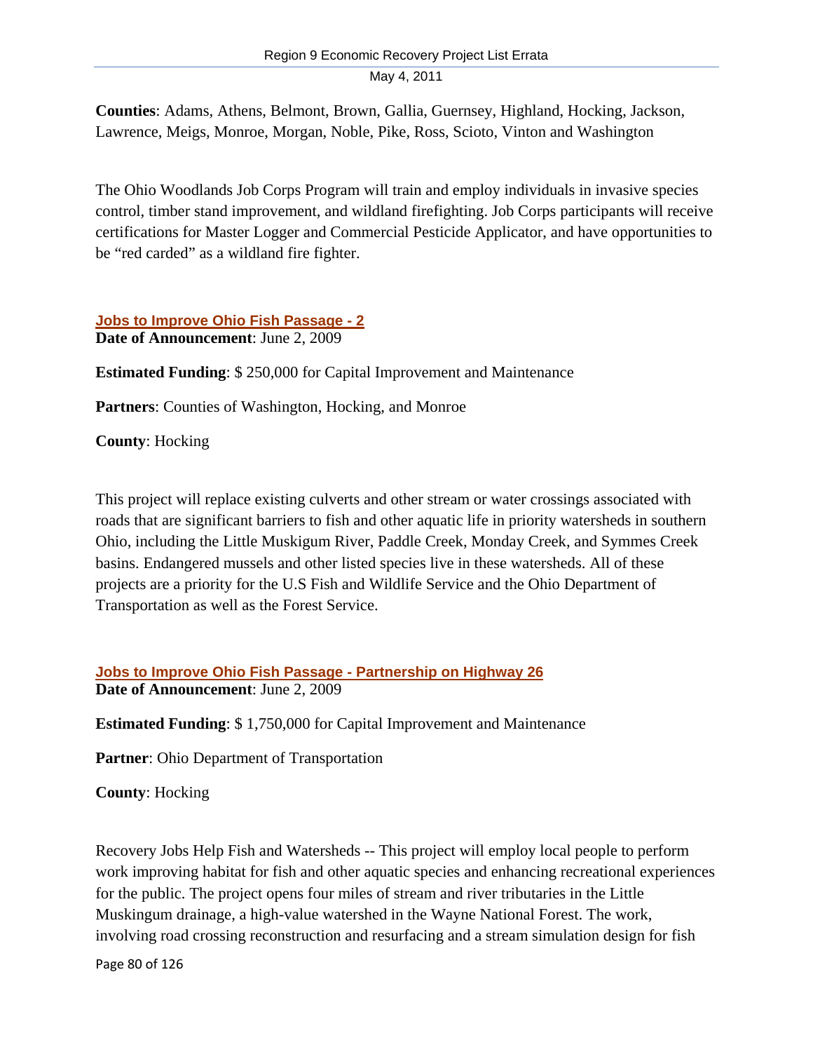**Counties**: Adams, Athens, Belmont, Brown, Gallia, Guernsey, Highland, Hocking, Jackson, Lawrence, Meigs, Monroe, Morgan, Noble, Pike, Ross, Scioto, Vinton and Washington

The Ohio Woodlands Job Corps Program will train and employ individuals in invasive species control, timber stand improvement, and wildland firefighting. Job Corps participants will receive certifications for Master Logger and Commercial Pesticide Applicator, and have opportunities to be "red carded" as a wildland fire fighter.

### Jobs to Improve Ohio Fish Passage - 2

**Date of Announcement**: June 2, 2009

**Estimated Funding**: $ 250,000 for Capital Improvement and Maintenance

**Partners**: Counties of Washington, Hocking, and Monroe

**County**: Hocking

This project will replace existing culverts and other stream or water crossings associated with roads that are significant barriers to fish and other aquatic life in priority watersheds in southern Ohio, including the Little Muskigum River, Paddle Creek, Monday Creek, and Symmes Creek basins. Endangered mussels and other listed species live in these watersheds. All of these projects are a priority for the U.S Fish and Wildlife Service and the Ohio Department of Transportation as well as the Forest Service.

### Jobs to Improve Ohio Fish Passage - Partnership on Highway 26

**Date of Announcement**: June 2, 2009

**Estimated Funding**: $ 1,750,000 for Capital Improvement and Maintenance

**Partner**: Ohio Department of Transportation

**County**: Hocking

Recovery Jobs Help Fish and Watersheds -- This project will employ local people to perform work improving habitat for fish and other aquatic species and enhancing recreational experiences for the public. The project opens four miles of stream and river tributaries in the Little Muskingum drainage, a high-value watershed in the Wayne National Forest. The work, involving road crossing reconstruction and resurfacing and a stream simulation design for fish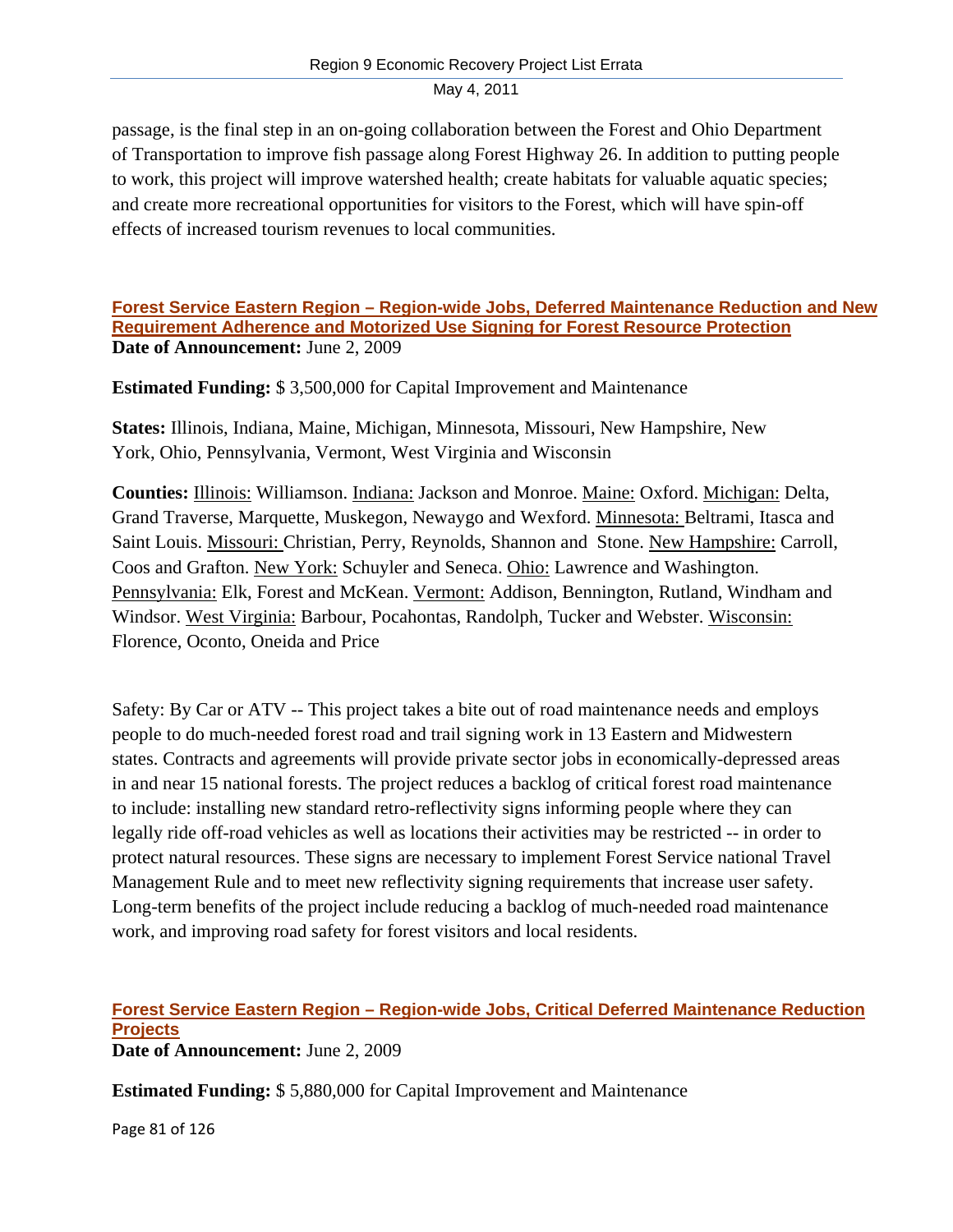passage, is the final step in an on-going collaboration between the Forest and Ohio Department of Transportation to improve fish passage along Forest Highway 26. In addition to putting people to work, this project will improve watershed health; create habitats for valuable aquatic species; and create more recreational opportunities for visitors to the Forest, which will have spin-off effects of increased tourism revenues to local communities.

## Forest Service Eastern Region – Region-wide Jobs, Deferred Maintenance Reduction and New Requirement Adherence and Motorized Use Signing for Forest Resource Protection

**Date of Announcement:** June 2, 2009

**Estimated Funding:** $ 3,500,000 for Capital Improvement and Maintenance

**States:** Illinois, Indiana, Maine, Michigan, Minnesota, Missouri, New Hampshire, New York, Ohio, Pennsylvania, Vermont, West Virginia and Wisconsin

**Counties:** Illinois: Williamson. Indiana: Jackson and Monroe. Maine: Oxford. Michigan: Delta, Grand Traverse, Marquette, Muskegon, Newaygo and Wexford. Minnesota: Beltrami, Itasca and Saint Louis. Missouri: Christian, Perry, Reynolds, Shannon and Stone. New Hampshire: Carroll, Coos and Grafton. New York: Schuyler and Seneca. Ohio: Lawrence and Washington. Pennsylvania: Elk, Forest and McKean. Vermont: Addison, Bennington, Rutland, Windham and Windsor. West Virginia: Barbour, Pocahontas, Randolph, Tucker and Webster. Wisconsin: Florence, Oconto, Oneida and Price

Safety: By Car or ATV -- This project takes a bite out of road maintenance needs and employs people to do much-needed forest road and trail signing work in 13 Eastern and Midwestern states. Contracts and agreements will provide private sector jobs in economically-depressed areas in and near 15 national forests. The project reduces a backlog of critical forest road maintenance to include: installing new standard retro-reflectivity signs informing people where they can legally ride off-road vehicles as well as locations their activities may be restricted -- in order to protect natural resources. These signs are necessary to implement Forest Service national Travel Management Rule and to meet new reflectivity signing requirements that increase user safety. Long-term benefits of the project include reducing a backlog of much-needed road maintenance work, and improving road safety for forest visitors and local residents.

## Forest Service Eastern Region – Region-wide Jobs, Critical Deferred Maintenance Reduction Projects

**Date of Announcement:** June 2, 2009

**Estimated Funding:** $ 5,880,000 for Capital Improvement and Maintenance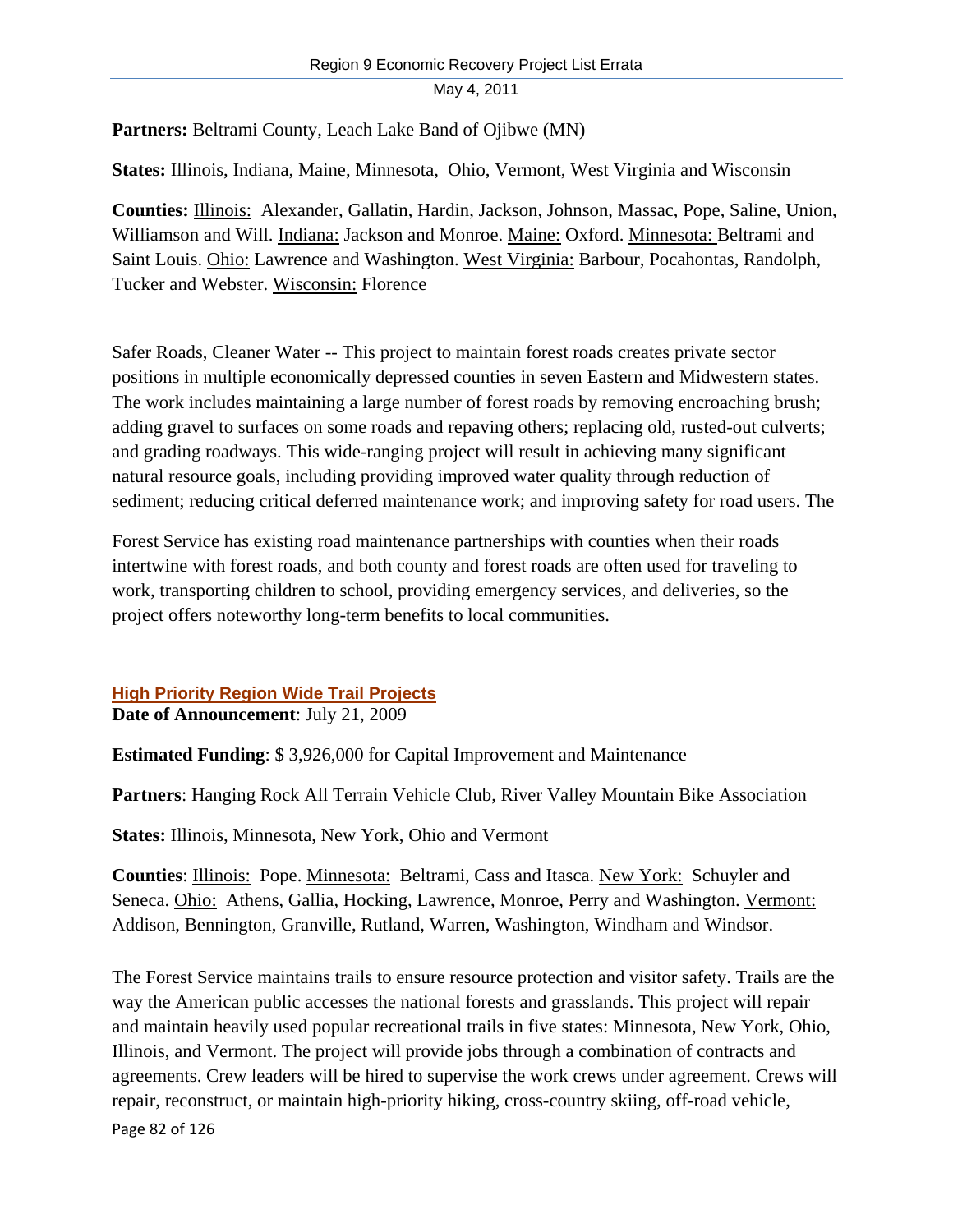**Partners:** Beltrami County, Leach Lake Band of Ojibwe (MN)

**States:** Illinois, Indiana, Maine, Minnesota, Ohio, Vermont, West Virginia and Wisconsin

**Counties:** Illinois: Alexander, Gallatin, Hardin, Jackson, Johnson, Massac, Pope, Saline, Union, Williamson and Will. Indiana: Jackson and Monroe. Maine: Oxford. Minnesota: Beltrami and Saint Louis. Ohio: Lawrence and Washington. West Virginia: Barbour, Pocahontas, Randolph, Tucker and Webster. Wisconsin: Florence

Safer Roads, Cleaner Water -- This project to maintain forest roads creates private sector positions in multiple economically depressed counties in seven Eastern and Midwestern states. The work includes maintaining a large number of forest roads by removing encroaching brush; adding gravel to surfaces on some roads and repaving others; replacing old, rusted-out culverts; and grading roadways. This wide-ranging project will result in achieving many significant natural resource goals, including providing improved water quality through reduction of sediment; reducing critical deferred maintenance work; and improving safety for road users. The

Forest Service has existing road maintenance partnerships with counties when their roads intertwine with forest roads, and both county and forest roads are often used for traveling to work, transporting children to school, providing emergency services, and deliveries, so the project offers noteworthy long-term benefits to local communities.

### High Priority Region Wide Trail Projects

**Date of Announcement**: July 21, 2009

**Estimated Funding**: $ 3,926,000 for Capital Improvement and Maintenance

**Partners**: Hanging Rock All Terrain Vehicle Club, River Valley Mountain Bike Association

**States:** Illinois, Minnesota, New York, Ohio and Vermont

**Counties**: Illinois: Pope. Minnesota: Beltrami, Cass and Itasca. New York: Schuyler and Seneca. Ohio: Athens, Gallia, Hocking, Lawrence, Monroe, Perry and Washington. Vermont: Addison, Bennington, Granville, Rutland, Warren, Washington, Windham and Windsor.

The Forest Service maintains trails to ensure resource protection and visitor safety. Trails are the way the American public accesses the national forests and grasslands. This project will repair and maintain heavily used popular recreational trails in five states: Minnesota, New York, Ohio, Illinois, and Vermont. The project will provide jobs through a combination of contracts and agreements. Crew leaders will be hired to supervise the work crews under agreement. Crews will repair, reconstruct, or maintain high-priority hiking, cross-country skiing, off-road vehicle,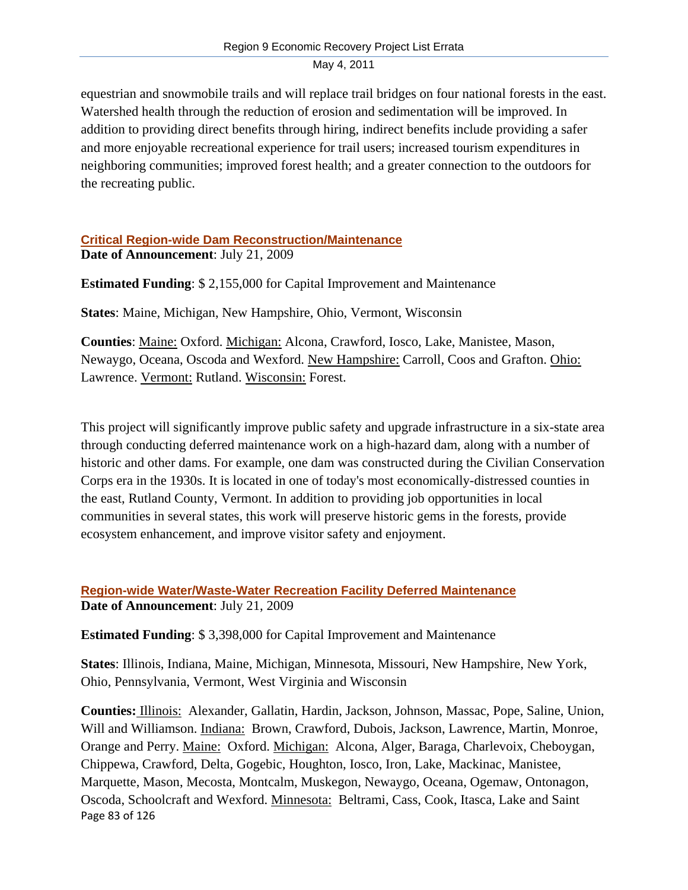equestrian and snowmobile trails and will replace trail bridges on four national forests in the east. Watershed health through the reduction of erosion and sedimentation will be improved. In addition to providing direct benefits through hiring, indirect benefits include providing a safer and more enjoyable recreational experience for trail users; increased tourism expenditures in neighboring communities; improved forest health; and a greater connection to the outdoors for the recreating public.

## Critical Region-wide Dam Reconstruction/Maintenance

**Date of Announcement**: July 21, 2009

**Estimated Funding**: $ 2,155,000 for Capital Improvement and Maintenance

**States**: Maine, Michigan, New Hampshire, Ohio, Vermont, Wisconsin

**Counties**: Maine: Oxford. Michigan: Alcona, Crawford, Iosco, Lake, Manistee, Mason, Newaygo, Oceana, Oscoda and Wexford. New Hampshire: Carroll, Coos and Grafton. Ohio: Lawrence. Vermont: Rutland. Wisconsin: Forest.

This project will significantly improve public safety and upgrade infrastructure in a six-state area through conducting deferred maintenance work on a high-hazard dam, along with a number of historic and other dams. For example, one dam was constructed during the Civilian Conservation Corps era in the 1930s. It is located in one of today's most economically-distressed counties in the east, Rutland County, Vermont. In addition to providing job opportunities in local communities in several states, this work will preserve historic gems in the forests, provide ecosystem enhancement, and improve visitor safety and enjoyment.

## Region-wide Water/Waste-Water Recreation Facility Deferred Maintenance

**Date of Announcement**: July 21, 2009

**Estimated Funding**: $ 3,398,000 for Capital Improvement and Maintenance

**States**: Illinois, Indiana, Maine, Michigan, Minnesota, Missouri, New Hampshire, New York, Ohio, Pennsylvania, Vermont, West Virginia and Wisconsin

**Counties:** Illinois: Alexander, Gallatin, Hardin, Jackson, Johnson, Massac, Pope, Saline, Union, Will and Williamson. Indiana: Brown, Crawford, Dubois, Jackson, Lawrence, Martin, Monroe, Orange and Perry. Maine: Oxford. Michigan: Alcona, Alger, Baraga, Charlevoix, Cheboygan, Chippewa, Crawford, Delta, Gogebic, Houghton, Iosco, Iron, Lake, Mackinac, Manistee, Marquette, Mason, Mecosta, Montcalm, Muskegon, Newaygo, Oceana, Ogemaw, Ontonagon, Oscoda, Schoolcraft and Wexford. Minnesota: Beltrami, Cass, Cook, Itasca, Lake and Saint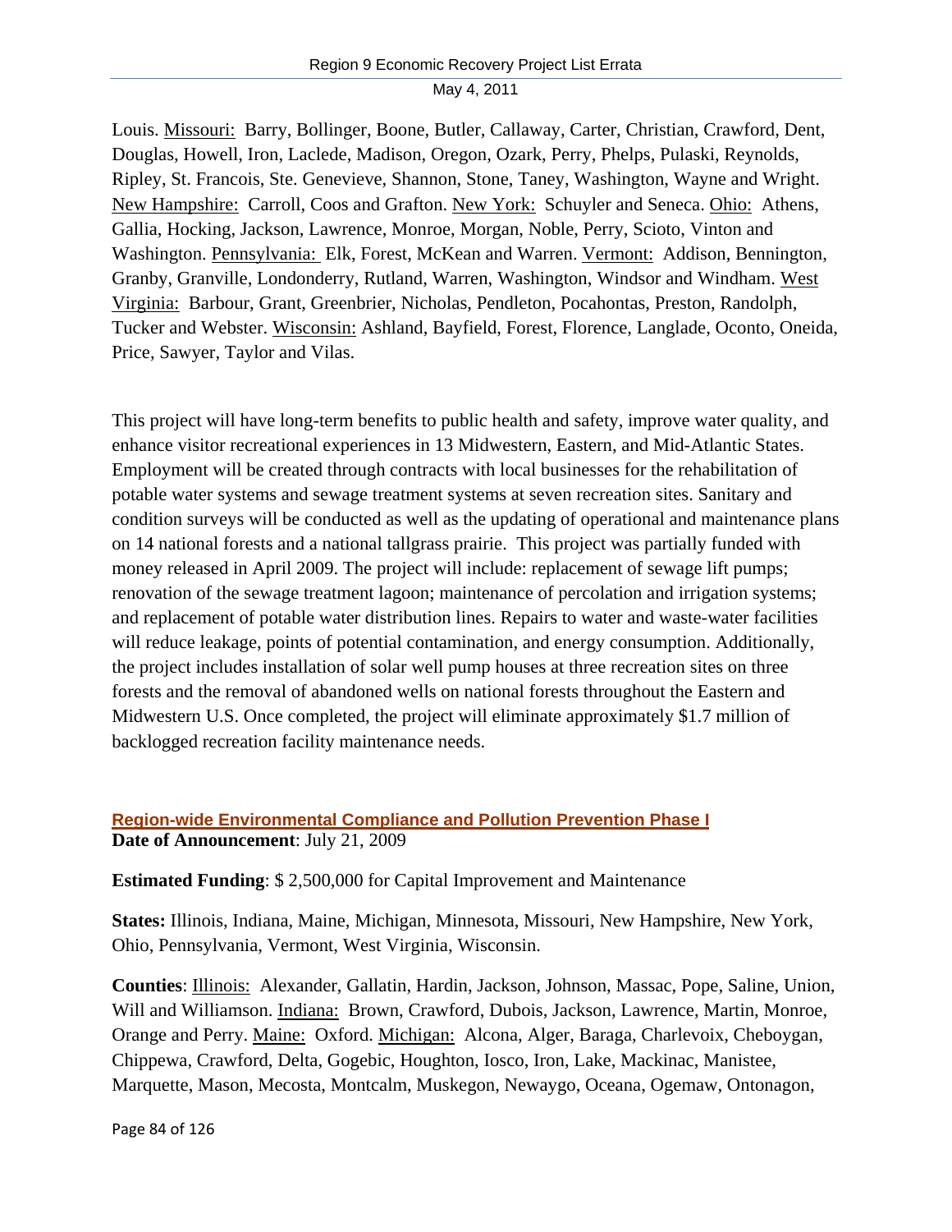Louis. Missouri: Barry, Bollinger, Boone, Butler, Callaway, Carter, Christian, Crawford, Dent, Douglas, Howell, Iron, Laclede, Madison, Oregon, Ozark, Perry, Phelps, Pulaski, Reynolds, Ripley, St. Francois, Ste. Genevieve, Shannon, Stone, Taney, Washington, Wayne and Wright. New Hampshire: Carroll, Coos and Grafton. New York: Schuyler and Seneca. Ohio: Athens, Gallia, Hocking, Jackson, Lawrence, Monroe, Morgan, Noble, Perry, Scioto, Vinton and Washington. Pennsylvania: Elk, Forest, McKean and Warren. Vermont: Addison, Bennington, Granby, Granville, Londonderry, Rutland, Warren, Washington, Windsor and Windham. West Virginia: Barbour, Grant, Greenbrier, Nicholas, Pendleton, Pocahontas, Preston, Randolph, Tucker and Webster. Wisconsin: Ashland, Bayfield, Forest, Florence, Langlade, Oconto, Oneida, Price, Sawyer, Taylor and Vilas.

This project will have long-term benefits to public health and safety, improve water quality, and enhance visitor recreational experiences in 13 Midwestern, Eastern, and Mid-Atlantic States. Employment will be created through contracts with local businesses for the rehabilitation of potable water systems and sewage treatment systems at seven recreation sites. Sanitary and condition surveys will be conducted as well as the updating of operational and maintenance plans on 14 national forests and a national tallgrass prairie. This project was partially funded with money released in April 2009. The project will include: replacement of sewage lift pumps; renovation of the sewage treatment lagoon; maintenance of percolation and irrigation systems; and replacement of potable water distribution lines. Repairs to water and waste-water facilities will reduce leakage, points of potential contamination, and energy consumption. Additionally, the project includes installation of solar well pump houses at three recreation sites on three forests and the removal of abandoned wells on national forests throughout the Eastern and Midwestern U.S. Once completed, the project will eliminate approximately $1.7 million of backlogged recreation facility maintenance needs.

## Region-wide Environmental Compliance and Pollution Prevention Phase I

**Date of Announcement**: July 21, 2009

**Estimated Funding**: $ 2,500,000 for Capital Improvement and Maintenance

**States:** Illinois, Indiana, Maine, Michigan, Minnesota, Missouri, New Hampshire, New York, Ohio, Pennsylvania, Vermont, West Virginia, Wisconsin.

**Counties**: Illinois: Alexander, Gallatin, Hardin, Jackson, Johnson, Massac, Pope, Saline, Union, Will and Williamson. Indiana: Brown, Crawford, Dubois, Jackson, Lawrence, Martin, Monroe, Orange and Perry. Maine: Oxford. Michigan: Alcona, Alger, Baraga, Charlevoix, Cheboygan, Chippewa, Crawford, Delta, Gogebic, Houghton, Iosco, Iron, Lake, Mackinac, Manistee, Marquette, Mason, Mecosta, Montcalm, Muskegon, Newaygo, Oceana, Ogemaw, Ontonagon,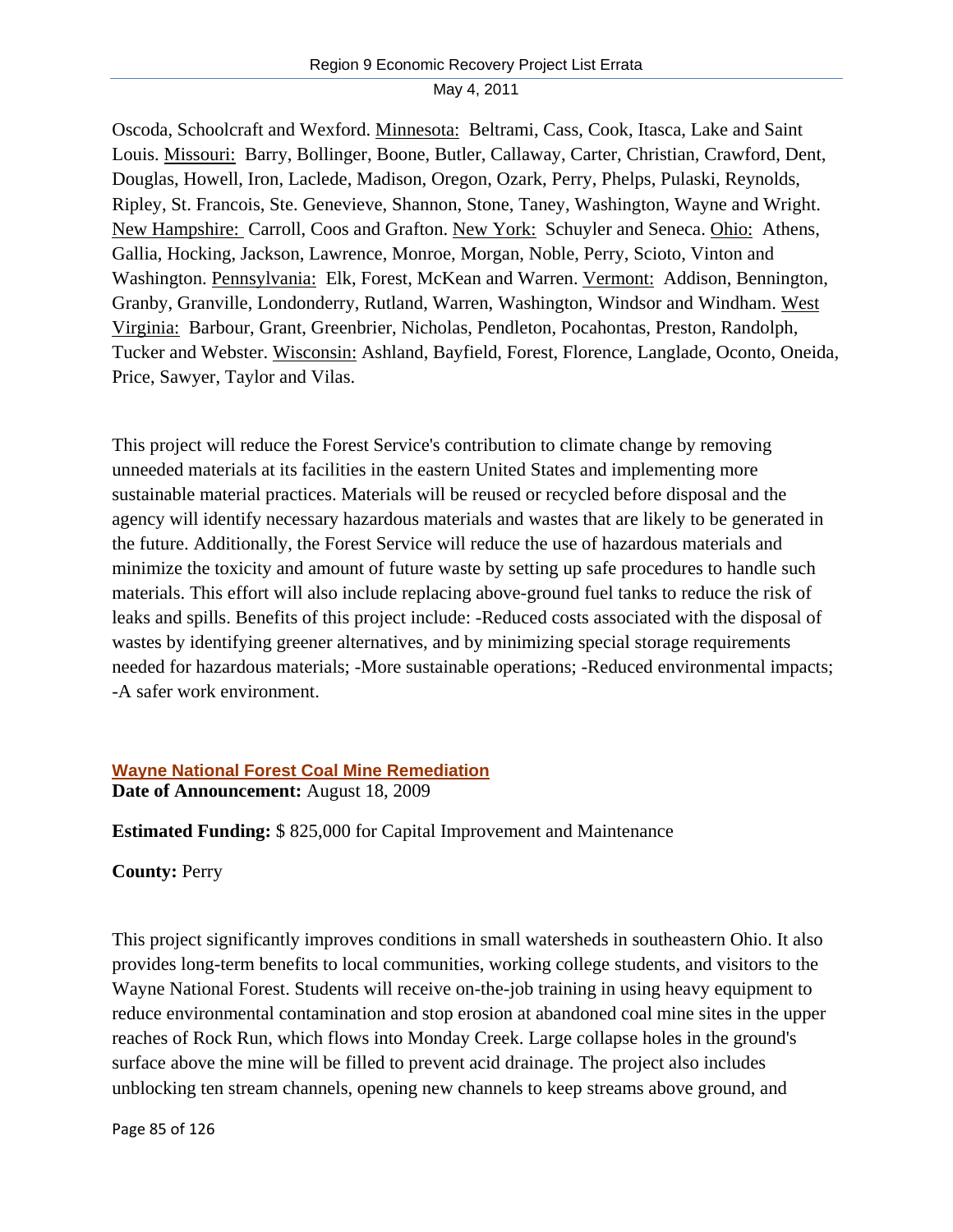Oscoda, Schoolcraft and Wexford. Minnesota: Beltrami, Cass, Cook, Itasca, Lake and Saint Louis. Missouri: Barry, Bollinger, Boone, Butler, Callaway, Carter, Christian, Crawford, Dent, Douglas, Howell, Iron, Laclede, Madison, Oregon, Ozark, Perry, Phelps, Pulaski, Reynolds, Ripley, St. Francois, Ste. Genevieve, Shannon, Stone, Taney, Washington, Wayne and Wright. New Hampshire: Carroll, Coos and Grafton. New York: Schuyler and Seneca. Ohio: Athens, Gallia, Hocking, Jackson, Lawrence, Monroe, Morgan, Noble, Perry, Scioto, Vinton and Washington. Pennsylvania: Elk, Forest, McKean and Warren. Vermont: Addison, Bennington, Granby, Granville, Londonderry, Rutland, Warren, Washington, Windsor and Windham. West Virginia: Barbour, Grant, Greenbrier, Nicholas, Pendleton, Pocahontas, Preston, Randolph, Tucker and Webster. Wisconsin: Ashland, Bayfield, Forest, Florence, Langlade, Oconto, Oneida, Price, Sawyer, Taylor and Vilas.

This project will reduce the Forest Service's contribution to climate change by removing unneeded materials at its facilities in the eastern United States and implementing more sustainable material practices. Materials will be reused or recycled before disposal and the agency will identify necessary hazardous materials and wastes that are likely to be generated in the future. Additionally, the Forest Service will reduce the use of hazardous materials and minimize the toxicity and amount of future waste by setting up safe procedures to handle such materials. This effort will also include replacing above-ground fuel tanks to reduce the risk of leaks and spills. Benefits of this project include: -Reduced costs associated with the disposal of wastes by identifying greener alternatives, and by minimizing special storage requirements needed for hazardous materials; -More sustainable operations; -Reduced environmental impacts; -A safer work environment.

### Wayne National Forest Coal Mine Remediation

**Date of Announcement:** August 18, 2009

**Estimated Funding:** $ 825,000 for Capital Improvement and Maintenance

**County:** Perry

This project significantly improves conditions in small watersheds in southeastern Ohio. It also provides long-term benefits to local communities, working college students, and visitors to the Wayne National Forest. Students will receive on-the-job training in using heavy equipment to reduce environmental contamination and stop erosion at abandoned coal mine sites in the upper reaches of Rock Run, which flows into Monday Creek. Large collapse holes in the ground's surface above the mine will be filled to prevent acid drainage. The project also includes unblocking ten stream channels, opening new channels to keep streams above ground, and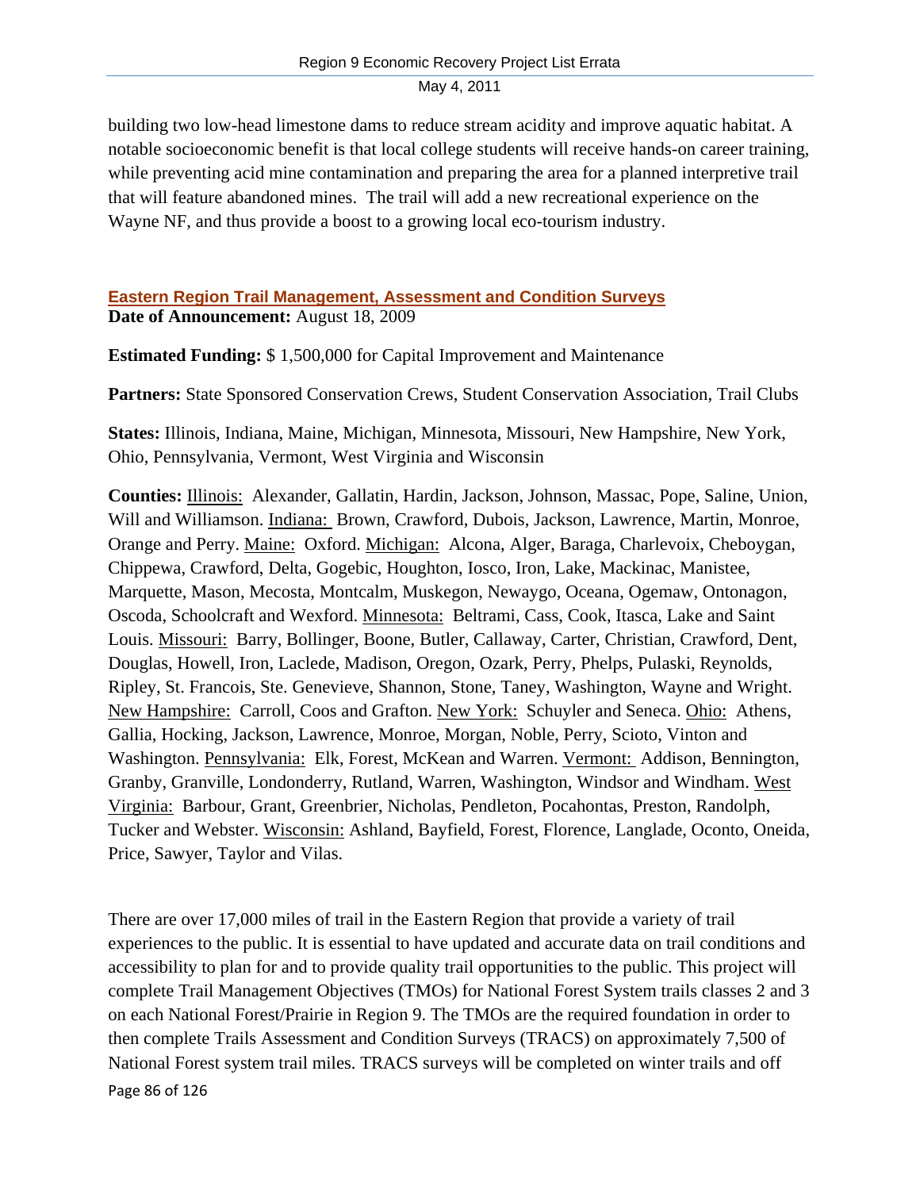building two low-head limestone dams to reduce stream acidity and improve aquatic habitat. A notable socioeconomic benefit is that local college students will receive hands-on career training, while preventing acid mine contamination and preparing the area for a planned interpretive trail that will feature abandoned mines. The trail will add a new recreational experience on the Wayne NF, and thus provide a boost to a growing local eco-tourism industry.

## Eastern Region Trail Management, Assessment and Condition Surveys

**Date of Announcement:** August 18, 2009

**Estimated Funding:** $ 1,500,000 for Capital Improvement and Maintenance

**Partners:** State Sponsored Conservation Crews, Student Conservation Association, Trail Clubs

**States:** Illinois, Indiana, Maine, Michigan, Minnesota, Missouri, New Hampshire, New York, Ohio, Pennsylvania, Vermont, West Virginia and Wisconsin

**Counties:** Illinois: Alexander, Gallatin, Hardin, Jackson, Johnson, Massac, Pope, Saline, Union, Will and Williamson. Indiana: Brown, Crawford, Dubois, Jackson, Lawrence, Martin, Monroe, Orange and Perry. Maine: Oxford. Michigan: Alcona, Alger, Baraga, Charlevoix, Cheboygan, Chippewa, Crawford, Delta, Gogebic, Houghton, Iosco, Iron, Lake, Mackinac, Manistee, Marquette, Mason, Mecosta, Montcalm, Muskegon, Newaygo, Oceana, Ogemaw, Ontonagon, Oscoda, Schoolcraft and Wexford. Minnesota: Beltrami, Cass, Cook, Itasca, Lake and Saint Louis. Missouri: Barry, Bollinger, Boone, Butler, Callaway, Carter, Christian, Crawford, Dent, Douglas, Howell, Iron, Laclede, Madison, Oregon, Ozark, Perry, Phelps, Pulaski, Reynolds, Ripley, St. Francois, Ste. Genevieve, Shannon, Stone, Taney, Washington, Wayne and Wright. New Hampshire: Carroll, Coos and Grafton. New York: Schuyler and Seneca. Ohio: Athens, Gallia, Hocking, Jackson, Lawrence, Monroe, Morgan, Noble, Perry, Scioto, Vinton and Washington. Pennsylvania: Elk, Forest, McKean and Warren. Vermont: Addison, Bennington, Granby, Granville, Londonderry, Rutland, Warren, Washington, Windsor and Windham. West Virginia: Barbour, Grant, Greenbrier, Nicholas, Pendleton, Pocahontas, Preston, Randolph, Tucker and Webster. Wisconsin: Ashland, Bayfield, Forest, Florence, Langlade, Oconto, Oneida, Price, Sawyer, Taylor and Vilas.

There are over 17,000 miles of trail in the Eastern Region that provide a variety of trail experiences to the public. It is essential to have updated and accurate data on trail conditions and accessibility to plan for and to provide quality trail opportunities to the public. This project will complete Trail Management Objectives (TMOs) for National Forest System trails classes 2 and 3 on each National Forest/Prairie in Region 9. The TMOs are the required foundation in order to then complete Trails Assessment and Condition Surveys (TRACS) on approximately 7,500 of National Forest system trail miles. TRACS surveys will be completed on winter trails and off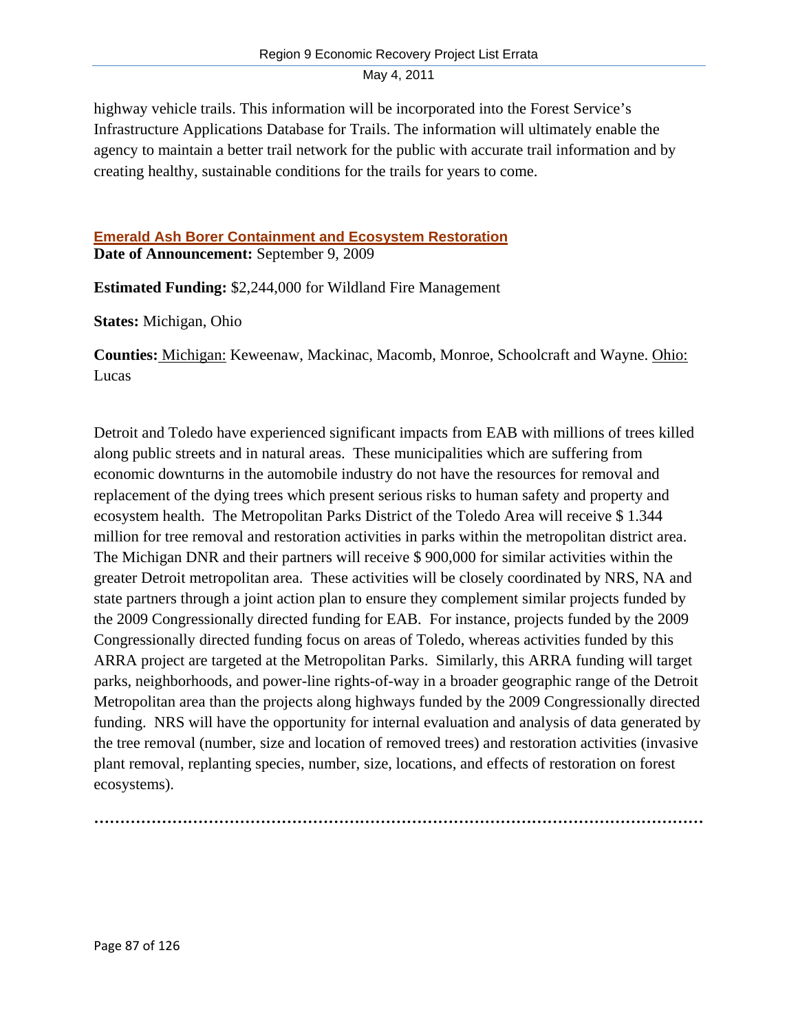highway vehicle trails. This information will be incorporated into the Forest Service's Infrastructure Applications Database for Trails. The information will ultimately enable the agency to maintain a better trail network for the public with accurate trail information and by creating healthy, sustainable conditions for the trails for years to come.

## Emerald Ash Borer Containment and Ecosystem Restoration

**Date of Announcement:** September 9, 2009

**Estimated Funding:** $2,244,000 for Wildland Fire Management

**States:** Michigan, Ohio

**Counties:** Michigan: Keweenaw, Mackinac, Macomb, Monroe, Schoolcraft and Wayne. Ohio: Lucas

Detroit and Toledo have experienced significant impacts from EAB with millions of trees killed along public streets and in natural areas. These municipalities which are suffering from economic downturns in the automobile industry do not have the resources for removal and replacement of the dying trees which present serious risks to human safety and property and ecosystem health. The Metropolitan Parks District of the Toledo Area will receive $ 1.344 million for tree removal and restoration activities in parks within the metropolitan district area. The Michigan DNR and their partners will receive $ 900,000 for similar activities within the greater Detroit metropolitan area. These activities will be closely coordinated by NRS, NA and state partners through a joint action plan to ensure they complement similar projects funded by the 2009 Congressionally directed funding for EAB. For instance, projects funded by the 2009 Congressionally directed funding focus on areas of Toledo, whereas activities funded by this ARRA project are targeted at the Metropolitan Parks. Similarly, this ARRA funding will target parks, neighborhoods, and power-line rights-of-way in a broader geographic range of the Detroit Metropolitan area than the projects along highways funded by the 2009 Congressionally directed funding. NRS will have the opportunity for internal evaluation and analysis of data generated by the tree removal (number, size and location of removed trees) and restoration activities (invasive plant removal, replanting species, number, size, locations, and effects of restoration on forest ecosystems).

…………………………………………………………………………………………………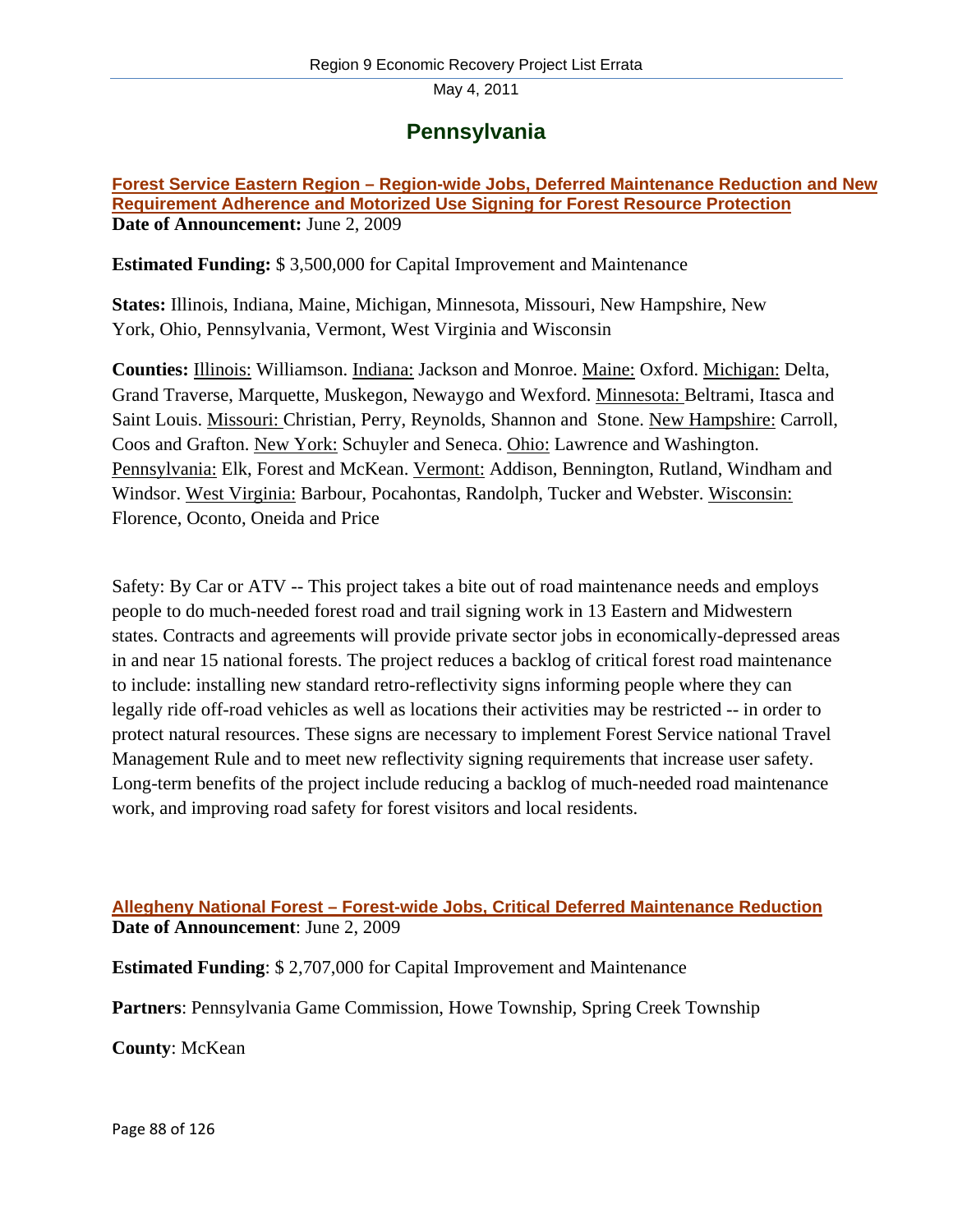# Pennsylvania

**Forest Service Eastern Region – Region-wide Jobs, Deferred Maintenance Reduction and New Requirement Adherence and Motorized Use Signing for Forest Resource Protection**
**Date of Announcement:** June 2, 2009

**Estimated Funding:** $ 3,500,000 for Capital Improvement and Maintenance

**States:** Illinois, Indiana, Maine, Michigan, Minnesota, Missouri, New Hampshire, New York, Ohio, Pennsylvania, Vermont, West Virginia and Wisconsin

**Counties:** Illinois: Williamson. Indiana: Jackson and Monroe. Maine: Oxford. Michigan: Delta, Grand Traverse, Marquette, Muskegon, Newaygo and Wexford. Minnesota: Beltrami, Itasca and Saint Louis. Missouri: Christian, Perry, Reynolds, Shannon and Stone. New Hampshire: Carroll, Coos and Grafton. New York: Schuyler and Seneca. Ohio: Lawrence and Washington. Pennsylvania: Elk, Forest and McKean. Vermont: Addison, Bennington, Rutland, Windham and Windsor. West Virginia: Barbour, Pocahontas, Randolph, Tucker and Webster. Wisconsin: Florence, Oconto, Oneida and Price

Safety: By Car or ATV -- This project takes a bite out of road maintenance needs and employs people to do much-needed forest road and trail signing work in 13 Eastern and Midwestern states. Contracts and agreements will provide private sector jobs in economically-depressed areas in and near 15 national forests. The project reduces a backlog of critical forest road maintenance to include: installing new standard retro-reflectivity signs informing people where they can legally ride off-road vehicles as well as locations their activities may be restricted -- in order to protect natural resources. These signs are necessary to implement Forest Service national Travel Management Rule and to meet new reflectivity signing requirements that increase user safety. Long-term benefits of the project include reducing a backlog of much-needed road maintenance work, and improving road safety for forest visitors and local residents.

**Allegheny National Forest – Forest-wide Jobs, Critical Deferred Maintenance Reduction**
**Date of Announcement**: June 2, 2009

**Estimated Funding**: $ 2,707,000 for Capital Improvement and Maintenance

**Partners**: Pennsylvania Game Commission, Howe Township, Spring Creek Township

**County**: McKean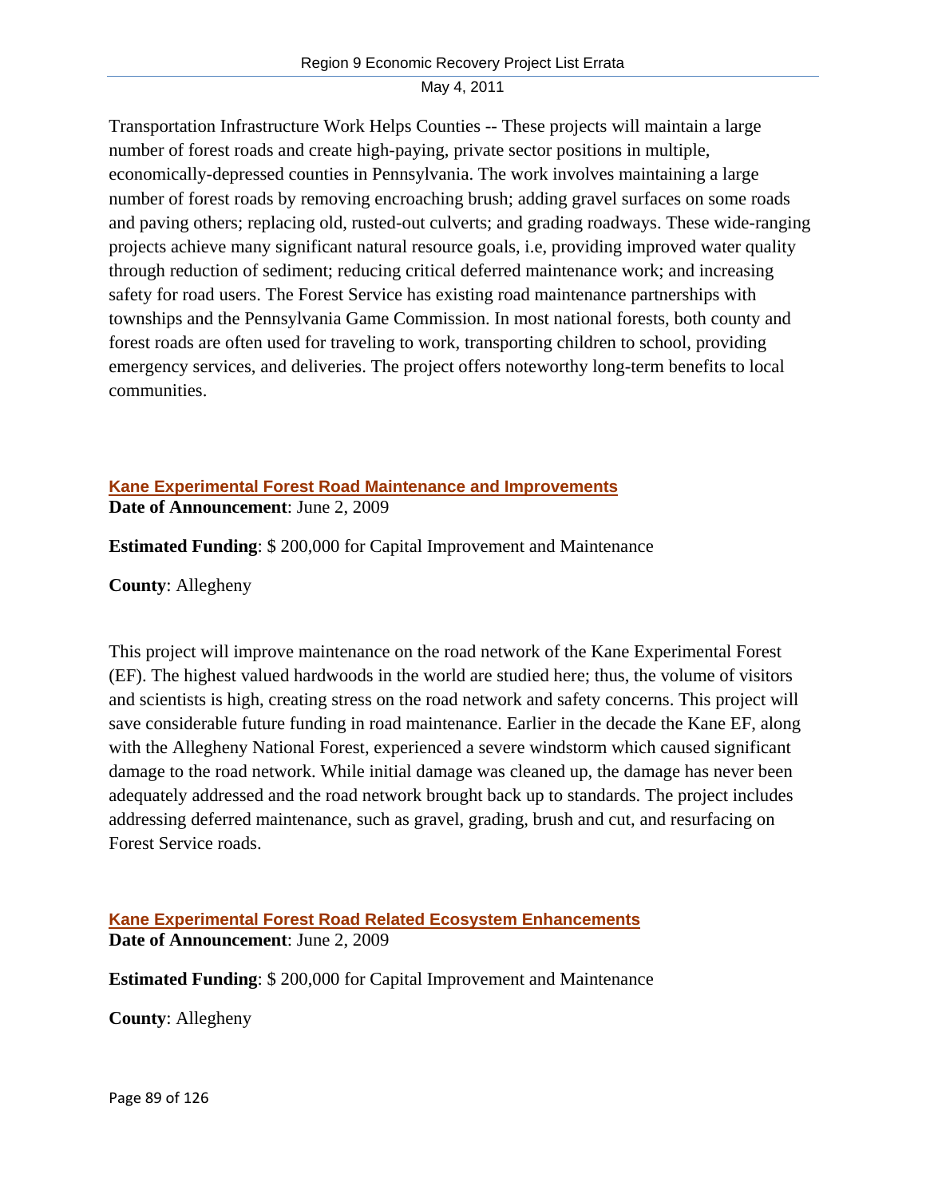Transportation Infrastructure Work Helps Counties -- These projects will maintain a large number of forest roads and create high-paying, private sector positions in multiple, economically-depressed counties in Pennsylvania. The work involves maintaining a large number of forest roads by removing encroaching brush; adding gravel surfaces on some roads and paving others; replacing old, rusted-out culverts; and grading roadways. These wide-ranging projects achieve many significant natural resource goals, i.e, providing improved water quality through reduction of sediment; reducing critical deferred maintenance work; and increasing safety for road users. The Forest Service has existing road maintenance partnerships with townships and the Pennsylvania Game Commission. In most national forests, both county and forest roads are often used for traveling to work, transporting children to school, providing emergency services, and deliveries. The project offers noteworthy long-term benefits to local communities.

## Kane Experimental Forest Road Maintenance and Improvements

**Date of Announcement**: June 2, 2009

**Estimated Funding**: $ 200,000 for Capital Improvement and Maintenance

**County**: Allegheny

This project will improve maintenance on the road network of the Kane Experimental Forest (EF). The highest valued hardwoods in the world are studied here; thus, the volume of visitors and scientists is high, creating stress on the road network and safety concerns. This project will save considerable future funding in road maintenance. Earlier in the decade the Kane EF, along with the Allegheny National Forest, experienced a severe windstorm which caused significant damage to the road network. While initial damage was cleaned up, the damage has never been adequately addressed and the road network brought back up to standards. The project includes addressing deferred maintenance, such as gravel, grading, brush and cut, and resurfacing on Forest Service roads.

## Kane Experimental Forest Road Related Ecosystem Enhancements

**Date of Announcement**: June 2, 2009

**Estimated Funding**: $ 200,000 for Capital Improvement and Maintenance

**County**: Allegheny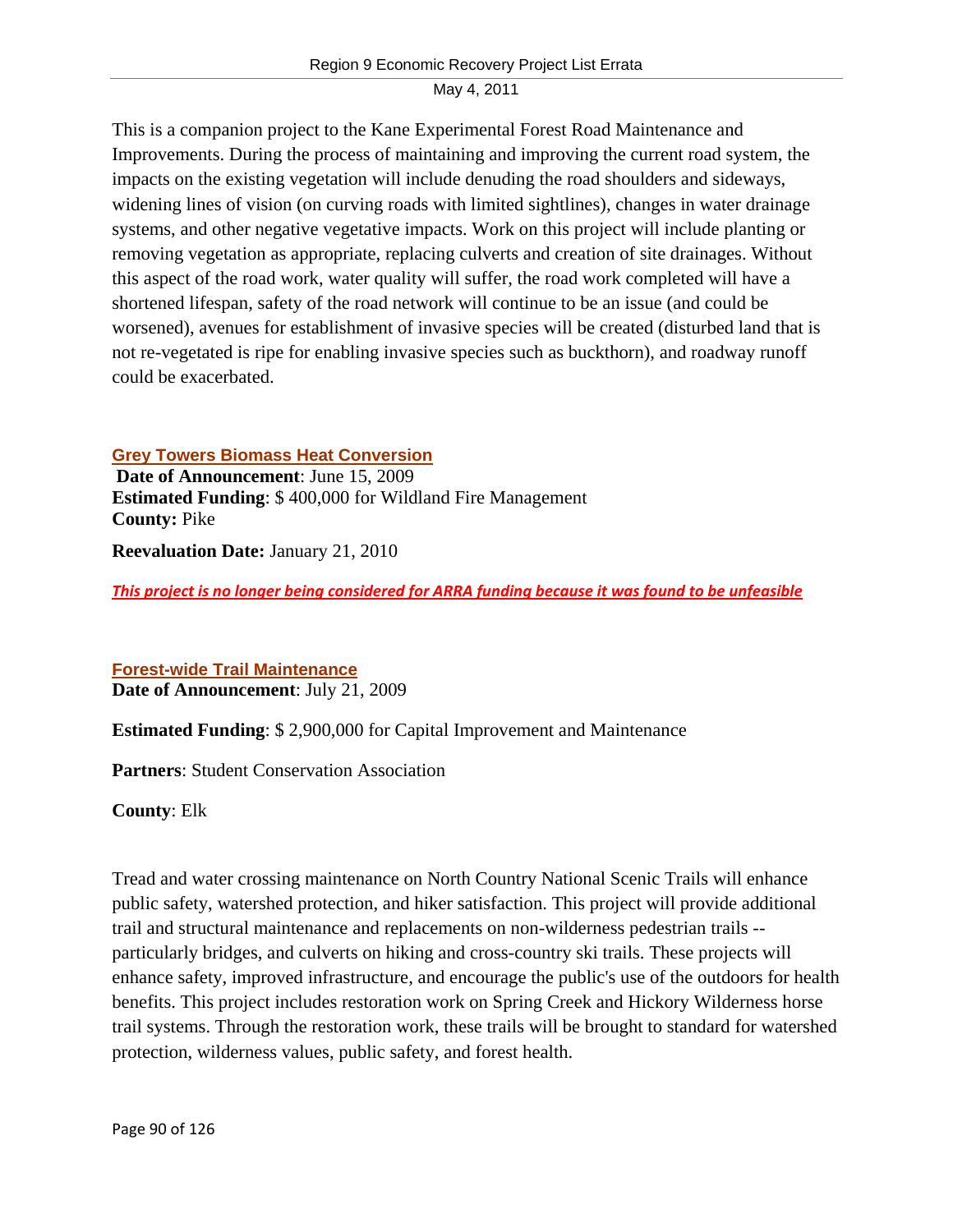This is a companion project to the Kane Experimental Forest Road Maintenance and Improvements. During the process of maintaining and improving the current road system, the impacts on the existing vegetation will include denuding the road shoulders and sideways, widening lines of vision (on curving roads with limited sightlines), changes in water drainage systems, and other negative vegetative impacts. Work on this project will include planting or removing vegetation as appropriate, replacing culverts and creation of site drainages. Without this aspect of the road work, water quality will suffer, the road work completed will have a shortened lifespan, safety of the road network will continue to be an issue (and could be worsened), avenues for establishment of invasive species will be created (disturbed land that is not re-vegetated is ripe for enabling invasive species such as buckthorn), and roadway runoff could be exacerbated.

### Grey Towers Biomass Heat Conversion

**Date of Announcement**: June 15, 2009
**Estimated Funding**: $ 400,000 for Wildland Fire Management
**County:** Pike

**Reevaluation Date:** January 21, 2010

***This project is no longer being considered for ARRA funding because it was found to be unfeasible***

### Forest-wide Trail Maintenance

**Date of Announcement**: July 21, 2009

**Estimated Funding**: $ 2,900,000 for Capital Improvement and Maintenance

**Partners**: Student Conservation Association

**County**: Elk

Tread and water crossing maintenance on North Country National Scenic Trails will enhance public safety, watershed protection, and hiker satisfaction. This project will provide additional trail and structural maintenance and replacements on non-wilderness pedestrian trails -- particularly bridges, and culverts on hiking and cross-country ski trails. These projects will enhance safety, improved infrastructure, and encourage the public's use of the outdoors for health benefits. This project includes restoration work on Spring Creek and Hickory Wilderness horse trail systems. Through the restoration work, these trails will be brought to standard for watershed protection, wilderness values, public safety, and forest health.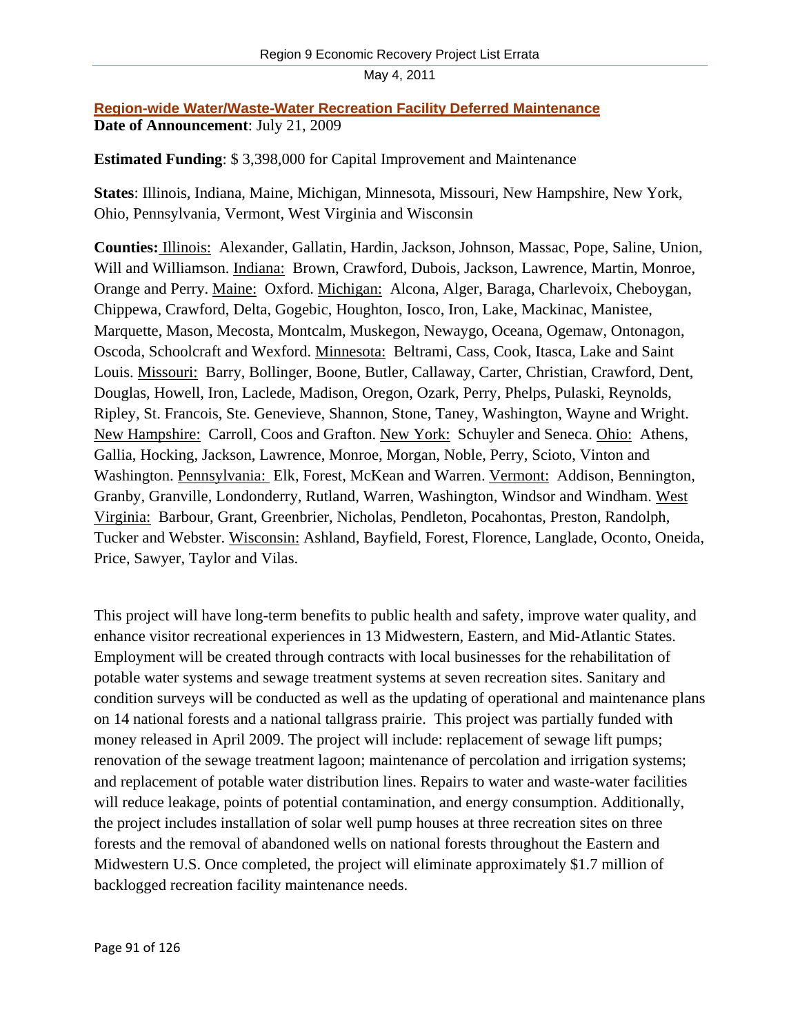**Region-wide Water/Waste-Water Recreation Facility Deferred Maintenance**
**Date of Announcement**: July 21, 2009

**Estimated Funding**: $ 3,398,000 for Capital Improvement and Maintenance

**States**: Illinois, Indiana, Maine, Michigan, Minnesota, Missouri, New Hampshire, New York, Ohio, Pennsylvania, Vermont, West Virginia and Wisconsin

**Counties:** Illinois: Alexander, Gallatin, Hardin, Jackson, Johnson, Massac, Pope, Saline, Union, Will and Williamson. Indiana: Brown, Crawford, Dubois, Jackson, Lawrence, Martin, Monroe, Orange and Perry. Maine: Oxford. Michigan: Alcona, Alger, Baraga, Charlevoix, Cheboygan, Chippewa, Crawford, Delta, Gogebic, Houghton, Iosco, Iron, Lake, Mackinac, Manistee, Marquette, Mason, Mecosta, Montcalm, Muskegon, Newaygo, Oceana, Ogemaw, Ontonagon, Oscoda, Schoolcraft and Wexford. Minnesota: Beltrami, Cass, Cook, Itasca, Lake and Saint Louis. Missouri: Barry, Bollinger, Boone, Butler, Callaway, Carter, Christian, Crawford, Dent, Douglas, Howell, Iron, Laclede, Madison, Oregon, Ozark, Perry, Phelps, Pulaski, Reynolds, Ripley, St. Francois, Ste. Genevieve, Shannon, Stone, Taney, Washington, Wayne and Wright. New Hampshire: Carroll, Coos and Grafton. New York: Schuyler and Seneca. Ohio: Athens, Gallia, Hocking, Jackson, Lawrence, Monroe, Morgan, Noble, Perry, Scioto, Vinton and Washington. Pennsylvania: Elk, Forest, McKean and Warren. Vermont: Addison, Bennington, Granby, Granville, Londonderry, Rutland, Warren, Washington, Windsor and Windham. West Virginia: Barbour, Grant, Greenbrier, Nicholas, Pendleton, Pocahontas, Preston, Randolph, Tucker and Webster. Wisconsin: Ashland, Bayfield, Forest, Florence, Langlade, Oconto, Oneida, Price, Sawyer, Taylor and Vilas.

This project will have long-term benefits to public health and safety, improve water quality, and enhance visitor recreational experiences in 13 Midwestern, Eastern, and Mid-Atlantic States. Employment will be created through contracts with local businesses for the rehabilitation of potable water systems and sewage treatment systems at seven recreation sites. Sanitary and condition surveys will be conducted as well as the updating of operational and maintenance plans on 14 national forests and a national tallgrass prairie. This project was partially funded with money released in April 2009. The project will include: replacement of sewage lift pumps; renovation of the sewage treatment lagoon; maintenance of percolation and irrigation systems; and replacement of potable water distribution lines. Repairs to water and waste-water facilities will reduce leakage, points of potential contamination, and energy consumption. Additionally, the project includes installation of solar well pump houses at three recreation sites on three forests and the removal of abandoned wells on national forests throughout the Eastern and Midwestern U.S. Once completed, the project will eliminate approximately $1.7 million of backlogged recreation facility maintenance needs.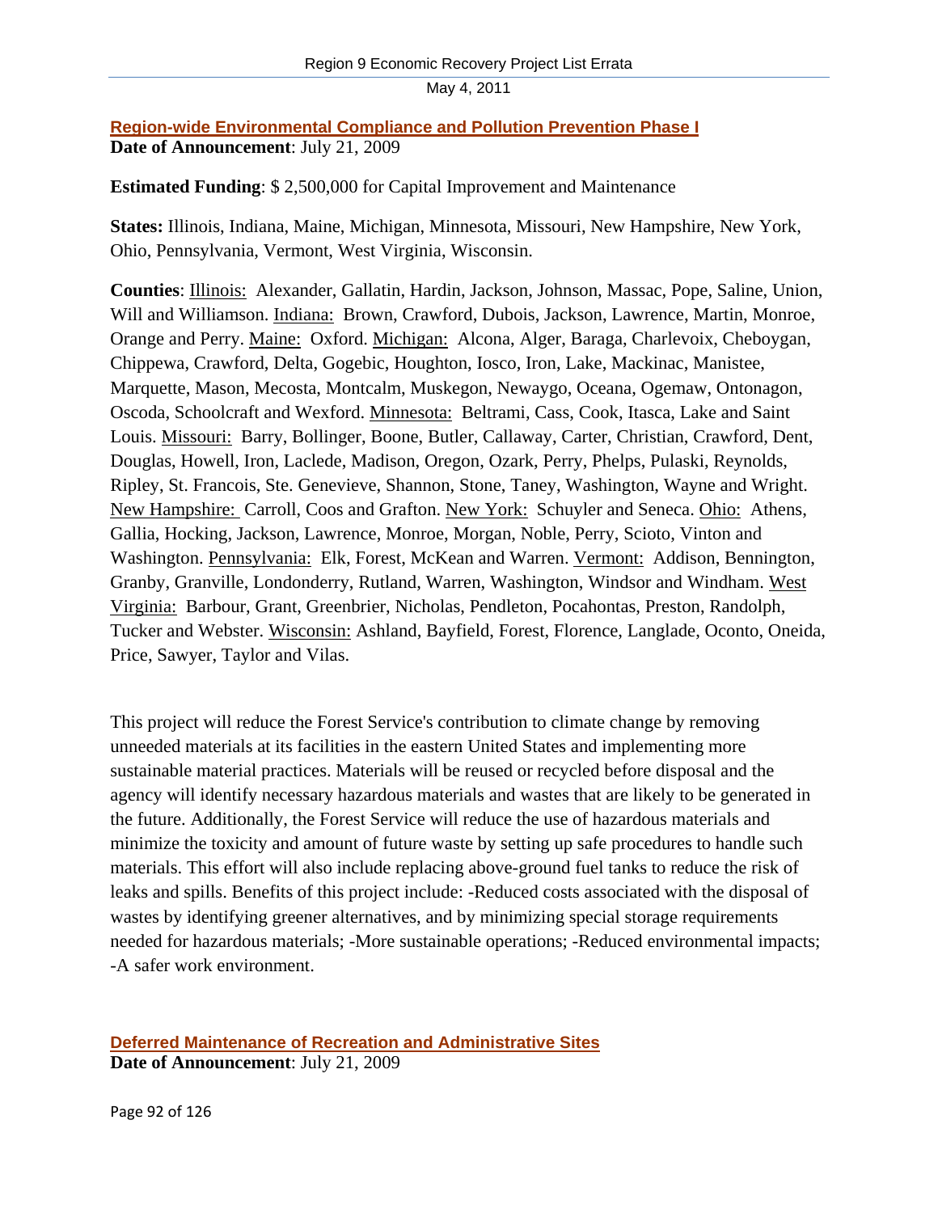## Region-wide Environmental Compliance and Pollution Prevention Phase I

**Date of Announcement**: July 21, 2009

**Estimated Funding**: $ 2,500,000 for Capital Improvement and Maintenance

**States:** Illinois, Indiana, Maine, Michigan, Minnesota, Missouri, New Hampshire, New York, Ohio, Pennsylvania, Vermont, West Virginia, Wisconsin.

**Counties**: Illinois: Alexander, Gallatin, Hardin, Jackson, Johnson, Massac, Pope, Saline, Union, Will and Williamson. Indiana: Brown, Crawford, Dubois, Jackson, Lawrence, Martin, Monroe, Orange and Perry. Maine: Oxford. Michigan: Alcona, Alger, Baraga, Charlevoix, Cheboygan, Chippewa, Crawford, Delta, Gogebic, Houghton, Iosco, Iron, Lake, Mackinac, Manistee, Marquette, Mason, Mecosta, Montcalm, Muskegon, Newaygo, Oceana, Ogemaw, Ontonagon, Oscoda, Schoolcraft and Wexford. Minnesota: Beltrami, Cass, Cook, Itasca, Lake and Saint Louis. Missouri: Barry, Bollinger, Boone, Butler, Callaway, Carter, Christian, Crawford, Dent, Douglas, Howell, Iron, Laclede, Madison, Oregon, Ozark, Perry, Phelps, Pulaski, Reynolds, Ripley, St. Francois, Ste. Genevieve, Shannon, Stone, Taney, Washington, Wayne and Wright. New Hampshire: Carroll, Coos and Grafton. New York: Schuyler and Seneca. Ohio: Athens, Gallia, Hocking, Jackson, Lawrence, Monroe, Morgan, Noble, Perry, Scioto, Vinton and Washington. Pennsylvania: Elk, Forest, McKean and Warren. Vermont: Addison, Bennington, Granby, Granville, Londonderry, Rutland, Warren, Washington, Windsor and Windham. West Virginia: Barbour, Grant, Greenbrier, Nicholas, Pendleton, Pocahontas, Preston, Randolph, Tucker and Webster. Wisconsin: Ashland, Bayfield, Forest, Florence, Langlade, Oconto, Oneida, Price, Sawyer, Taylor and Vilas.

This project will reduce the Forest Service's contribution to climate change by removing unneeded materials at its facilities in the eastern United States and implementing more sustainable material practices. Materials will be reused or recycled before disposal and the agency will identify necessary hazardous materials and wastes that are likely to be generated in the future. Additionally, the Forest Service will reduce the use of hazardous materials and minimize the toxicity and amount of future waste by setting up safe procedures to handle such materials. This effort will also include replacing above-ground fuel tanks to reduce the risk of leaks and spills. Benefits of this project include: -Reduced costs associated with the disposal of wastes by identifying greener alternatives, and by minimizing special storage requirements needed for hazardous materials; -More sustainable operations; -Reduced environmental impacts; -A safer work environment.

## Deferred Maintenance of Recreation and Administrative Sites

**Date of Announcement**: July 21, 2009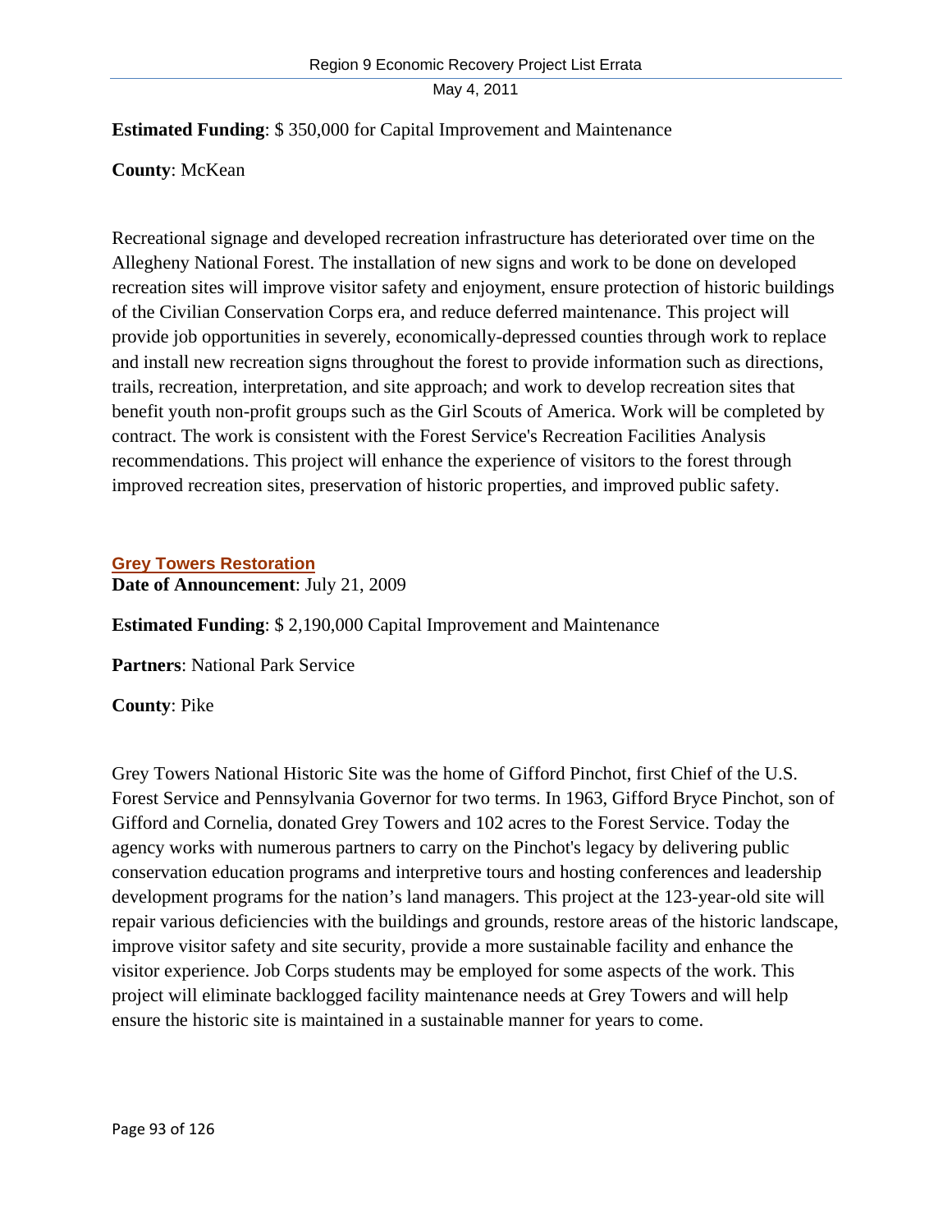**Estimated Funding**: $ 350,000 for Capital Improvement and Maintenance

**County**: McKean

Recreational signage and developed recreation infrastructure has deteriorated over time on the Allegheny National Forest. The installation of new signs and work to be done on developed recreation sites will improve visitor safety and enjoyment, ensure protection of historic buildings of the Civilian Conservation Corps era, and reduce deferred maintenance. This project will provide job opportunities in severely, economically-depressed counties through work to replace and install new recreation signs throughout the forest to provide information such as directions, trails, recreation, interpretation, and site approach; and work to develop recreation sites that benefit youth non-profit groups such as the Girl Scouts of America. Work will be completed by contract. The work is consistent with the Forest Service's Recreation Facilities Analysis recommendations. This project will enhance the experience of visitors to the forest through improved recreation sites, preservation of historic properties, and improved public safety.

## Grey Towers Restoration

**Date of Announcement**: July 21, 2009

**Estimated Funding**: $ 2,190,000 Capital Improvement and Maintenance

**Partners**: National Park Service

**County**: Pike

Grey Towers National Historic Site was the home of Gifford Pinchot, first Chief of the U.S. Forest Service and Pennsylvania Governor for two terms. In 1963, Gifford Bryce Pinchot, son of Gifford and Cornelia, donated Grey Towers and 102 acres to the Forest Service. Today the agency works with numerous partners to carry on the Pinchot's legacy by delivering public conservation education programs and interpretive tours and hosting conferences and leadership development programs for the nation's land managers. This project at the 123-year-old site will repair various deficiencies with the buildings and grounds, restore areas of the historic landscape, improve visitor safety and site security, provide a more sustainable facility and enhance the visitor experience. Job Corps students may be employed for some aspects of the work. This project will eliminate backlogged facility maintenance needs at Grey Towers and will help ensure the historic site is maintained in a sustainable manner for years to come.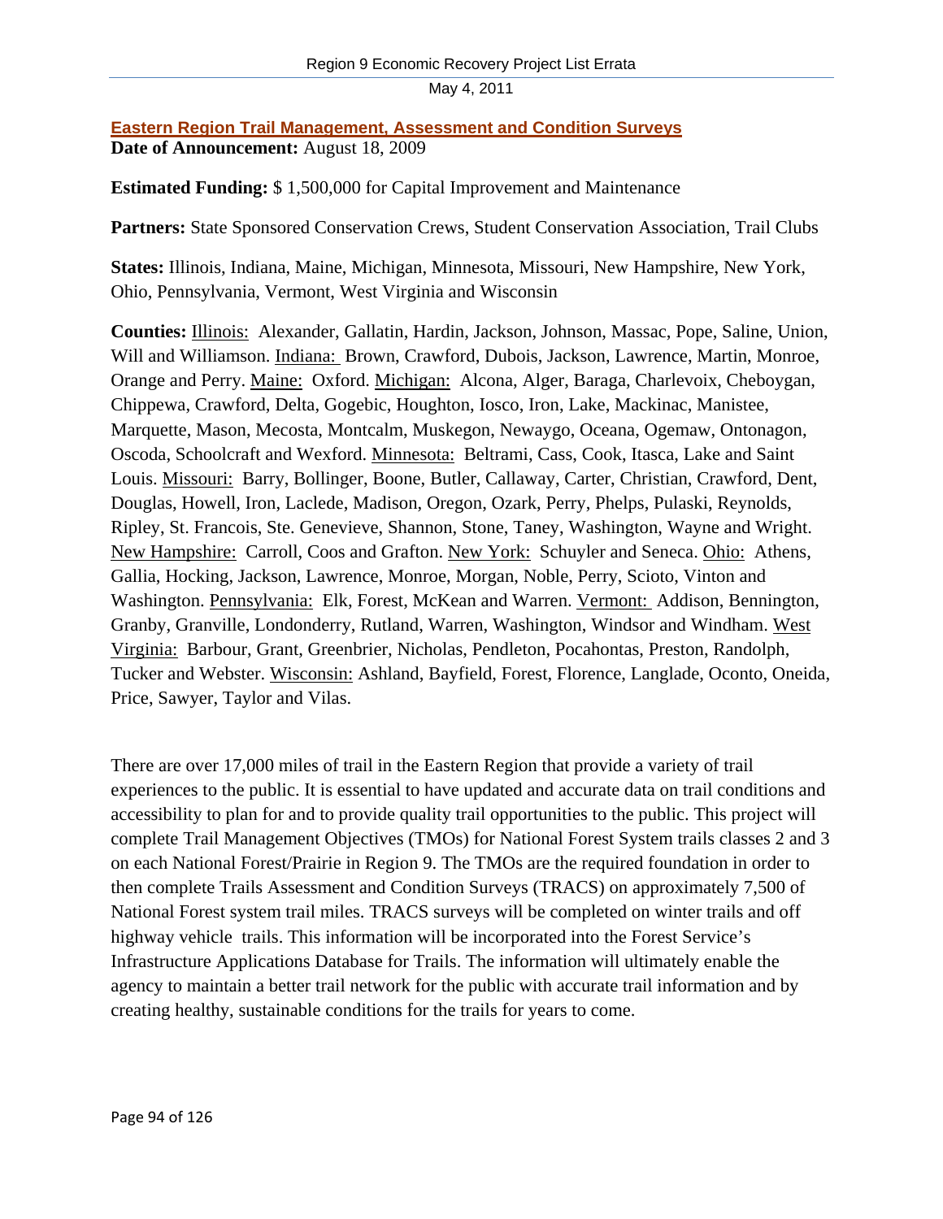### Eastern Region Trail Management, Assessment and Condition Surveys

**Date of Announcement:** August 18, 2009

**Estimated Funding:** $ 1,500,000 for Capital Improvement and Maintenance

**Partners:** State Sponsored Conservation Crews, Student Conservation Association, Trail Clubs

**States:** Illinois, Indiana, Maine, Michigan, Minnesota, Missouri, New Hampshire, New York, Ohio, Pennsylvania, Vermont, West Virginia and Wisconsin

**Counties:** Illinois: Alexander, Gallatin, Hardin, Jackson, Johnson, Massac, Pope, Saline, Union, Will and Williamson. Indiana: Brown, Crawford, Dubois, Jackson, Lawrence, Martin, Monroe, Orange and Perry. Maine: Oxford. Michigan: Alcona, Alger, Baraga, Charlevoix, Cheboygan, Chippewa, Crawford, Delta, Gogebic, Houghton, Iosco, Iron, Lake, Mackinac, Manistee, Marquette, Mason, Mecosta, Montcalm, Muskegon, Newaygo, Oceana, Ogemaw, Ontonagon, Oscoda, Schoolcraft and Wexford. Minnesota: Beltrami, Cass, Cook, Itasca, Lake and Saint Louis. Missouri: Barry, Bollinger, Boone, Butler, Callaway, Carter, Christian, Crawford, Dent, Douglas, Howell, Iron, Laclede, Madison, Oregon, Ozark, Perry, Phelps, Pulaski, Reynolds, Ripley, St. Francois, Ste. Genevieve, Shannon, Stone, Taney, Washington, Wayne and Wright. New Hampshire: Carroll, Coos and Grafton. New York: Schuyler and Seneca. Ohio: Athens, Gallia, Hocking, Jackson, Lawrence, Monroe, Morgan, Noble, Perry, Scioto, Vinton and Washington. Pennsylvania: Elk, Forest, McKean and Warren. Vermont: Addison, Bennington, Granby, Granville, Londonderry, Rutland, Warren, Washington, Windsor and Windham. West Virginia: Barbour, Grant, Greenbrier, Nicholas, Pendleton, Pocahontas, Preston, Randolph, Tucker and Webster. Wisconsin: Ashland, Bayfield, Forest, Florence, Langlade, Oconto, Oneida, Price, Sawyer, Taylor and Vilas.

There are over 17,000 miles of trail in the Eastern Region that provide a variety of trail experiences to the public. It is essential to have updated and accurate data on trail conditions and accessibility to plan for and to provide quality trail opportunities to the public. This project will complete Trail Management Objectives (TMOs) for National Forest System trails classes 2 and 3 on each National Forest/Prairie in Region 9. The TMOs are the required foundation in order to then complete Trails Assessment and Condition Surveys (TRACS) on approximately 7,500 of National Forest system trail miles. TRACS surveys will be completed on winter trails and off highway vehicle trails. This information will be incorporated into the Forest Service's Infrastructure Applications Database for Trails. The information will ultimately enable the agency to maintain a better trail network for the public with accurate trail information and by creating healthy, sustainable conditions for the trails for years to come.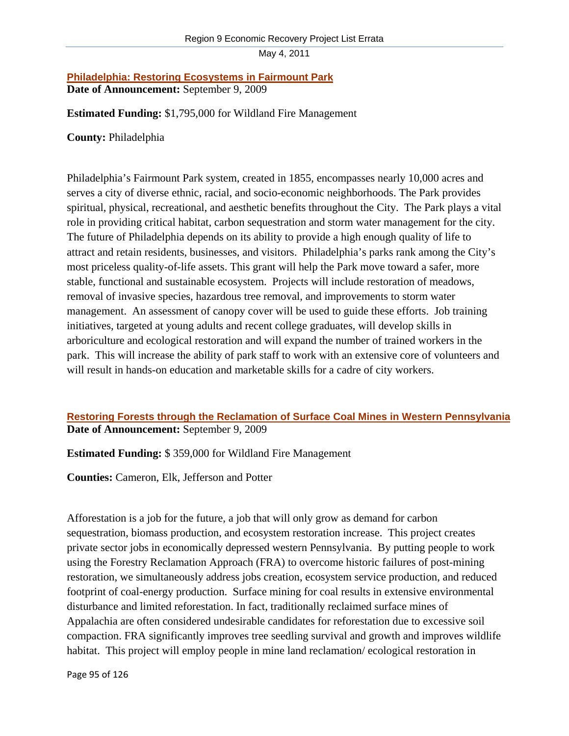## Philadelphia: Restoring Ecosystems in Fairmount Park

**Date of Announcement:** September 9, 2009

**Estimated Funding:** $1,795,000 for Wildland Fire Management

**County:** Philadelphia

Philadelphia's Fairmount Park system, created in 1855, encompasses nearly 10,000 acres and serves a city of diverse ethnic, racial, and socio-economic neighborhoods. The Park provides spiritual, physical, recreational, and aesthetic benefits throughout the City. The Park plays a vital role in providing critical habitat, carbon sequestration and storm water management for the city. The future of Philadelphia depends on its ability to provide a high enough quality of life to attract and retain residents, businesses, and visitors. Philadelphia's parks rank among the City's most priceless quality-of-life assets. This grant will help the Park move toward a safer, more stable, functional and sustainable ecosystem. Projects will include restoration of meadows, removal of invasive species, hazardous tree removal, and improvements to storm water management. An assessment of canopy cover will be used to guide these efforts. Job training initiatives, targeted at young adults and recent college graduates, will develop skills in arboriculture and ecological restoration and will expand the number of trained workers in the park. This will increase the ability of park staff to work with an extensive core of volunteers and will result in hands-on education and marketable skills for a cadre of city workers.

## Restoring Forests through the Reclamation of Surface Coal Mines in Western Pennsylvania

**Date of Announcement:** September 9, 2009

**Estimated Funding:** $ 359,000 for Wildland Fire Management

**Counties:** Cameron, Elk, Jefferson and Potter

Afforestation is a job for the future, a job that will only grow as demand for carbon sequestration, biomass production, and ecosystem restoration increase. This project creates private sector jobs in economically depressed western Pennsylvania. By putting people to work using the Forestry Reclamation Approach (FRA) to overcome historic failures of post-mining restoration, we simultaneously address jobs creation, ecosystem service production, and reduced footprint of coal-energy production. Surface mining for coal results in extensive environmental disturbance and limited reforestation. In fact, traditionally reclaimed surface mines of Appalachia are often considered undesirable candidates for reforestation due to excessive soil compaction. FRA significantly improves tree seedling survival and growth and improves wildlife habitat. This project will employ people in mine land reclamation/ ecological restoration in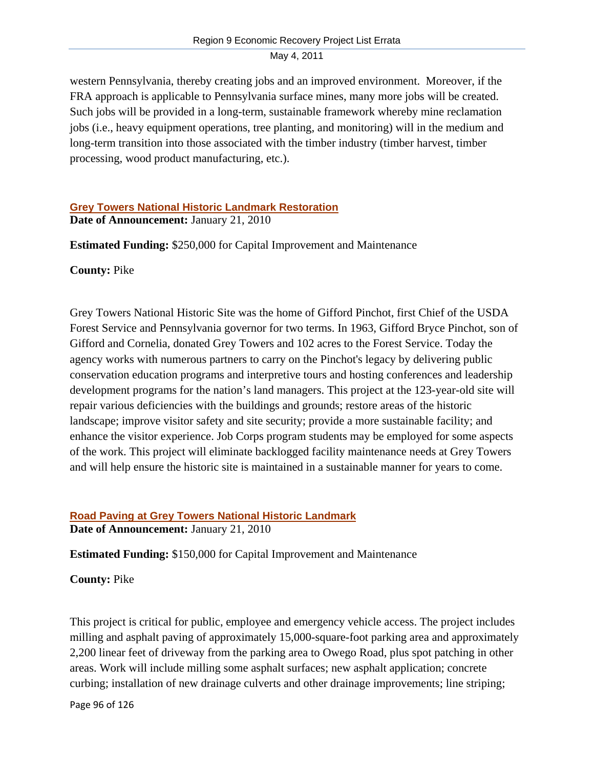western Pennsylvania, thereby creating jobs and an improved environment. Moreover, if the FRA approach is applicable to Pennsylvania surface mines, many more jobs will be created. Such jobs will be provided in a long-term, sustainable framework whereby mine reclamation jobs (i.e., heavy equipment operations, tree planting, and monitoring) will in the medium and long-term transition into those associated with the timber industry (timber harvest, timber processing, wood product manufacturing, etc.).

## Grey Towers National Historic Landmark Restoration

**Date of Announcement:** January 21, 2010

**Estimated Funding:** $250,000 for Capital Improvement and Maintenance

**County:** Pike

Grey Towers National Historic Site was the home of Gifford Pinchot, first Chief of the USDA Forest Service and Pennsylvania governor for two terms. In 1963, Gifford Bryce Pinchot, son of Gifford and Cornelia, donated Grey Towers and 102 acres to the Forest Service. Today the agency works with numerous partners to carry on the Pinchot's legacy by delivering public conservation education programs and interpretive tours and hosting conferences and leadership development programs for the nation's land managers. This project at the 123-year-old site will repair various deficiencies with the buildings and grounds; restore areas of the historic landscape; improve visitor safety and site security; provide a more sustainable facility; and enhance the visitor experience. Job Corps program students may be employed for some aspects of the work. This project will eliminate backlogged facility maintenance needs at Grey Towers and will help ensure the historic site is maintained in a sustainable manner for years to come.

## Road Paving at Grey Towers National Historic Landmark

**Date of Announcement:** January 21, 2010

**Estimated Funding:** $150,000 for Capital Improvement and Maintenance

**County:** Pike

This project is critical for public, employee and emergency vehicle access. The project includes milling and asphalt paving of approximately 15,000-square-foot parking area and approximately 2,200 linear feet of driveway from the parking area to Owego Road, plus spot patching in other areas. Work will include milling some asphalt surfaces; new asphalt application; concrete curbing; installation of new drainage culverts and other drainage improvements; line striping;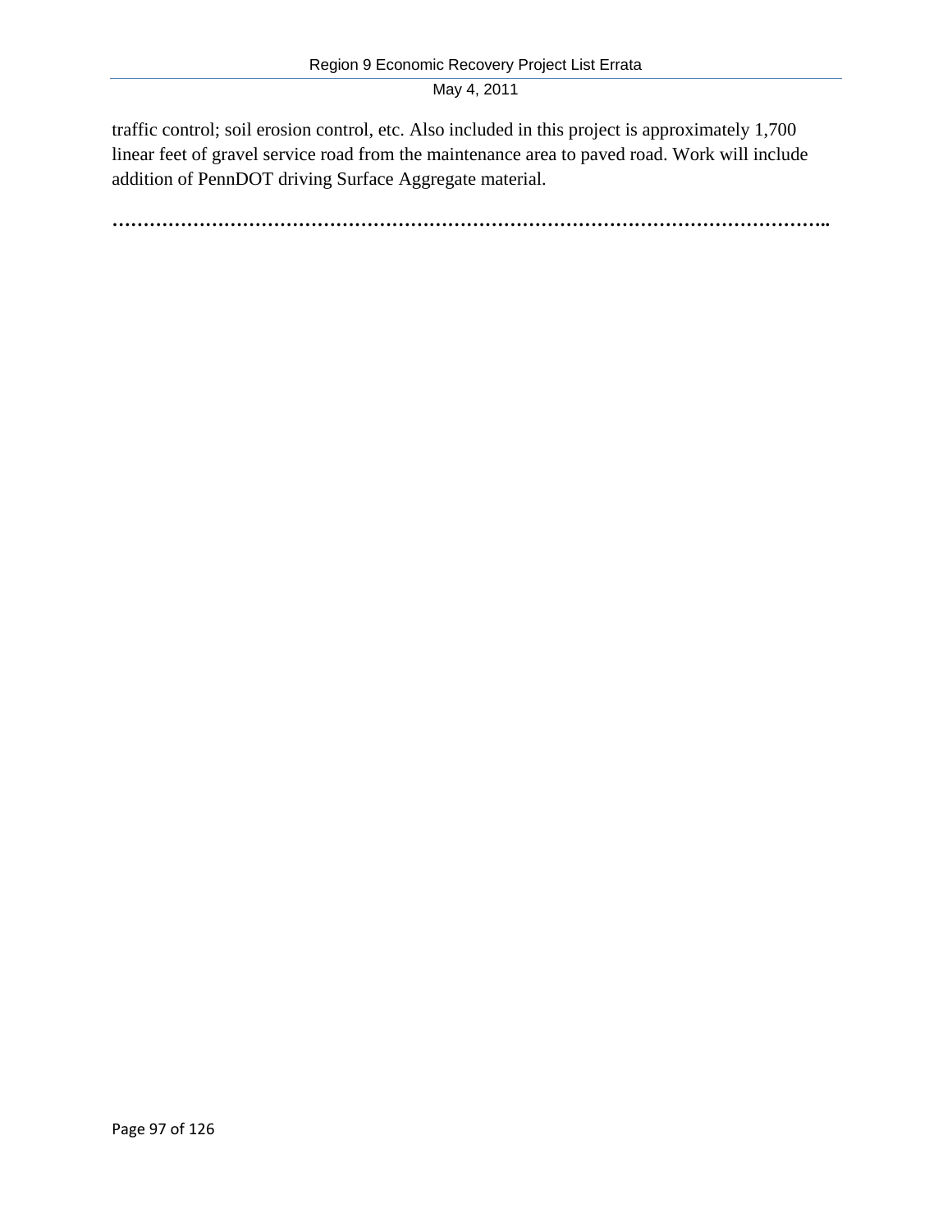traffic control; soil erosion control, etc. Also included in this project is approximately 1,700 linear feet of gravel service road from the maintenance area to paved road. Work will include addition of PennDOT driving Surface Aggregate material.

……………………………………………………………………………………………………..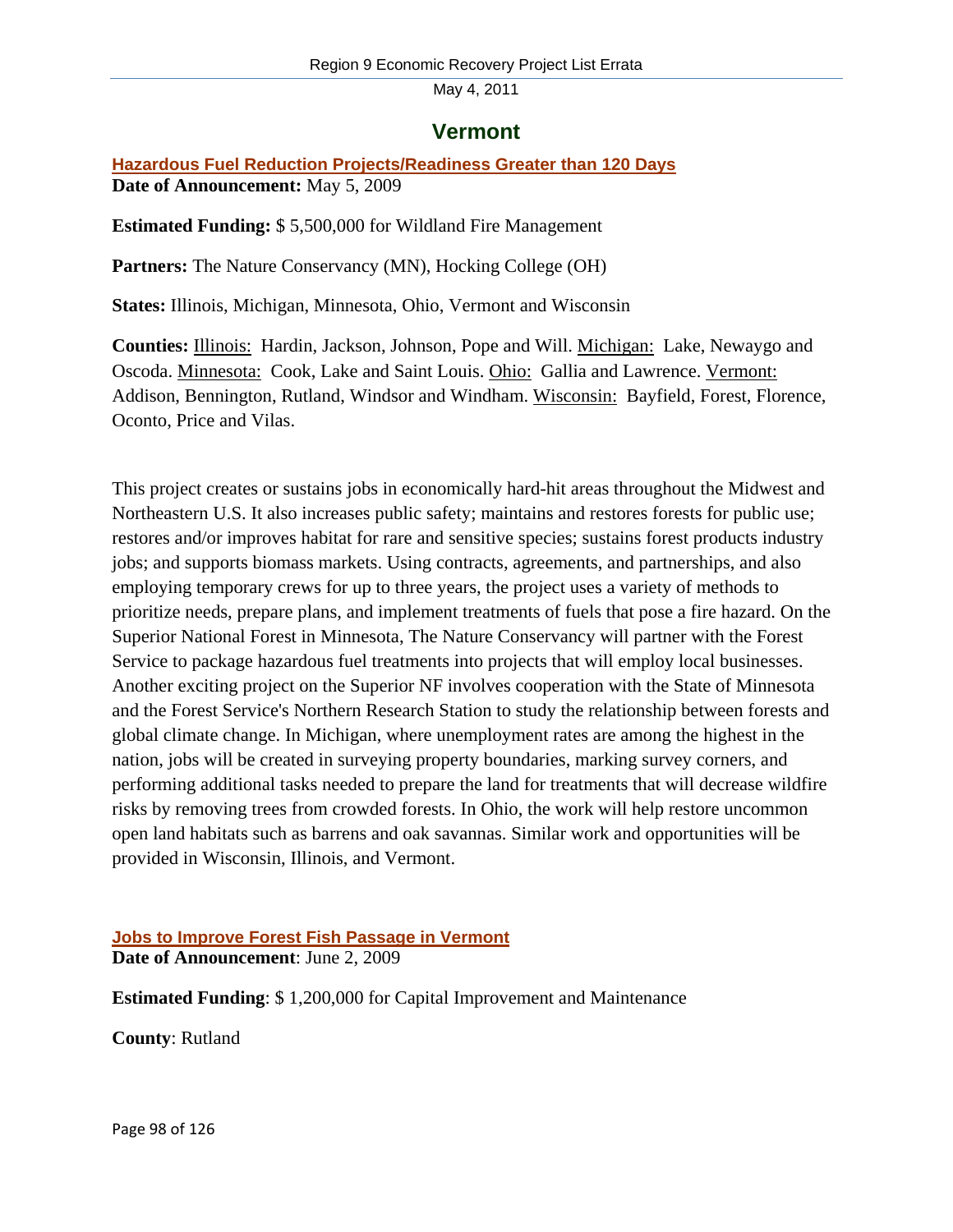# Vermont

## Hazardous Fuel Reduction Projects/Readiness Greater than 120 Days

**Date of Announcement:** May 5, 2009

**Estimated Funding:** $ 5,500,000 for Wildland Fire Management

**Partners:** The Nature Conservancy (MN), Hocking College (OH)

**States:** Illinois, Michigan, Minnesota, Ohio, Vermont and Wisconsin

**Counties:** Illinois: Hardin, Jackson, Johnson, Pope and Will. Michigan: Lake, Newaygo and Oscoda. Minnesota: Cook, Lake and Saint Louis. Ohio: Gallia and Lawrence. Vermont: Addison, Bennington, Rutland, Windsor and Windham. Wisconsin: Bayfield, Forest, Florence, Oconto, Price and Vilas.

This project creates or sustains jobs in economically hard-hit areas throughout the Midwest and Northeastern U.S. It also increases public safety; maintains and restores forests for public use; restores and/or improves habitat for rare and sensitive species; sustains forest products industry jobs; and supports biomass markets. Using contracts, agreements, and partnerships, and also employing temporary crews for up to three years, the project uses a variety of methods to prioritize needs, prepare plans, and implement treatments of fuels that pose a fire hazard. On the Superior National Forest in Minnesota, The Nature Conservancy will partner with the Forest Service to package hazardous fuel treatments into projects that will employ local businesses. Another exciting project on the Superior NF involves cooperation with the State of Minnesota and the Forest Service's Northern Research Station to study the relationship between forests and global climate change. In Michigan, where unemployment rates are among the highest in the nation, jobs will be created in surveying property boundaries, marking survey corners, and performing additional tasks needed to prepare the land for treatments that will decrease wildfire risks by removing trees from crowded forests. In Ohio, the work will help restore uncommon open land habitats such as barrens and oak savannas. Similar work and opportunities will be provided in Wisconsin, Illinois, and Vermont.

## Jobs to Improve Forest Fish Passage in Vermont

**Date of Announcement**: June 2, 2009

**Estimated Funding**: $ 1,200,000 for Capital Improvement and Maintenance

**County**: Rutland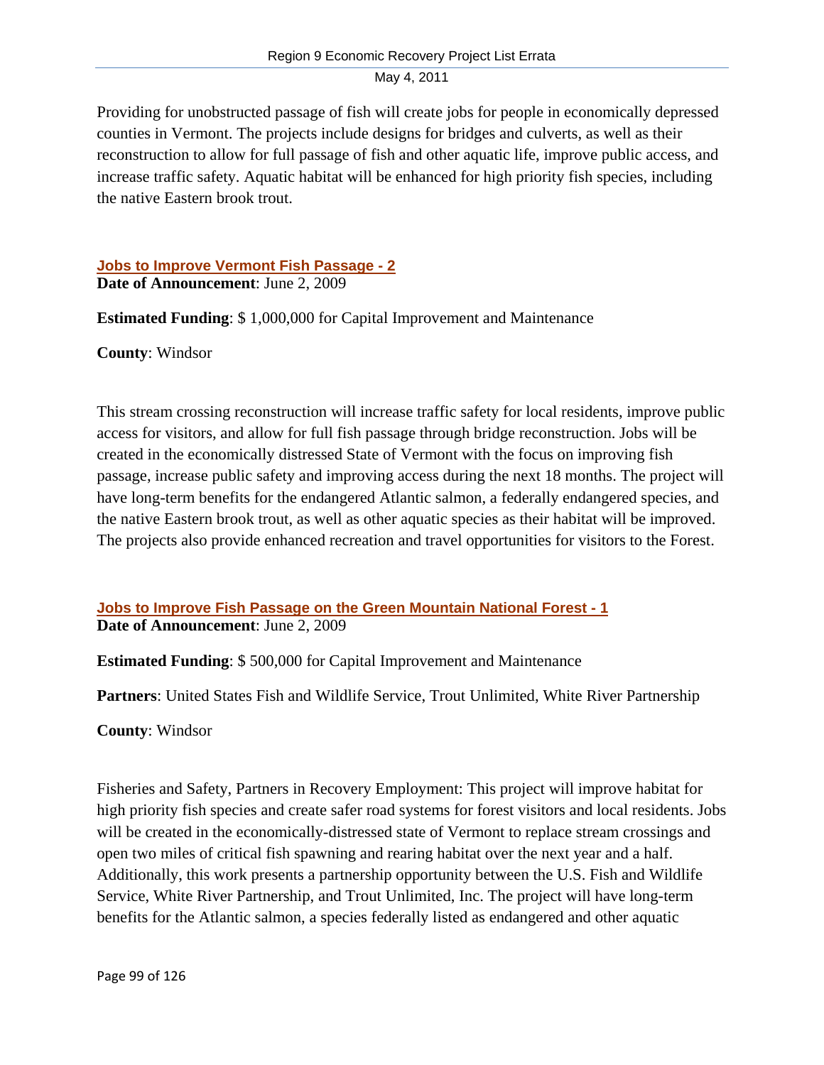Providing for unobstructed passage of fish will create jobs for people in economically depressed counties in Vermont. The projects include designs for bridges and culverts, as well as their reconstruction to allow for full passage of fish and other aquatic life, improve public access, and increase traffic safety. Aquatic habitat will be enhanced for high priority fish species, including the native Eastern brook trout.

### Jobs to Improve Vermont Fish Passage - 2

**Date of Announcement**: June 2, 2009

**Estimated Funding**: $ 1,000,000 for Capital Improvement and Maintenance

**County**: Windsor

This stream crossing reconstruction will increase traffic safety for local residents, improve public access for visitors, and allow for full fish passage through bridge reconstruction. Jobs will be created in the economically distressed State of Vermont with the focus on improving fish passage, increase public safety and improving access during the next 18 months. The project will have long-term benefits for the endangered Atlantic salmon, a federally endangered species, and the native Eastern brook trout, as well as other aquatic species as their habitat will be improved. The projects also provide enhanced recreation and travel opportunities for visitors to the Forest.

### Jobs to Improve Fish Passage on the Green Mountain National Forest - 1

**Date of Announcement**: June 2, 2009

**Estimated Funding**: $ 500,000 for Capital Improvement and Maintenance

**Partners**: United States Fish and Wildlife Service, Trout Unlimited, White River Partnership

**County**: Windsor

Fisheries and Safety, Partners in Recovery Employment: This project will improve habitat for high priority fish species and create safer road systems for forest visitors and local residents. Jobs will be created in the economically-distressed state of Vermont to replace stream crossings and open two miles of critical fish spawning and rearing habitat over the next year and a half. Additionally, this work presents a partnership opportunity between the U.S. Fish and Wildlife Service, White River Partnership, and Trout Unlimited, Inc. The project will have long-term benefits for the Atlantic salmon, a species federally listed as endangered and other aquatic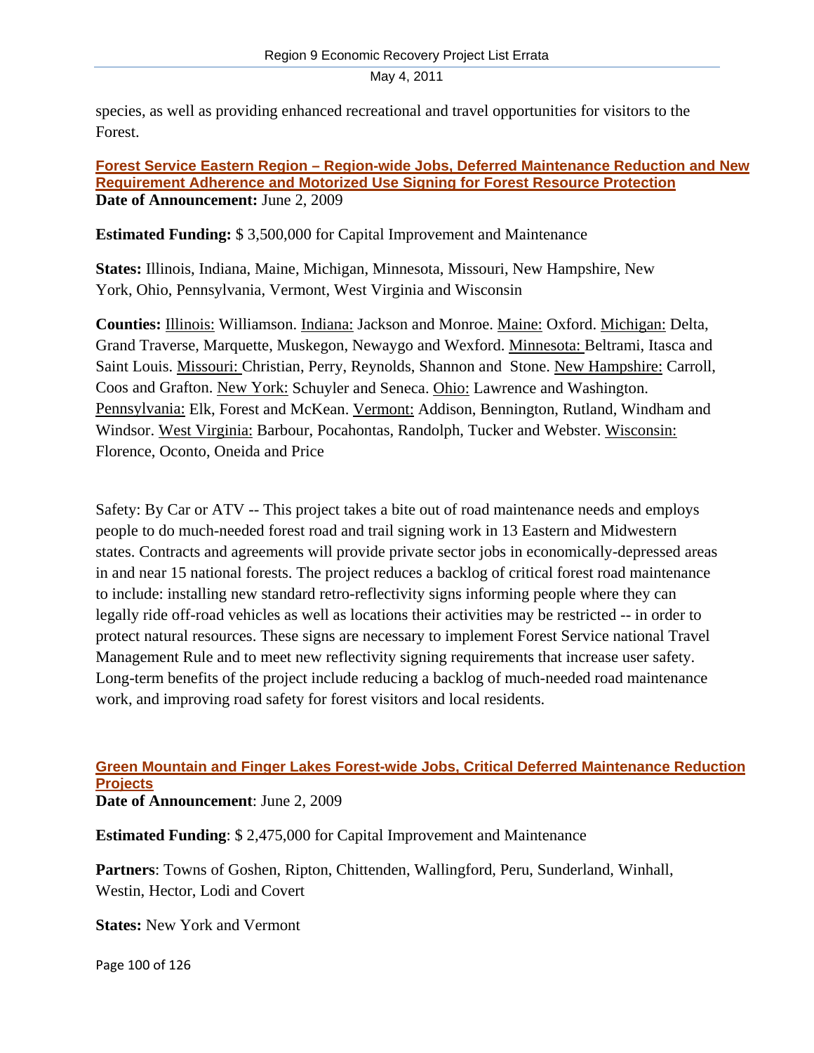species, as well as providing enhanced recreational and travel opportunities for visitors to the Forest.

### Forest Service Eastern Region – Region-wide Jobs, Deferred Maintenance Reduction and New Requirement Adherence and Motorized Use Signing for Forest Resource Protection

**Date of Announcement:** June 2, 2009

**Estimated Funding:** $ 3,500,000 for Capital Improvement and Maintenance

**States:** Illinois, Indiana, Maine, Michigan, Minnesota, Missouri, New Hampshire, New York, Ohio, Pennsylvania, Vermont, West Virginia and Wisconsin

**Counties:** Illinois: Williamson. Indiana: Jackson and Monroe. Maine: Oxford. Michigan: Delta, Grand Traverse, Marquette, Muskegon, Newaygo and Wexford. Minnesota: Beltrami, Itasca and Saint Louis. Missouri: Christian, Perry, Reynolds, Shannon and Stone. New Hampshire: Carroll, Coos and Grafton. New York: Schuyler and Seneca. Ohio: Lawrence and Washington. Pennsylvania: Elk, Forest and McKean. Vermont: Addison, Bennington, Rutland, Windham and Windsor. West Virginia: Barbour, Pocahontas, Randolph, Tucker and Webster. Wisconsin: Florence, Oconto, Oneida and Price

Safety: By Car or ATV -- This project takes a bite out of road maintenance needs and employs people to do much-needed forest road and trail signing work in 13 Eastern and Midwestern states. Contracts and agreements will provide private sector jobs in economically-depressed areas in and near 15 national forests. The project reduces a backlog of critical forest road maintenance to include: installing new standard retro-reflectivity signs informing people where they can legally ride off-road vehicles as well as locations their activities may be restricted -- in order to protect natural resources. These signs are necessary to implement Forest Service national Travel Management Rule and to meet new reflectivity signing requirements that increase user safety. Long-term benefits of the project include reducing a backlog of much-needed road maintenance work, and improving road safety for forest visitors and local residents.

### Green Mountain and Finger Lakes Forest-wide Jobs, Critical Deferred Maintenance Reduction Projects

**Date of Announcement**: June 2, 2009

**Estimated Funding**: $ 2,475,000 for Capital Improvement and Maintenance

**Partners**: Towns of Goshen, Ripton, Chittenden, Wallingford, Peru, Sunderland, Winhall, Westin, Hector, Lodi and Covert

**States:** New York and Vermont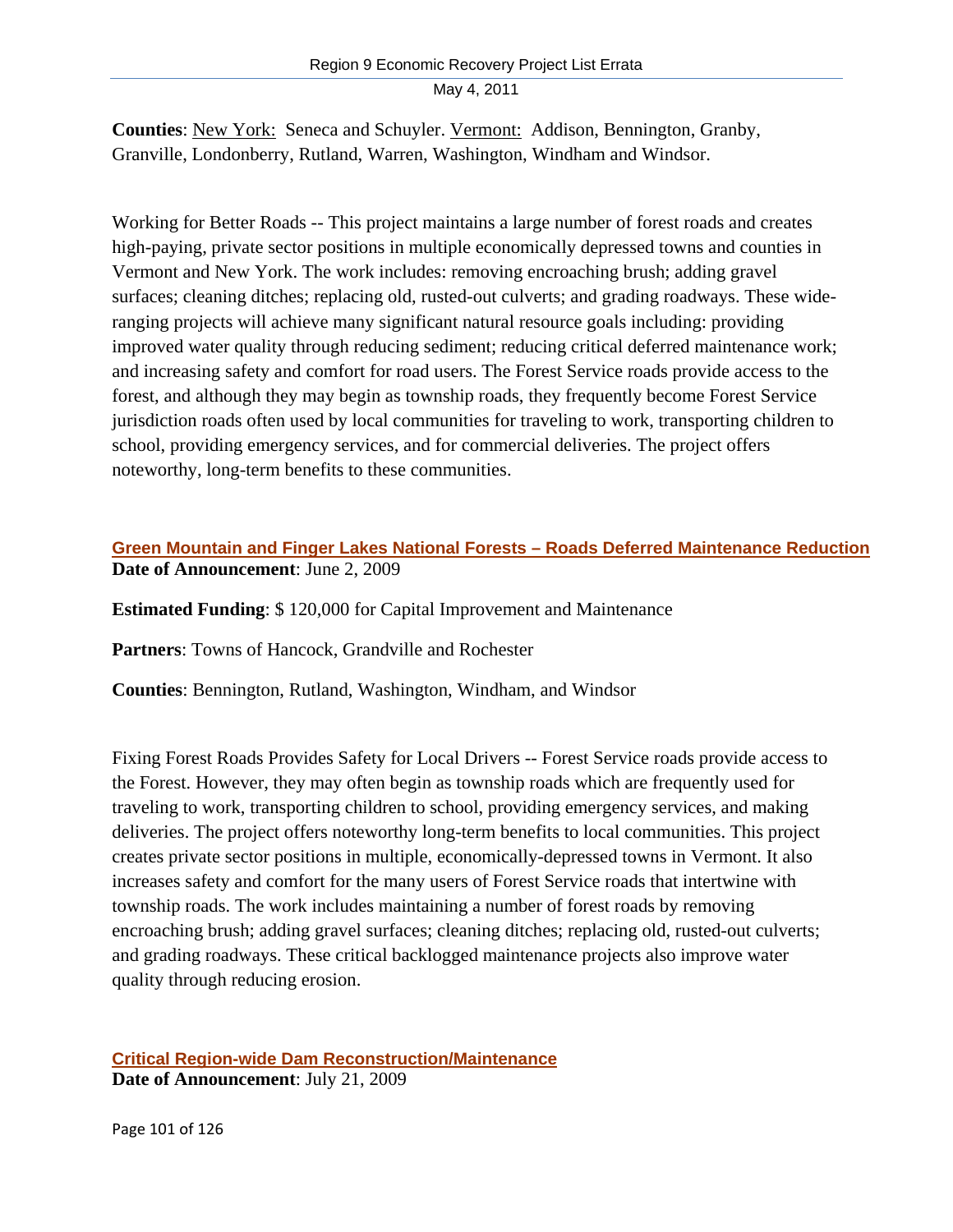**Counties**: New York: Seneca and Schuyler. Vermont: Addison, Bennington, Granby, Granville, Londonberry, Rutland, Warren, Washington, Windham and Windsor.

Working for Better Roads -- This project maintains a large number of forest roads and creates high-paying, private sector positions in multiple economically depressed towns and counties in Vermont and New York. The work includes: removing encroaching brush; adding gravel surfaces; cleaning ditches; replacing old, rusted-out culverts; and grading roadways. These wide-ranging projects will achieve many significant natural resource goals including: providing improved water quality through reducing sediment; reducing critical deferred maintenance work; and increasing safety and comfort for road users. The Forest Service roads provide access to the forest, and although they may begin as township roads, they frequently become Forest Service jurisdiction roads often used by local communities for traveling to work, transporting children to school, providing emergency services, and for commercial deliveries. The project offers noteworthy, long-term benefits to these communities.

### Green Mountain and Finger Lakes National Forests – Roads Deferred Maintenance Reduction

**Date of Announcement**: June 2, 2009

**Estimated Funding**: $ 120,000 for Capital Improvement and Maintenance

**Partners**: Towns of Hancock, Grandville and Rochester

**Counties**: Bennington, Rutland, Washington, Windham, and Windsor

Fixing Forest Roads Provides Safety for Local Drivers -- Forest Service roads provide access to the Forest. However, they may often begin as township roads which are frequently used for traveling to work, transporting children to school, providing emergency services, and making deliveries. The project offers noteworthy long-term benefits to local communities. This project creates private sector positions in multiple, economically-depressed towns in Vermont. It also increases safety and comfort for the many users of Forest Service roads that intertwine with township roads. The work includes maintaining a number of forest roads by removing encroaching brush; adding gravel surfaces; cleaning ditches; replacing old, rusted-out culverts; and grading roadways. These critical backlogged maintenance projects also improve water quality through reducing erosion.

### Critical Region-wide Dam Reconstruction/Maintenance

**Date of Announcement**: July 21, 2009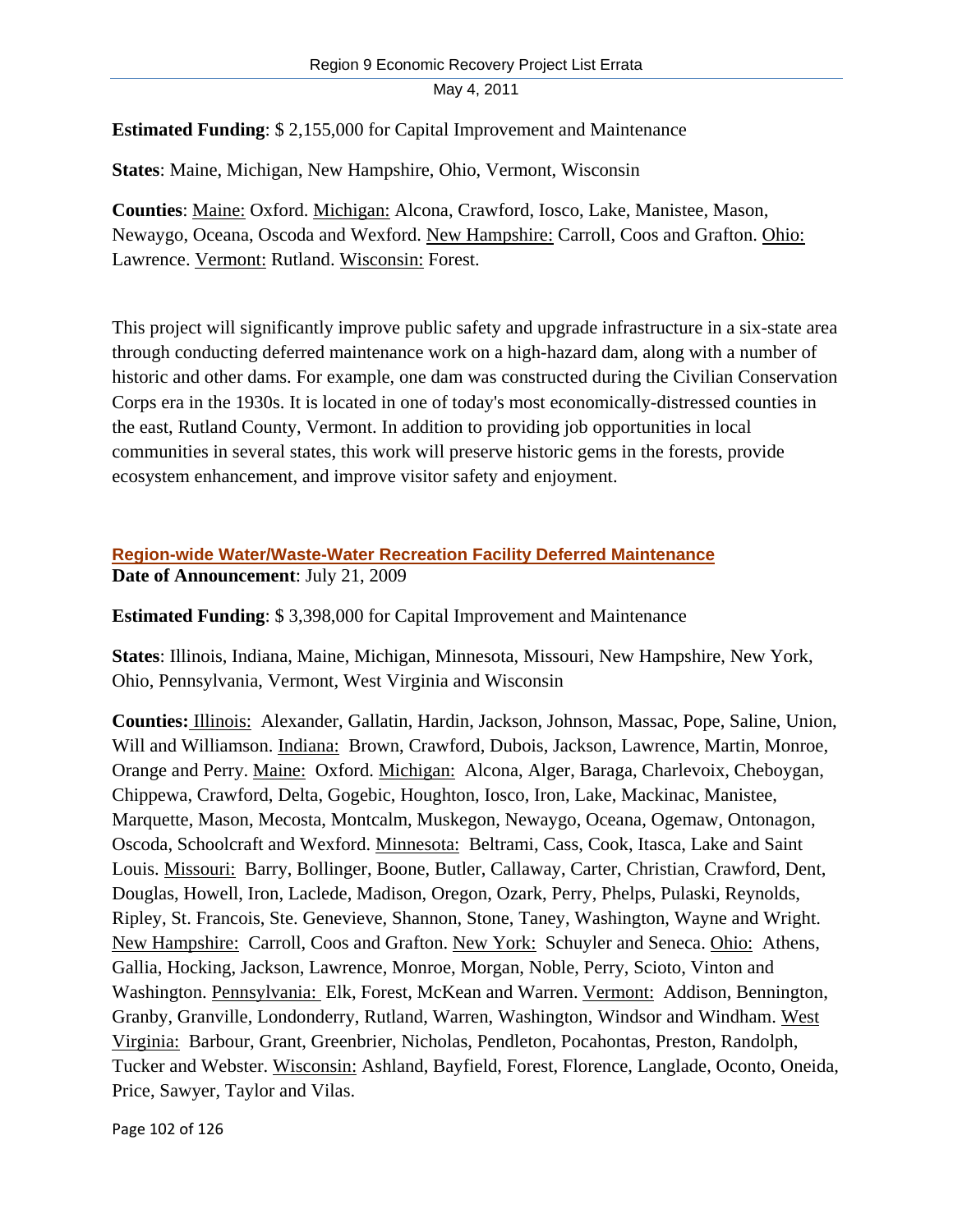**Estimated Funding**: $ 2,155,000 for Capital Improvement and Maintenance

**States**: Maine, Michigan, New Hampshire, Ohio, Vermont, Wisconsin

**Counties**: Maine: Oxford. Michigan: Alcona, Crawford, Iosco, Lake, Manistee, Mason, Newaygo, Oceana, Oscoda and Wexford. New Hampshire: Carroll, Coos and Grafton. Ohio: Lawrence. Vermont: Rutland. Wisconsin: Forest.

This project will significantly improve public safety and upgrade infrastructure in a six-state area through conducting deferred maintenance work on a high-hazard dam, along with a number of historic and other dams. For example, one dam was constructed during the Civilian Conservation Corps era in the 1930s. It is located in one of today's most economically-distressed counties in the east, Rutland County, Vermont. In addition to providing job opportunities in local communities in several states, this work will preserve historic gems in the forests, provide ecosystem enhancement, and improve visitor safety and enjoyment.

### Region-wide Water/Waste-Water Recreation Facility Deferred Maintenance

**Date of Announcement**: July 21, 2009

**Estimated Funding**: $ 3,398,000 for Capital Improvement and Maintenance

**States**: Illinois, Indiana, Maine, Michigan, Minnesota, Missouri, New Hampshire, New York, Ohio, Pennsylvania, Vermont, West Virginia and Wisconsin

**Counties:** Illinois: Alexander, Gallatin, Hardin, Jackson, Johnson, Massac, Pope, Saline, Union, Will and Williamson. Indiana: Brown, Crawford, Dubois, Jackson, Lawrence, Martin, Monroe, Orange and Perry. Maine: Oxford. Michigan: Alcona, Alger, Baraga, Charlevoix, Cheboygan, Chippewa, Crawford, Delta, Gogebic, Houghton, Iosco, Iron, Lake, Mackinac, Manistee, Marquette, Mason, Mecosta, Montcalm, Muskegon, Newaygo, Oceana, Ogemaw, Ontonagon, Oscoda, Schoolcraft and Wexford. Minnesota: Beltrami, Cass, Cook, Itasca, Lake and Saint Louis. Missouri: Barry, Bollinger, Boone, Butler, Callaway, Carter, Christian, Crawford, Dent, Douglas, Howell, Iron, Laclede, Madison, Oregon, Ozark, Perry, Phelps, Pulaski, Reynolds, Ripley, St. Francois, Ste. Genevieve, Shannon, Stone, Taney, Washington, Wayne and Wright. New Hampshire: Carroll, Coos and Grafton. New York: Schuyler and Seneca. Ohio: Athens, Gallia, Hocking, Jackson, Lawrence, Monroe, Morgan, Noble, Perry, Scioto, Vinton and Washington. Pennsylvania: Elk, Forest, McKean and Warren. Vermont: Addison, Bennington, Granby, Granville, Londonderry, Rutland, Warren, Washington, Windsor and Windham. West Virginia: Barbour, Grant, Greenbrier, Nicholas, Pendleton, Pocahontas, Preston, Randolph, Tucker and Webster. Wisconsin: Ashland, Bayfield, Forest, Florence, Langlade, Oconto, Oneida, Price, Sawyer, Taylor and Vilas.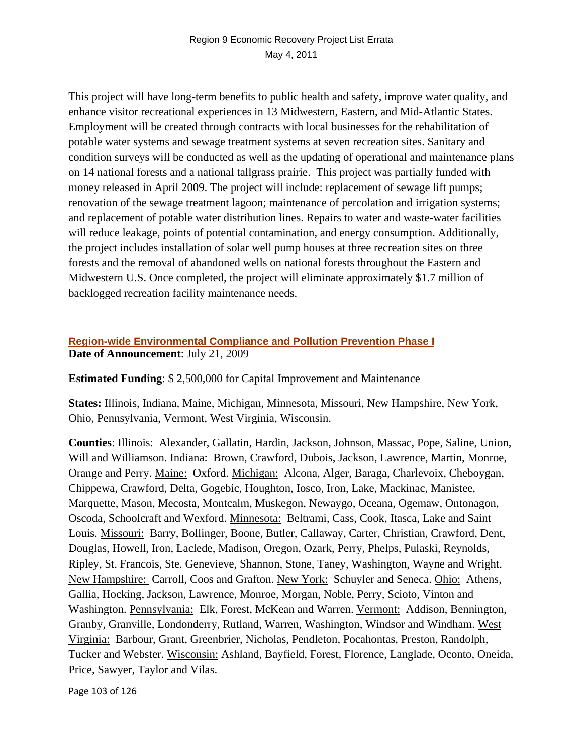This project will have long-term benefits to public health and safety, improve water quality, and enhance visitor recreational experiences in 13 Midwestern, Eastern, and Mid-Atlantic States. Employment will be created through contracts with local businesses for the rehabilitation of potable water systems and sewage treatment systems at seven recreation sites. Sanitary and condition surveys will be conducted as well as the updating of operational and maintenance plans on 14 national forests and a national tallgrass prairie. This project was partially funded with money released in April 2009. The project will include: replacement of sewage lift pumps; renovation of the sewage treatment lagoon; maintenance of percolation and irrigation systems; and replacement of potable water distribution lines. Repairs to water and waste-water facilities will reduce leakage, points of potential contamination, and energy consumption. Additionally, the project includes installation of solar well pump houses at three recreation sites on three forests and the removal of abandoned wells on national forests throughout the Eastern and Midwestern U.S. Once completed, the project will eliminate approximately $1.7 million of backlogged recreation facility maintenance needs.

### Region-wide Environmental Compliance and Pollution Prevention Phase I

**Date of Announcement**: July 21, 2009

**Estimated Funding**: $ 2,500,000 for Capital Improvement and Maintenance

**States:** Illinois, Indiana, Maine, Michigan, Minnesota, Missouri, New Hampshire, New York, Ohio, Pennsylvania, Vermont, West Virginia, Wisconsin.

**Counties**: Illinois: Alexander, Gallatin, Hardin, Jackson, Johnson, Massac, Pope, Saline, Union, Will and Williamson. Indiana: Brown, Crawford, Dubois, Jackson, Lawrence, Martin, Monroe, Orange and Perry. Maine: Oxford. Michigan: Alcona, Alger, Baraga, Charlevoix, Cheboygan, Chippewa, Crawford, Delta, Gogebic, Houghton, Iosco, Iron, Lake, Mackinac, Manistee, Marquette, Mason, Mecosta, Montcalm, Muskegon, Newaygo, Oceana, Ogemaw, Ontonagon, Oscoda, Schoolcraft and Wexford. Minnesota: Beltrami, Cass, Cook, Itasca, Lake and Saint Louis. Missouri: Barry, Bollinger, Boone, Butler, Callaway, Carter, Christian, Crawford, Dent, Douglas, Howell, Iron, Laclede, Madison, Oregon, Ozark, Perry, Phelps, Pulaski, Reynolds, Ripley, St. Francois, Ste. Genevieve, Shannon, Stone, Taney, Washington, Wayne and Wright. New Hampshire: Carroll, Coos and Grafton. New York: Schuyler and Seneca. Ohio: Athens, Gallia, Hocking, Jackson, Lawrence, Monroe, Morgan, Noble, Perry, Scioto, Vinton and Washington. Pennsylvania: Elk, Forest, McKean and Warren. Vermont: Addison, Bennington, Granby, Granville, Londonderry, Rutland, Warren, Washington, Windsor and Windham. West Virginia: Barbour, Grant, Greenbrier, Nicholas, Pendleton, Pocahontas, Preston, Randolph, Tucker and Webster. Wisconsin: Ashland, Bayfield, Forest, Florence, Langlade, Oconto, Oneida, Price, Sawyer, Taylor and Vilas.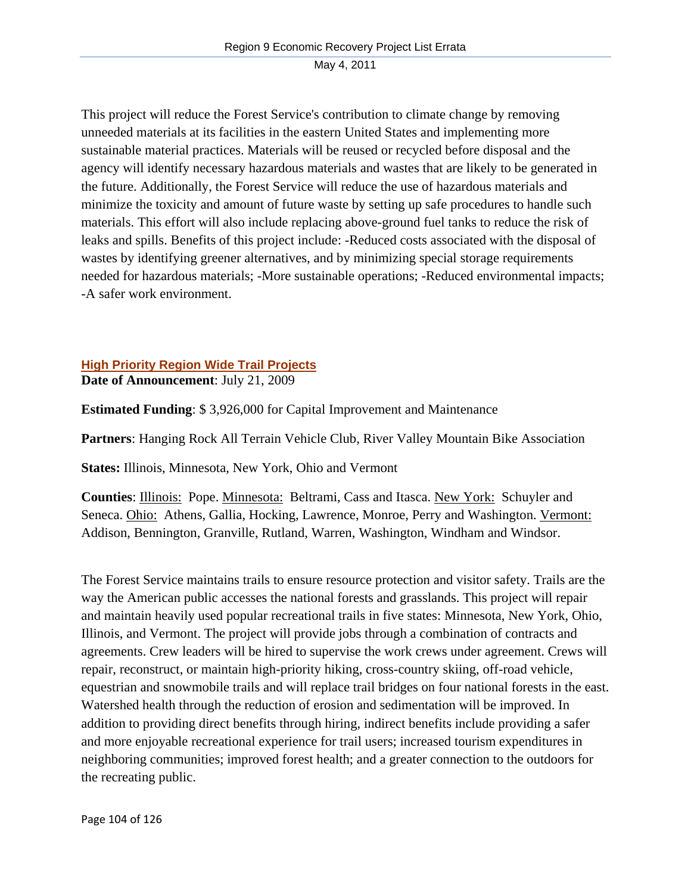This project will reduce the Forest Service's contribution to climate change by removing unneeded materials at its facilities in the eastern United States and implementing more sustainable material practices. Materials will be reused or recycled before disposal and the agency will identify necessary hazardous materials and wastes that are likely to be generated in the future. Additionally, the Forest Service will reduce the use of hazardous materials and minimize the toxicity and amount of future waste by setting up safe procedures to handle such materials. This effort will also include replacing above-ground fuel tanks to reduce the risk of leaks and spills. Benefits of this project include: -Reduced costs associated with the disposal of wastes by identifying greener alternatives, and by minimizing special storage requirements needed for hazardous materials; -More sustainable operations; -Reduced environmental impacts; -A safer work environment.

## High Priority Region Wide Trail Projects

**Date of Announcement**: July 21, 2009

**Estimated Funding**: $ 3,926,000 for Capital Improvement and Maintenance

**Partners**: Hanging Rock All Terrain Vehicle Club, River Valley Mountain Bike Association

**States:** Illinois, Minnesota, New York, Ohio and Vermont

**Counties**: Illinois: Pope. Minnesota: Beltrami, Cass and Itasca. New York: Schuyler and Seneca. Ohio: Athens, Gallia, Hocking, Lawrence, Monroe, Perry and Washington. Vermont: Addison, Bennington, Granville, Rutland, Warren, Washington, Windham and Windsor.

The Forest Service maintains trails to ensure resource protection and visitor safety. Trails are the way the American public accesses the national forests and grasslands. This project will repair and maintain heavily used popular recreational trails in five states: Minnesota, New York, Ohio, Illinois, and Vermont. The project will provide jobs through a combination of contracts and agreements. Crew leaders will be hired to supervise the work crews under agreement. Crews will repair, reconstruct, or maintain high-priority hiking, cross-country skiing, off-road vehicle, equestrian and snowmobile trails and will replace trail bridges on four national forests in the east. Watershed health through the reduction of erosion and sedimentation will be improved. In addition to providing direct benefits through hiring, indirect benefits include providing a safer and more enjoyable recreational experience for trail users; increased tourism expenditures in neighboring communities; improved forest health; and a greater connection to the outdoors for the recreating public.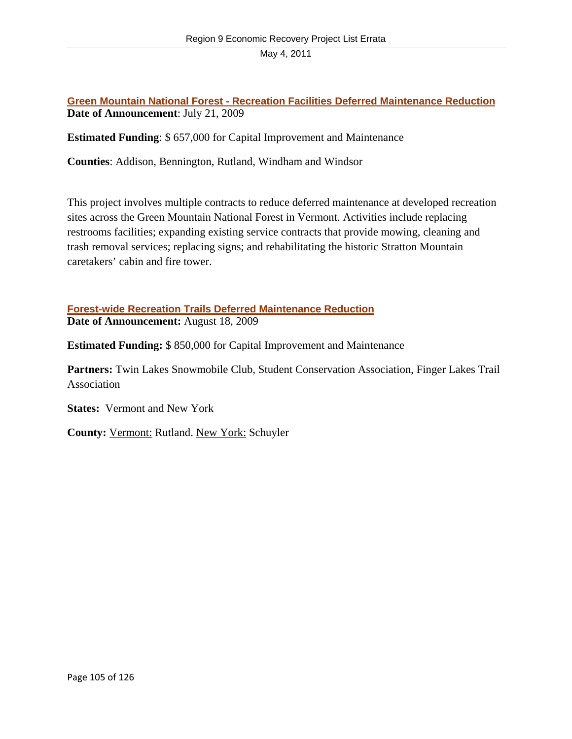## Green Mountain National Forest - Recreation Facilities Deferred Maintenance Reduction

**Date of Announcement**: July 21, 2009

**Estimated Funding**: $ 657,000 for Capital Improvement and Maintenance

**Counties**: Addison, Bennington, Rutland, Windham and Windsor

This project involves multiple contracts to reduce deferred maintenance at developed recreation sites across the Green Mountain National Forest in Vermont. Activities include replacing restrooms facilities; expanding existing service contracts that provide mowing, cleaning and trash removal services; replacing signs; and rehabilitating the historic Stratton Mountain caretakers' cabin and fire tower.

## Forest-wide Recreation Trails Deferred Maintenance Reduction

**Date of Announcement:** August 18, 2009

**Estimated Funding:** $ 850,000 for Capital Improvement and Maintenance

**Partners:** Twin Lakes Snowmobile Club, Student Conservation Association, Finger Lakes Trail Association

**States:** Vermont and New York

**County:** Vermont: Rutland. New York: Schuyler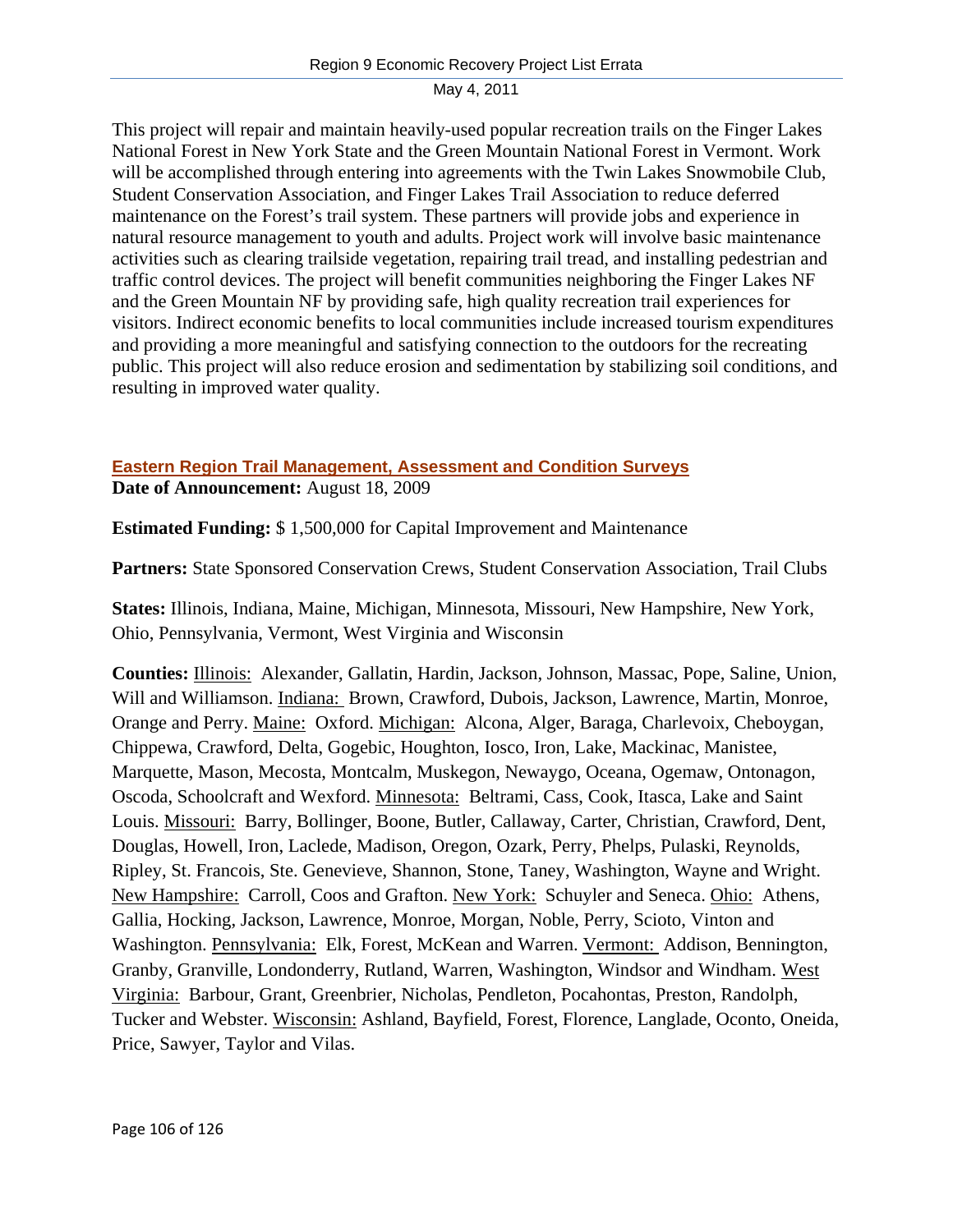This project will repair and maintain heavily-used popular recreation trails on the Finger Lakes National Forest in New York State and the Green Mountain National Forest in Vermont. Work will be accomplished through entering into agreements with the Twin Lakes Snowmobile Club, Student Conservation Association, and Finger Lakes Trail Association to reduce deferred maintenance on the Forest's trail system. These partners will provide jobs and experience in natural resource management to youth and adults. Project work will involve basic maintenance activities such as clearing trailside vegetation, repairing trail tread, and installing pedestrian and traffic control devices. The project will benefit communities neighboring the Finger Lakes NF and the Green Mountain NF by providing safe, high quality recreation trail experiences for visitors. Indirect economic benefits to local communities include increased tourism expenditures and providing a more meaningful and satisfying connection to the outdoors for the recreating public. This project will also reduce erosion and sedimentation by stabilizing soil conditions, and resulting in improved water quality.

## Eastern Region Trail Management, Assessment and Condition Surveys

**Date of Announcement:** August 18, 2009

**Estimated Funding:** $ 1,500,000 for Capital Improvement and Maintenance

**Partners:** State Sponsored Conservation Crews, Student Conservation Association, Trail Clubs

**States:** Illinois, Indiana, Maine, Michigan, Minnesota, Missouri, New Hampshire, New York, Ohio, Pennsylvania, Vermont, West Virginia and Wisconsin

**Counties:** Illinois: Alexander, Gallatin, Hardin, Jackson, Johnson, Massac, Pope, Saline, Union, Will and Williamson. Indiana: Brown, Crawford, Dubois, Jackson, Lawrence, Martin, Monroe, Orange and Perry. Maine: Oxford. Michigan: Alcona, Alger, Baraga, Charlevoix, Cheboygan, Chippewa, Crawford, Delta, Gogebic, Houghton, Iosco, Iron, Lake, Mackinac, Manistee, Marquette, Mason, Mecosta, Montcalm, Muskegon, Newaygo, Oceana, Ogemaw, Ontonagon, Oscoda, Schoolcraft and Wexford. Minnesota: Beltrami, Cass, Cook, Itasca, Lake and Saint Louis. Missouri: Barry, Bollinger, Boone, Butler, Callaway, Carter, Christian, Crawford, Dent, Douglas, Howell, Iron, Laclede, Madison, Oregon, Ozark, Perry, Phelps, Pulaski, Reynolds, Ripley, St. Francois, Ste. Genevieve, Shannon, Stone, Taney, Washington, Wayne and Wright. New Hampshire: Carroll, Coos and Grafton. New York: Schuyler and Seneca. Ohio: Athens, Gallia, Hocking, Jackson, Lawrence, Monroe, Morgan, Noble, Perry, Scioto, Vinton and Washington. Pennsylvania: Elk, Forest, McKean and Warren. Vermont: Addison, Bennington, Granby, Granville, Londonderry, Rutland, Warren, Washington, Windsor and Windham. West Virginia: Barbour, Grant, Greenbrier, Nicholas, Pendleton, Pocahontas, Preston, Randolph, Tucker and Webster. Wisconsin: Ashland, Bayfield, Forest, Florence, Langlade, Oconto, Oneida, Price, Sawyer, Taylor and Vilas.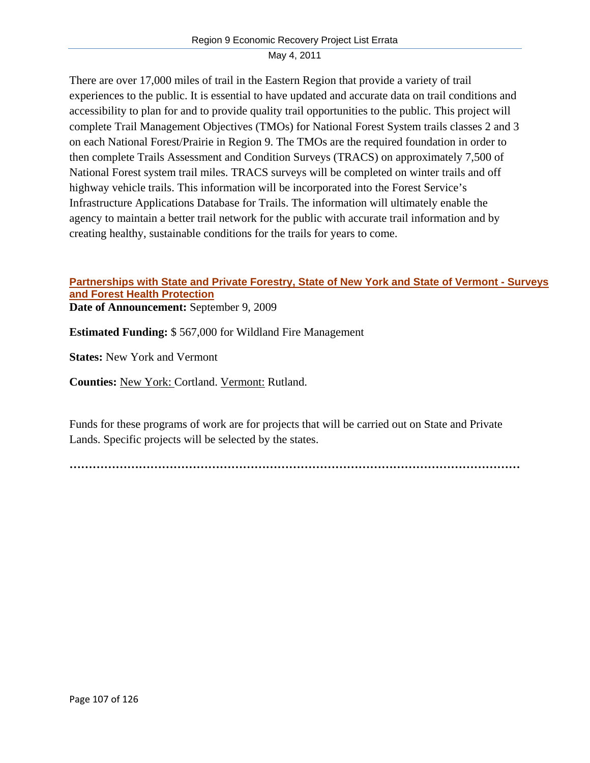There are over 17,000 miles of trail in the Eastern Region that provide a variety of trail experiences to the public. It is essential to have updated and accurate data on trail conditions and accessibility to plan for and to provide quality trail opportunities to the public. This project will complete Trail Management Objectives (TMOs) for National Forest System trails classes 2 and 3 on each National Forest/Prairie in Region 9. The TMOs are the required foundation in order to then complete Trails Assessment and Condition Surveys (TRACS) on approximately 7,500 of National Forest system trail miles. TRACS surveys will be completed on winter trails and off highway vehicle trails. This information will be incorporated into the Forest Service's Infrastructure Applications Database for Trails. The information will ultimately enable the agency to maintain a better trail network for the public with accurate trail information and by creating healthy, sustainable conditions for the trails for years to come.

### Partnerships with State and Private Forestry, State of New York and State of Vermont - Surveys and Forest Health Protection

**Date of Announcement:** September 9, 2009

**Estimated Funding:** $ 567,000 for Wildland Fire Management

**States:** New York and Vermont

**Counties:** New York: Cortland. Vermont: Rutland.

Funds for these programs of work are for projects that will be carried out on State and Private Lands. Specific projects will be selected by the states.

…………………………………………………………………………………………………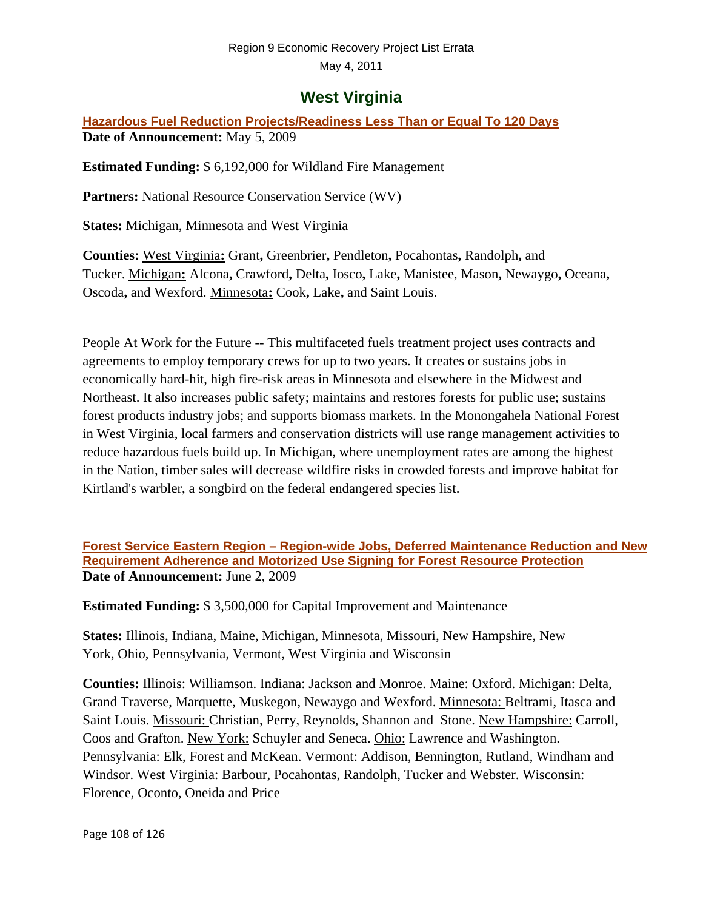# West Virginia

**Hazardous Fuel Reduction Projects/Readiness Less Than or Equal To 120 Days**
**Date of Announcement:** May 5, 2009

**Estimated Funding:** $ 6,192,000 for Wildland Fire Management

**Partners:** National Resource Conservation Service (WV)

**States:** Michigan, Minnesota and West Virginia

**Counties:** West Virginia**:** Grant**,** Greenbrier**,** Pendleton**,** Pocahontas**,** Randolph**,** and Tucker. Michigan**:** Alcona**,** Crawford**,** Delta**,** Iosco**,** Lake**,** Manistee, Mason**,** Newaygo**,** Oceana**,** Oscoda**,** and Wexford. Minnesota**:** Cook**,** Lake**,** and Saint Louis.

People At Work for the Future -- This multifaceted fuels treatment project uses contracts and agreements to employ temporary crews for up to two years. It creates or sustains jobs in economically hard-hit, high fire-risk areas in Minnesota and elsewhere in the Midwest and Northeast. It also increases public safety; maintains and restores forests for public use; sustains forest products industry jobs; and supports biomass markets. In the Monongahela National Forest in West Virginia, local farmers and conservation districts will use range management activities to reduce hazardous fuels build up. In Michigan, where unemployment rates are among the highest in the Nation, timber sales will decrease wildfire risks in crowded forests and improve habitat for Kirtland's warbler, a songbird on the federal endangered species list.

**Forest Service Eastern Region – Region-wide Jobs, Deferred Maintenance Reduction and New Requirement Adherence and Motorized Use Signing for Forest Resource Protection**
**Date of Announcement:** June 2, 2009

**Estimated Funding:** $ 3,500,000 for Capital Improvement and Maintenance

**States:** Illinois, Indiana, Maine, Michigan, Minnesota, Missouri, New Hampshire, New York, Ohio, Pennsylvania, Vermont, West Virginia and Wisconsin

**Counties:** Illinois: Williamson. Indiana: Jackson and Monroe. Maine: Oxford. Michigan: Delta, Grand Traverse, Marquette, Muskegon, Newaygo and Wexford. Minnesota: Beltrami, Itasca and Saint Louis. Missouri: Christian, Perry, Reynolds, Shannon and Stone. New Hampshire: Carroll, Coos and Grafton. New York: Schuyler and Seneca. Ohio: Lawrence and Washington. Pennsylvania: Elk, Forest and McKean. Vermont: Addison, Bennington, Rutland, Windham and Windsor. West Virginia: Barbour, Pocahontas, Randolph, Tucker and Webster. Wisconsin: Florence, Oconto, Oneida and Price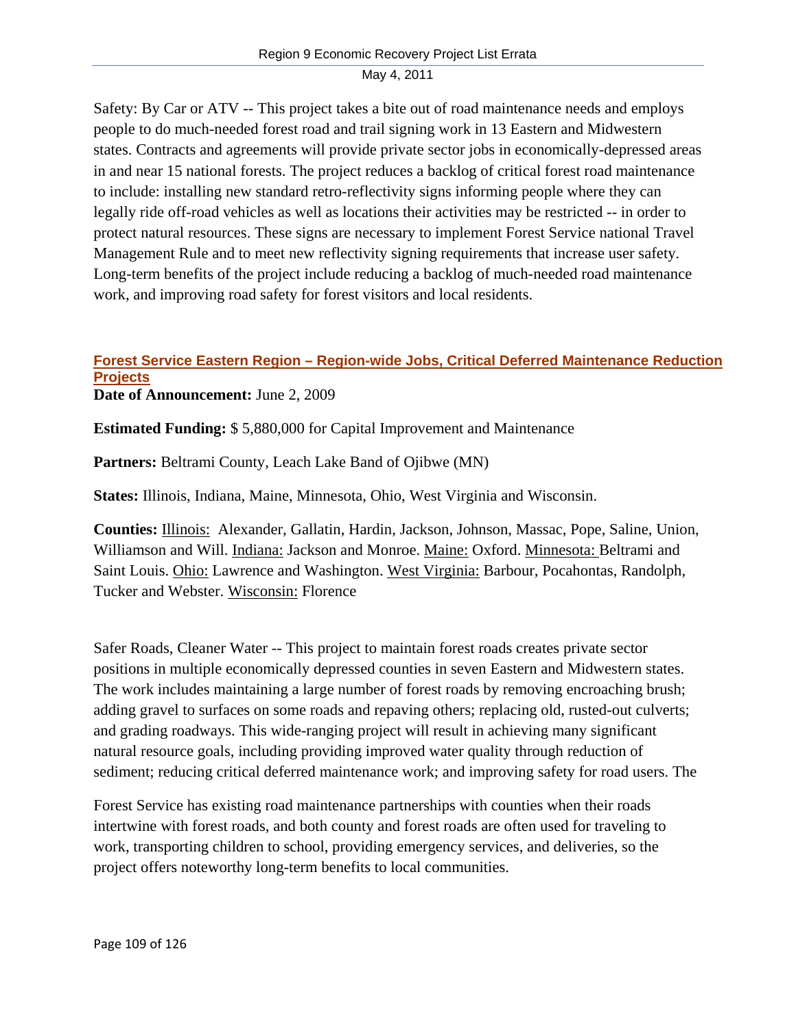Safety: By Car or ATV -- This project takes a bite out of road maintenance needs and employs people to do much-needed forest road and trail signing work in 13 Eastern and Midwestern states. Contracts and agreements will provide private sector jobs in economically-depressed areas in and near 15 national forests. The project reduces a backlog of critical forest road maintenance to include: installing new standard retro-reflectivity signs informing people where they can legally ride off-road vehicles as well as locations their activities may be restricted -- in order to protect natural resources. These signs are necessary to implement Forest Service national Travel Management Rule and to meet new reflectivity signing requirements that increase user safety. Long-term benefits of the project include reducing a backlog of much-needed road maintenance work, and improving road safety for forest visitors and local residents.

## Forest Service Eastern Region – Region-wide Jobs, Critical Deferred Maintenance Reduction Projects

**Date of Announcement:** June 2, 2009

**Estimated Funding:** $ 5,880,000 for Capital Improvement and Maintenance

**Partners:** Beltrami County, Leach Lake Band of Ojibwe (MN)

**States:** Illinois, Indiana, Maine, Minnesota, Ohio, West Virginia and Wisconsin.

**Counties:** Illinois: Alexander, Gallatin, Hardin, Jackson, Johnson, Massac, Pope, Saline, Union, Williamson and Will. Indiana: Jackson and Monroe. Maine: Oxford. Minnesota: Beltrami and Saint Louis. Ohio: Lawrence and Washington. West Virginia: Barbour, Pocahontas, Randolph, Tucker and Webster. Wisconsin: Florence

Safer Roads, Cleaner Water -- This project to maintain forest roads creates private sector positions in multiple economically depressed counties in seven Eastern and Midwestern states. The work includes maintaining a large number of forest roads by removing encroaching brush; adding gravel to surfaces on some roads and repaving others; replacing old, rusted-out culverts; and grading roadways. This wide-ranging project will result in achieving many significant natural resource goals, including providing improved water quality through reduction of sediment; reducing critical deferred maintenance work; and improving safety for road users. The Forest Service has existing road maintenance partnerships with counties when their roads intertwine with forest roads, and both county and forest roads are often used for traveling to work, transporting children to school, providing emergency services, and deliveries, so the project offers noteworthy long-term benefits to local communities.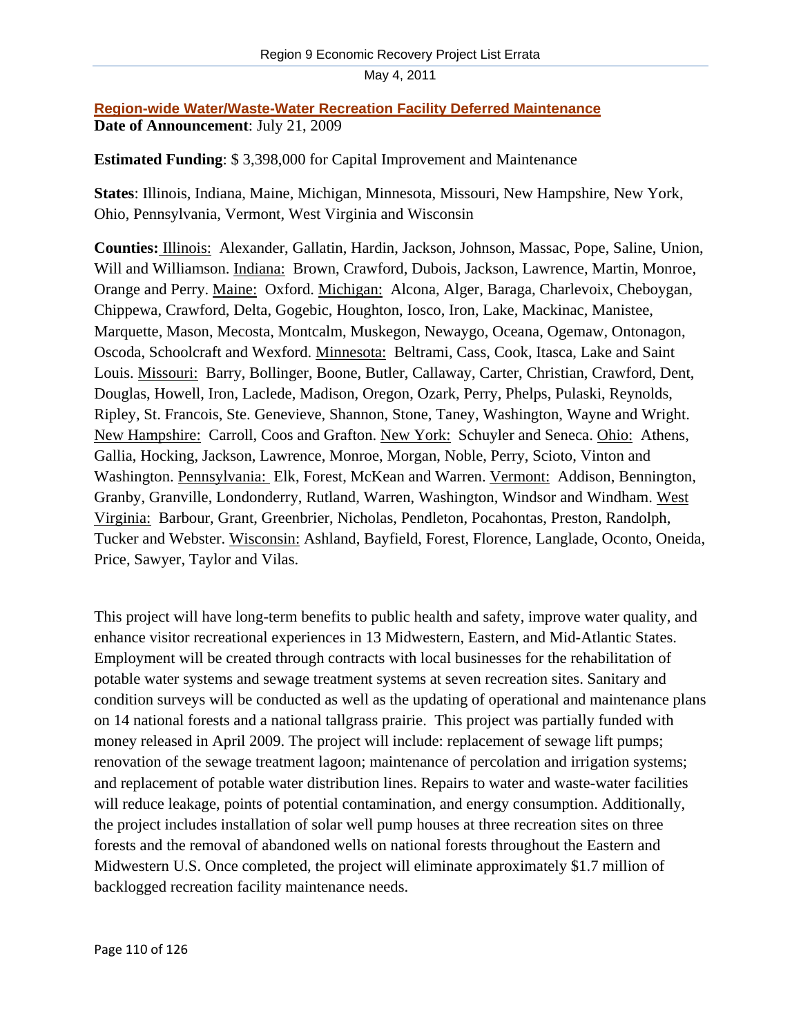## Region-wide Water/Waste-Water Recreation Facility Deferred Maintenance

**Date of Announcement**: July 21, 2009

**Estimated Funding**: $ 3,398,000 for Capital Improvement and Maintenance

**States**: Illinois, Indiana, Maine, Michigan, Minnesota, Missouri, New Hampshire, New York, Ohio, Pennsylvania, Vermont, West Virginia and Wisconsin

**Counties:** Illinois: Alexander, Gallatin, Hardin, Jackson, Johnson, Massac, Pope, Saline, Union, Will and Williamson. Indiana: Brown, Crawford, Dubois, Jackson, Lawrence, Martin, Monroe, Orange and Perry. Maine: Oxford. Michigan: Alcona, Alger, Baraga, Charlevoix, Cheboygan, Chippewa, Crawford, Delta, Gogebic, Houghton, Iosco, Iron, Lake, Mackinac, Manistee, Marquette, Mason, Mecosta, Montcalm, Muskegon, Newaygo, Oceana, Ogemaw, Ontonagon, Oscoda, Schoolcraft and Wexford. Minnesota: Beltrami, Cass, Cook, Itasca, Lake and Saint Louis. Missouri: Barry, Bollinger, Boone, Butler, Callaway, Carter, Christian, Crawford, Dent, Douglas, Howell, Iron, Laclede, Madison, Oregon, Ozark, Perry, Phelps, Pulaski, Reynolds, Ripley, St. Francois, Ste. Genevieve, Shannon, Stone, Taney, Washington, Wayne and Wright. New Hampshire: Carroll, Coos and Grafton. New York: Schuyler and Seneca. Ohio: Athens, Gallia, Hocking, Jackson, Lawrence, Monroe, Morgan, Noble, Perry, Scioto, Vinton and Washington. Pennsylvania: Elk, Forest, McKean and Warren. Vermont: Addison, Bennington, Granby, Granville, Londonderry, Rutland, Warren, Washington, Windsor and Windham. West Virginia: Barbour, Grant, Greenbrier, Nicholas, Pendleton, Pocahontas, Preston, Randolph, Tucker and Webster. Wisconsin: Ashland, Bayfield, Forest, Florence, Langlade, Oconto, Oneida, Price, Sawyer, Taylor and Vilas.

This project will have long-term benefits to public health and safety, improve water quality, and enhance visitor recreational experiences in 13 Midwestern, Eastern, and Mid-Atlantic States. Employment will be created through contracts with local businesses for the rehabilitation of potable water systems and sewage treatment systems at seven recreation sites. Sanitary and condition surveys will be conducted as well as the updating of operational and maintenance plans on 14 national forests and a national tallgrass prairie. This project was partially funded with money released in April 2009. The project will include: replacement of sewage lift pumps; renovation of the sewage treatment lagoon; maintenance of percolation and irrigation systems; and replacement of potable water distribution lines. Repairs to water and waste-water facilities will reduce leakage, points of potential contamination, and energy consumption. Additionally, the project includes installation of solar well pump houses at three recreation sites on three forests and the removal of abandoned wells on national forests throughout the Eastern and Midwestern U.S. Once completed, the project will eliminate approximately $1.7 million of backlogged recreation facility maintenance needs.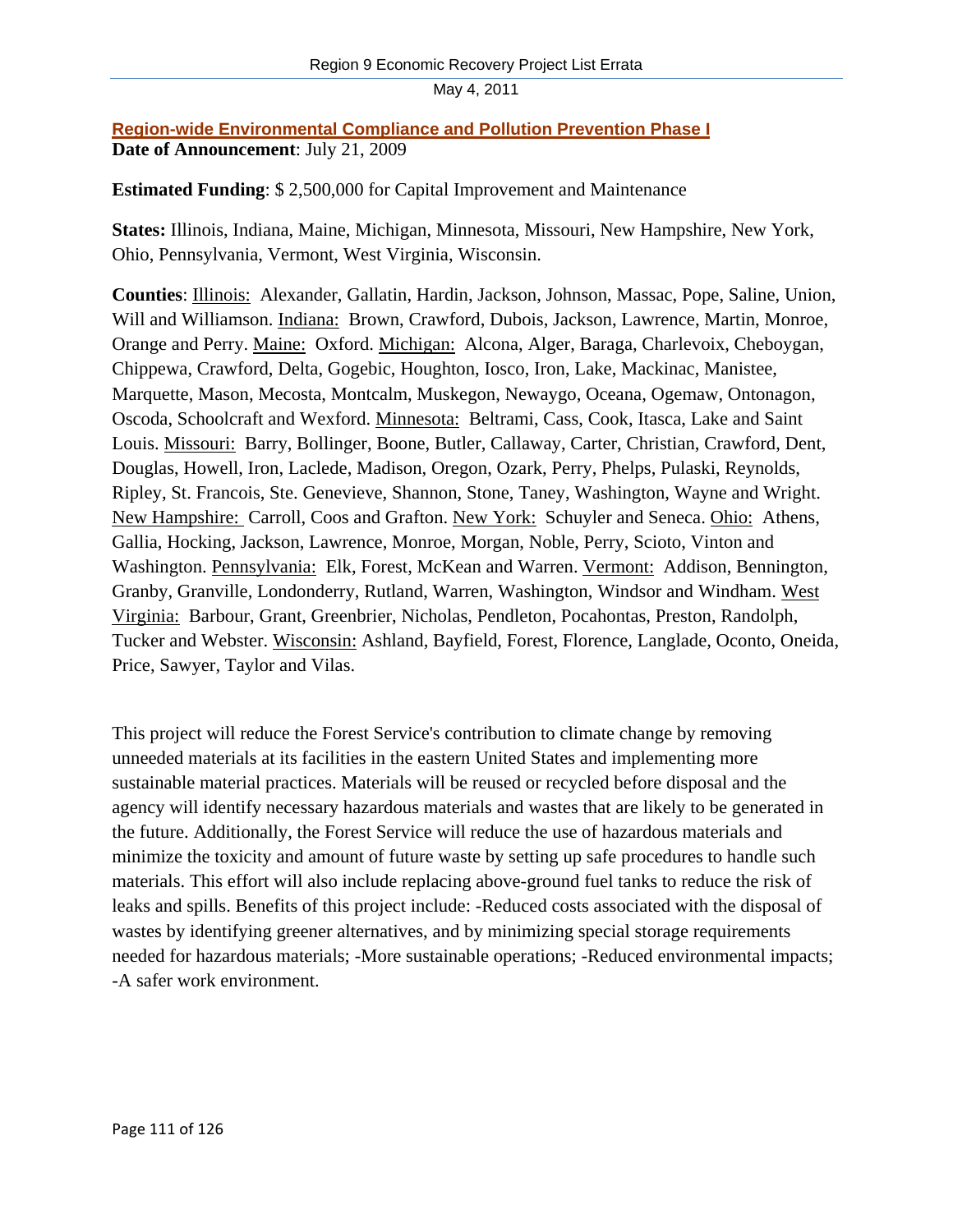## Region-wide Environmental Compliance and Pollution Prevention Phase I

**Date of Announcement**: July 21, 2009

**Estimated Funding**: $ 2,500,000 for Capital Improvement and Maintenance

**States:** Illinois, Indiana, Maine, Michigan, Minnesota, Missouri, New Hampshire, New York, Ohio, Pennsylvania, Vermont, West Virginia, Wisconsin.

**Counties**: Illinois: Alexander, Gallatin, Hardin, Jackson, Johnson, Massac, Pope, Saline, Union, Will and Williamson. Indiana: Brown, Crawford, Dubois, Jackson, Lawrence, Martin, Monroe, Orange and Perry. Maine: Oxford. Michigan: Alcona, Alger, Baraga, Charlevoix, Cheboygan, Chippewa, Crawford, Delta, Gogebic, Houghton, Iosco, Iron, Lake, Mackinac, Manistee, Marquette, Mason, Mecosta, Montcalm, Muskegon, Newaygo, Oceana, Ogemaw, Ontonagon, Oscoda, Schoolcraft and Wexford. Minnesota: Beltrami, Cass, Cook, Itasca, Lake and Saint Louis. Missouri: Barry, Bollinger, Boone, Butler, Callaway, Carter, Christian, Crawford, Dent, Douglas, Howell, Iron, Laclede, Madison, Oregon, Ozark, Perry, Phelps, Pulaski, Reynolds, Ripley, St. Francois, Ste. Genevieve, Shannon, Stone, Taney, Washington, Wayne and Wright. New Hampshire: Carroll, Coos and Grafton. New York: Schuyler and Seneca. Ohio: Athens, Gallia, Hocking, Jackson, Lawrence, Monroe, Morgan, Noble, Perry, Scioto, Vinton and Washington. Pennsylvania: Elk, Forest, McKean and Warren. Vermont: Addison, Bennington, Granby, Granville, Londonderry, Rutland, Warren, Washington, Windsor and Windham. West Virginia: Barbour, Grant, Greenbrier, Nicholas, Pendleton, Pocahontas, Preston, Randolph, Tucker and Webster. Wisconsin: Ashland, Bayfield, Forest, Florence, Langlade, Oconto, Oneida, Price, Sawyer, Taylor and Vilas.

This project will reduce the Forest Service's contribution to climate change by removing unneeded materials at its facilities in the eastern United States and implementing more sustainable material practices. Materials will be reused or recycled before disposal and the agency will identify necessary hazardous materials and wastes that are likely to be generated in the future. Additionally, the Forest Service will reduce the use of hazardous materials and minimize the toxicity and amount of future waste by setting up safe procedures to handle such materials. This effort will also include replacing above-ground fuel tanks to reduce the risk of leaks and spills. Benefits of this project include: -Reduced costs associated with the disposal of wastes by identifying greener alternatives, and by minimizing special storage requirements needed for hazardous materials; -More sustainable operations; -Reduced environmental impacts; -A safer work environment.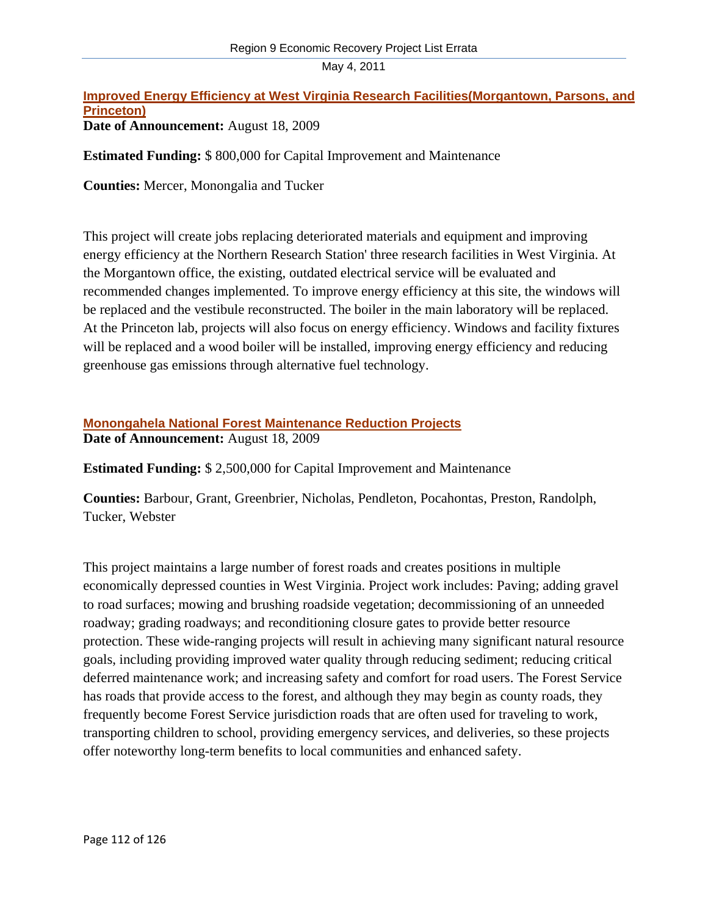## Improved Energy Efficiency at West Virginia Research Facilities(Morgantown, Parsons, and Princeton)

**Date of Announcement:** August 18, 2009

**Estimated Funding:** $ 800,000 for Capital Improvement and Maintenance

**Counties:** Mercer, Monongalia and Tucker

This project will create jobs replacing deteriorated materials and equipment and improving energy efficiency at the Northern Research Station' three research facilities in West Virginia. At the Morgantown office, the existing, outdated electrical service will be evaluated and recommended changes implemented. To improve energy efficiency at this site, the windows will be replaced and the vestibule reconstructed. The boiler in the main laboratory will be replaced. At the Princeton lab, projects will also focus on energy efficiency. Windows and facility fixtures will be replaced and a wood boiler will be installed, improving energy efficiency and reducing greenhouse gas emissions through alternative fuel technology.

## Monongahela National Forest Maintenance Reduction Projects

**Date of Announcement:** August 18, 2009

**Estimated Funding:** $ 2,500,000 for Capital Improvement and Maintenance

**Counties:** Barbour, Grant, Greenbrier, Nicholas, Pendleton, Pocahontas, Preston, Randolph, Tucker, Webster

This project maintains a large number of forest roads and creates positions in multiple economically depressed counties in West Virginia. Project work includes: Paving; adding gravel to road surfaces; mowing and brushing roadside vegetation; decommissioning of an unneeded roadway; grading roadways; and reconditioning closure gates to provide better resource protection. These wide-ranging projects will result in achieving many significant natural resource goals, including providing improved water quality through reducing sediment; reducing critical deferred maintenance work; and increasing safety and comfort for road users. The Forest Service has roads that provide access to the forest, and although they may begin as county roads, they frequently become Forest Service jurisdiction roads that are often used for traveling to work, transporting children to school, providing emergency services, and deliveries, so these projects offer noteworthy long-term benefits to local communities and enhanced safety.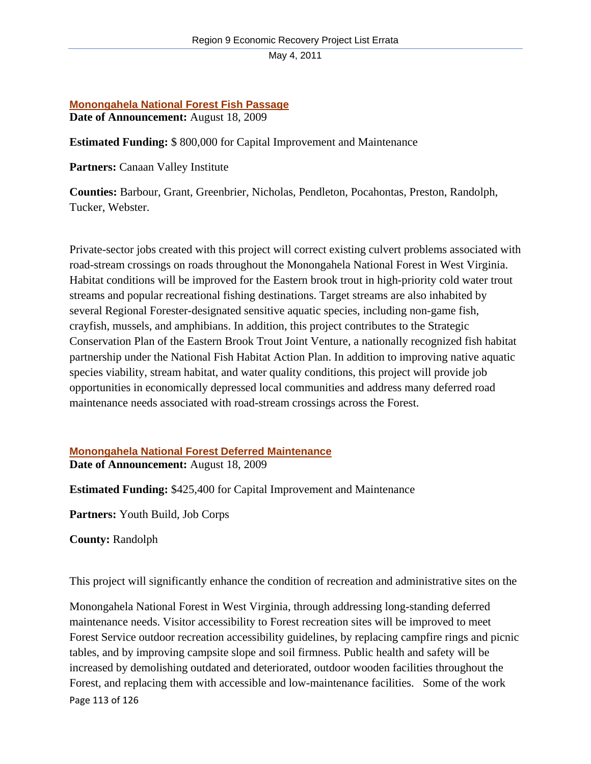### Monongahela National Forest Fish Passage

**Date of Announcement:** August 18, 2009

**Estimated Funding:** $ 800,000 for Capital Improvement and Maintenance

**Partners:** Canaan Valley Institute

**Counties:** Barbour, Grant, Greenbrier, Nicholas, Pendleton, Pocahontas, Preston, Randolph, Tucker, Webster.

Private-sector jobs created with this project will correct existing culvert problems associated with road-stream crossings on roads throughout the Monongahela National Forest in West Virginia. Habitat conditions will be improved for the Eastern brook trout in high-priority cold water trout streams and popular recreational fishing destinations. Target streams are also inhabited by several Regional Forester-designated sensitive aquatic species, including non-game fish, crayfish, mussels, and amphibians. In addition, this project contributes to the Strategic Conservation Plan of the Eastern Brook Trout Joint Venture, a nationally recognized fish habitat partnership under the National Fish Habitat Action Plan. In addition to improving native aquatic species viability, stream habitat, and water quality conditions, this project will provide job opportunities in economically depressed local communities and address many deferred road maintenance needs associated with road-stream crossings across the Forest.

### Monongahela National Forest Deferred Maintenance

**Date of Announcement:** August 18, 2009

**Estimated Funding:** $425,400 for Capital Improvement and Maintenance

**Partners:** Youth Build, Job Corps

**County:** Randolph

This project will significantly enhance the condition of recreation and administrative sites on the

Monongahela National Forest in West Virginia, through addressing long-standing deferred maintenance needs. Visitor accessibility to Forest recreation sites will be improved to meet Forest Service outdoor recreation accessibility guidelines, by replacing campfire rings and picnic tables, and by improving campsite slope and soil firmness. Public health and safety will be increased by demolishing outdated and deteriorated, outdoor wooden facilities throughout the Forest, and replacing them with accessible and low-maintenance facilities. Some of the work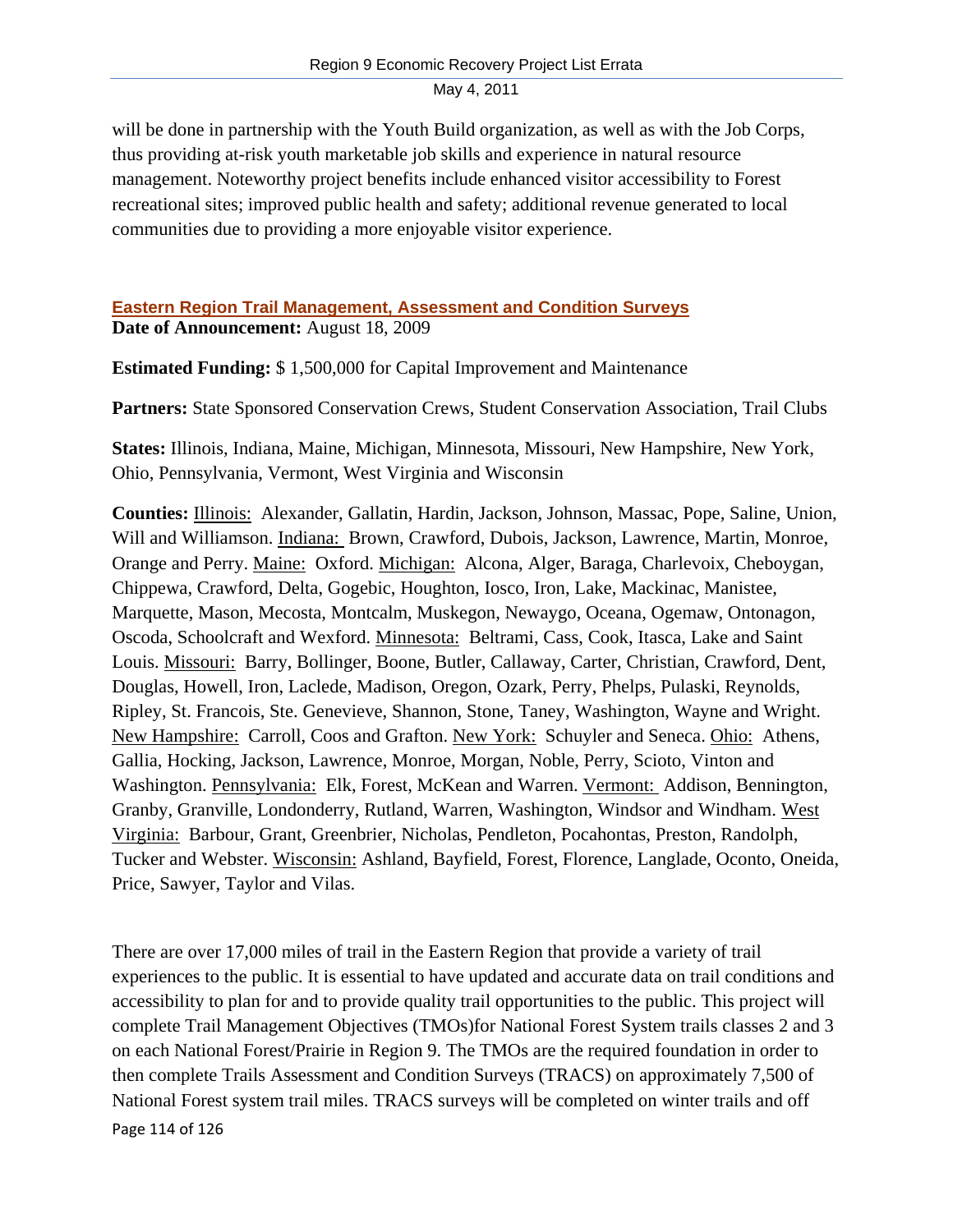will be done in partnership with the Youth Build organization, as well as with the Job Corps, thus providing at-risk youth marketable job skills and experience in natural resource management. Noteworthy project benefits include enhanced visitor accessibility to Forest recreational sites; improved public health and safety; additional revenue generated to local communities due to providing a more enjoyable visitor experience.

### Eastern Region Trail Management, Assessment and Condition Surveys

**Date of Announcement:** August 18, 2009

**Estimated Funding:** $ 1,500,000 for Capital Improvement and Maintenance

**Partners:** State Sponsored Conservation Crews, Student Conservation Association, Trail Clubs

**States:** Illinois, Indiana, Maine, Michigan, Minnesota, Missouri, New Hampshire, New York, Ohio, Pennsylvania, Vermont, West Virginia and Wisconsin

**Counties:** Illinois: Alexander, Gallatin, Hardin, Jackson, Johnson, Massac, Pope, Saline, Union, Will and Williamson. Indiana: Brown, Crawford, Dubois, Jackson, Lawrence, Martin, Monroe, Orange and Perry. Maine: Oxford. Michigan: Alcona, Alger, Baraga, Charlevoix, Cheboygan, Chippewa, Crawford, Delta, Gogebic, Houghton, Iosco, Iron, Lake, Mackinac, Manistee, Marquette, Mason, Mecosta, Montcalm, Muskegon, Newaygo, Oceana, Ogemaw, Ontonagon, Oscoda, Schoolcraft and Wexford. Minnesota: Beltrami, Cass, Cook, Itasca, Lake and Saint Louis. Missouri: Barry, Bollinger, Boone, Butler, Callaway, Carter, Christian, Crawford, Dent, Douglas, Howell, Iron, Laclede, Madison, Oregon, Ozark, Perry, Phelps, Pulaski, Reynolds, Ripley, St. Francois, Ste. Genevieve, Shannon, Stone, Taney, Washington, Wayne and Wright. New Hampshire: Carroll, Coos and Grafton. New York: Schuyler and Seneca. Ohio: Athens, Gallia, Hocking, Jackson, Lawrence, Monroe, Morgan, Noble, Perry, Scioto, Vinton and Washington. Pennsylvania: Elk, Forest, McKean and Warren. Vermont: Addison, Bennington, Granby, Granville, Londonderry, Rutland, Warren, Washington, Windsor and Windham. West Virginia: Barbour, Grant, Greenbrier, Nicholas, Pendleton, Pocahontas, Preston, Randolph, Tucker and Webster. Wisconsin: Ashland, Bayfield, Forest, Florence, Langlade, Oconto, Oneida, Price, Sawyer, Taylor and Vilas.

There are over 17,000 miles of trail in the Eastern Region that provide a variety of trail experiences to the public. It is essential to have updated and accurate data on trail conditions and accessibility to plan for and to provide quality trail opportunities to the public. This project will complete Trail Management Objectives (TMOs)for National Forest System trails classes 2 and 3 on each National Forest/Prairie in Region 9. The TMOs are the required foundation in order to then complete Trails Assessment and Condition Surveys (TRACS) on approximately 7,500 of National Forest system trail miles. TRACS surveys will be completed on winter trails and off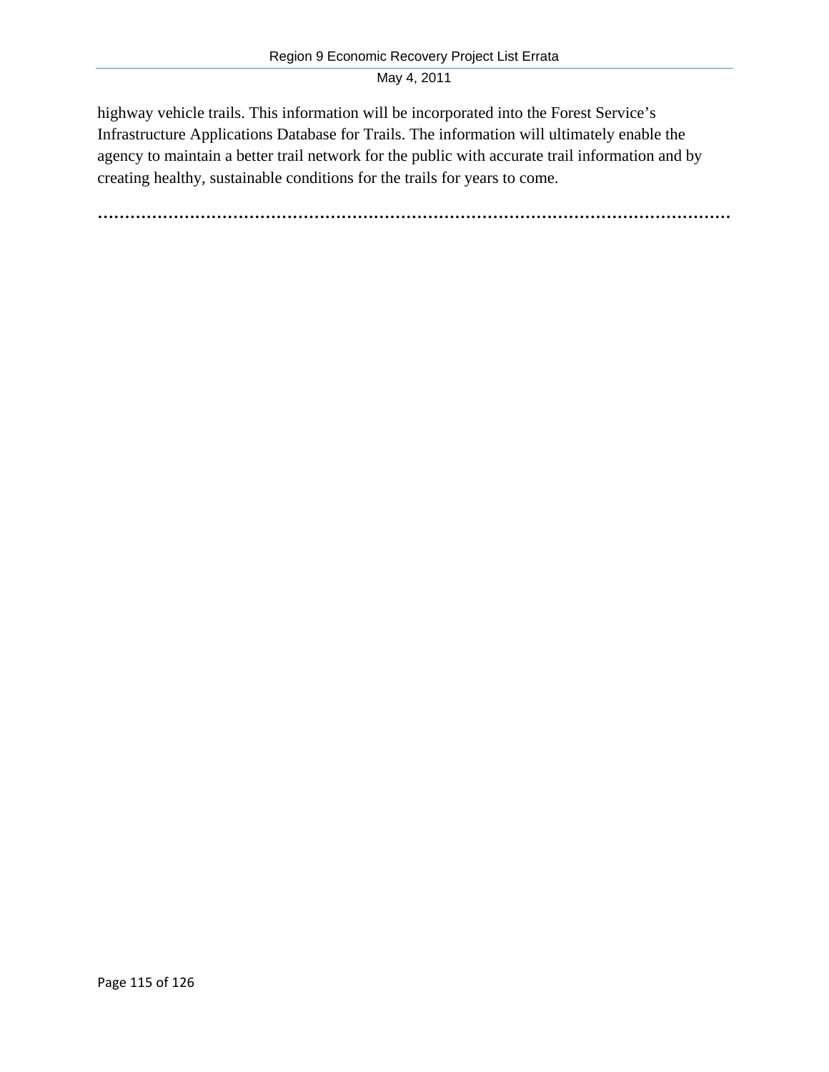highway vehicle trails. This information will be incorporated into the Forest Service's Infrastructure Applications Database for Trails. The information will ultimately enable the agency to maintain a better trail network for the public with accurate trail information and by creating healthy, sustainable conditions for the trails for years to come.

……………………………………………………………………………………………………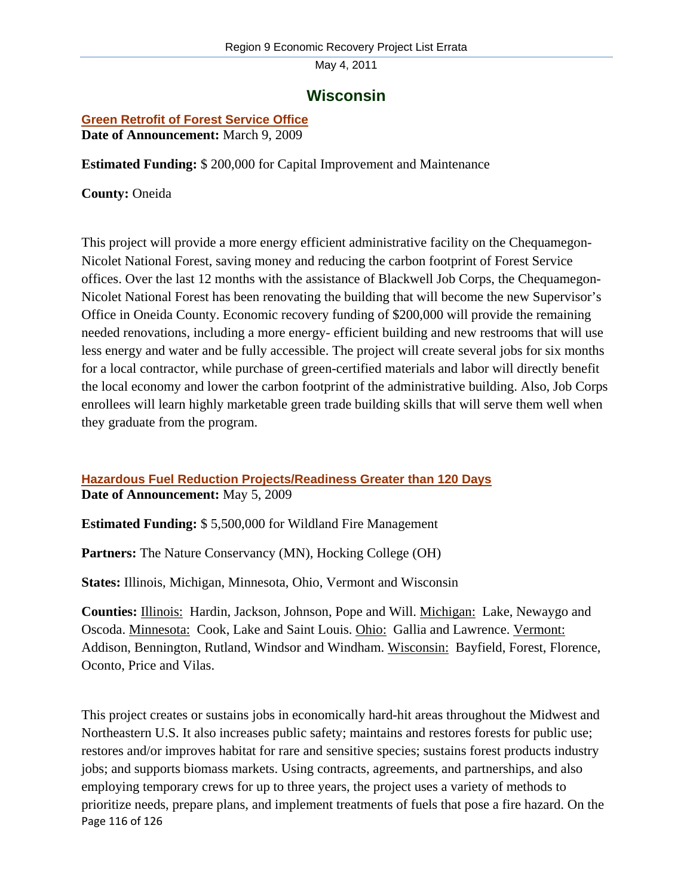# Wisconsin

## Green Retrofit of Forest Service Office

**Date of Announcement:** March 9, 2009

**Estimated Funding:** $ 200,000 for Capital Improvement and Maintenance

**County:** Oneida

This project will provide a more energy efficient administrative facility on the Chequamegon-Nicolet National Forest, saving money and reducing the carbon footprint of Forest Service offices. Over the last 12 months with the assistance of Blackwell Job Corps, the Chequamegon-Nicolet National Forest has been renovating the building that will become the new Supervisor's Office in Oneida County. Economic recovery funding of $200,000 will provide the remaining needed renovations, including a more energy- efficient building and new restrooms that will use less energy and water and be fully accessible. The project will create several jobs for six months for a local contractor, while purchase of green-certified materials and labor will directly benefit the local economy and lower the carbon footprint of the administrative building. Also, Job Corps enrollees will learn highly marketable green trade building skills that will serve them well when they graduate from the program.

## Hazardous Fuel Reduction Projects/Readiness Greater than 120 Days

**Date of Announcement:** May 5, 2009

**Estimated Funding:** $ 5,500,000 for Wildland Fire Management

**Partners:** The Nature Conservancy (MN), Hocking College (OH)

**States:** Illinois, Michigan, Minnesota, Ohio, Vermont and Wisconsin

**Counties:** Illinois: Hardin, Jackson, Johnson, Pope and Will. Michigan: Lake, Newaygo and Oscoda. Minnesota: Cook, Lake and Saint Louis. Ohio: Gallia and Lawrence. Vermont: Addison, Bennington, Rutland, Windsor and Windham. Wisconsin: Bayfield, Forest, Florence, Oconto, Price and Vilas.

This project creates or sustains jobs in economically hard-hit areas throughout the Midwest and Northeastern U.S. It also increases public safety; maintains and restores forests for public use; restores and/or improves habitat for rare and sensitive species; sustains forest products industry jobs; and supports biomass markets. Using contracts, agreements, and partnerships, and also employing temporary crews for up to three years, the project uses a variety of methods to prioritize needs, prepare plans, and implement treatments of fuels that pose a fire hazard. On the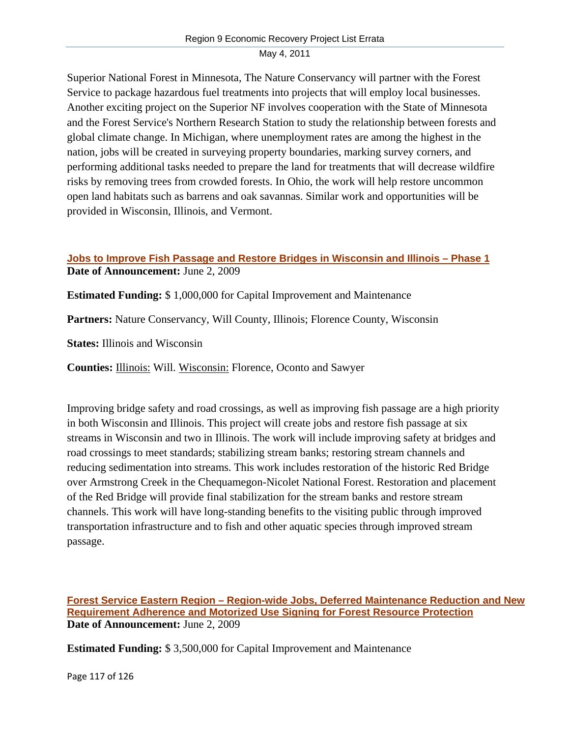Superior National Forest in Minnesota, The Nature Conservancy will partner with the Forest Service to package hazardous fuel treatments into projects that will employ local businesses. Another exciting project on the Superior NF involves cooperation with the State of Minnesota and the Forest Service's Northern Research Station to study the relationship between forests and global climate change. In Michigan, where unemployment rates are among the highest in the nation, jobs will be created in surveying property boundaries, marking survey corners, and performing additional tasks needed to prepare the land for treatments that will decrease wildfire risks by removing trees from crowded forests. In Ohio, the work will help restore uncommon open land habitats such as barrens and oak savannas. Similar work and opportunities will be provided in Wisconsin, Illinois, and Vermont.

### Jobs to Improve Fish Passage and Restore Bridges in Wisconsin and Illinois – Phase 1

**Date of Announcement:** June 2, 2009

**Estimated Funding:** $ 1,000,000 for Capital Improvement and Maintenance

**Partners:** Nature Conservancy, Will County, Illinois; Florence County, Wisconsin

**States:** Illinois and Wisconsin

**Counties:** Illinois: Will. Wisconsin: Florence, Oconto and Sawyer

Improving bridge safety and road crossings, as well as improving fish passage are a high priority in both Wisconsin and Illinois. This project will create jobs and restore fish passage at six streams in Wisconsin and two in Illinois. The work will include improving safety at bridges and road crossings to meet standards; stabilizing stream banks; restoring stream channels and reducing sedimentation into streams. This work includes restoration of the historic Red Bridge over Armstrong Creek in the Chequamegon-Nicolet National Forest. Restoration and placement of the Red Bridge will provide final stabilization for the stream banks and restore stream channels. This work will have long-standing benefits to the visiting public through improved transportation infrastructure and to fish and other aquatic species through improved stream passage.

### Forest Service Eastern Region – Region-wide Jobs, Deferred Maintenance Reduction and New Requirement Adherence and Motorized Use Signing for Forest Resource Protection

**Date of Announcement:** June 2, 2009

**Estimated Funding:** $ 3,500,000 for Capital Improvement and Maintenance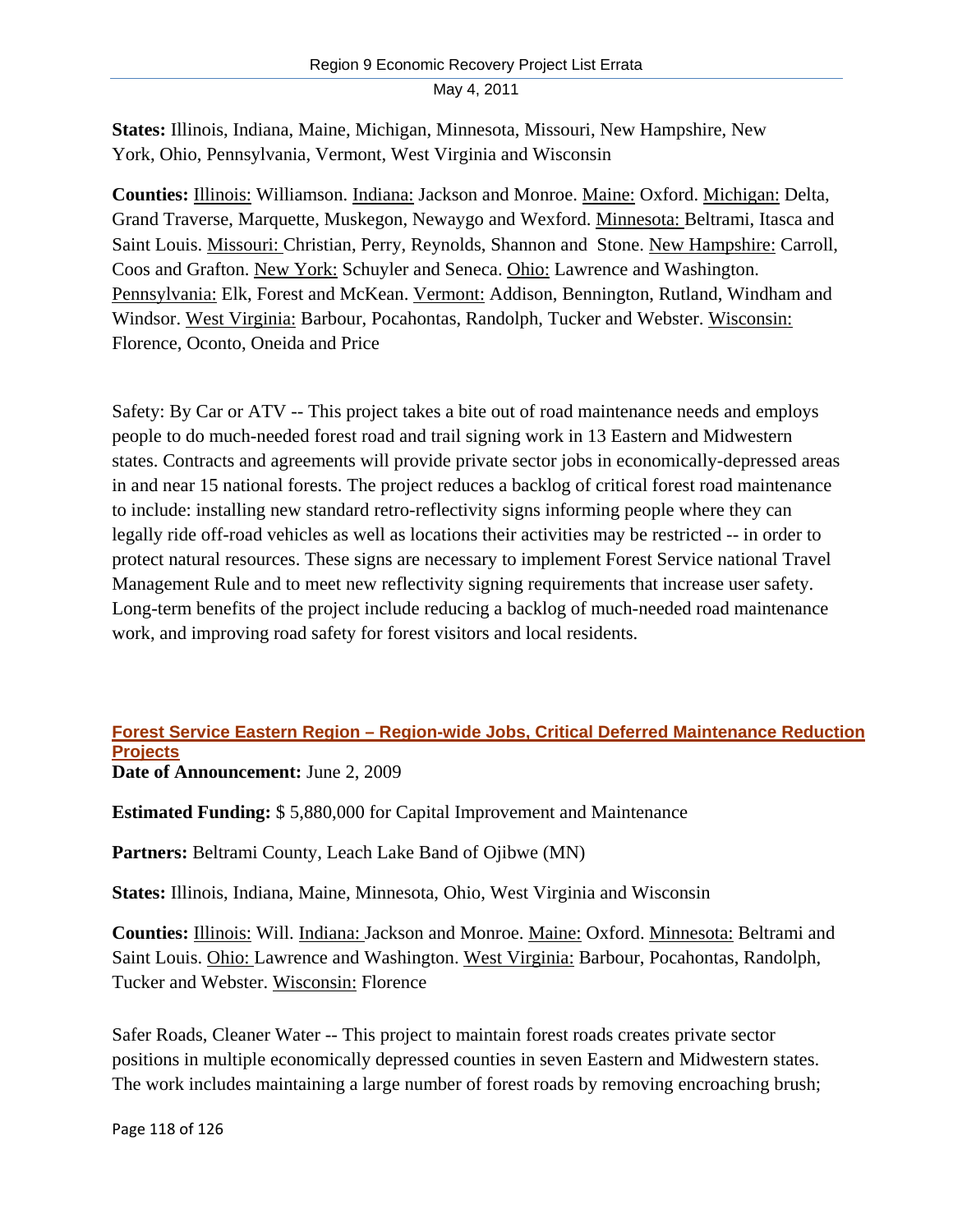**States:** Illinois, Indiana, Maine, Michigan, Minnesota, Missouri, New Hampshire, New York, Ohio, Pennsylvania, Vermont, West Virginia and Wisconsin

**Counties:** Illinois: Williamson. Indiana: Jackson and Monroe. Maine: Oxford. Michigan: Delta, Grand Traverse, Marquette, Muskegon, Newaygo and Wexford. Minnesota: Beltrami, Itasca and Saint Louis. Missouri: Christian, Perry, Reynolds, Shannon and Stone. New Hampshire: Carroll, Coos and Grafton. New York: Schuyler and Seneca. Ohio: Lawrence and Washington. Pennsylvania: Elk, Forest and McKean. Vermont: Addison, Bennington, Rutland, Windham and Windsor. West Virginia: Barbour, Pocahontas, Randolph, Tucker and Webster. Wisconsin: Florence, Oconto, Oneida and Price

Safety: By Car or ATV -- This project takes a bite out of road maintenance needs and employs people to do much-needed forest road and trail signing work in 13 Eastern and Midwestern states. Contracts and agreements will provide private sector jobs in economically-depressed areas in and near 15 national forests. The project reduces a backlog of critical forest road maintenance to include: installing new standard retro-reflectivity signs informing people where they can legally ride off-road vehicles as well as locations their activities may be restricted -- in order to protect natural resources. These signs are necessary to implement Forest Service national Travel Management Rule and to meet new reflectivity signing requirements that increase user safety. Long-term benefits of the project include reducing a backlog of much-needed road maintenance work, and improving road safety for forest visitors and local residents.

## Forest Service Eastern Region – Region-wide Jobs, Critical Deferred Maintenance Reduction Projects

**Date of Announcement:** June 2, 2009

**Estimated Funding:** $ 5,880,000 for Capital Improvement and Maintenance

**Partners:** Beltrami County, Leach Lake Band of Ojibwe (MN)

**States:** Illinois, Indiana, Maine, Minnesota, Ohio, West Virginia and Wisconsin

**Counties:** Illinois: Will. Indiana: Jackson and Monroe. Maine: Oxford. Minnesota: Beltrami and Saint Louis. Ohio: Lawrence and Washington. West Virginia: Barbour, Pocahontas, Randolph, Tucker and Webster. Wisconsin: Florence

Safer Roads, Cleaner Water -- This project to maintain forest roads creates private sector positions in multiple economically depressed counties in seven Eastern and Midwestern states. The work includes maintaining a large number of forest roads by removing encroaching brush;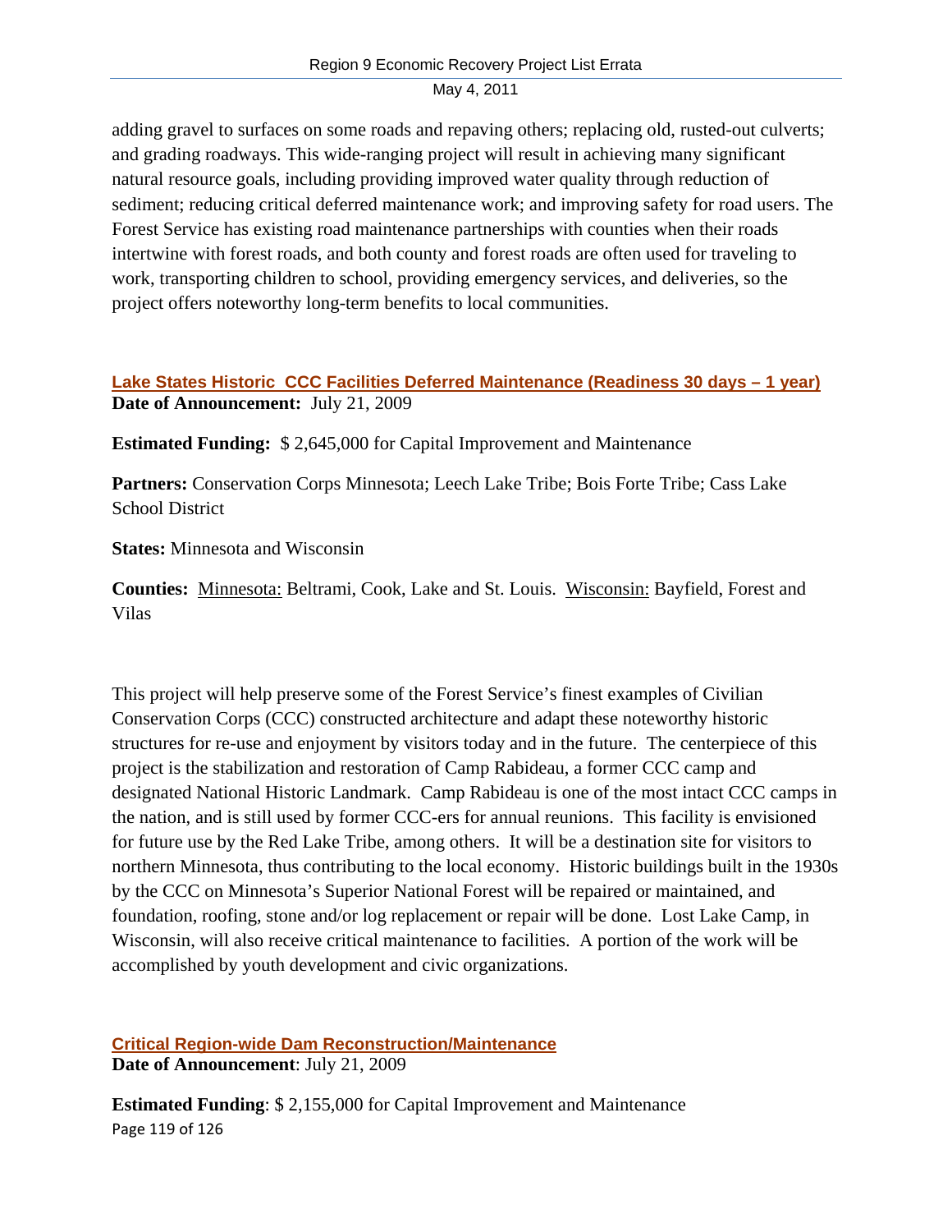adding gravel to surfaces on some roads and repaving others; replacing old, rusted-out culverts; and grading roadways. This wide-ranging project will result in achieving many significant natural resource goals, including providing improved water quality through reduction of sediment; reducing critical deferred maintenance work; and improving safety for road users. The Forest Service has existing road maintenance partnerships with counties when their roads intertwine with forest roads, and both county and forest roads are often used for traveling to work, transporting children to school, providing emergency services, and deliveries, so the project offers noteworthy long-term benefits to local communities.

### Lake States Historic CCC Facilities Deferred Maintenance (Readiness 30 days – 1 year)

**Date of Announcement:** July 21, 2009

**Estimated Funding:** $ 2,645,000 for Capital Improvement and Maintenance

**Partners:** Conservation Corps Minnesota; Leech Lake Tribe; Bois Forte Tribe; Cass Lake School District

**States:** Minnesota and Wisconsin

**Counties:** Minnesota: Beltrami, Cook, Lake and St. Louis. Wisconsin: Bayfield, Forest and Vilas

This project will help preserve some of the Forest Service's finest examples of Civilian Conservation Corps (CCC) constructed architecture and adapt these noteworthy historic structures for re-use and enjoyment by visitors today and in the future. The centerpiece of this project is the stabilization and restoration of Camp Rabideau, a former CCC camp and designated National Historic Landmark. Camp Rabideau is one of the most intact CCC camps in the nation, and is still used by former CCC-ers for annual reunions. This facility is envisioned for future use by the Red Lake Tribe, among others. It will be a destination site for visitors to northern Minnesota, thus contributing to the local economy. Historic buildings built in the 1930s by the CCC on Minnesota's Superior National Forest will be repaired or maintained, and foundation, roofing, stone and/or log replacement or repair will be done. Lost Lake Camp, in Wisconsin, will also receive critical maintenance to facilities. A portion of the work will be accomplished by youth development and civic organizations.

### Critical Region-wide Dam Reconstruction/Maintenance

**Date of Announcement**: July 21, 2009

**Estimated Funding**: $ 2,155,000 for Capital Improvement and Maintenance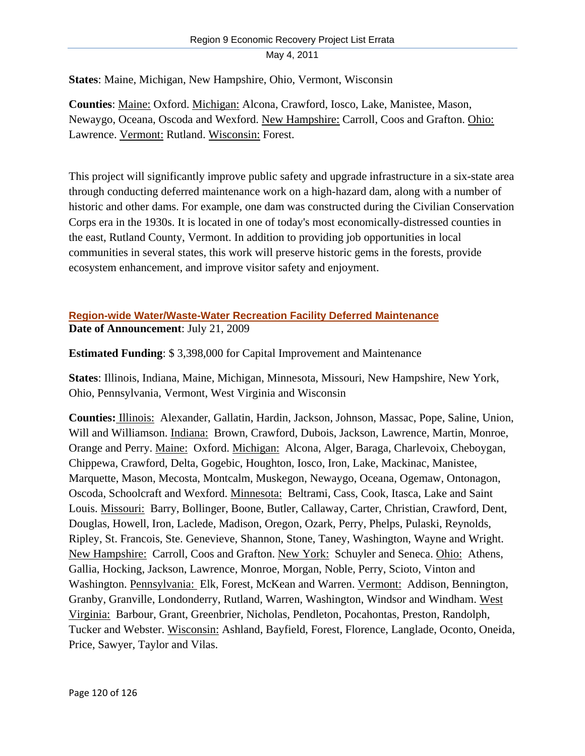**States**: Maine, Michigan, New Hampshire, Ohio, Vermont, Wisconsin

**Counties**: Maine: Oxford. Michigan: Alcona, Crawford, Iosco, Lake, Manistee, Mason, Newaygo, Oceana, Oscoda and Wexford. New Hampshire: Carroll, Coos and Grafton. Ohio: Lawrence. Vermont: Rutland. Wisconsin: Forest.

This project will significantly improve public safety and upgrade infrastructure in a six-state area through conducting deferred maintenance work on a high-hazard dam, along with a number of historic and other dams. For example, one dam was constructed during the Civilian Conservation Corps era in the 1930s. It is located in one of today's most economically-distressed counties in the east, Rutland County, Vermont. In addition to providing job opportunities in local communities in several states, this work will preserve historic gems in the forests, provide ecosystem enhancement, and improve visitor safety and enjoyment.

## Region-wide Water/Waste-Water Recreation Facility Deferred Maintenance

**Date of Announcement**: July 21, 2009

**Estimated Funding**: $ 3,398,000 for Capital Improvement and Maintenance

**States**: Illinois, Indiana, Maine, Michigan, Minnesota, Missouri, New Hampshire, New York, Ohio, Pennsylvania, Vermont, West Virginia and Wisconsin

**Counties:** Illinois: Alexander, Gallatin, Hardin, Jackson, Johnson, Massac, Pope, Saline, Union, Will and Williamson. Indiana: Brown, Crawford, Dubois, Jackson, Lawrence, Martin, Monroe, Orange and Perry. Maine: Oxford. Michigan: Alcona, Alger, Baraga, Charlevoix, Cheboygan, Chippewa, Crawford, Delta, Gogebic, Houghton, Iosco, Iron, Lake, Mackinac, Manistee, Marquette, Mason, Mecosta, Montcalm, Muskegon, Newaygo, Oceana, Ogemaw, Ontonagon, Oscoda, Schoolcraft and Wexford. Minnesota: Beltrami, Cass, Cook, Itasca, Lake and Saint Louis. Missouri: Barry, Bollinger, Boone, Butler, Callaway, Carter, Christian, Crawford, Dent, Douglas, Howell, Iron, Laclede, Madison, Oregon, Ozark, Perry, Phelps, Pulaski, Reynolds, Ripley, St. Francois, Ste. Genevieve, Shannon, Stone, Taney, Washington, Wayne and Wright. New Hampshire: Carroll, Coos and Grafton. New York: Schuyler and Seneca. Ohio: Athens, Gallia, Hocking, Jackson, Lawrence, Monroe, Morgan, Noble, Perry, Scioto, Vinton and Washington. Pennsylvania: Elk, Forest, McKean and Warren. Vermont: Addison, Bennington, Granby, Granville, Londonderry, Rutland, Warren, Washington, Windsor and Windham. West Virginia: Barbour, Grant, Greenbrier, Nicholas, Pendleton, Pocahontas, Preston, Randolph, Tucker and Webster. Wisconsin: Ashland, Bayfield, Forest, Florence, Langlade, Oconto, Oneida, Price, Sawyer, Taylor and Vilas.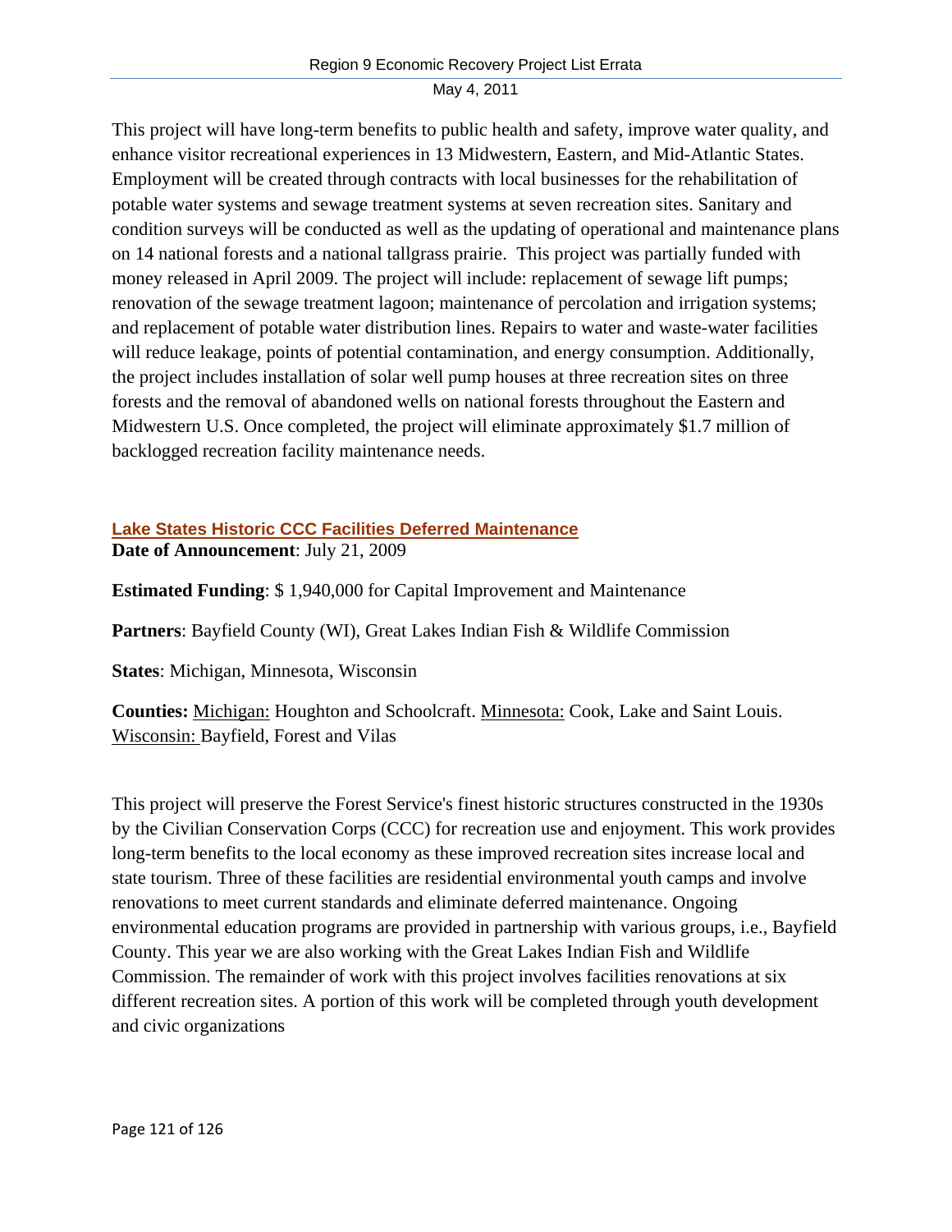This project will have long-term benefits to public health and safety, improve water quality, and enhance visitor recreational experiences in 13 Midwestern, Eastern, and Mid-Atlantic States. Employment will be created through contracts with local businesses for the rehabilitation of potable water systems and sewage treatment systems at seven recreation sites. Sanitary and condition surveys will be conducted as well as the updating of operational and maintenance plans on 14 national forests and a national tallgrass prairie. This project was partially funded with money released in April 2009. The project will include: replacement of sewage lift pumps; renovation of the sewage treatment lagoon; maintenance of percolation and irrigation systems; and replacement of potable water distribution lines. Repairs to water and waste-water facilities will reduce leakage, points of potential contamination, and energy consumption. Additionally, the project includes installation of solar well pump houses at three recreation sites on three forests and the removal of abandoned wells on national forests throughout the Eastern and Midwestern U.S. Once completed, the project will eliminate approximately $1.7 million of backlogged recreation facility maintenance needs.

## Lake States Historic CCC Facilities Deferred Maintenance

**Date of Announcement**: July 21, 2009

**Estimated Funding**: $ 1,940,000 for Capital Improvement and Maintenance

**Partners**: Bayfield County (WI), Great Lakes Indian Fish & Wildlife Commission

**States**: Michigan, Minnesota, Wisconsin

**Counties:** Michigan: Houghton and Schoolcraft. Minnesota: Cook, Lake and Saint Louis. Wisconsin: Bayfield, Forest and Vilas

This project will preserve the Forest Service's finest historic structures constructed in the 1930s by the Civilian Conservation Corps (CCC) for recreation use and enjoyment. This work provides long-term benefits to the local economy as these improved recreation sites increase local and state tourism. Three of these facilities are residential environmental youth camps and involve renovations to meet current standards and eliminate deferred maintenance. Ongoing environmental education programs are provided in partnership with various groups, i.e., Bayfield County. This year we are also working with the Great Lakes Indian Fish and Wildlife Commission. The remainder of work with this project involves facilities renovations at six different recreation sites. A portion of this work will be completed through youth development and civic organizations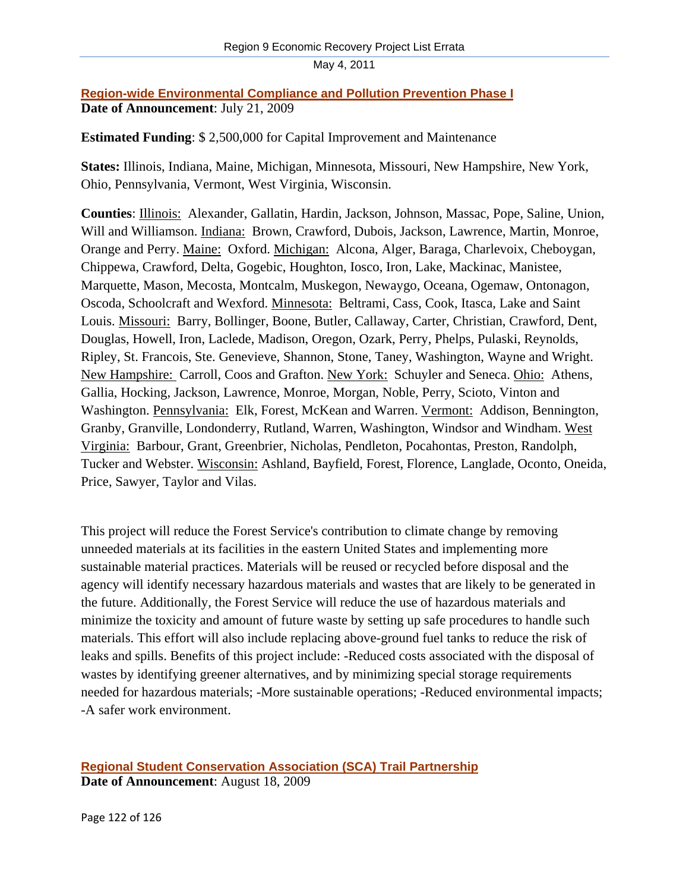### [Region-wide Environmental Compliance and Pollution Prevention Phase I]

**Date of Announcement**: July 21, 2009

**Estimated Funding**: $ 2,500,000 for Capital Improvement and Maintenance

**States:** Illinois, Indiana, Maine, Michigan, Minnesota, Missouri, New Hampshire, New York, Ohio, Pennsylvania, Vermont, West Virginia, Wisconsin.

**Counties**: Illinois: Alexander, Gallatin, Hardin, Jackson, Johnson, Massac, Pope, Saline, Union, Will and Williamson. Indiana: Brown, Crawford, Dubois, Jackson, Lawrence, Martin, Monroe, Orange and Perry. Maine: Oxford. Michigan: Alcona, Alger, Baraga, Charlevoix, Cheboygan, Chippewa, Crawford, Delta, Gogebic, Houghton, Iosco, Iron, Lake, Mackinac, Manistee, Marquette, Mason, Mecosta, Montcalm, Muskegon, Newaygo, Oceana, Ogemaw, Ontonagon, Oscoda, Schoolcraft and Wexford. Minnesota: Beltrami, Cass, Cook, Itasca, Lake and Saint Louis. Missouri: Barry, Bollinger, Boone, Butler, Callaway, Carter, Christian, Crawford, Dent, Douglas, Howell, Iron, Laclede, Madison, Oregon, Ozark, Perry, Phelps, Pulaski, Reynolds, Ripley, St. Francois, Ste. Genevieve, Shannon, Stone, Taney, Washington, Wayne and Wright. New Hampshire: Carroll, Coos and Grafton. New York: Schuyler and Seneca. Ohio: Athens, Gallia, Hocking, Jackson, Lawrence, Monroe, Morgan, Noble, Perry, Scioto, Vinton and Washington. Pennsylvania: Elk, Forest, McKean and Warren. Vermont: Addison, Bennington, Granby, Granville, Londonderry, Rutland, Warren, Washington, Windsor and Windham. West Virginia: Barbour, Grant, Greenbrier, Nicholas, Pendleton, Pocahontas, Preston, Randolph, Tucker and Webster. Wisconsin: Ashland, Bayfield, Forest, Florence, Langlade, Oconto, Oneida, Price, Sawyer, Taylor and Vilas.

This project will reduce the Forest Service's contribution to climate change by removing unneeded materials at its facilities in the eastern United States and implementing more sustainable material practices. Materials will be reused or recycled before disposal and the agency will identify necessary hazardous materials and wastes that are likely to be generated in the future. Additionally, the Forest Service will reduce the use of hazardous materials and minimize the toxicity and amount of future waste by setting up safe procedures to handle such materials. This effort will also include replacing above-ground fuel tanks to reduce the risk of leaks and spills. Benefits of this project include: -Reduced costs associated with the disposal of wastes by identifying greener alternatives, and by minimizing special storage requirements needed for hazardous materials; -More sustainable operations; -Reduced environmental impacts; -A safer work environment.

### [Regional Student Conservation Association (SCA) Trail Partnership]

**Date of Announcement**: August 18, 2009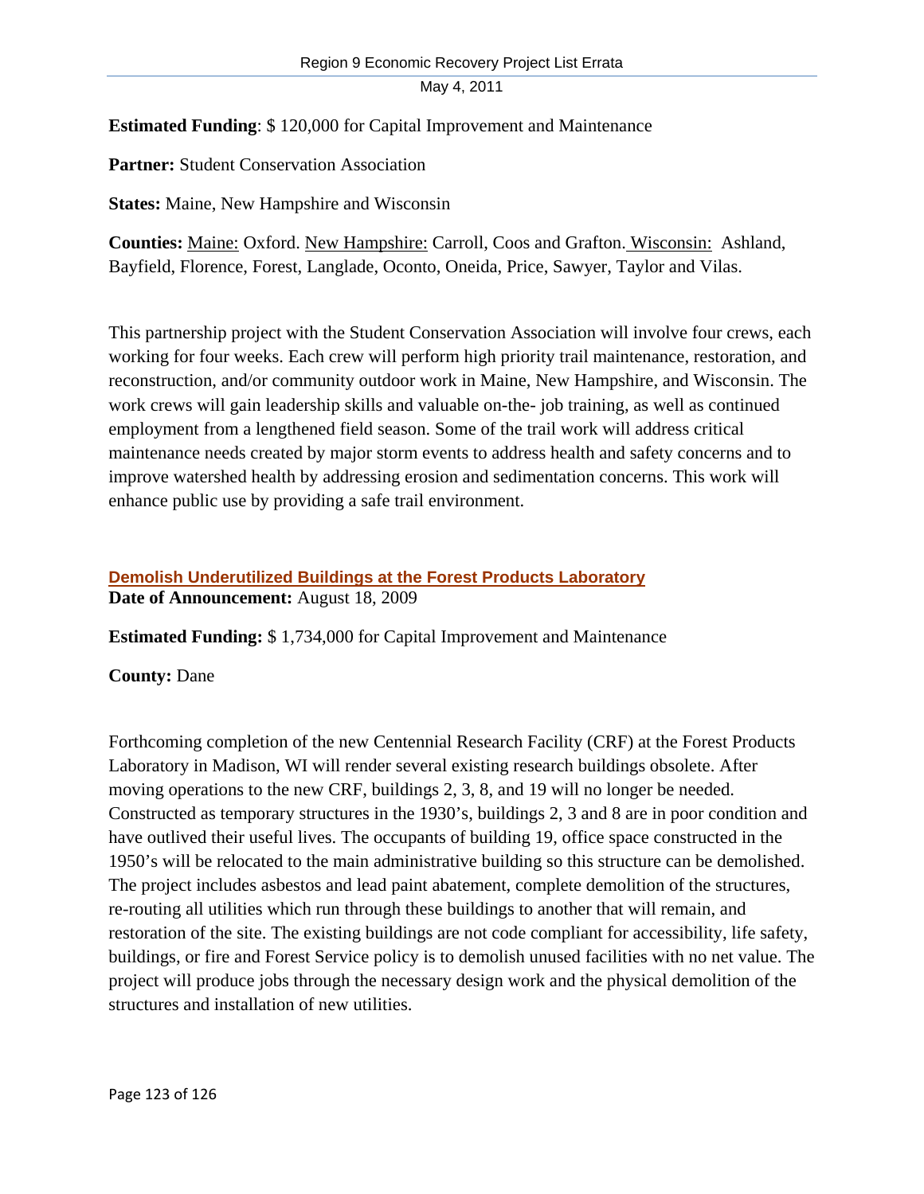**Estimated Funding**: $ 120,000 for Capital Improvement and Maintenance

**Partner:** Student Conservation Association

**States:** Maine, New Hampshire and Wisconsin

**Counties:** Maine: Oxford. New Hampshire: Carroll, Coos and Grafton. Wisconsin: Ashland, Bayfield, Florence, Forest, Langlade, Oconto, Oneida, Price, Sawyer, Taylor and Vilas.

This partnership project with the Student Conservation Association will involve four crews, each working for four weeks. Each crew will perform high priority trail maintenance, restoration, and reconstruction, and/or community outdoor work in Maine, New Hampshire, and Wisconsin. The work crews will gain leadership skills and valuable on-the- job training, as well as continued employment from a lengthened field season. Some of the trail work will address critical maintenance needs created by major storm events to address health and safety concerns and to improve watershed health by addressing erosion and sedimentation concerns. This work will enhance public use by providing a safe trail environment.

### Demolish Underutilized Buildings at the Forest Products Laboratory

**Date of Announcement:** August 18, 2009

**Estimated Funding:** $ 1,734,000 for Capital Improvement and Maintenance

**County:** Dane

Forthcoming completion of the new Centennial Research Facility (CRF) at the Forest Products Laboratory in Madison, WI will render several existing research buildings obsolete. After moving operations to the new CRF, buildings 2, 3, 8, and 19 will no longer be needed. Constructed as temporary structures in the 1930's, buildings 2, 3 and 8 are in poor condition and have outlived their useful lives. The occupants of building 19, office space constructed in the 1950's will be relocated to the main administrative building so this structure can be demolished. The project includes asbestos and lead paint abatement, complete demolition of the structures, re-routing all utilities which run through these buildings to another that will remain, and restoration of the site. The existing buildings are not code compliant for accessibility, life safety, buildings, or fire and Forest Service policy is to demolish unused facilities with no net value. The project will produce jobs through the necessary design work and the physical demolition of the structures and installation of new utilities.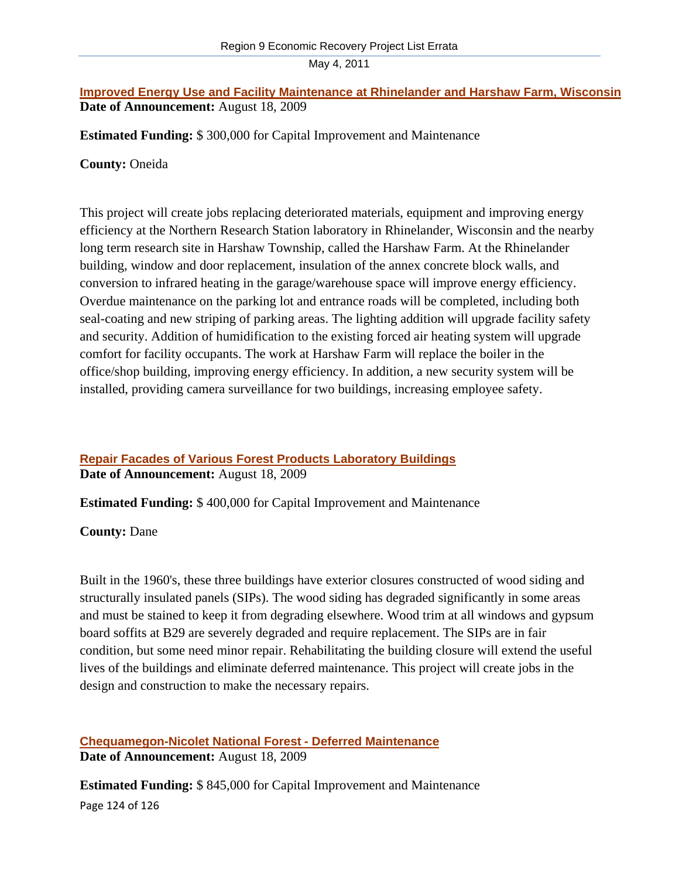### Improved Energy Use and Facility Maintenance at Rhinelander and Harshaw Farm, Wisconsin

**Date of Announcement:** August 18, 2009

**Estimated Funding:** $ 300,000 for Capital Improvement and Maintenance

**County:** Oneida

This project will create jobs replacing deteriorated materials, equipment and improving energy efficiency at the Northern Research Station laboratory in Rhinelander, Wisconsin and the nearby long term research site in Harshaw Township, called the Harshaw Farm. At the Rhinelander building, window and door replacement, insulation of the annex concrete block walls, and conversion to infrared heating in the garage/warehouse space will improve energy efficiency. Overdue maintenance on the parking lot and entrance roads will be completed, including both seal-coating and new striping of parking areas. The lighting addition will upgrade facility safety and security. Addition of humidification to the existing forced air heating system will upgrade comfort for facility occupants. The work at Harshaw Farm will replace the boiler in the office/shop building, improving energy efficiency. In addition, a new security system will be installed, providing camera surveillance for two buildings, increasing employee safety.

### Repair Facades of Various Forest Products Laboratory Buildings

**Date of Announcement:** August 18, 2009

**Estimated Funding:** $ 400,000 for Capital Improvement and Maintenance

**County:** Dane

Built in the 1960's, these three buildings have exterior closures constructed of wood siding and structurally insulated panels (SIPs). The wood siding has degraded significantly in some areas and must be stained to keep it from degrading elsewhere. Wood trim at all windows and gypsum board soffits at B29 are severely degraded and require replacement. The SIPs are in fair condition, but some need minor repair. Rehabilitating the building closure will extend the useful lives of the buildings and eliminate deferred maintenance. This project will create jobs in the design and construction to make the necessary repairs.

### Chequamegon-Nicolet National Forest - Deferred Maintenance

**Date of Announcement:** August 18, 2009

**Estimated Funding:** $ 845,000 for Capital Improvement and Maintenance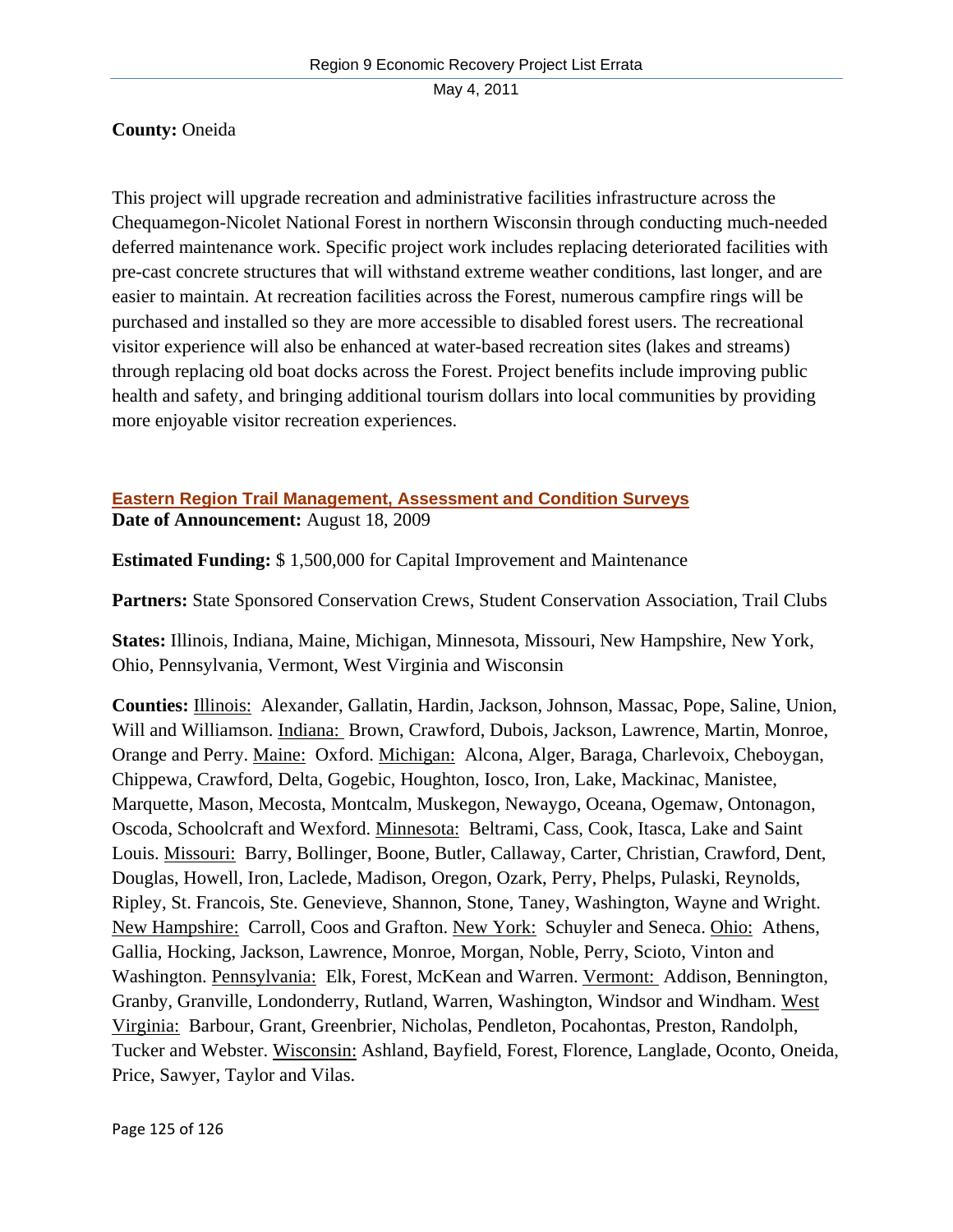**County:** Oneida

This project will upgrade recreation and administrative facilities infrastructure across the Chequamegon-Nicolet National Forest in northern Wisconsin through conducting much-needed deferred maintenance work. Specific project work includes replacing deteriorated facilities with pre-cast concrete structures that will withstand extreme weather conditions, last longer, and are easier to maintain. At recreation facilities across the Forest, numerous campfire rings will be purchased and installed so they are more accessible to disabled forest users. The recreational visitor experience will also be enhanced at water-based recreation sites (lakes and streams) through replacing old boat docks across the Forest. Project benefits include improving public health and safety, and bringing additional tourism dollars into local communities by providing more enjoyable visitor recreation experiences.

### Eastern Region Trail Management, Assessment and Condition Surveys

**Date of Announcement:** August 18, 2009

**Estimated Funding:** $ 1,500,000 for Capital Improvement and Maintenance

**Partners:** State Sponsored Conservation Crews, Student Conservation Association, Trail Clubs

**States:** Illinois, Indiana, Maine, Michigan, Minnesota, Missouri, New Hampshire, New York, Ohio, Pennsylvania, Vermont, West Virginia and Wisconsin

**Counties:** Illinois: Alexander, Gallatin, Hardin, Jackson, Johnson, Massac, Pope, Saline, Union, Will and Williamson. Indiana: Brown, Crawford, Dubois, Jackson, Lawrence, Martin, Monroe, Orange and Perry. Maine: Oxford. Michigan: Alcona, Alger, Baraga, Charlevoix, Cheboygan, Chippewa, Crawford, Delta, Gogebic, Houghton, Iosco, Iron, Lake, Mackinac, Manistee, Marquette, Mason, Mecosta, Montcalm, Muskegon, Newaygo, Oceana, Ogemaw, Ontonagon, Oscoda, Schoolcraft and Wexford. Minnesota: Beltrami, Cass, Cook, Itasca, Lake and Saint Louis. Missouri: Barry, Bollinger, Boone, Butler, Callaway, Carter, Christian, Crawford, Dent, Douglas, Howell, Iron, Laclede, Madison, Oregon, Ozark, Perry, Phelps, Pulaski, Reynolds, Ripley, St. Francois, Ste. Genevieve, Shannon, Stone, Taney, Washington, Wayne and Wright. New Hampshire: Carroll, Coos and Grafton. New York: Schuyler and Seneca. Ohio: Athens, Gallia, Hocking, Jackson, Lawrence, Monroe, Morgan, Noble, Perry, Scioto, Vinton and Washington. Pennsylvania: Elk, Forest, McKean and Warren. Vermont: Addison, Bennington, Granby, Granville, Londonderry, Rutland, Warren, Washington, Windsor and Windham. West Virginia: Barbour, Grant, Greenbrier, Nicholas, Pendleton, Pocahontas, Preston, Randolph, Tucker and Webster. Wisconsin: Ashland, Bayfield, Forest, Florence, Langlade, Oconto, Oneida, Price, Sawyer, Taylor and Vilas.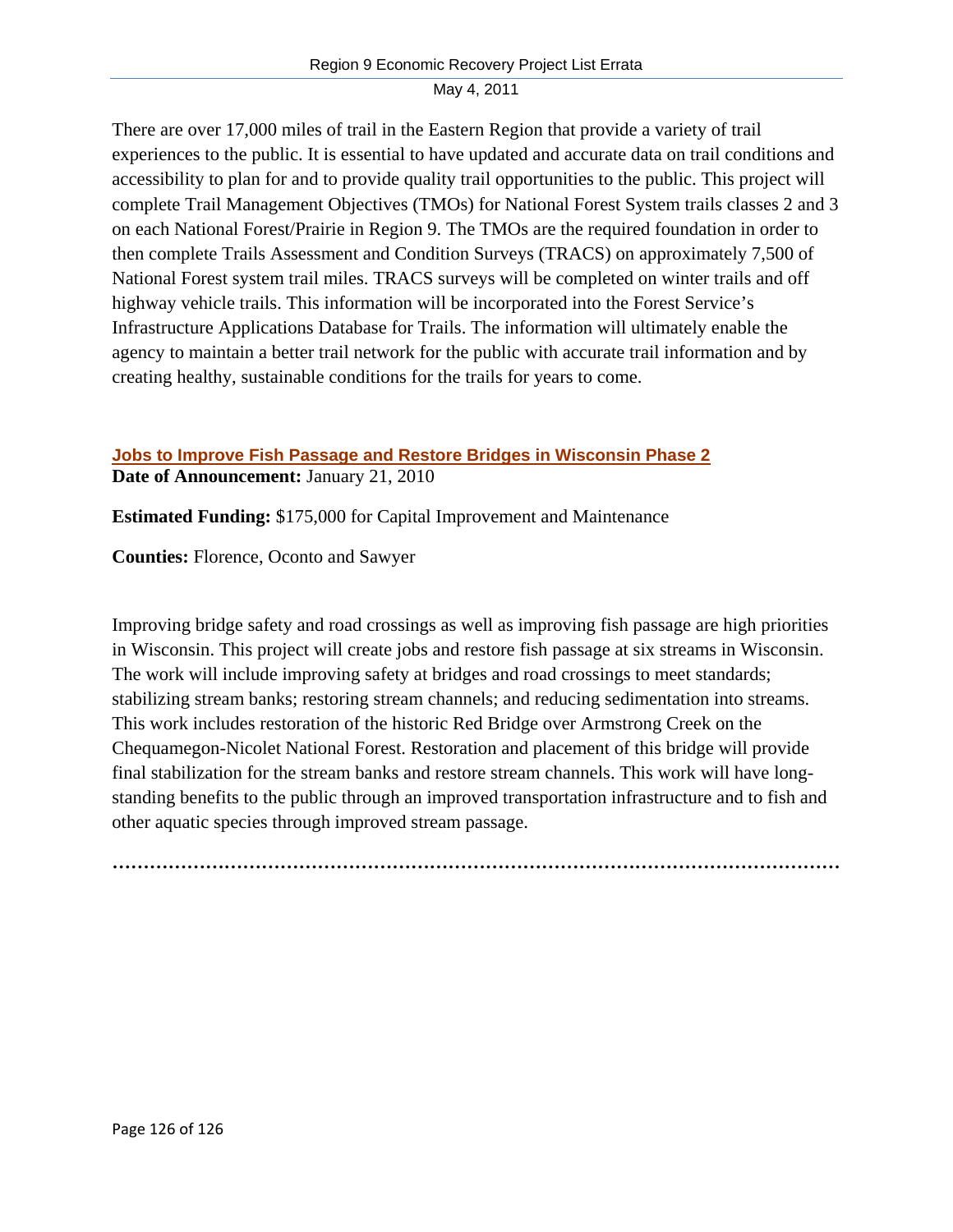There are over 17,000 miles of trail in the Eastern Region that provide a variety of trail experiences to the public. It is essential to have updated and accurate data on trail conditions and accessibility to plan for and to provide quality trail opportunities to the public. This project will complete Trail Management Objectives (TMOs) for National Forest System trails classes 2 and 3 on each National Forest/Prairie in Region 9. The TMOs are the required foundation in order to then complete Trails Assessment and Condition Surveys (TRACS) on approximately 7,500 of National Forest system trail miles. TRACS surveys will be completed on winter trails and off highway vehicle trails. This information will be incorporated into the Forest Service's Infrastructure Applications Database for Trails. The information will ultimately enable the agency to maintain a better trail network for the public with accurate trail information and by creating healthy, sustainable conditions for the trails for years to come.

### Jobs to Improve Fish Passage and Restore Bridges in Wisconsin Phase 2

**Date of Announcement:** January 21, 2010

**Estimated Funding:** $175,000 for Capital Improvement and Maintenance

**Counties:** Florence, Oconto and Sawyer

Improving bridge safety and road crossings as well as improving fish passage are high priorities in Wisconsin. This project will create jobs and restore fish passage at six streams in Wisconsin. The work will include improving safety at bridges and road crossings to meet standards; stabilizing stream banks; restoring stream channels; and reducing sedimentation into streams. This work includes restoration of the historic Red Bridge over Armstrong Creek on the Chequamegon-Nicolet National Forest. Restoration and placement of this bridge will provide final stabilization for the stream banks and restore stream channels. This work will have long-standing benefits to the public through an improved transportation infrastructure and to fish and other aquatic species through improved stream passage.

…………………………………………………………………………………………………